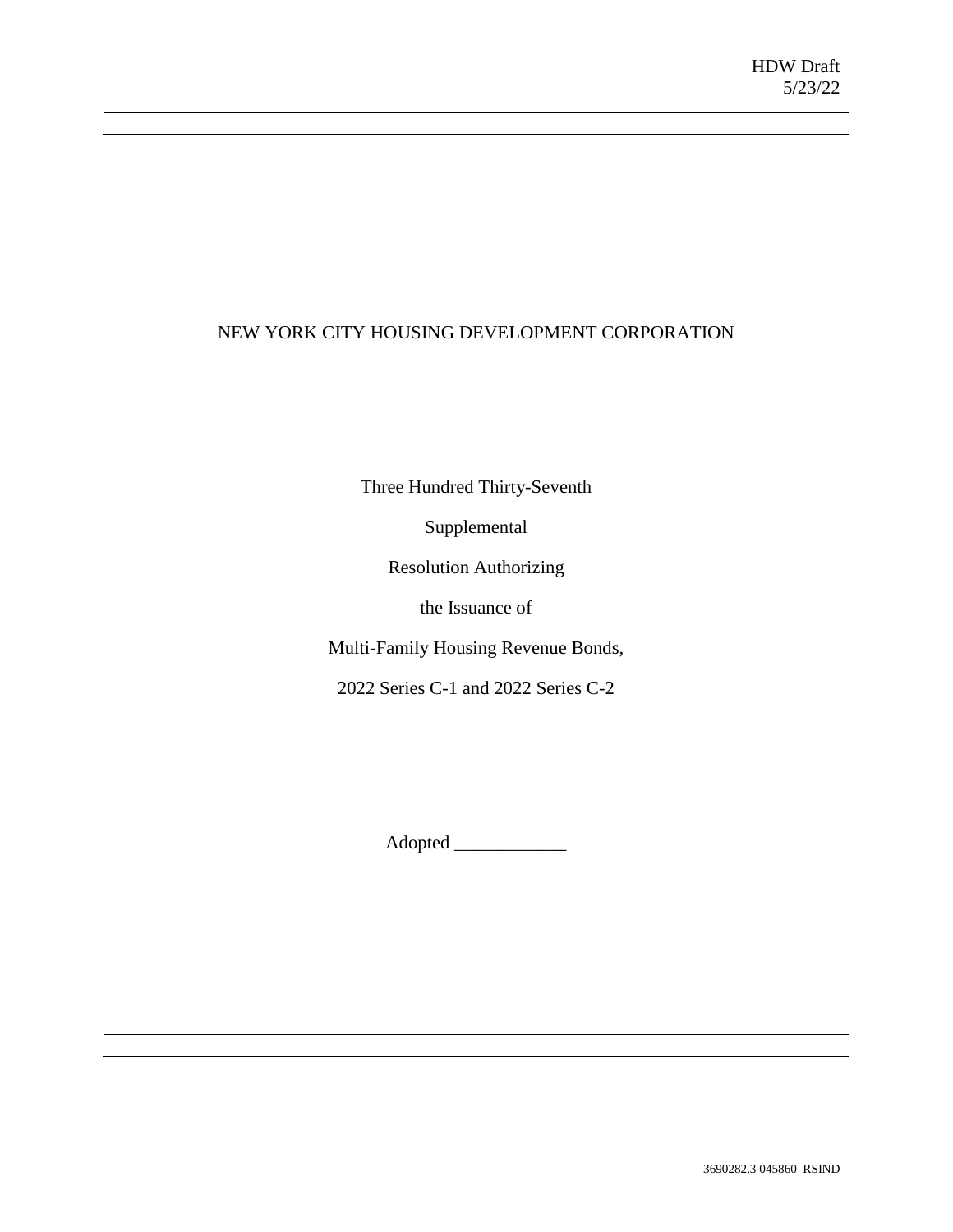HDW Draft
5/23/22

---

NEW YORK CITY HOUSING DEVELOPMENT CORPORATION

Three Hundred Thirty-Seventh

Supplemental

Resolution Authorizing

the Issuance of

Multi-Family Housing Revenue Bonds,

2022 Series C-1 and 2022 Series C-2

Adopted ____________

---

3690282.3 045860 RSIND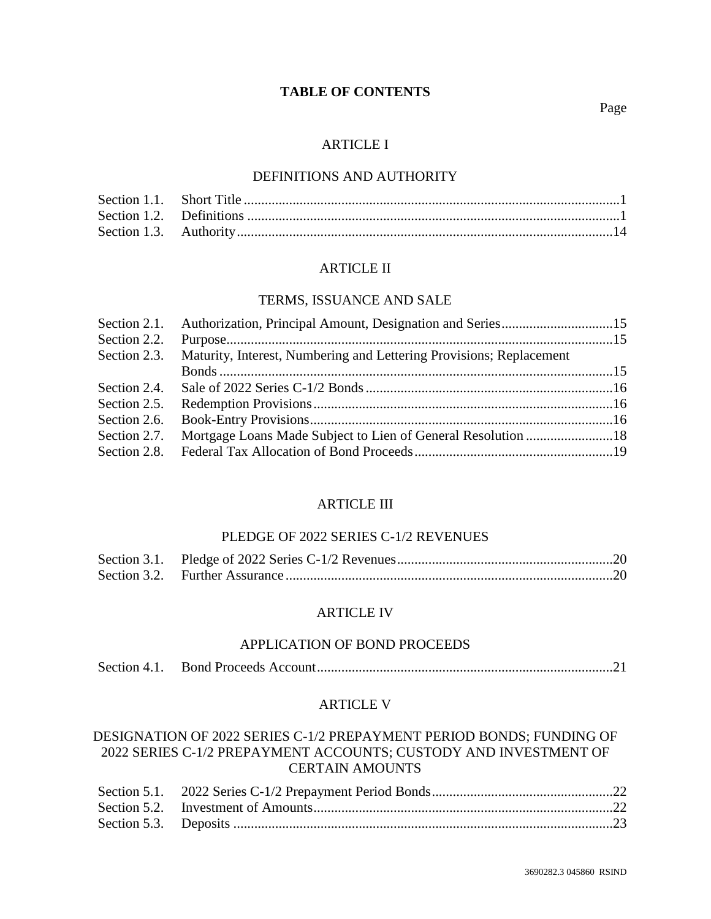# TABLE OF CONTENTS

Page

## ARTICLE I

## DEFINITIONS AND AUTHORITY

| | | |
|---|---|---|
| Section 1.1. | Short Title | 1 |
| Section 1.2. | Definitions | 1 |
| Section 1.3. | Authority | 14 |

## ARTICLE II

## TERMS, ISSUANCE AND SALE

| | | |
|---|---|---|
| Section 2.1. | Authorization, Principal Amount, Designation and Series | 15 |
| Section 2.2. | Purpose | 15 |
| Section 2.3. | Maturity, Interest, Numbering and Lettering Provisions; Replacement Bonds | 15 |
| Section 2.4. | Sale of 2022 Series C-1/2 Bonds | 16 |
| Section 2.5. | Redemption Provisions | 16 |
| Section 2.6. | Book-Entry Provisions | 16 |
| Section 2.7. | Mortgage Loans Made Subject to Lien of General Resolution | 18 |
| Section 2.8. | Federal Tax Allocation of Bond Proceeds | 19 |

## ARTICLE III

## PLEDGE OF 2022 SERIES C-1/2 REVENUES

| | | |
|---|---|---|
| Section 3.1. | Pledge of 2022 Series C-1/2 Revenues | 20 |
| Section 3.2. | Further Assurance | 20 |

## ARTICLE IV

## APPLICATION OF BOND PROCEEDS

| | | |
|---|---|---|
| Section 4.1. | Bond Proceeds Account | 21 |

## ARTICLE V

## DESIGNATION OF 2022 SERIES C-1/2 PREPAYMENT PERIOD BONDS; FUNDING OF 2022 SERIES C-1/2 PREPAYMENT ACCOUNTS; CUSTODY AND INVESTMENT OF CERTAIN AMOUNTS

| | | |
|---|---|---|
| Section 5.1. | 2022 Series C-1/2 Prepayment Period Bonds | 22 |
| Section 5.2. | Investment of Amounts | 22 |
| Section 5.3. | Deposits | 23 |

3690282.3 045860 RSIND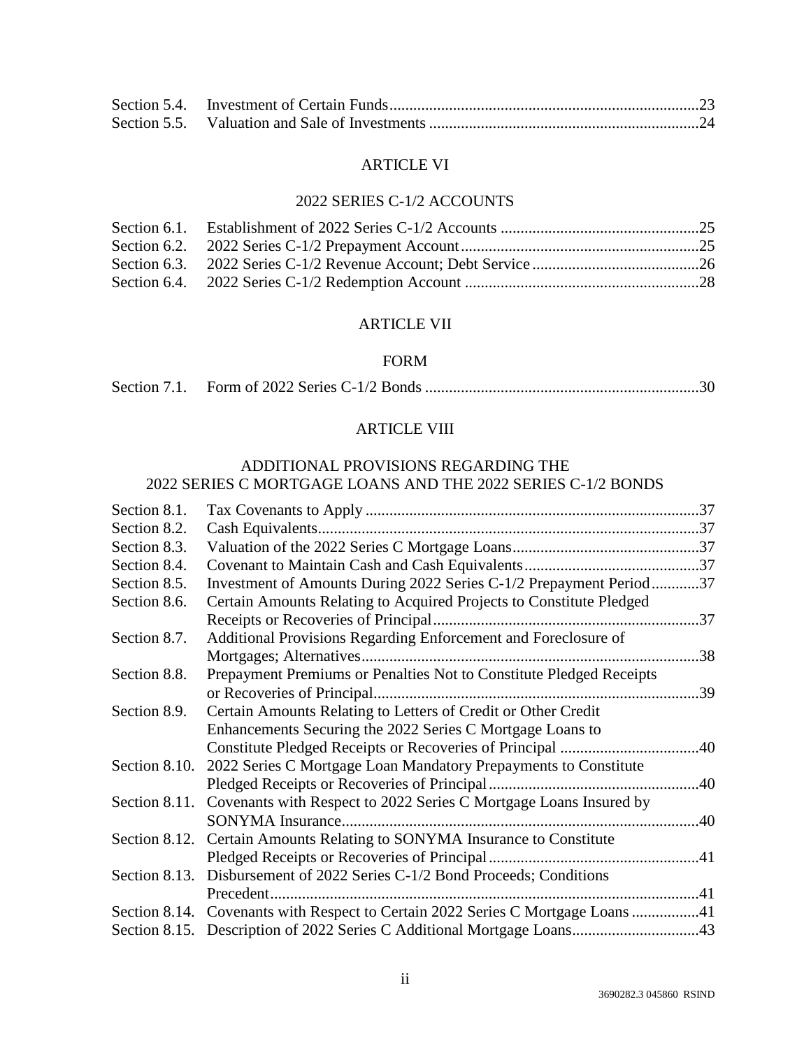| | | |
|---|---|---|
| Section 5.4. | Investment of Certain Funds | 23 |
| Section 5.5. | Valuation and Sale of Investments | 24 |

ARTICLE VI

2022 SERIES C-1/2 ACCOUNTS

| | | |
|---|---|---|
| Section 6.1. | Establishment of 2022 Series C-1/2 Accounts | 25 |
| Section 6.2. | 2022 Series C-1/2 Prepayment Account | 25 |
| Section 6.3. | 2022 Series C-1/2 Revenue Account; Debt Service | 26 |
| Section 6.4. | 2022 Series C-1/2 Redemption Account | 28 |

ARTICLE VII

FORM

| | | |
|---|---|---|
| Section 7.1. | Form of 2022 Series C-1/2 Bonds | 30 |

ARTICLE VIII

ADDITIONAL PROVISIONS REGARDING THE 2022 SERIES C MORTGAGE LOANS AND THE 2022 SERIES C-1/2 BONDS

| | | |
|---|---|---|
| Section 8.1. | Tax Covenants to Apply | 37 |
| Section 8.2. | Cash Equivalents | 37 |
| Section 8.3. | Valuation of the 2022 Series C Mortgage Loans | 37 |
| Section 8.4. | Covenant to Maintain Cash and Cash Equivalents | 37 |
| Section 8.5. | Investment of Amounts During 2022 Series C-1/2 Prepayment Period | 37 |
| Section 8.6. | Certain Amounts Relating to Acquired Projects to Constitute Pledged Receipts or Recoveries of Principal | 37 |
| Section 8.7. | Additional Provisions Regarding Enforcement and Foreclosure of Mortgages; Alternatives | 38 |
| Section 8.8. | Prepayment Premiums or Penalties Not to Constitute Pledged Receipts or Recoveries of Principal | 39 |
| Section 8.9. | Certain Amounts Relating to Letters of Credit or Other Credit Enhancements Securing the 2022 Series C Mortgage Loans to Constitute Pledged Receipts or Recoveries of Principal | 40 |
| Section 8.10. | 2022 Series C Mortgage Loan Mandatory Prepayments to Constitute Pledged Receipts or Recoveries of Principal | 40 |
| Section 8.11. | Covenants with Respect to 2022 Series C Mortgage Loans Insured by SONYMA Insurance | 40 |
| Section 8.12. | Certain Amounts Relating to SONYMA Insurance to Constitute Pledged Receipts or Recoveries of Principal | 41 |
| Section 8.13. | Disbursement of 2022 Series C-1/2 Bond Proceeds; Conditions Precedent | 41 |
| Section 8.14. | Covenants with Respect to Certain 2022 Series C Mortgage Loans | 41 |
| Section 8.15. | Description of 2022 Series C Additional Mortgage Loans | 43 |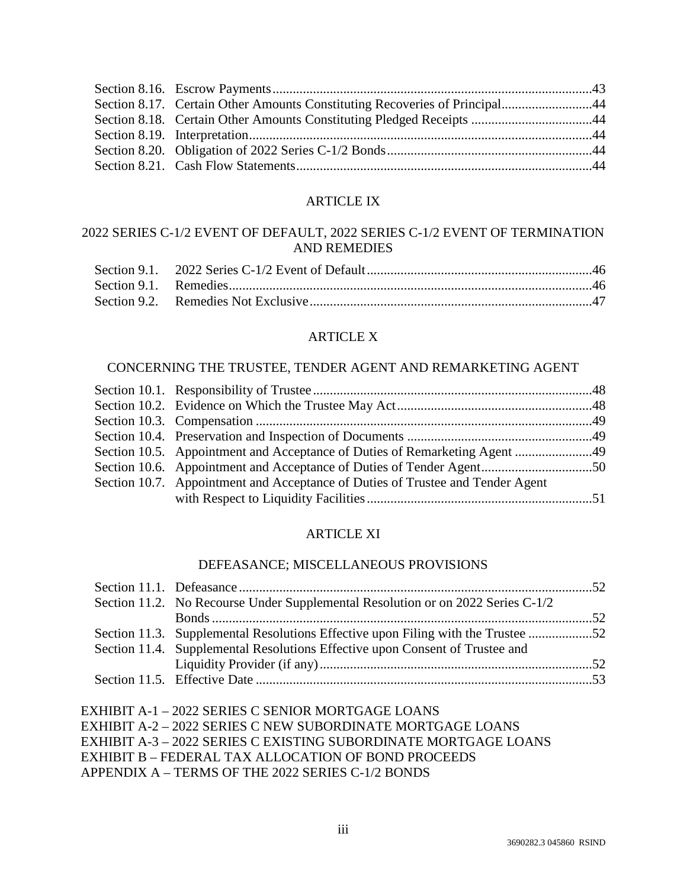Section 8.16. Escrow Payments....43
Section 8.17. Certain Other Amounts Constituting Recoveries of Principal....44
Section 8.18. Certain Other Amounts Constituting Pledged Receipts....44
Section 8.19. Interpretation....44
Section 8.20. Obligation of 2022 Series C-1/2 Bonds....44
Section 8.21. Cash Flow Statements....44

## ARTICLE IX

## 2022 SERIES C-1/2 EVENT OF DEFAULT, 2022 SERIES C-1/2 EVENT OF TERMINATION AND REMEDIES

Section 9.1. 2022 Series C-1/2 Event of Default....46
Section 9.1. Remedies....46
Section 9.2. Remedies Not Exclusive....47

## ARTICLE X

## CONCERNING THE TRUSTEE, TENDER AGENT AND REMARKETING AGENT

Section 10.1. Responsibility of Trustee....48
Section 10.2. Evidence on Which the Trustee May Act....48
Section 10.3. Compensation....49
Section 10.4. Preservation and Inspection of Documents....49
Section 10.5. Appointment and Acceptance of Duties of Remarketing Agent....49
Section 10.6. Appointment and Acceptance of Duties of Tender Agent....50
Section 10.7. Appointment and Acceptance of Duties of Trustee and Tender Agent with Respect to Liquidity Facilities....51

## ARTICLE XI

## DEFEASANCE; MISCELLANEOUS PROVISIONS

Section 11.1. Defeasance....52
Section 11.2. No Recourse Under Supplemental Resolution or on 2022 Series C-1/2 Bonds....52
Section 11.3. Supplemental Resolutions Effective upon Filing with the Trustee....52
Section 11.4. Supplemental Resolutions Effective upon Consent of Trustee and Liquidity Provider (if any)....52
Section 11.5. Effective Date....53

EXHIBIT A-1 – 2022 SERIES C SENIOR MORTGAGE LOANS
EXHIBIT A-2 – 2022 SERIES C NEW SUBORDINATE MORTGAGE LOANS
EXHIBIT A-3 – 2022 SERIES C EXISTING SUBORDINATE MORTGAGE LOANS
EXHIBIT B – FEDERAL TAX ALLOCATION OF BOND PROCEEDS
APPENDIX A – TERMS OF THE 2022 SERIES C-1/2 BONDS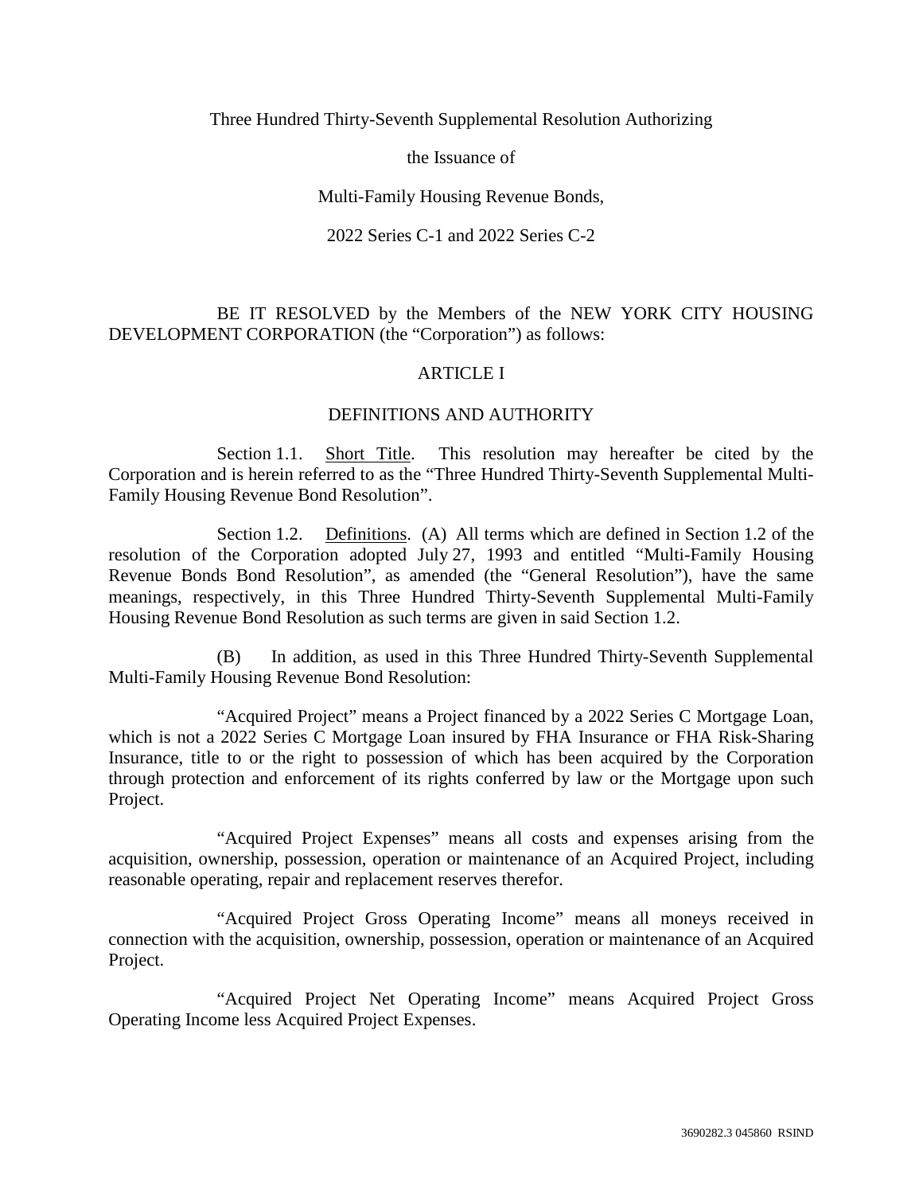Three Hundred Thirty-Seventh Supplemental Resolution Authorizing

the Issuance of

Multi-Family Housing Revenue Bonds,

2022 Series C-1 and 2022 Series C-2

BE IT RESOLVED by the Members of the NEW YORK CITY HOUSING DEVELOPMENT CORPORATION (the "Corporation") as follows:

## ARTICLE I

## DEFINITIONS AND AUTHORITY

Section 1.1. Short Title. This resolution may hereafter be cited by the Corporation and is herein referred to as the "Three Hundred Thirty-Seventh Supplemental Multi-Family Housing Revenue Bond Resolution".

Section 1.2. Definitions. (A) All terms which are defined in Section 1.2 of the resolution of the Corporation adopted July 27, 1993 and entitled "Multi-Family Housing Revenue Bonds Bond Resolution", as amended (the "General Resolution"), have the same meanings, respectively, in this Three Hundred Thirty-Seventh Supplemental Multi-Family Housing Revenue Bond Resolution as such terms are given in said Section 1.2.

(B) In addition, as used in this Three Hundred Thirty-Seventh Supplemental Multi-Family Housing Revenue Bond Resolution:

"Acquired Project" means a Project financed by a 2022 Series C Mortgage Loan, which is not a 2022 Series C Mortgage Loan insured by FHA Insurance or FHA Risk-Sharing Insurance, title to or the right to possession of which has been acquired by the Corporation through protection and enforcement of its rights conferred by law or the Mortgage upon such Project.

"Acquired Project Expenses" means all costs and expenses arising from the acquisition, ownership, possession, operation or maintenance of an Acquired Project, including reasonable operating, repair and replacement reserves therefor.

"Acquired Project Gross Operating Income" means all moneys received in connection with the acquisition, ownership, possession, operation or maintenance of an Acquired Project.

"Acquired Project Net Operating Income" means Acquired Project Gross Operating Income less Acquired Project Expenses.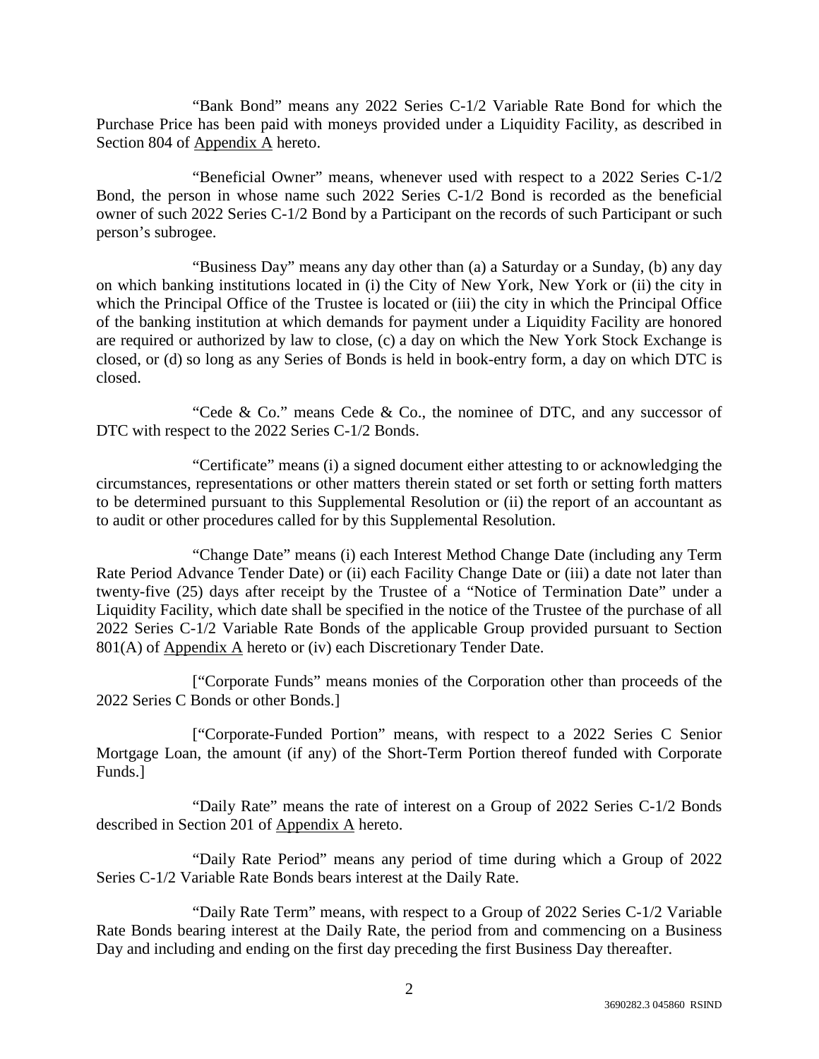"Bank Bond" means any 2022 Series C-1/2 Variable Rate Bond for which the Purchase Price has been paid with moneys provided under a Liquidity Facility, as described in Section 804 of Appendix A hereto.

"Beneficial Owner" means, whenever used with respect to a 2022 Series C-1/2 Bond, the person in whose name such 2022 Series C-1/2 Bond is recorded as the beneficial owner of such 2022 Series C-1/2 Bond by a Participant on the records of such Participant or such person's subrogee.

"Business Day" means any day other than (a) a Saturday or a Sunday, (b) any day on which banking institutions located in (i) the City of New York, New York or (ii) the city in which the Principal Office of the Trustee is located or (iii) the city in which the Principal Office of the banking institution at which demands for payment under a Liquidity Facility are honored are required or authorized by law to close, (c) a day on which the New York Stock Exchange is closed, or (d) so long as any Series of Bonds is held in book-entry form, a day on which DTC is closed.

"Cede & Co." means Cede & Co., the nominee of DTC, and any successor of DTC with respect to the 2022 Series C-1/2 Bonds.

"Certificate" means (i) a signed document either attesting to or acknowledging the circumstances, representations or other matters therein stated or set forth or setting forth matters to be determined pursuant to this Supplemental Resolution or (ii) the report of an accountant as to audit or other procedures called for by this Supplemental Resolution.

"Change Date" means (i) each Interest Method Change Date (including any Term Rate Period Advance Tender Date) or (ii) each Facility Change Date or (iii) a date not later than twenty-five (25) days after receipt by the Trustee of a "Notice of Termination Date" under a Liquidity Facility, which date shall be specified in the notice of the Trustee of the purchase of all 2022 Series C-1/2 Variable Rate Bonds of the applicable Group provided pursuant to Section 801(A) of Appendix A hereto or (iv) each Discretionary Tender Date.

["Corporate Funds" means monies of the Corporation other than proceeds of the 2022 Series C Bonds or other Bonds.]

["Corporate-Funded Portion" means, with respect to a 2022 Series C Senior Mortgage Loan, the amount (if any) of the Short-Term Portion thereof funded with Corporate Funds.]

"Daily Rate" means the rate of interest on a Group of 2022 Series C-1/2 Bonds described in Section 201 of Appendix A hereto.

"Daily Rate Period" means any period of time during which a Group of 2022 Series C-1/2 Variable Rate Bonds bears interest at the Daily Rate.

"Daily Rate Term" means, with respect to a Group of 2022 Series C-1/2 Variable Rate Bonds bearing interest at the Daily Rate, the period from and commencing on a Business Day and including and ending on the first day preceding the first Business Day thereafter.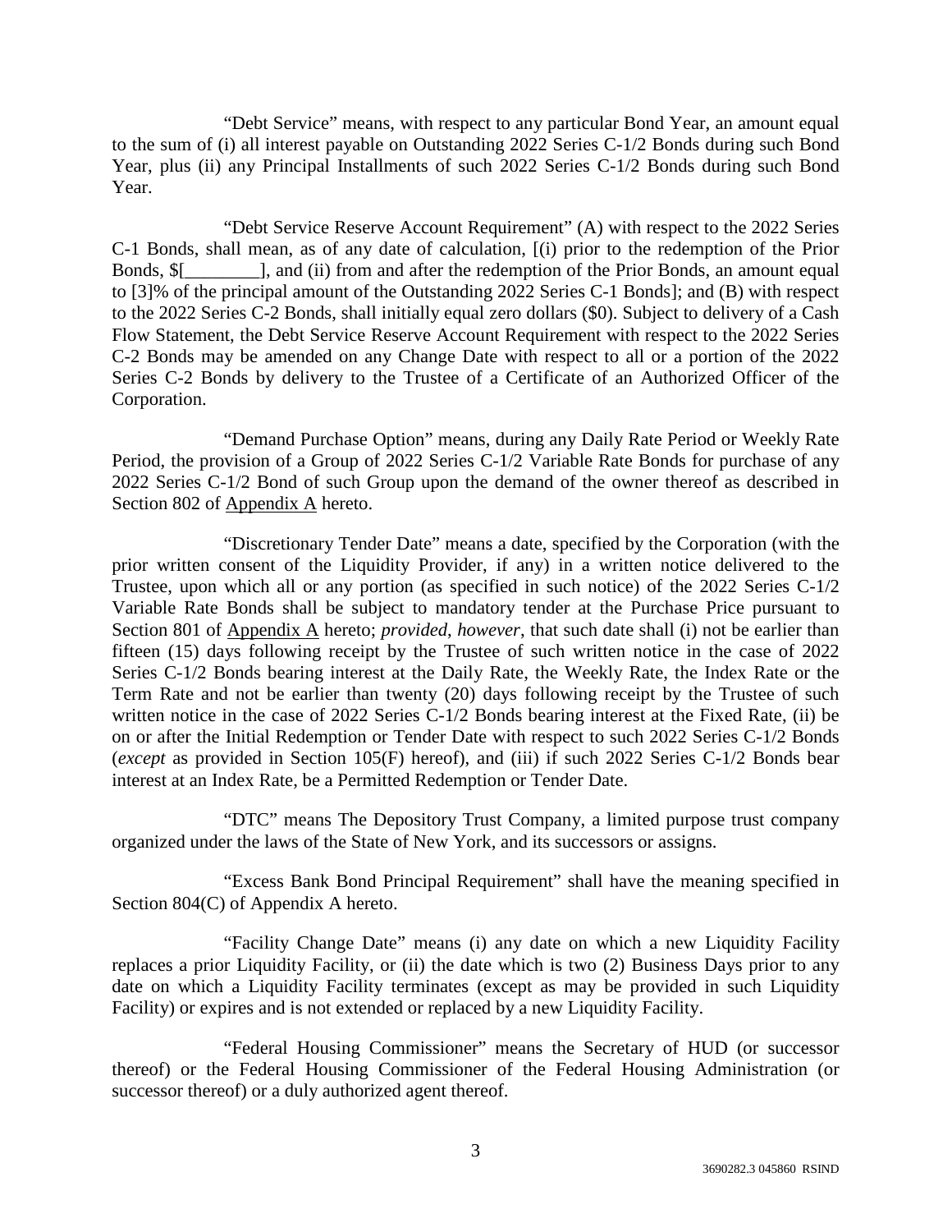"Debt Service" means, with respect to any particular Bond Year, an amount equal to the sum of (i) all interest payable on Outstanding 2022 Series C-1/2 Bonds during such Bond Year, plus (ii) any Principal Installments of such 2022 Series C-1/2 Bonds during such Bond Year.

"Debt Service Reserve Account Requirement" (A) with respect to the 2022 Series C-1 Bonds, shall mean, as of any date of calculation, [(i) prior to the redemption of the Prior Bonds, $[________], and (ii) from and after the redemption of the Prior Bonds, an amount equal to [3]% of the principal amount of the Outstanding 2022 Series C-1 Bonds]; and (B) with respect to the 2022 Series C-2 Bonds, shall initially equal zero dollars ($0). Subject to delivery of a Cash Flow Statement, the Debt Service Reserve Account Requirement with respect to the 2022 Series C-2 Bonds may be amended on any Change Date with respect to all or a portion of the 2022 Series C-2 Bonds by delivery to the Trustee of a Certificate of an Authorized Officer of the Corporation.

"Demand Purchase Option" means, during any Daily Rate Period or Weekly Rate Period, the provision of a Group of 2022 Series C-1/2 Variable Rate Bonds for purchase of any 2022 Series C-1/2 Bond of such Group upon the demand of the owner thereof as described in Section 802 of Appendix A hereto.

"Discretionary Tender Date" means a date, specified by the Corporation (with the prior written consent of the Liquidity Provider, if any) in a written notice delivered to the Trustee, upon which all or any portion (as specified in such notice) of the 2022 Series C-1/2 Variable Rate Bonds shall be subject to mandatory tender at the Purchase Price pursuant to Section 801 of Appendix A hereto; *provided*, *however*, that such date shall (i) not be earlier than fifteen (15) days following receipt by the Trustee of such written notice in the case of 2022 Series C-1/2 Bonds bearing interest at the Daily Rate, the Weekly Rate, the Index Rate or the Term Rate and not be earlier than twenty (20) days following receipt by the Trustee of such written notice in the case of 2022 Series C-1/2 Bonds bearing interest at the Fixed Rate, (ii) be on or after the Initial Redemption or Tender Date with respect to such 2022 Series C-1/2 Bonds (*except* as provided in Section 105(F) hereof), and (iii) if such 2022 Series C-1/2 Bonds bear interest at an Index Rate, be a Permitted Redemption or Tender Date.

"DTC" means The Depository Trust Company, a limited purpose trust company organized under the laws of the State of New York, and its successors or assigns.

"Excess Bank Bond Principal Requirement" shall have the meaning specified in Section 804(C) of Appendix A hereto.

"Facility Change Date" means (i) any date on which a new Liquidity Facility replaces a prior Liquidity Facility, or (ii) the date which is two (2) Business Days prior to any date on which a Liquidity Facility terminates (except as may be provided in such Liquidity Facility) or expires and is not extended or replaced by a new Liquidity Facility.

"Federal Housing Commissioner" means the Secretary of HUD (or successor thereof) or the Federal Housing Commissioner of the Federal Housing Administration (or successor thereof) or a duly authorized agent thereof.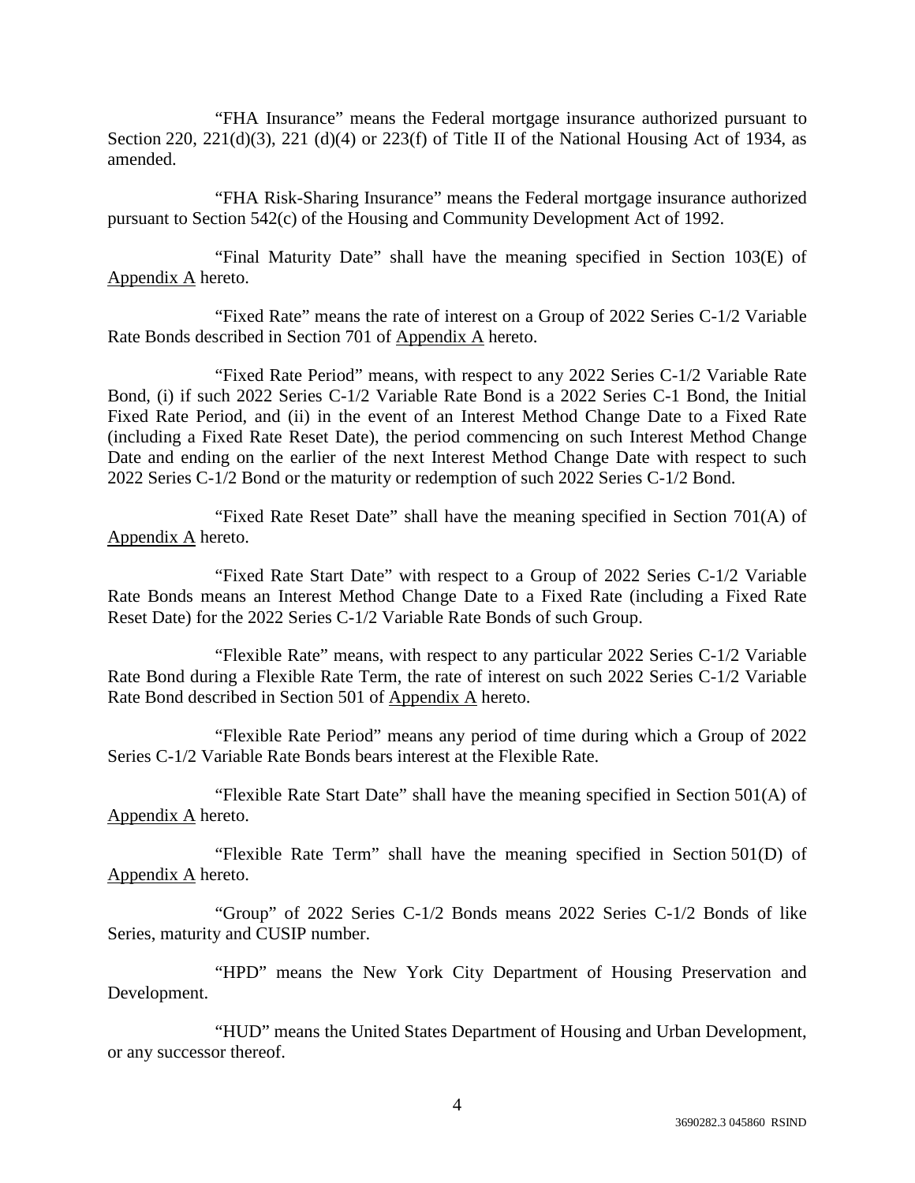"FHA Insurance" means the Federal mortgage insurance authorized pursuant to Section 220, 221(d)(3), 221 (d)(4) or 223(f) of Title II of the National Housing Act of 1934, as amended.

"FHA Risk-Sharing Insurance" means the Federal mortgage insurance authorized pursuant to Section 542(c) of the Housing and Community Development Act of 1992.

"Final Maturity Date" shall have the meaning specified in Section 103(E) of Appendix A hereto.

"Fixed Rate" means the rate of interest on a Group of 2022 Series C-1/2 Variable Rate Bonds described in Section 701 of Appendix A hereto.

"Fixed Rate Period" means, with respect to any 2022 Series C-1/2 Variable Rate Bond, (i) if such 2022 Series C-1/2 Variable Rate Bond is a 2022 Series C-1 Bond, the Initial Fixed Rate Period, and (ii) in the event of an Interest Method Change Date to a Fixed Rate (including a Fixed Rate Reset Date), the period commencing on such Interest Method Change Date and ending on the earlier of the next Interest Method Change Date with respect to such 2022 Series C-1/2 Bond or the maturity or redemption of such 2022 Series C-1/2 Bond.

"Fixed Rate Reset Date" shall have the meaning specified in Section 701(A) of Appendix A hereto.

"Fixed Rate Start Date" with respect to a Group of 2022 Series C-1/2 Variable Rate Bonds means an Interest Method Change Date to a Fixed Rate (including a Fixed Rate Reset Date) for the 2022 Series C-1/2 Variable Rate Bonds of such Group.

"Flexible Rate" means, with respect to any particular 2022 Series C-1/2 Variable Rate Bond during a Flexible Rate Term, the rate of interest on such 2022 Series C-1/2 Variable Rate Bond described in Section 501 of Appendix A hereto.

"Flexible Rate Period" means any period of time during which a Group of 2022 Series C-1/2 Variable Rate Bonds bears interest at the Flexible Rate.

"Flexible Rate Start Date" shall have the meaning specified in Section 501(A) of Appendix A hereto.

"Flexible Rate Term" shall have the meaning specified in Section 501(D) of Appendix A hereto.

"Group" of 2022 Series C-1/2 Bonds means 2022 Series C-1/2 Bonds of like Series, maturity and CUSIP number.

"HPD" means the New York City Department of Housing Preservation and Development.

"HUD" means the United States Department of Housing and Urban Development, or any successor thereof.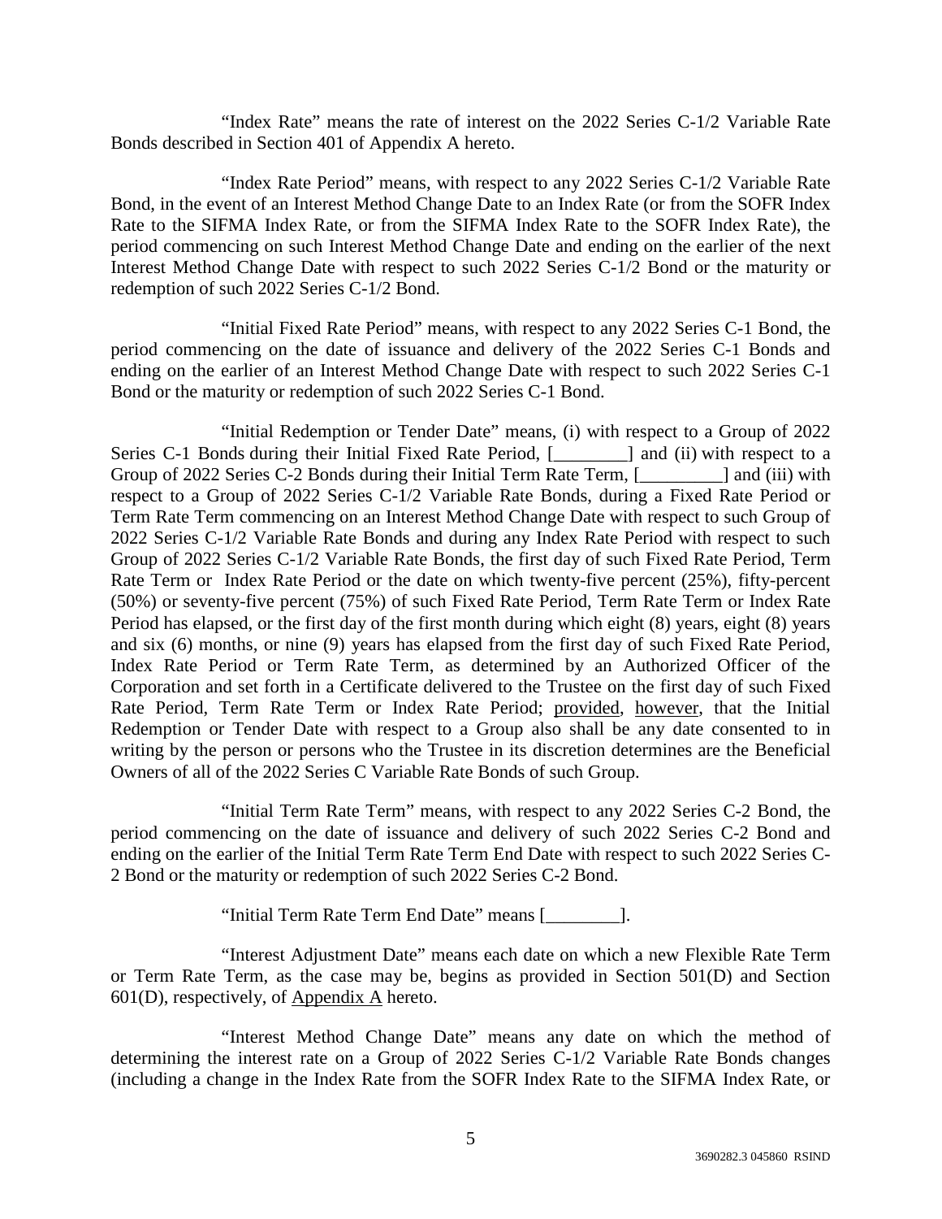"Index Rate" means the rate of interest on the 2022 Series C-1/2 Variable Rate Bonds described in Section 401 of Appendix A hereto.

"Index Rate Period" means, with respect to any 2022 Series C-1/2 Variable Rate Bond, in the event of an Interest Method Change Date to an Index Rate (or from the SOFR Index Rate to the SIFMA Index Rate, or from the SIFMA Index Rate to the SOFR Index Rate), the period commencing on such Interest Method Change Date and ending on the earlier of the next Interest Method Change Date with respect to such 2022 Series C-1/2 Bond or the maturity or redemption of such 2022 Series C-1/2 Bond.

"Initial Fixed Rate Period" means, with respect to any 2022 Series C-1 Bond, the period commencing on the date of issuance and delivery of the 2022 Series C-1 Bonds and ending on the earlier of an Interest Method Change Date with respect to such 2022 Series C-1 Bond or the maturity or redemption of such 2022 Series C-1 Bond.

"Initial Redemption or Tender Date" means, (i) with respect to a Group of 2022 Series C-1 Bonds during their Initial Fixed Rate Period, [________] and (ii) with respect to a Group of 2022 Series C-2 Bonds during their Initial Term Rate Term, [_________] and (iii) with respect to a Group of 2022 Series C-1/2 Variable Rate Bonds, during a Fixed Rate Period or Term Rate Term commencing on an Interest Method Change Date with respect to such Group of 2022 Series C-1/2 Variable Rate Bonds and during any Index Rate Period with respect to such Group of 2022 Series C-1/2 Variable Rate Bonds, the first day of such Fixed Rate Period, Term Rate Term or Index Rate Period or the date on which twenty-five percent (25%), fifty-percent (50%) or seventy-five percent (75%) of such Fixed Rate Period, Term Rate Term or Index Rate Period has elapsed, or the first day of the first month during which eight (8) years, eight (8) years and six (6) months, or nine (9) years has elapsed from the first day of such Fixed Rate Period, Index Rate Period or Term Rate Term, as determined by an Authorized Officer of the Corporation and set forth in a Certificate delivered to the Trustee on the first day of such Fixed Rate Period, Term Rate Term or Index Rate Period; provided, however, that the Initial Redemption or Tender Date with respect to a Group also shall be any date consented to in writing by the person or persons who the Trustee in its discretion determines are the Beneficial Owners of all of the 2022 Series C Variable Rate Bonds of such Group.

"Initial Term Rate Term" means, with respect to any 2022 Series C-2 Bond, the period commencing on the date of issuance and delivery of such 2022 Series C-2 Bond and ending on the earlier of the Initial Term Rate Term End Date with respect to such 2022 Series C-2 Bond or the maturity or redemption of such 2022 Series C-2 Bond.

"Initial Term Rate Term End Date" means [________].

"Interest Adjustment Date" means each date on which a new Flexible Rate Term or Term Rate Term, as the case may be, begins as provided in Section 501(D) and Section 601(D), respectively, of Appendix A hereto.

"Interest Method Change Date" means any date on which the method of determining the interest rate on a Group of 2022 Series C-1/2 Variable Rate Bonds changes (including a change in the Index Rate from the SOFR Index Rate to the SIFMA Index Rate, or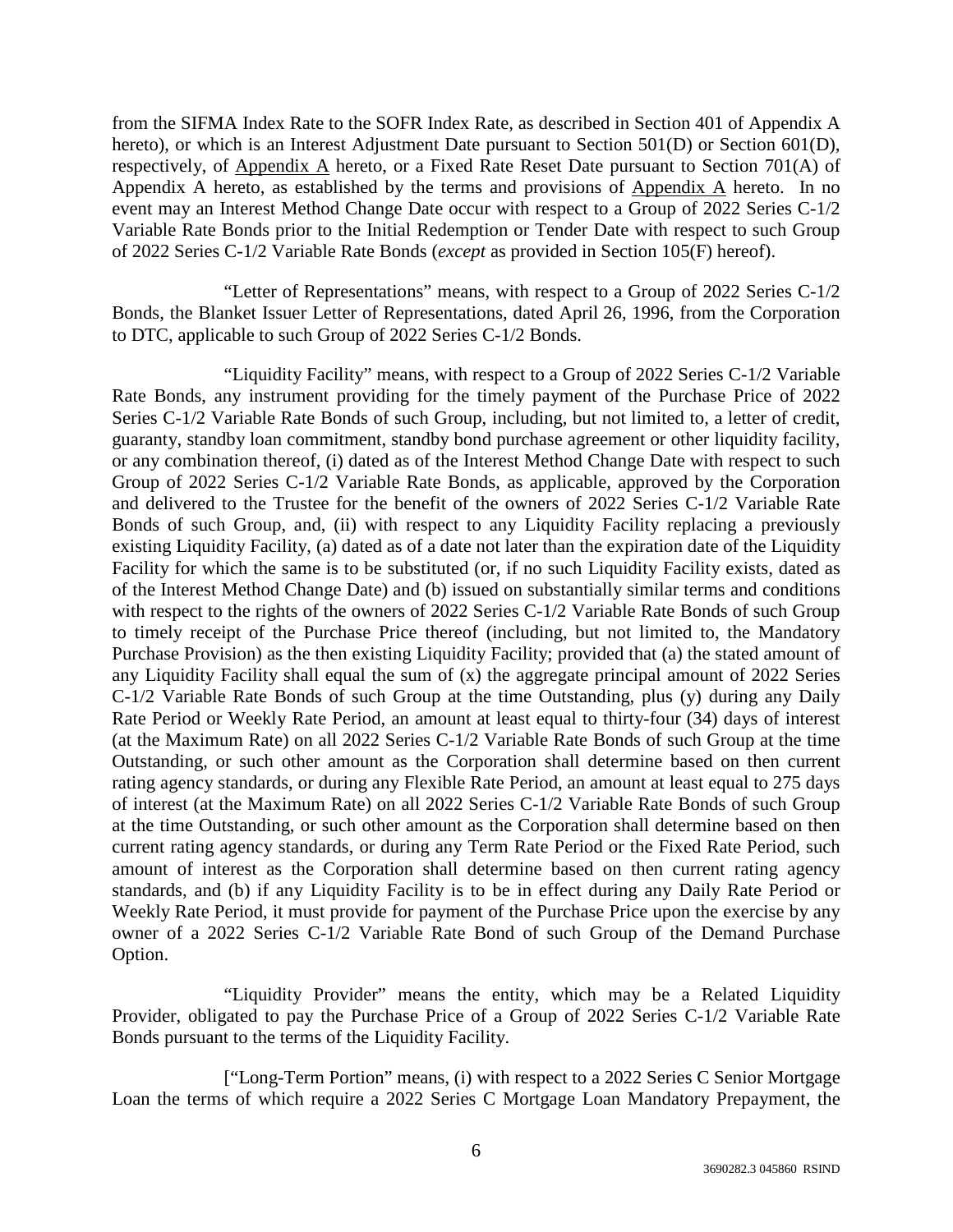from the SIFMA Index Rate to the SOFR Index Rate, as described in Section 401 of Appendix A hereto), or which is an Interest Adjustment Date pursuant to Section 501(D) or Section 601(D), respectively, of Appendix A hereto, or a Fixed Rate Reset Date pursuant to Section 701(A) of Appendix A hereto, as established by the terms and provisions of Appendix A hereto. In no event may an Interest Method Change Date occur with respect to a Group of 2022 Series C-1/2 Variable Rate Bonds prior to the Initial Redemption or Tender Date with respect to such Group of 2022 Series C-1/2 Variable Rate Bonds (*except* as provided in Section 105(F) hereof).

"Letter of Representations" means, with respect to a Group of 2022 Series C-1/2 Bonds, the Blanket Issuer Letter of Representations, dated April 26, 1996, from the Corporation to DTC, applicable to such Group of 2022 Series C-1/2 Bonds.

"Liquidity Facility" means, with respect to a Group of 2022 Series C-1/2 Variable Rate Bonds, any instrument providing for the timely payment of the Purchase Price of 2022 Series C-1/2 Variable Rate Bonds of such Group, including, but not limited to, a letter of credit, guaranty, standby loan commitment, standby bond purchase agreement or other liquidity facility, or any combination thereof, (i) dated as of the Interest Method Change Date with respect to such Group of 2022 Series C-1/2 Variable Rate Bonds, as applicable, approved by the Corporation and delivered to the Trustee for the benefit of the owners of 2022 Series C-1/2 Variable Rate Bonds of such Group, and, (ii) with respect to any Liquidity Facility replacing a previously existing Liquidity Facility, (a) dated as of a date not later than the expiration date of the Liquidity Facility for which the same is to be substituted (or, if no such Liquidity Facility exists, dated as of the Interest Method Change Date) and (b) issued on substantially similar terms and conditions with respect to the rights of the owners of 2022 Series C-1/2 Variable Rate Bonds of such Group to timely receipt of the Purchase Price thereof (including, but not limited to, the Mandatory Purchase Provision) as the then existing Liquidity Facility; provided that (a) the stated amount of any Liquidity Facility shall equal the sum of (x) the aggregate principal amount of 2022 Series C-1/2 Variable Rate Bonds of such Group at the time Outstanding, plus (y) during any Daily Rate Period or Weekly Rate Period, an amount at least equal to thirty-four (34) days of interest (at the Maximum Rate) on all 2022 Series C-1/2 Variable Rate Bonds of such Group at the time Outstanding, or such other amount as the Corporation shall determine based on then current rating agency standards, or during any Flexible Rate Period, an amount at least equal to 275 days of interest (at the Maximum Rate) on all 2022 Series C-1/2 Variable Rate Bonds of such Group at the time Outstanding, or such other amount as the Corporation shall determine based on then current rating agency standards, or during any Term Rate Period or the Fixed Rate Period, such amount of interest as the Corporation shall determine based on then current rating agency standards, and (b) if any Liquidity Facility is to be in effect during any Daily Rate Period or Weekly Rate Period, it must provide for payment of the Purchase Price upon the exercise by any owner of a 2022 Series C-1/2 Variable Rate Bond of such Group of the Demand Purchase Option.

"Liquidity Provider" means the entity, which may be a Related Liquidity Provider, obligated to pay the Purchase Price of a Group of 2022 Series C-1/2 Variable Rate Bonds pursuant to the terms of the Liquidity Facility.

["Long-Term Portion" means, (i) with respect to a 2022 Series C Senior Mortgage Loan the terms of which require a 2022 Series C Mortgage Loan Mandatory Prepayment, the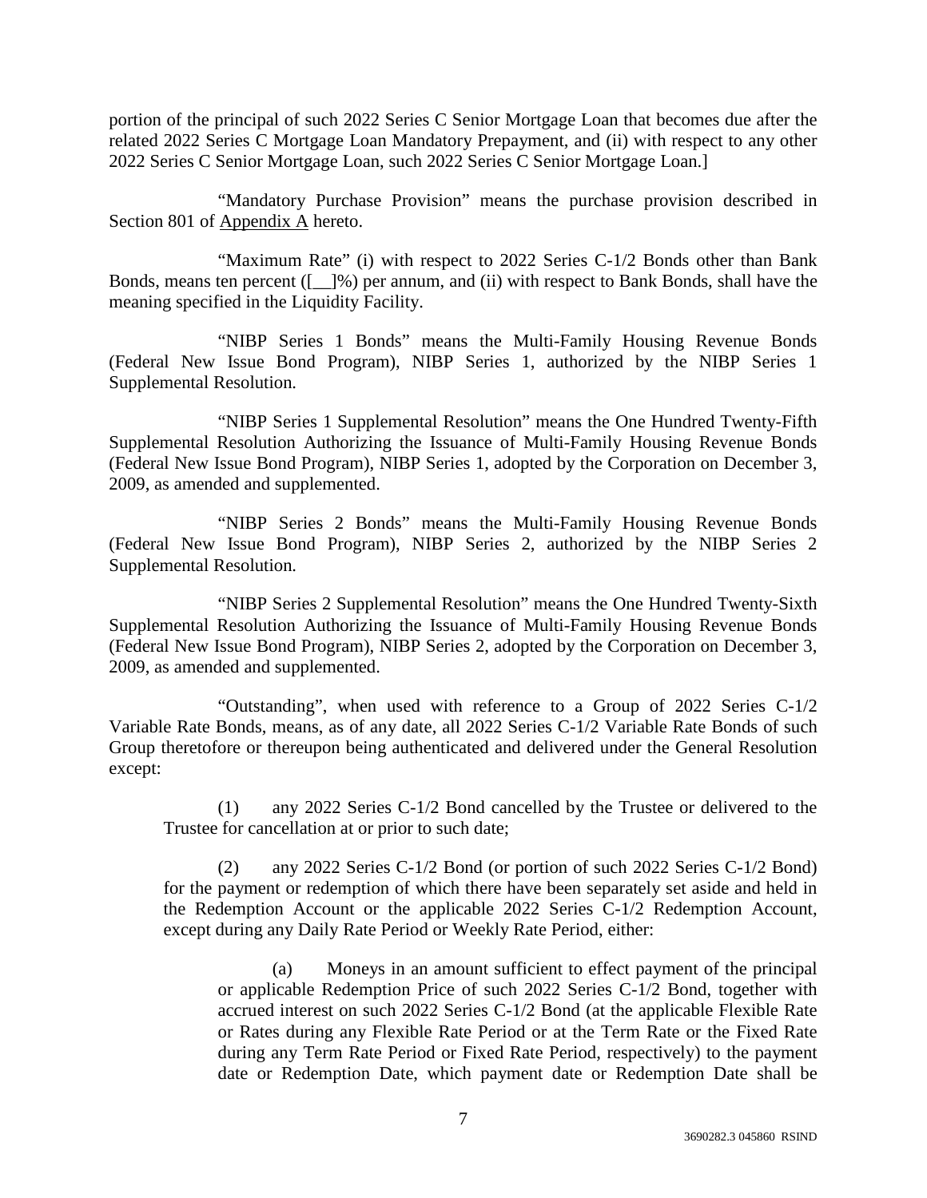portion of the principal of such 2022 Series C Senior Mortgage Loan that becomes due after the related 2022 Series C Mortgage Loan Mandatory Prepayment, and (ii) with respect to any other 2022 Series C Senior Mortgage Loan, such 2022 Series C Senior Mortgage Loan.]

"Mandatory Purchase Provision" means the purchase provision described in Section 801 of Appendix A hereto.

"Maximum Rate" (i) with respect to 2022 Series C-1/2 Bonds other than Bank Bonds, means ten percent ([__]%) per annum, and (ii) with respect to Bank Bonds, shall have the meaning specified in the Liquidity Facility.

"NIBP Series 1 Bonds" means the Multi-Family Housing Revenue Bonds (Federal New Issue Bond Program), NIBP Series 1, authorized by the NIBP Series 1 Supplemental Resolution.

"NIBP Series 1 Supplemental Resolution" means the One Hundred Twenty-Fifth Supplemental Resolution Authorizing the Issuance of Multi-Family Housing Revenue Bonds (Federal New Issue Bond Program), NIBP Series 1, adopted by the Corporation on December 3, 2009, as amended and supplemented.

"NIBP Series 2 Bonds" means the Multi-Family Housing Revenue Bonds (Federal New Issue Bond Program), NIBP Series 2, authorized by the NIBP Series 2 Supplemental Resolution.

"NIBP Series 2 Supplemental Resolution" means the One Hundred Twenty-Sixth Supplemental Resolution Authorizing the Issuance of Multi-Family Housing Revenue Bonds (Federal New Issue Bond Program), NIBP Series 2, adopted by the Corporation on December 3, 2009, as amended and supplemented.

"Outstanding", when used with reference to a Group of 2022 Series C-1/2 Variable Rate Bonds, means, as of any date, all 2022 Series C-1/2 Variable Rate Bonds of such Group theretofore or thereupon being authenticated and delivered under the General Resolution except:

(1) any 2022 Series C-1/2 Bond cancelled by the Trustee or delivered to the Trustee for cancellation at or prior to such date;

(2) any 2022 Series C-1/2 Bond (or portion of such 2022 Series C-1/2 Bond) for the payment or redemption of which there have been separately set aside and held in the Redemption Account or the applicable 2022 Series C-1/2 Redemption Account, except during any Daily Rate Period or Weekly Rate Period, either:

(a) Moneys in an amount sufficient to effect payment of the principal or applicable Redemption Price of such 2022 Series C-1/2 Bond, together with accrued interest on such 2022 Series C-1/2 Bond (at the applicable Flexible Rate or Rates during any Flexible Rate Period or at the Term Rate or the Fixed Rate during any Term Rate Period or Fixed Rate Period, respectively) to the payment date or Redemption Date, which payment date or Redemption Date shall be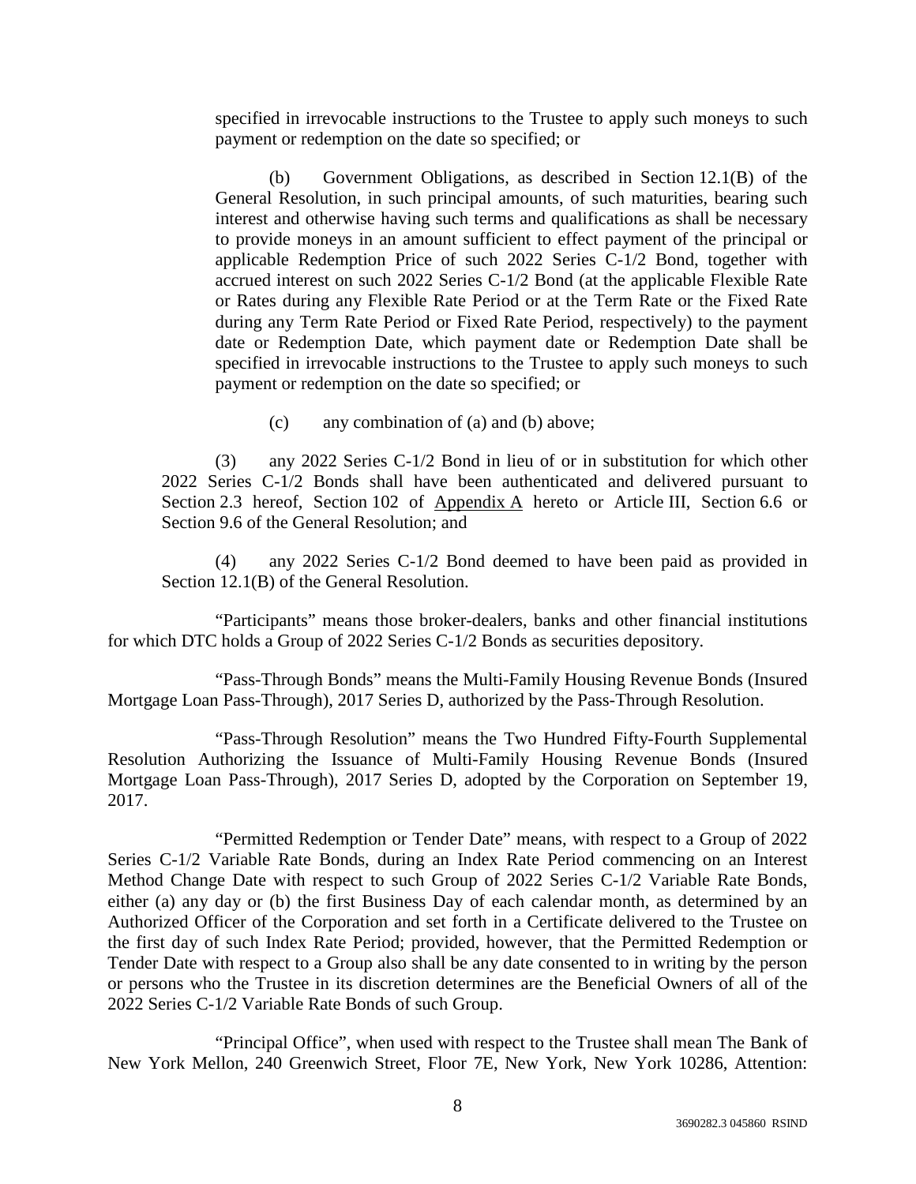specified in irrevocable instructions to the Trustee to apply such moneys to such payment or redemption on the date so specified; or

(b) Government Obligations, as described in Section 12.1(B) of the General Resolution, in such principal amounts, of such maturities, bearing such interest and otherwise having such terms and qualifications as shall be necessary to provide moneys in an amount sufficient to effect payment of the principal or applicable Redemption Price of such 2022 Series C-1/2 Bond, together with accrued interest on such 2022 Series C-1/2 Bond (at the applicable Flexible Rate or Rates during any Flexible Rate Period or at the Term Rate or the Fixed Rate during any Term Rate Period or Fixed Rate Period, respectively) to the payment date or Redemption Date, which payment date or Redemption Date shall be specified in irrevocable instructions to the Trustee to apply such moneys to such payment or redemption on the date so specified; or

(c) any combination of (a) and (b) above;

(3) any 2022 Series C-1/2 Bond in lieu of or in substitution for which other 2022 Series C-1/2 Bonds shall have been authenticated and delivered pursuant to Section 2.3 hereof, Section 102 of Appendix A hereto or Article III, Section 6.6 or Section 9.6 of the General Resolution; and

(4) any 2022 Series C-1/2 Bond deemed to have been paid as provided in Section 12.1(B) of the General Resolution.

"Participants" means those broker-dealers, banks and other financial institutions for which DTC holds a Group of 2022 Series C-1/2 Bonds as securities depository.

"Pass-Through Bonds" means the Multi-Family Housing Revenue Bonds (Insured Mortgage Loan Pass-Through), 2017 Series D, authorized by the Pass-Through Resolution.

"Pass-Through Resolution" means the Two Hundred Fifty-Fourth Supplemental Resolution Authorizing the Issuance of Multi-Family Housing Revenue Bonds (Insured Mortgage Loan Pass-Through), 2017 Series D, adopted by the Corporation on September 19, 2017.

"Permitted Redemption or Tender Date" means, with respect to a Group of 2022 Series C-1/2 Variable Rate Bonds, during an Index Rate Period commencing on an Interest Method Change Date with respect to such Group of 2022 Series C-1/2 Variable Rate Bonds, either (a) any day or (b) the first Business Day of each calendar month, as determined by an Authorized Officer of the Corporation and set forth in a Certificate delivered to the Trustee on the first day of such Index Rate Period; provided, however, that the Permitted Redemption or Tender Date with respect to a Group also shall be any date consented to in writing by the person or persons who the Trustee in its discretion determines are the Beneficial Owners of all of the 2022 Series C-1/2 Variable Rate Bonds of such Group.

"Principal Office", when used with respect to the Trustee shall mean The Bank of New York Mellon, 240 Greenwich Street, Floor 7E, New York, New York 10286, Attention: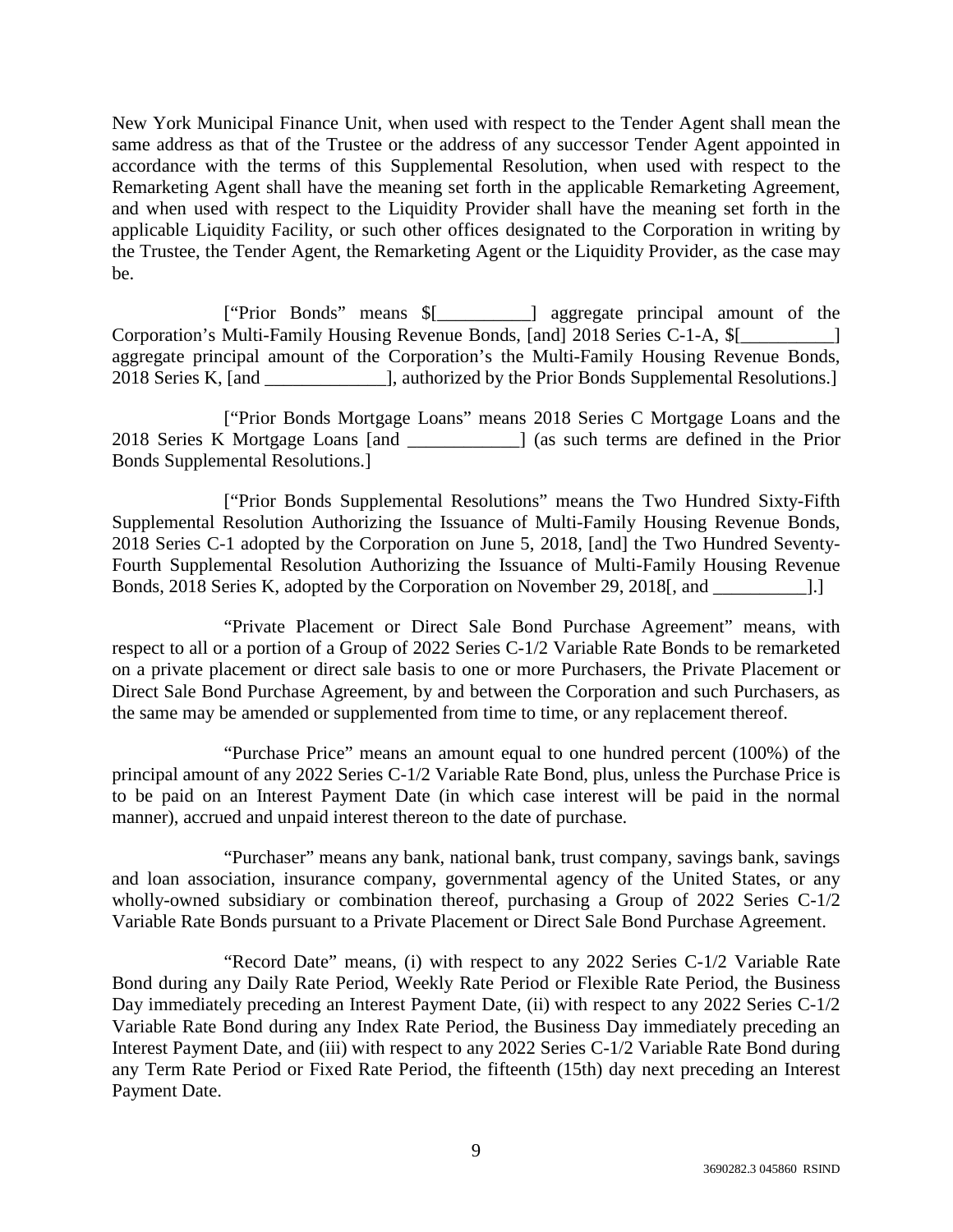New York Municipal Finance Unit, when used with respect to the Tender Agent shall mean the same address as that of the Trustee or the address of any successor Tender Agent appointed in accordance with the terms of this Supplemental Resolution, when used with respect to the Remarketing Agent shall have the meaning set forth in the applicable Remarketing Agreement, and when used with respect to the Liquidity Provider shall have the meaning set forth in the applicable Liquidity Facility, or such other offices designated to the Corporation in writing by the Trustee, the Tender Agent, the Remarketing Agent or the Liquidity Provider, as the case may be.

["Prior Bonds" means $[__________] aggregate principal amount of the Corporation's Multi-Family Housing Revenue Bonds, [and] 2018 Series C-1-A, $[__________] aggregate principal amount of the Corporation's the Multi-Family Housing Revenue Bonds, 2018 Series K, [and _____________], authorized by the Prior Bonds Supplemental Resolutions.]

["Prior Bonds Mortgage Loans" means 2018 Series C Mortgage Loans and the 2018 Series K Mortgage Loans [and ____________] (as such terms are defined in the Prior Bonds Supplemental Resolutions.]

["Prior Bonds Supplemental Resolutions" means the Two Hundred Sixty-Fifth Supplemental Resolution Authorizing the Issuance of Multi-Family Housing Revenue Bonds, 2018 Series C-1 adopted by the Corporation on June 5, 2018, [and] the Two Hundred Seventy-Fourth Supplemental Resolution Authorizing the Issuance of Multi-Family Housing Revenue Bonds, 2018 Series K, adopted by the Corporation on November 29, 2018[, and __________].]

"Private Placement or Direct Sale Bond Purchase Agreement" means, with respect to all or a portion of a Group of 2022 Series C-1/2 Variable Rate Bonds to be remarketed on a private placement or direct sale basis to one or more Purchasers, the Private Placement or Direct Sale Bond Purchase Agreement, by and between the Corporation and such Purchasers, as the same may be amended or supplemented from time to time, or any replacement thereof.

"Purchase Price" means an amount equal to one hundred percent (100%) of the principal amount of any 2022 Series C-1/2 Variable Rate Bond, plus, unless the Purchase Price is to be paid on an Interest Payment Date (in which case interest will be paid in the normal manner), accrued and unpaid interest thereon to the date of purchase.

"Purchaser" means any bank, national bank, trust company, savings bank, savings and loan association, insurance company, governmental agency of the United States, or any wholly-owned subsidiary or combination thereof, purchasing a Group of 2022 Series C-1/2 Variable Rate Bonds pursuant to a Private Placement or Direct Sale Bond Purchase Agreement.

"Record Date" means, (i) with respect to any 2022 Series C-1/2 Variable Rate Bond during any Daily Rate Period, Weekly Rate Period or Flexible Rate Period, the Business Day immediately preceding an Interest Payment Date, (ii) with respect to any 2022 Series C-1/2 Variable Rate Bond during any Index Rate Period, the Business Day immediately preceding an Interest Payment Date, and (iii) with respect to any 2022 Series C-1/2 Variable Rate Bond during any Term Rate Period or Fixed Rate Period, the fifteenth (15th) day next preceding an Interest Payment Date.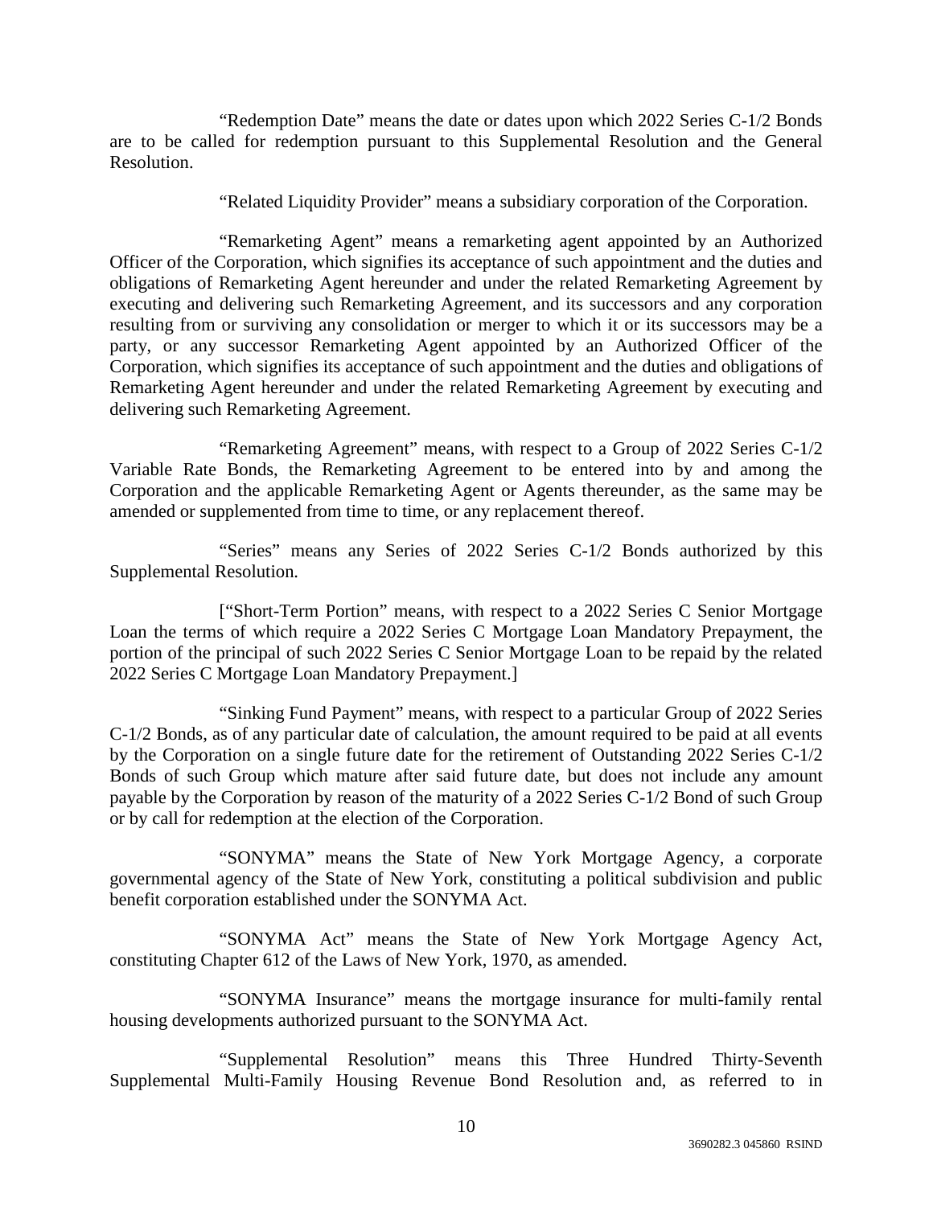"Redemption Date" means the date or dates upon which 2022 Series C-1/2 Bonds are to be called for redemption pursuant to this Supplemental Resolution and the General Resolution.

"Related Liquidity Provider" means a subsidiary corporation of the Corporation.

"Remarketing Agent" means a remarketing agent appointed by an Authorized Officer of the Corporation, which signifies its acceptance of such appointment and the duties and obligations of Remarketing Agent hereunder and under the related Remarketing Agreement by executing and delivering such Remarketing Agreement, and its successors and any corporation resulting from or surviving any consolidation or merger to which it or its successors may be a party, or any successor Remarketing Agent appointed by an Authorized Officer of the Corporation, which signifies its acceptance of such appointment and the duties and obligations of Remarketing Agent hereunder and under the related Remarketing Agreement by executing and delivering such Remarketing Agreement.

"Remarketing Agreement" means, with respect to a Group of 2022 Series C-1/2 Variable Rate Bonds, the Remarketing Agreement to be entered into by and among the Corporation and the applicable Remarketing Agent or Agents thereunder, as the same may be amended or supplemented from time to time, or any replacement thereof.

"Series" means any Series of 2022 Series C-1/2 Bonds authorized by this Supplemental Resolution.

["Short-Term Portion" means, with respect to a 2022 Series C Senior Mortgage Loan the terms of which require a 2022 Series C Mortgage Loan Mandatory Prepayment, the portion of the principal of such 2022 Series C Senior Mortgage Loan to be repaid by the related 2022 Series C Mortgage Loan Mandatory Prepayment.]

"Sinking Fund Payment" means, with respect to a particular Group of 2022 Series C-1/2 Bonds, as of any particular date of calculation, the amount required to be paid at all events by the Corporation on a single future date for the retirement of Outstanding 2022 Series C-1/2 Bonds of such Group which mature after said future date, but does not include any amount payable by the Corporation by reason of the maturity of a 2022 Series C-1/2 Bond of such Group or by call for redemption at the election of the Corporation.

"SONYMA" means the State of New York Mortgage Agency, a corporate governmental agency of the State of New York, constituting a political subdivision and public benefit corporation established under the SONYMA Act.

"SONYMA Act" means the State of New York Mortgage Agency Act, constituting Chapter 612 of the Laws of New York, 1970, as amended.

"SONYMA Insurance" means the mortgage insurance for multi-family rental housing developments authorized pursuant to the SONYMA Act.

"Supplemental Resolution" means this Three Hundred Thirty-Seventh Supplemental Multi-Family Housing Revenue Bond Resolution and, as referred to in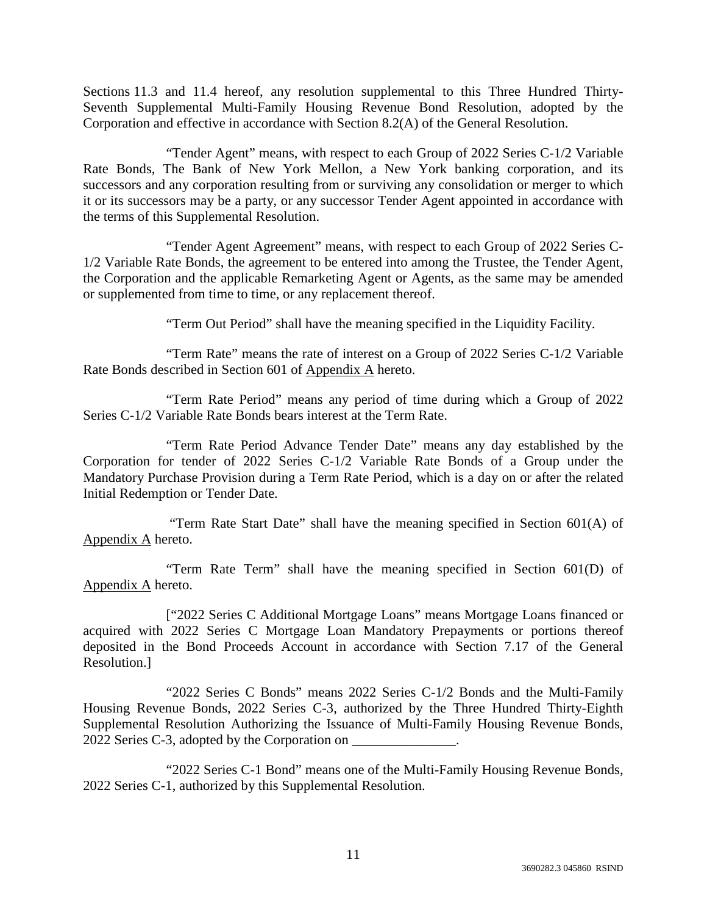Sections 11.3 and 11.4 hereof, any resolution supplemental to this Three Hundred Thirty-Seventh Supplemental Multi-Family Housing Revenue Bond Resolution, adopted by the Corporation and effective in accordance with Section 8.2(A) of the General Resolution.

"Tender Agent" means, with respect to each Group of 2022 Series C-1/2 Variable Rate Bonds, The Bank of New York Mellon, a New York banking corporation, and its successors and any corporation resulting from or surviving any consolidation or merger to which it or its successors may be a party, or any successor Tender Agent appointed in accordance with the terms of this Supplemental Resolution.

"Tender Agent Agreement" means, with respect to each Group of 2022 Series C-1/2 Variable Rate Bonds, the agreement to be entered into among the Trustee, the Tender Agent, the Corporation and the applicable Remarketing Agent or Agents, as the same may be amended or supplemented from time to time, or any replacement thereof.

"Term Out Period" shall have the meaning specified in the Liquidity Facility.

"Term Rate" means the rate of interest on a Group of 2022 Series C-1/2 Variable Rate Bonds described in Section 601 of Appendix A hereto.

"Term Rate Period" means any period of time during which a Group of 2022 Series C-1/2 Variable Rate Bonds bears interest at the Term Rate.

"Term Rate Period Advance Tender Date" means any day established by the Corporation for tender of 2022 Series C-1/2 Variable Rate Bonds of a Group under the Mandatory Purchase Provision during a Term Rate Period, which is a day on or after the related Initial Redemption or Tender Date.

"Term Rate Start Date" shall have the meaning specified in Section 601(A) of Appendix A hereto.

"Term Rate Term" shall have the meaning specified in Section 601(D) of Appendix A hereto.

["2022 Series C Additional Mortgage Loans" means Mortgage Loans financed or acquired with 2022 Series C Mortgage Loan Mandatory Prepayments or portions thereof deposited in the Bond Proceeds Account in accordance with Section 7.17 of the General Resolution.]

"2022 Series C Bonds" means 2022 Series C-1/2 Bonds and the Multi-Family Housing Revenue Bonds, 2022 Series C-3, authorized by the Three Hundred Thirty-Eighth Supplemental Resolution Authorizing the Issuance of Multi-Family Housing Revenue Bonds, 2022 Series C-3, adopted by the Corporation on _______________.

"2022 Series C-1 Bond" means one of the Multi-Family Housing Revenue Bonds, 2022 Series C-1, authorized by this Supplemental Resolution.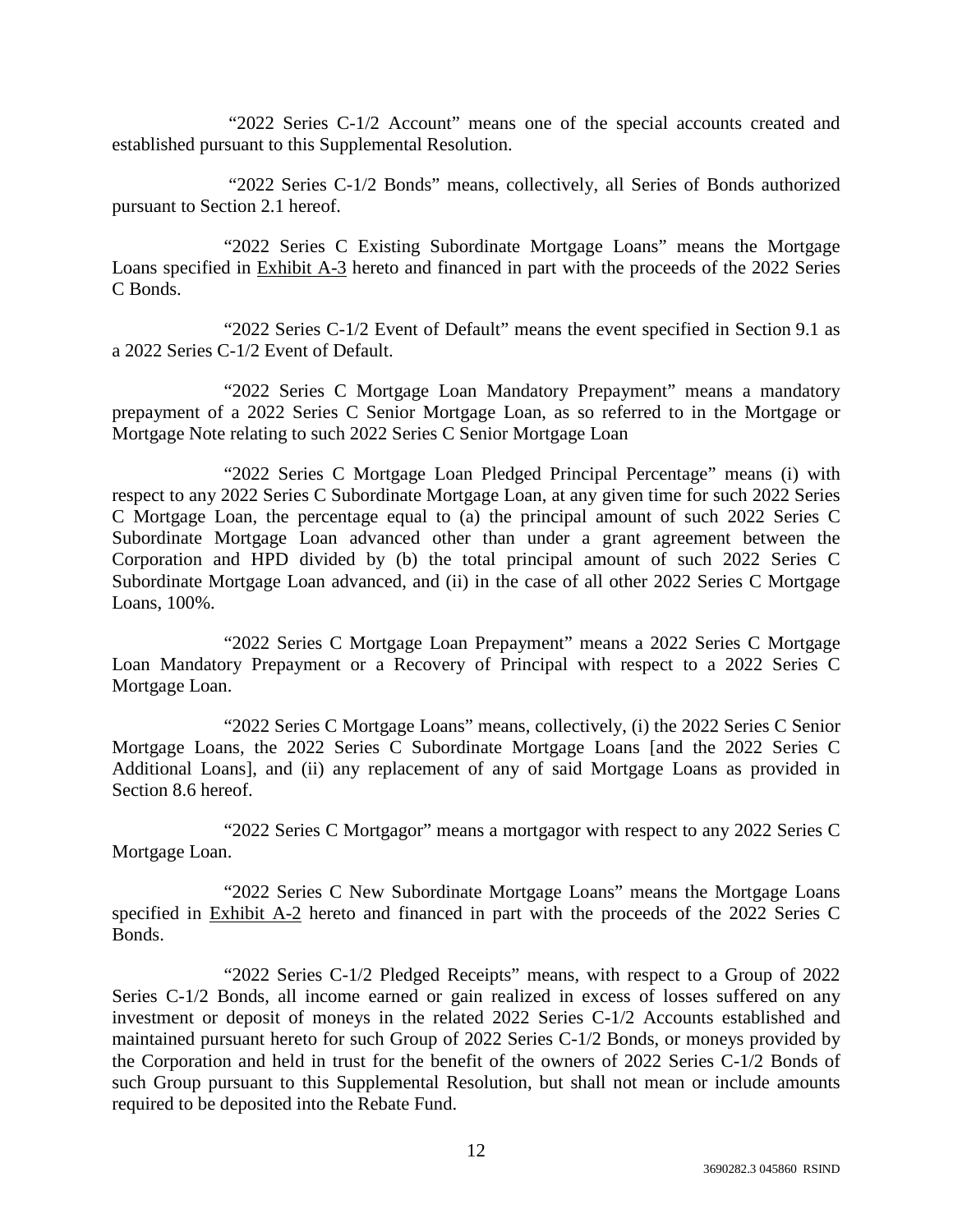"2022 Series C-1/2 Account" means one of the special accounts created and established pursuant to this Supplemental Resolution.

"2022 Series C-1/2 Bonds" means, collectively, all Series of Bonds authorized pursuant to Section 2.1 hereof.

"2022 Series C Existing Subordinate Mortgage Loans" means the Mortgage Loans specified in Exhibit A-3 hereto and financed in part with the proceeds of the 2022 Series C Bonds.

"2022 Series C-1/2 Event of Default" means the event specified in Section 9.1 as a 2022 Series C-1/2 Event of Default.

"2022 Series C Mortgage Loan Mandatory Prepayment" means a mandatory prepayment of a 2022 Series C Senior Mortgage Loan, as so referred to in the Mortgage or Mortgage Note relating to such 2022 Series C Senior Mortgage Loan

"2022 Series C Mortgage Loan Pledged Principal Percentage" means (i) with respect to any 2022 Series C Subordinate Mortgage Loan, at any given time for such 2022 Series C Mortgage Loan, the percentage equal to (a) the principal amount of such 2022 Series C Subordinate Mortgage Loan advanced other than under a grant agreement between the Corporation and HPD divided by (b) the total principal amount of such 2022 Series C Subordinate Mortgage Loan advanced, and (ii) in the case of all other 2022 Series C Mortgage Loans, 100%.

"2022 Series C Mortgage Loan Prepayment" means a 2022 Series C Mortgage Loan Mandatory Prepayment or a Recovery of Principal with respect to a 2022 Series C Mortgage Loan.

"2022 Series C Mortgage Loans" means, collectively, (i) the 2022 Series C Senior Mortgage Loans, the 2022 Series C Subordinate Mortgage Loans [and the 2022 Series C Additional Loans], and (ii) any replacement of any of said Mortgage Loans as provided in Section 8.6 hereof.

"2022 Series C Mortgagor" means a mortgagor with respect to any 2022 Series C Mortgage Loan.

"2022 Series C New Subordinate Mortgage Loans" means the Mortgage Loans specified in Exhibit A-2 hereto and financed in part with the proceeds of the 2022 Series C Bonds.

"2022 Series C-1/2 Pledged Receipts" means, with respect to a Group of 2022 Series C-1/2 Bonds, all income earned or gain realized in excess of losses suffered on any investment or deposit of moneys in the related 2022 Series C-1/2 Accounts established and maintained pursuant hereto for such Group of 2022 Series C-1/2 Bonds, or moneys provided by the Corporation and held in trust for the benefit of the owners of 2022 Series C-1/2 Bonds of such Group pursuant to this Supplemental Resolution, but shall not mean or include amounts required to be deposited into the Rebate Fund.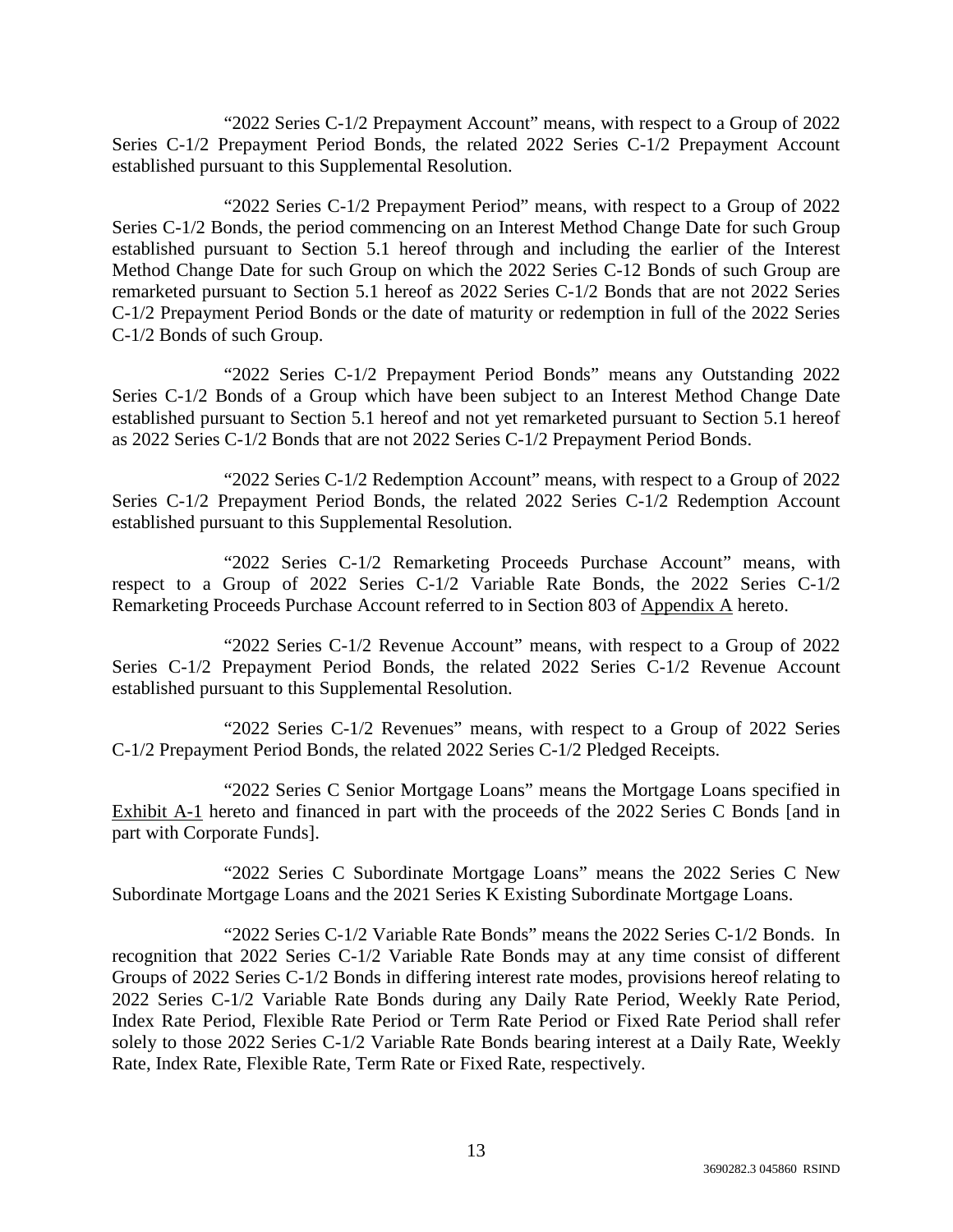"2022 Series C-1/2 Prepayment Account" means, with respect to a Group of 2022 Series C-1/2 Prepayment Period Bonds, the related 2022 Series C-1/2 Prepayment Account established pursuant to this Supplemental Resolution.

"2022 Series C-1/2 Prepayment Period" means, with respect to a Group of 2022 Series C-1/2 Bonds, the period commencing on an Interest Method Change Date for such Group established pursuant to Section 5.1 hereof through and including the earlier of the Interest Method Change Date for such Group on which the 2022 Series C-12 Bonds of such Group are remarketed pursuant to Section 5.1 hereof as 2022 Series C-1/2 Bonds that are not 2022 Series C-1/2 Prepayment Period Bonds or the date of maturity or redemption in full of the 2022 Series C-1/2 Bonds of such Group.

"2022 Series C-1/2 Prepayment Period Bonds" means any Outstanding 2022 Series C-1/2 Bonds of a Group which have been subject to an Interest Method Change Date established pursuant to Section 5.1 hereof and not yet remarketed pursuant to Section 5.1 hereof as 2022 Series C-1/2 Bonds that are not 2022 Series C-1/2 Prepayment Period Bonds.

"2022 Series C-1/2 Redemption Account" means, with respect to a Group of 2022 Series C-1/2 Prepayment Period Bonds, the related 2022 Series C-1/2 Redemption Account established pursuant to this Supplemental Resolution.

"2022 Series C-1/2 Remarketing Proceeds Purchase Account" means, with respect to a Group of 2022 Series C-1/2 Variable Rate Bonds, the 2022 Series C-1/2 Remarketing Proceeds Purchase Account referred to in Section 803 of Appendix A hereto.

"2022 Series C-1/2 Revenue Account" means, with respect to a Group of 2022 Series C-1/2 Prepayment Period Bonds, the related 2022 Series C-1/2 Revenue Account established pursuant to this Supplemental Resolution.

"2022 Series C-1/2 Revenues" means, with respect to a Group of 2022 Series C-1/2 Prepayment Period Bonds, the related 2022 Series C-1/2 Pledged Receipts.

"2022 Series C Senior Mortgage Loans" means the Mortgage Loans specified in Exhibit A-1 hereto and financed in part with the proceeds of the 2022 Series C Bonds [and in part with Corporate Funds].

"2022 Series C Subordinate Mortgage Loans" means the 2022 Series C New Subordinate Mortgage Loans and the 2021 Series K Existing Subordinate Mortgage Loans.

"2022 Series C-1/2 Variable Rate Bonds" means the 2022 Series C-1/2 Bonds. In recognition that 2022 Series C-1/2 Variable Rate Bonds may at any time consist of different Groups of 2022 Series C-1/2 Bonds in differing interest rate modes, provisions hereof relating to 2022 Series C-1/2 Variable Rate Bonds during any Daily Rate Period, Weekly Rate Period, Index Rate Period, Flexible Rate Period or Term Rate Period or Fixed Rate Period shall refer solely to those 2022 Series C-1/2 Variable Rate Bonds bearing interest at a Daily Rate, Weekly Rate, Index Rate, Flexible Rate, Term Rate or Fixed Rate, respectively.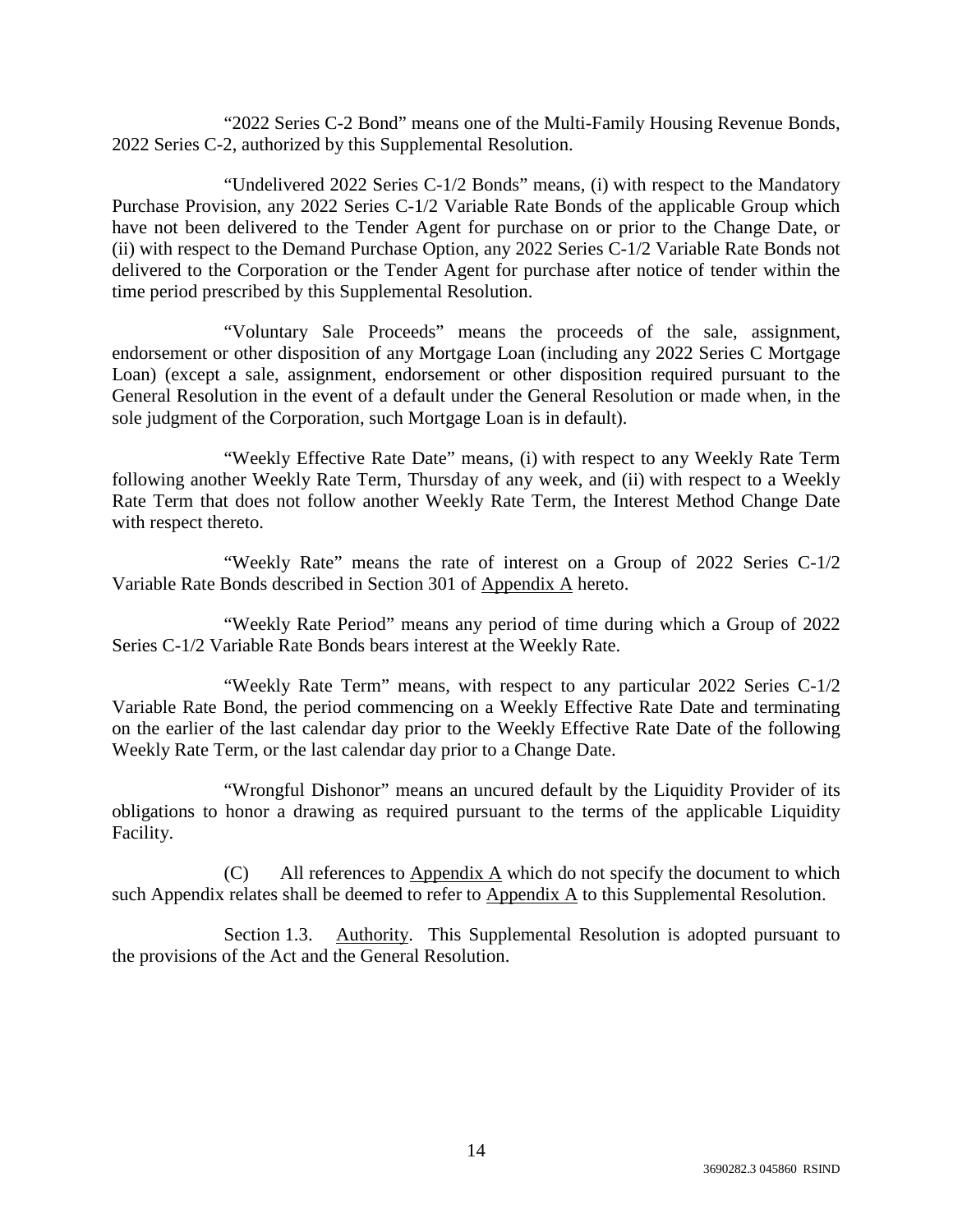"2022 Series C-2 Bond" means one of the Multi-Family Housing Revenue Bonds, 2022 Series C-2, authorized by this Supplemental Resolution.

"Undelivered 2022 Series C-1/2 Bonds" means, (i) with respect to the Mandatory Purchase Provision, any 2022 Series C-1/2 Variable Rate Bonds of the applicable Group which have not been delivered to the Tender Agent for purchase on or prior to the Change Date, or (ii) with respect to the Demand Purchase Option, any 2022 Series C-1/2 Variable Rate Bonds not delivered to the Corporation or the Tender Agent for purchase after notice of tender within the time period prescribed by this Supplemental Resolution.

"Voluntary Sale Proceeds" means the proceeds of the sale, assignment, endorsement or other disposition of any Mortgage Loan (including any 2022 Series C Mortgage Loan) (except a sale, assignment, endorsement or other disposition required pursuant to the General Resolution in the event of a default under the General Resolution or made when, in the sole judgment of the Corporation, such Mortgage Loan is in default).

"Weekly Effective Rate Date" means, (i) with respect to any Weekly Rate Term following another Weekly Rate Term, Thursday of any week, and (ii) with respect to a Weekly Rate Term that does not follow another Weekly Rate Term, the Interest Method Change Date with respect thereto.

"Weekly Rate" means the rate of interest on a Group of 2022 Series C-1/2 Variable Rate Bonds described in Section 301 of Appendix A hereto.

"Weekly Rate Period" means any period of time during which a Group of 2022 Series C-1/2 Variable Rate Bonds bears interest at the Weekly Rate.

"Weekly Rate Term" means, with respect to any particular 2022 Series C-1/2 Variable Rate Bond, the period commencing on a Weekly Effective Rate Date and terminating on the earlier of the last calendar day prior to the Weekly Effective Rate Date of the following Weekly Rate Term, or the last calendar day prior to a Change Date.

"Wrongful Dishonor" means an uncured default by the Liquidity Provider of its obligations to honor a drawing as required pursuant to the terms of the applicable Liquidity Facility.

(C) All references to Appendix A which do not specify the document to which such Appendix relates shall be deemed to refer to Appendix A to this Supplemental Resolution.

Section 1.3. Authority. This Supplemental Resolution is adopted pursuant to the provisions of the Act and the General Resolution.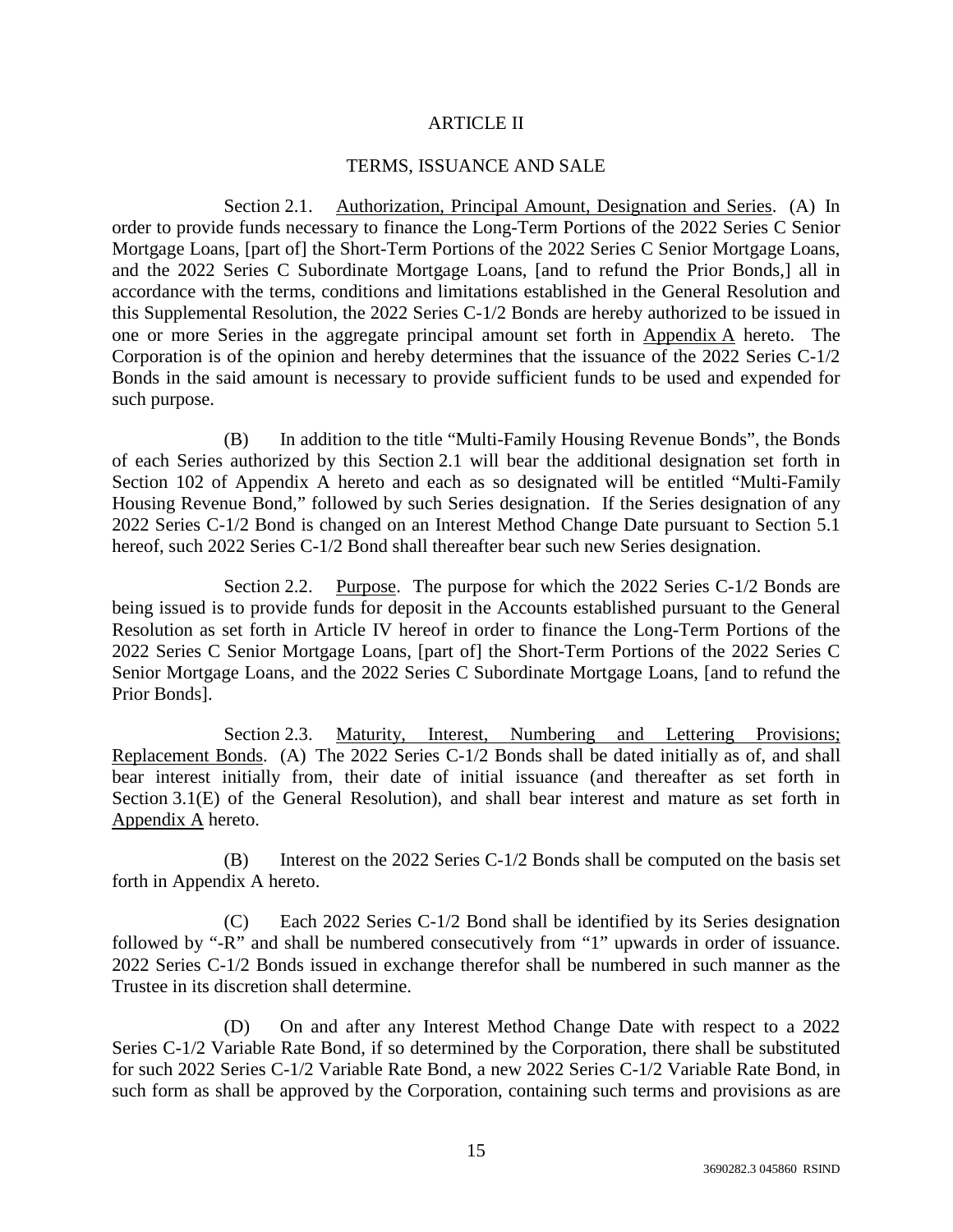## ARTICLE II

## TERMS, ISSUANCE AND SALE

Section 2.1. Authorization, Principal Amount, Designation and Series. (A) In order to provide funds necessary to finance the Long-Term Portions of the 2022 Series C Senior Mortgage Loans, [part of] the Short-Term Portions of the 2022 Series C Senior Mortgage Loans, and the 2022 Series C Subordinate Mortgage Loans, [and to refund the Prior Bonds,] all in accordance with the terms, conditions and limitations established in the General Resolution and this Supplemental Resolution, the 2022 Series C-1/2 Bonds are hereby authorized to be issued in one or more Series in the aggregate principal amount set forth in Appendix A hereto. The Corporation is of the opinion and hereby determines that the issuance of the 2022 Series C-1/2 Bonds in the said amount is necessary to provide sufficient funds to be used and expended for such purpose.

(B) In addition to the title "Multi-Family Housing Revenue Bonds", the Bonds of each Series authorized by this Section 2.1 will bear the additional designation set forth in Section 102 of Appendix A hereto and each as so designated will be entitled "Multi-Family Housing Revenue Bond," followed by such Series designation. If the Series designation of any 2022 Series C-1/2 Bond is changed on an Interest Method Change Date pursuant to Section 5.1 hereof, such 2022 Series C-1/2 Bond shall thereafter bear such new Series designation.

Section 2.2. Purpose. The purpose for which the 2022 Series C-1/2 Bonds are being issued is to provide funds for deposit in the Accounts established pursuant to the General Resolution as set forth in Article IV hereof in order to finance the Long-Term Portions of the 2022 Series C Senior Mortgage Loans, [part of] the Short-Term Portions of the 2022 Series C Senior Mortgage Loans, and the 2022 Series C Subordinate Mortgage Loans, [and to refund the Prior Bonds].

Section 2.3. Maturity, Interest, Numbering and Lettering Provisions; Replacement Bonds. (A) The 2022 Series C-1/2 Bonds shall be dated initially as of, and shall bear interest initially from, their date of initial issuance (and thereafter as set forth in Section 3.1(E) of the General Resolution), and shall bear interest and mature as set forth in Appendix A hereto.

(B) Interest on the 2022 Series C-1/2 Bonds shall be computed on the basis set forth in Appendix A hereto.

(C) Each 2022 Series C-1/2 Bond shall be identified by its Series designation followed by "-R" and shall be numbered consecutively from "1" upwards in order of issuance. 2022 Series C-1/2 Bonds issued in exchange therefor shall be numbered in such manner as the Trustee in its discretion shall determine.

(D) On and after any Interest Method Change Date with respect to a 2022 Series C-1/2 Variable Rate Bond, if so determined by the Corporation, there shall be substituted for such 2022 Series C-1/2 Variable Rate Bond, a new 2022 Series C-1/2 Variable Rate Bond, in such form as shall be approved by the Corporation, containing such terms and provisions as are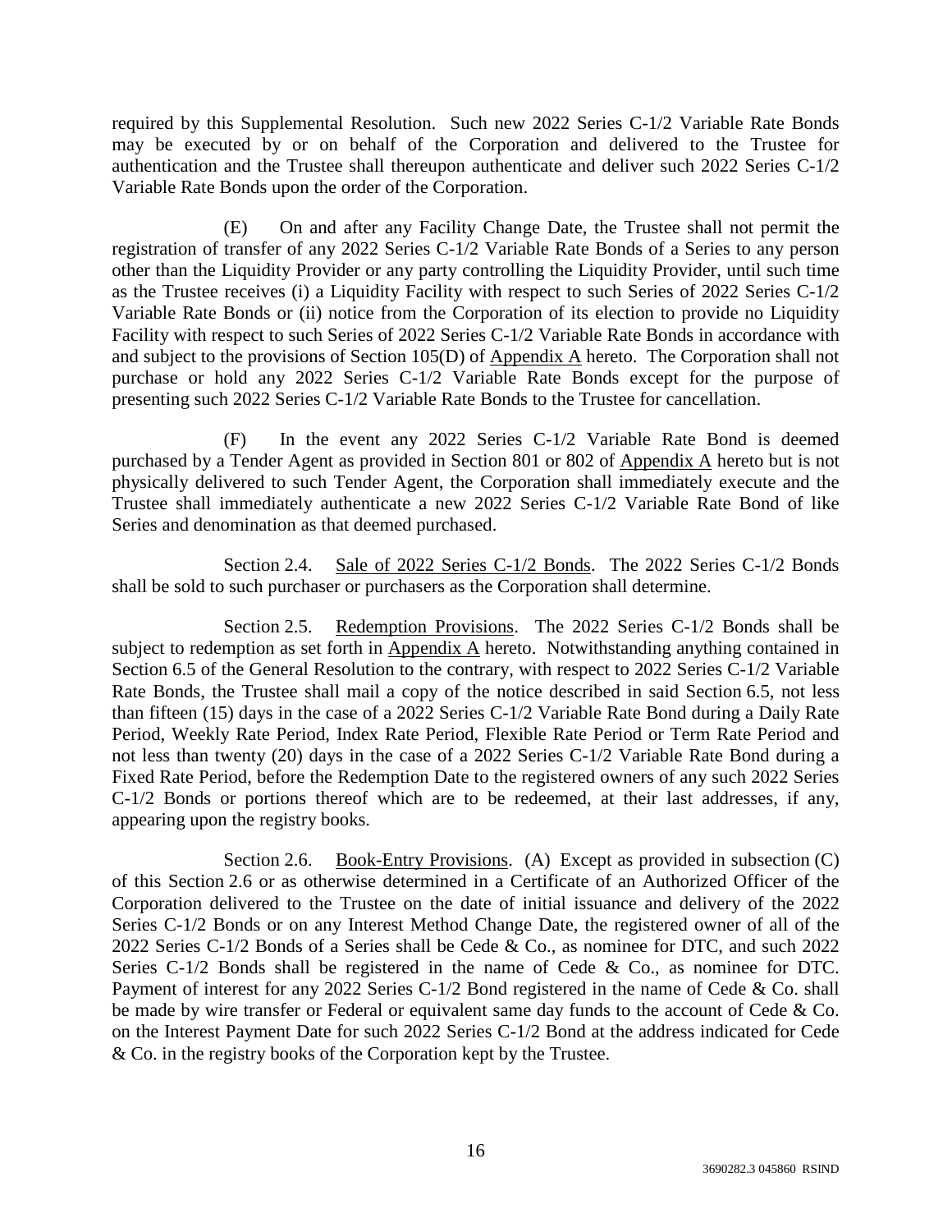required by this Supplemental Resolution. Such new 2022 Series C-1/2 Variable Rate Bonds may be executed by or on behalf of the Corporation and delivered to the Trustee for authentication and the Trustee shall thereupon authenticate and deliver such 2022 Series C-1/2 Variable Rate Bonds upon the order of the Corporation.

(E) On and after any Facility Change Date, the Trustee shall not permit the registration of transfer of any 2022 Series C-1/2 Variable Rate Bonds of a Series to any person other than the Liquidity Provider or any party controlling the Liquidity Provider, until such time as the Trustee receives (i) a Liquidity Facility with respect to such Series of 2022 Series C-1/2 Variable Rate Bonds or (ii) notice from the Corporation of its election to provide no Liquidity Facility with respect to such Series of 2022 Series C-1/2 Variable Rate Bonds in accordance with and subject to the provisions of Section 105(D) of Appendix A hereto. The Corporation shall not purchase or hold any 2022 Series C-1/2 Variable Rate Bonds except for the purpose of presenting such 2022 Series C-1/2 Variable Rate Bonds to the Trustee for cancellation.

(F) In the event any 2022 Series C-1/2 Variable Rate Bond is deemed purchased by a Tender Agent as provided in Section 801 or 802 of Appendix A hereto but is not physically delivered to such Tender Agent, the Corporation shall immediately execute and the Trustee shall immediately authenticate a new 2022 Series C-1/2 Variable Rate Bond of like Series and denomination as that deemed purchased.

Section 2.4. Sale of 2022 Series C-1/2 Bonds. The 2022 Series C-1/2 Bonds shall be sold to such purchaser or purchasers as the Corporation shall determine.

Section 2.5. Redemption Provisions. The 2022 Series C-1/2 Bonds shall be subject to redemption as set forth in Appendix A hereto. Notwithstanding anything contained in Section 6.5 of the General Resolution to the contrary, with respect to 2022 Series C-1/2 Variable Rate Bonds, the Trustee shall mail a copy of the notice described in said Section 6.5, not less than fifteen (15) days in the case of a 2022 Series C-1/2 Variable Rate Bond during a Daily Rate Period, Weekly Rate Period, Index Rate Period, Flexible Rate Period or Term Rate Period and not less than twenty (20) days in the case of a 2022 Series C-1/2 Variable Rate Bond during a Fixed Rate Period, before the Redemption Date to the registered owners of any such 2022 Series C-1/2 Bonds or portions thereof which are to be redeemed, at their last addresses, if any, appearing upon the registry books.

Section 2.6. Book-Entry Provisions. (A) Except as provided in subsection (C) of this Section 2.6 or as otherwise determined in a Certificate of an Authorized Officer of the Corporation delivered to the Trustee on the date of initial issuance and delivery of the 2022 Series C-1/2 Bonds or on any Interest Method Change Date, the registered owner of all of the 2022 Series C-1/2 Bonds of a Series shall be Cede & Co., as nominee for DTC, and such 2022 Series C-1/2 Bonds shall be registered in the name of Cede & Co., as nominee for DTC. Payment of interest for any 2022 Series C-1/2 Bond registered in the name of Cede & Co. shall be made by wire transfer or Federal or equivalent same day funds to the account of Cede & Co. on the Interest Payment Date for such 2022 Series C-1/2 Bond at the address indicated for Cede & Co. in the registry books of the Corporation kept by the Trustee.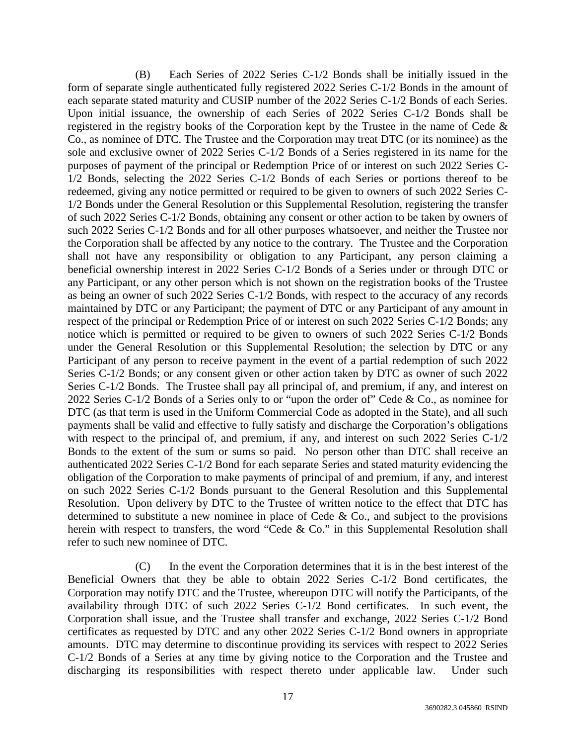(B) Each Series of 2022 Series C-1/2 Bonds shall be initially issued in the form of separate single authenticated fully registered 2022 Series C-1/2 Bonds in the amount of each separate stated maturity and CUSIP number of the 2022 Series C-1/2 Bonds of each Series. Upon initial issuance, the ownership of each Series of 2022 Series C-1/2 Bonds shall be registered in the registry books of the Corporation kept by the Trustee in the name of Cede & Co., as nominee of DTC. The Trustee and the Corporation may treat DTC (or its nominee) as the sole and exclusive owner of 2022 Series C-1/2 Bonds of a Series registered in its name for the purposes of payment of the principal or Redemption Price of or interest on such 2022 Series C-1/2 Bonds, selecting the 2022 Series C-1/2 Bonds of each Series or portions thereof to be redeemed, giving any notice permitted or required to be given to owners of such 2022 Series C-1/2 Bonds under the General Resolution or this Supplemental Resolution, registering the transfer of such 2022 Series C-1/2 Bonds, obtaining any consent or other action to be taken by owners of such 2022 Series C-1/2 Bonds and for all other purposes whatsoever, and neither the Trustee nor the Corporation shall be affected by any notice to the contrary. The Trustee and the Corporation shall not have any responsibility or obligation to any Participant, any person claiming a beneficial ownership interest in 2022 Series C-1/2 Bonds of a Series under or through DTC or any Participant, or any other person which is not shown on the registration books of the Trustee as being an owner of such 2022 Series C-1/2 Bonds, with respect to the accuracy of any records maintained by DTC or any Participant; the payment of DTC or any Participant of any amount in respect of the principal or Redemption Price of or interest on such 2022 Series C-1/2 Bonds; any notice which is permitted or required to be given to owners of such 2022 Series C-1/2 Bonds under the General Resolution or this Supplemental Resolution; the selection by DTC or any Participant of any person to receive payment in the event of a partial redemption of such 2022 Series C-1/2 Bonds; or any consent given or other action taken by DTC as owner of such 2022 Series C-1/2 Bonds. The Trustee shall pay all principal of, and premium, if any, and interest on 2022 Series C-1/2 Bonds of a Series only to or "upon the order of" Cede & Co., as nominee for DTC (as that term is used in the Uniform Commercial Code as adopted in the State), and all such payments shall be valid and effective to fully satisfy and discharge the Corporation's obligations with respect to the principal of, and premium, if any, and interest on such 2022 Series C-1/2 Bonds to the extent of the sum or sums so paid. No person other than DTC shall receive an authenticated 2022 Series C-1/2 Bond for each separate Series and stated maturity evidencing the obligation of the Corporation to make payments of principal of and premium, if any, and interest on such 2022 Series C-1/2 Bonds pursuant to the General Resolution and this Supplemental Resolution. Upon delivery by DTC to the Trustee of written notice to the effect that DTC has determined to substitute a new nominee in place of Cede & Co., and subject to the provisions herein with respect to transfers, the word "Cede & Co." in this Supplemental Resolution shall refer to such new nominee of DTC.

(C) In the event the Corporation determines that it is in the best interest of the Beneficial Owners that they be able to obtain 2022 Series C-1/2 Bond certificates, the Corporation may notify DTC and the Trustee, whereupon DTC will notify the Participants, of the availability through DTC of such 2022 Series C-1/2 Bond certificates. In such event, the Corporation shall issue, and the Trustee shall transfer and exchange, 2022 Series C-1/2 Bond certificates as requested by DTC and any other 2022 Series C-1/2 Bond owners in appropriate amounts. DTC may determine to discontinue providing its services with respect to 2022 Series C-1/2 Bonds of a Series at any time by giving notice to the Corporation and the Trustee and discharging its responsibilities with respect thereto under applicable law. Under such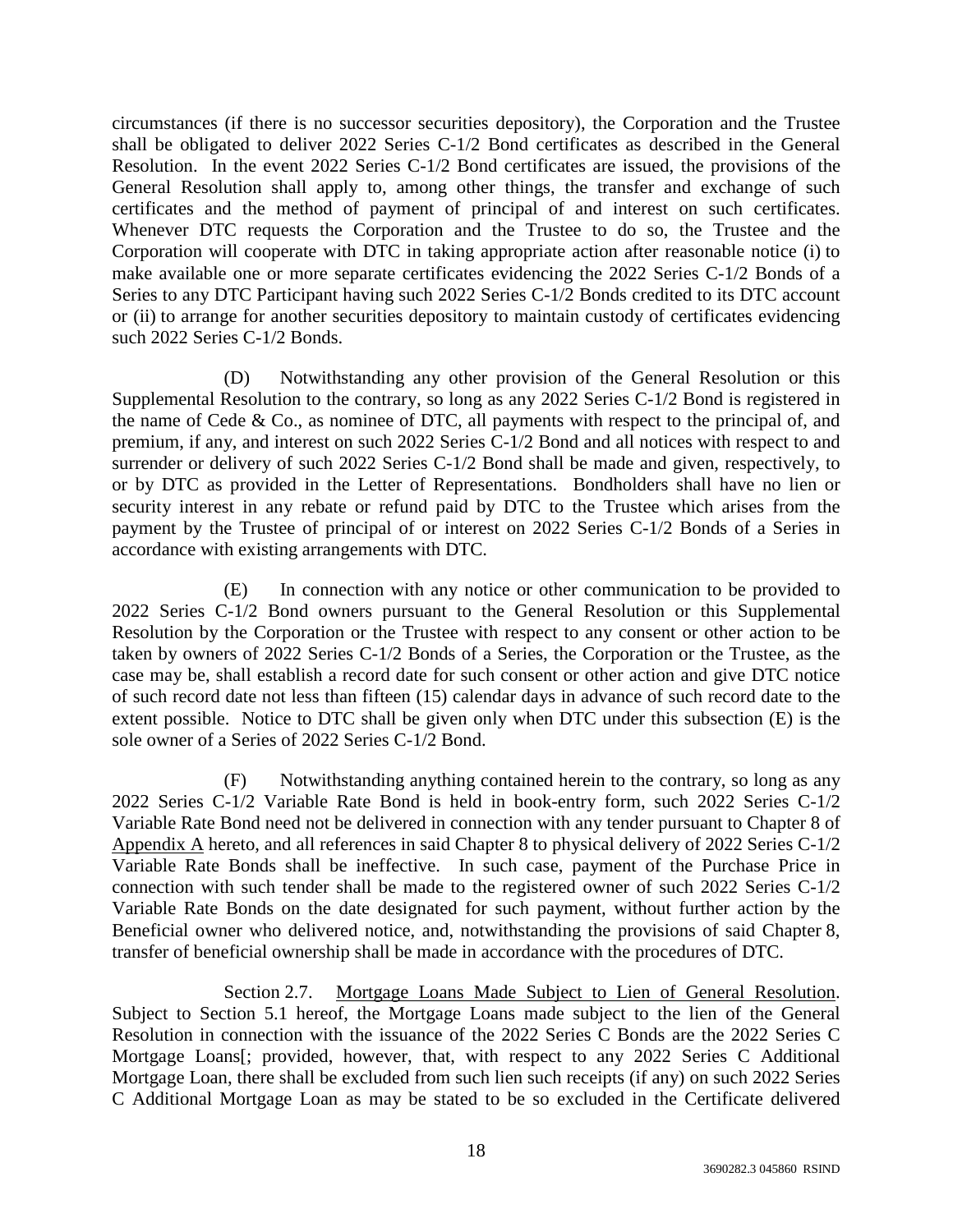circumstances (if there is no successor securities depository), the Corporation and the Trustee shall be obligated to deliver 2022 Series C-1/2 Bond certificates as described in the General Resolution. In the event 2022 Series C-1/2 Bond certificates are issued, the provisions of the General Resolution shall apply to, among other things, the transfer and exchange of such certificates and the method of payment of principal of and interest on such certificates. Whenever DTC requests the Corporation and the Trustee to do so, the Trustee and the Corporation will cooperate with DTC in taking appropriate action after reasonable notice (i) to make available one or more separate certificates evidencing the 2022 Series C-1/2 Bonds of a Series to any DTC Participant having such 2022 Series C-1/2 Bonds credited to its DTC account or (ii) to arrange for another securities depository to maintain custody of certificates evidencing such 2022 Series C-1/2 Bonds.

(D) Notwithstanding any other provision of the General Resolution or this Supplemental Resolution to the contrary, so long as any 2022 Series C-1/2 Bond is registered in the name of Cede & Co., as nominee of DTC, all payments with respect to the principal of, and premium, if any, and interest on such 2022 Series C-1/2 Bond and all notices with respect to and surrender or delivery of such 2022 Series C-1/2 Bond shall be made and given, respectively, to or by DTC as provided in the Letter of Representations. Bondholders shall have no lien or security interest in any rebate or refund paid by DTC to the Trustee which arises from the payment by the Trustee of principal of or interest on 2022 Series C-1/2 Bonds of a Series in accordance with existing arrangements with DTC.

(E) In connection with any notice or other communication to be provided to 2022 Series C-1/2 Bond owners pursuant to the General Resolution or this Supplemental Resolution by the Corporation or the Trustee with respect to any consent or other action to be taken by owners of 2022 Series C-1/2 Bonds of a Series, the Corporation or the Trustee, as the case may be, shall establish a record date for such consent or other action and give DTC notice of such record date not less than fifteen (15) calendar days in advance of such record date to the extent possible. Notice to DTC shall be given only when DTC under this subsection (E) is the sole owner of a Series of 2022 Series C-1/2 Bond.

(F) Notwithstanding anything contained herein to the contrary, so long as any 2022 Series C-1/2 Variable Rate Bond is held in book-entry form, such 2022 Series C-1/2 Variable Rate Bond need not be delivered in connection with any tender pursuant to Chapter 8 of Appendix A hereto, and all references in said Chapter 8 to physical delivery of 2022 Series C-1/2 Variable Rate Bonds shall be ineffective. In such case, payment of the Purchase Price in connection with such tender shall be made to the registered owner of such 2022 Series C-1/2 Variable Rate Bonds on the date designated for such payment, without further action by the Beneficial owner who delivered notice, and, notwithstanding the provisions of said Chapter 8, transfer of beneficial ownership shall be made in accordance with the procedures of DTC.

Section 2.7. Mortgage Loans Made Subject to Lien of General Resolution. Subject to Section 5.1 hereof, the Mortgage Loans made subject to the lien of the General Resolution in connection with the issuance of the 2022 Series C Bonds are the 2022 Series C Mortgage Loans[; provided, however, that, with respect to any 2022 Series C Additional Mortgage Loan, there shall be excluded from such lien such receipts (if any) on such 2022 Series C Additional Mortgage Loan as may be stated to be so excluded in the Certificate delivered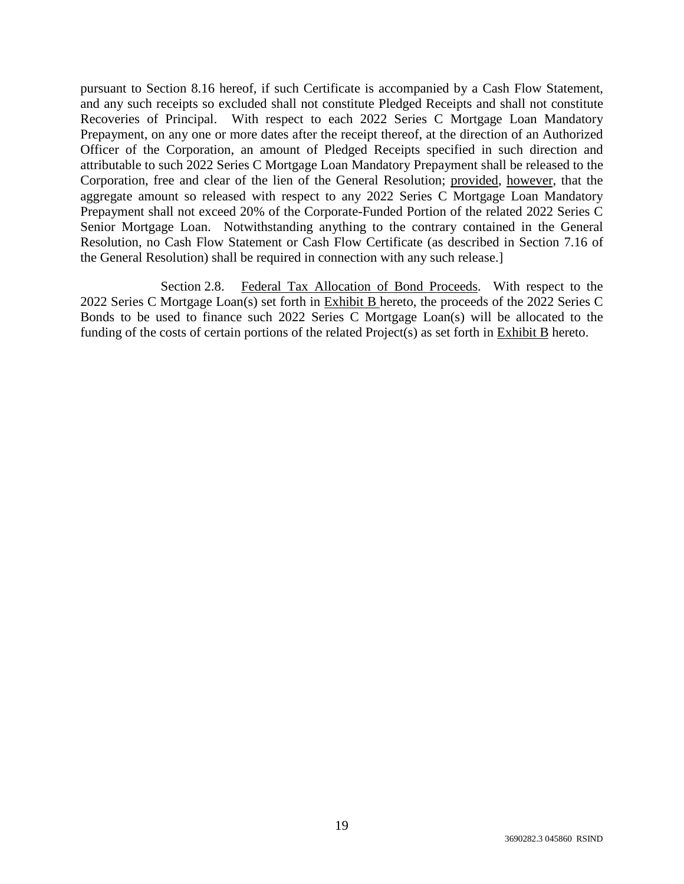pursuant to Section 8.16 hereof, if such Certificate is accompanied by a Cash Flow Statement, and any such receipts so excluded shall not constitute Pledged Receipts and shall not constitute Recoveries of Principal. With respect to each 2022 Series C Mortgage Loan Mandatory Prepayment, on any one or more dates after the receipt thereof, at the direction of an Authorized Officer of the Corporation, an amount of Pledged Receipts specified in such direction and attributable to such 2022 Series C Mortgage Loan Mandatory Prepayment shall be released to the Corporation, free and clear of the lien of the General Resolution; provided, however, that the aggregate amount so released with respect to any 2022 Series C Mortgage Loan Mandatory Prepayment shall not exceed 20% of the Corporate-Funded Portion of the related 2022 Series C Senior Mortgage Loan. Notwithstanding anything to the contrary contained in the General Resolution, no Cash Flow Statement or Cash Flow Certificate (as described in Section 7.16 of the General Resolution) shall be required in connection with any such release.]

Section 2.8. Federal Tax Allocation of Bond Proceeds. With respect to the 2022 Series C Mortgage Loan(s) set forth in Exhibit B hereto, the proceeds of the 2022 Series C Bonds to be used to finance such 2022 Series C Mortgage Loan(s) will be allocated to the funding of the costs of certain portions of the related Project(s) as set forth in Exhibit B hereto.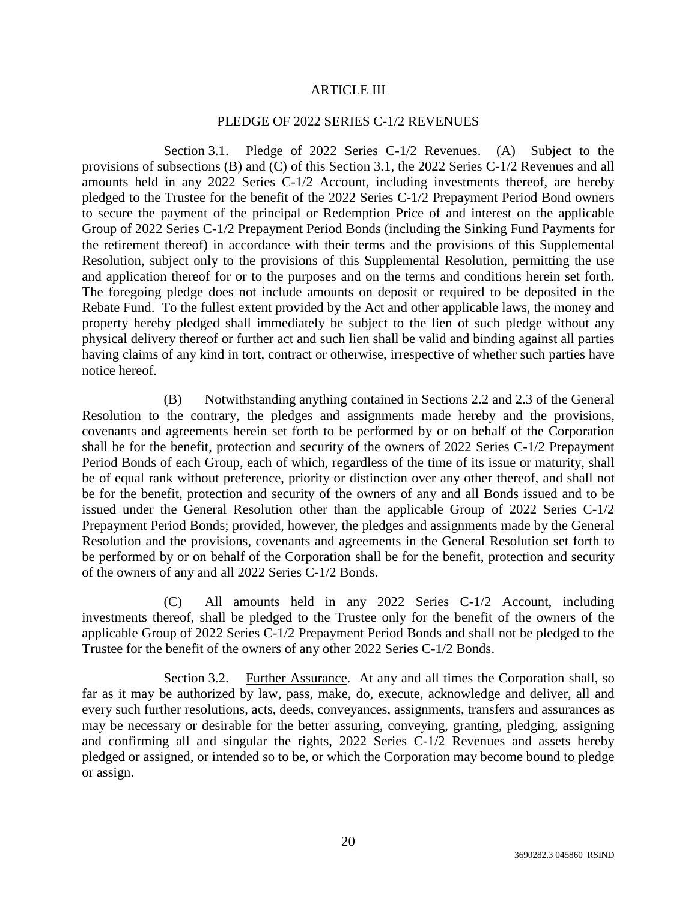# ARTICLE III

## PLEDGE OF 2022 SERIES C-1/2 REVENUES

Section 3.1. Pledge of 2022 Series C-1/2 Revenues. (A) Subject to the provisions of subsections (B) and (C) of this Section 3.1, the 2022 Series C-1/2 Revenues and all amounts held in any 2022 Series C-1/2 Account, including investments thereof, are hereby pledged to the Trustee for the benefit of the 2022 Series C-1/2 Prepayment Period Bond owners to secure the payment of the principal or Redemption Price of and interest on the applicable Group of 2022 Series C-1/2 Prepayment Period Bonds (including the Sinking Fund Payments for the retirement thereof) in accordance with their terms and the provisions of this Supplemental Resolution, subject only to the provisions of this Supplemental Resolution, permitting the use and application thereof for or to the purposes and on the terms and conditions herein set forth. The foregoing pledge does not include amounts on deposit or required to be deposited in the Rebate Fund. To the fullest extent provided by the Act and other applicable laws, the money and property hereby pledged shall immediately be subject to the lien of such pledge without any physical delivery thereof or further act and such lien shall be valid and binding against all parties having claims of any kind in tort, contract or otherwise, irrespective of whether such parties have notice hereof.

(B) Notwithstanding anything contained in Sections 2.2 and 2.3 of the General Resolution to the contrary, the pledges and assignments made hereby and the provisions, covenants and agreements herein set forth to be performed by or on behalf of the Corporation shall be for the benefit, protection and security of the owners of 2022 Series C-1/2 Prepayment Period Bonds of each Group, each of which, regardless of the time of its issue or maturity, shall be of equal rank without preference, priority or distinction over any other thereof, and shall not be for the benefit, protection and security of the owners of any and all Bonds issued and to be issued under the General Resolution other than the applicable Group of 2022 Series C-1/2 Prepayment Period Bonds; provided, however, the pledges and assignments made by the General Resolution and the provisions, covenants and agreements in the General Resolution set forth to be performed by or on behalf of the Corporation shall be for the benefit, protection and security of the owners of any and all 2022 Series C-1/2 Bonds.

(C) All amounts held in any 2022 Series C-1/2 Account, including investments thereof, shall be pledged to the Trustee only for the benefit of the owners of the applicable Group of 2022 Series C-1/2 Prepayment Period Bonds and shall not be pledged to the Trustee for the benefit of the owners of any other 2022 Series C-1/2 Bonds.

Section 3.2. Further Assurance. At any and all times the Corporation shall, so far as it may be authorized by law, pass, make, do, execute, acknowledge and deliver, all and every such further resolutions, acts, deeds, conveyances, assignments, transfers and assurances as may be necessary or desirable for the better assuring, conveying, granting, pledging, assigning and confirming all and singular the rights, 2022 Series C-1/2 Revenues and assets hereby pledged or assigned, or intended so to be, or which the Corporation may become bound to pledge or assign.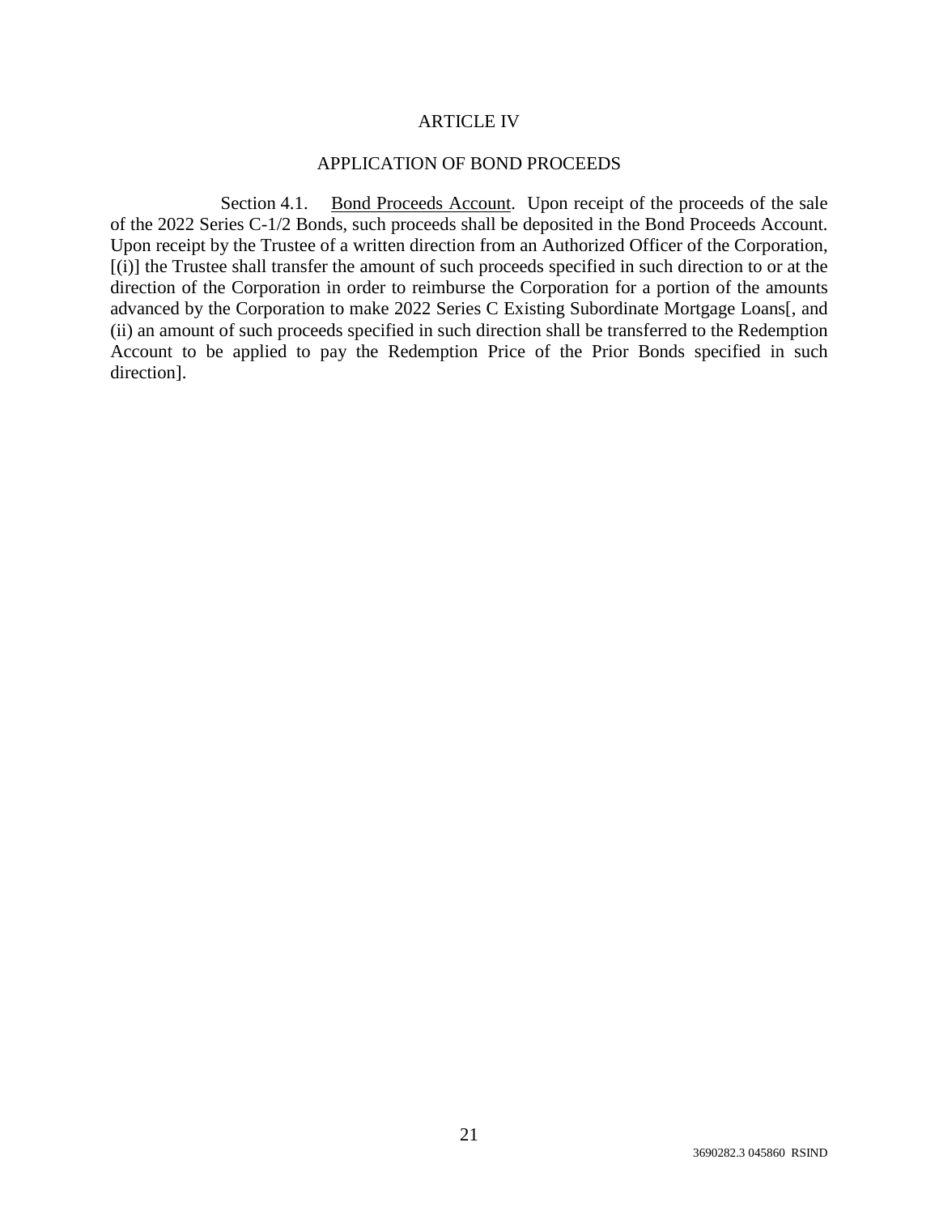# ARTICLE IV

## APPLICATION OF BOND PROCEEDS

Section 4.1. Bond Proceeds Account. Upon receipt of the proceeds of the sale of the 2022 Series C-1/2 Bonds, such proceeds shall be deposited in the Bond Proceeds Account. Upon receipt by the Trustee of a written direction from an Authorized Officer of the Corporation, [(i)] the Trustee shall transfer the amount of such proceeds specified in such direction to or at the direction of the Corporation in order to reimburse the Corporation for a portion of the amounts advanced by the Corporation to make 2022 Series C Existing Subordinate Mortgage Loans[, and (ii) an amount of such proceeds specified in such direction shall be transferred to the Redemption Account to be applied to pay the Redemption Price of the Prior Bonds specified in such direction].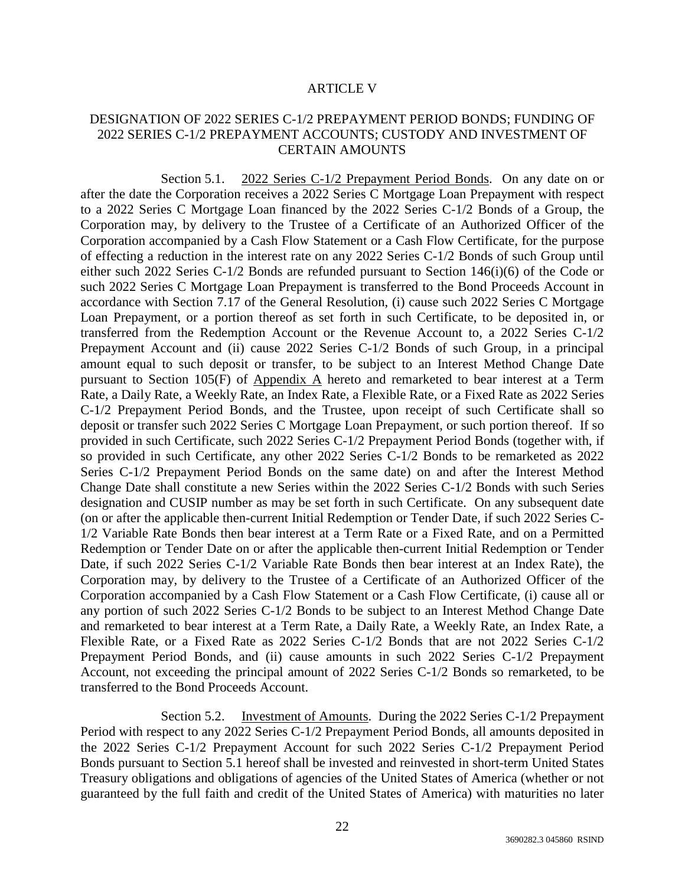## ARTICLE V

## DESIGNATION OF 2022 SERIES C-1/2 PREPAYMENT PERIOD BONDS; FUNDING OF 2022 SERIES C-1/2 PREPAYMENT ACCOUNTS; CUSTODY AND INVESTMENT OF CERTAIN AMOUNTS

Section 5.1. 2022 Series C-1/2 Prepayment Period Bonds. On any date on or after the date the Corporation receives a 2022 Series C Mortgage Loan Prepayment with respect to a 2022 Series C Mortgage Loan financed by the 2022 Series C-1/2 Bonds of a Group, the Corporation may, by delivery to the Trustee of a Certificate of an Authorized Officer of the Corporation accompanied by a Cash Flow Statement or a Cash Flow Certificate, for the purpose of effecting a reduction in the interest rate on any 2022 Series C-1/2 Bonds of such Group until either such 2022 Series C-1/2 Bonds are refunded pursuant to Section 146(i)(6) of the Code or such 2022 Series C Mortgage Loan Prepayment is transferred to the Bond Proceeds Account in accordance with Section 7.17 of the General Resolution, (i) cause such 2022 Series C Mortgage Loan Prepayment, or a portion thereof as set forth in such Certificate, to be deposited in, or transferred from the Redemption Account or the Revenue Account to, a 2022 Series C-1/2 Prepayment Account and (ii) cause 2022 Series C-1/2 Bonds of such Group, in a principal amount equal to such deposit or transfer, to be subject to an Interest Method Change Date pursuant to Section 105(F) of Appendix A hereto and remarketed to bear interest at a Term Rate, a Daily Rate, a Weekly Rate, an Index Rate, a Flexible Rate, or a Fixed Rate as 2022 Series C-1/2 Prepayment Period Bonds, and the Trustee, upon receipt of such Certificate shall so deposit or transfer such 2022 Series C Mortgage Loan Prepayment, or such portion thereof. If so provided in such Certificate, such 2022 Series C-1/2 Prepayment Period Bonds (together with, if so provided in such Certificate, any other 2022 Series C-1/2 Bonds to be remarketed as 2022 Series C-1/2 Prepayment Period Bonds on the same date) on and after the Interest Method Change Date shall constitute a new Series within the 2022 Series C-1/2 Bonds with such Series designation and CUSIP number as may be set forth in such Certificate. On any subsequent date (on or after the applicable then-current Initial Redemption or Tender Date, if such 2022 Series C-1/2 Variable Rate Bonds then bear interest at a Term Rate or a Fixed Rate, and on a Permitted Redemption or Tender Date on or after the applicable then-current Initial Redemption or Tender Date, if such 2022 Series C-1/2 Variable Rate Bonds then bear interest at an Index Rate), the Corporation may, by delivery to the Trustee of a Certificate of an Authorized Officer of the Corporation accompanied by a Cash Flow Statement or a Cash Flow Certificate, (i) cause all or any portion of such 2022 Series C-1/2 Bonds to be subject to an Interest Method Change Date and remarketed to bear interest at a Term Rate, a Daily Rate, a Weekly Rate, an Index Rate, a Flexible Rate, or a Fixed Rate as 2022 Series C-1/2 Bonds that are not 2022 Series C-1/2 Prepayment Period Bonds, and (ii) cause amounts in such 2022 Series C-1/2 Prepayment Account, not exceeding the principal amount of 2022 Series C-1/2 Bonds so remarketed, to be transferred to the Bond Proceeds Account.

Section 5.2. Investment of Amounts. During the 2022 Series C-1/2 Prepayment Period with respect to any 2022 Series C-1/2 Prepayment Period Bonds, all amounts deposited in the 2022 Series C-1/2 Prepayment Account for such 2022 Series C-1/2 Prepayment Period Bonds pursuant to Section 5.1 hereof shall be invested and reinvested in short-term United States Treasury obligations and obligations of agencies of the United States of America (whether or not guaranteed by the full faith and credit of the United States of America) with maturities no later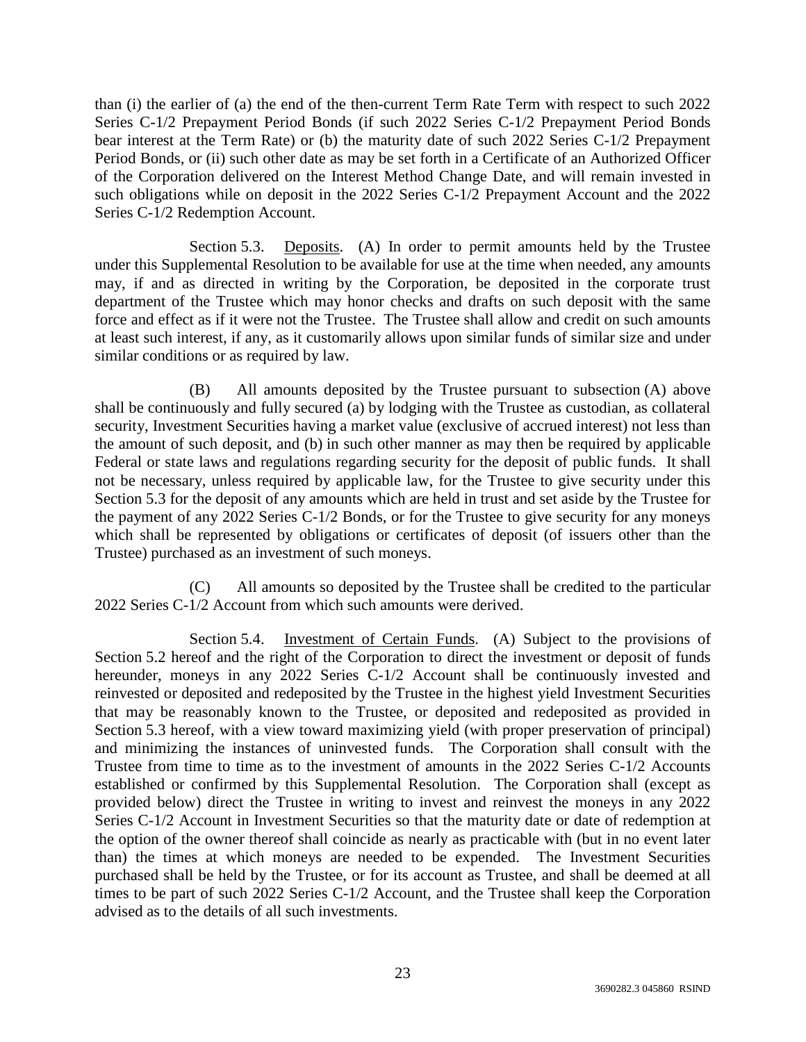than (i) the earlier of (a) the end of the then-current Term Rate Term with respect to such 2022 Series C-1/2 Prepayment Period Bonds (if such 2022 Series C-1/2 Prepayment Period Bonds bear interest at the Term Rate) or (b) the maturity date of such 2022 Series C-1/2 Prepayment Period Bonds, or (ii) such other date as may be set forth in a Certificate of an Authorized Officer of the Corporation delivered on the Interest Method Change Date, and will remain invested in such obligations while on deposit in the 2022 Series C-1/2 Prepayment Account and the 2022 Series C-1/2 Redemption Account.

Section 5.3. Deposits. (A) In order to permit amounts held by the Trustee under this Supplemental Resolution to be available for use at the time when needed, any amounts may, if and as directed in writing by the Corporation, be deposited in the corporate trust department of the Trustee which may honor checks and drafts on such deposit with the same force and effect as if it were not the Trustee. The Trustee shall allow and credit on such amounts at least such interest, if any, as it customarily allows upon similar funds of similar size and under similar conditions or as required by law.

(B) All amounts deposited by the Trustee pursuant to subsection (A) above shall be continuously and fully secured (a) by lodging with the Trustee as custodian, as collateral security, Investment Securities having a market value (exclusive of accrued interest) not less than the amount of such deposit, and (b) in such other manner as may then be required by applicable Federal or state laws and regulations regarding security for the deposit of public funds. It shall not be necessary, unless required by applicable law, for the Trustee to give security under this Section 5.3 for the deposit of any amounts which are held in trust and set aside by the Trustee for the payment of any 2022 Series C-1/2 Bonds, or for the Trustee to give security for any moneys which shall be represented by obligations or certificates of deposit (of issuers other than the Trustee) purchased as an investment of such moneys.

(C) All amounts so deposited by the Trustee shall be credited to the particular 2022 Series C-1/2 Account from which such amounts were derived.

Section 5.4. Investment of Certain Funds. (A) Subject to the provisions of Section 5.2 hereof and the right of the Corporation to direct the investment or deposit of funds hereunder, moneys in any 2022 Series C-1/2 Account shall be continuously invested and reinvested or deposited and redeposited by the Trustee in the highest yield Investment Securities that may be reasonably known to the Trustee, or deposited and redeposited as provided in Section 5.3 hereof, with a view toward maximizing yield (with proper preservation of principal) and minimizing the instances of uninvested funds. The Corporation shall consult with the Trustee from time to time as to the investment of amounts in the 2022 Series C-1/2 Accounts established or confirmed by this Supplemental Resolution. The Corporation shall (except as provided below) direct the Trustee in writing to invest and reinvest the moneys in any 2022 Series C-1/2 Account in Investment Securities so that the maturity date or date of redemption at the option of the owner thereof shall coincide as nearly as practicable with (but in no event later than) the times at which moneys are needed to be expended. The Investment Securities purchased shall be held by the Trustee, or for its account as Trustee, and shall be deemed at all times to be part of such 2022 Series C-1/2 Account, and the Trustee shall keep the Corporation advised as to the details of all such investments.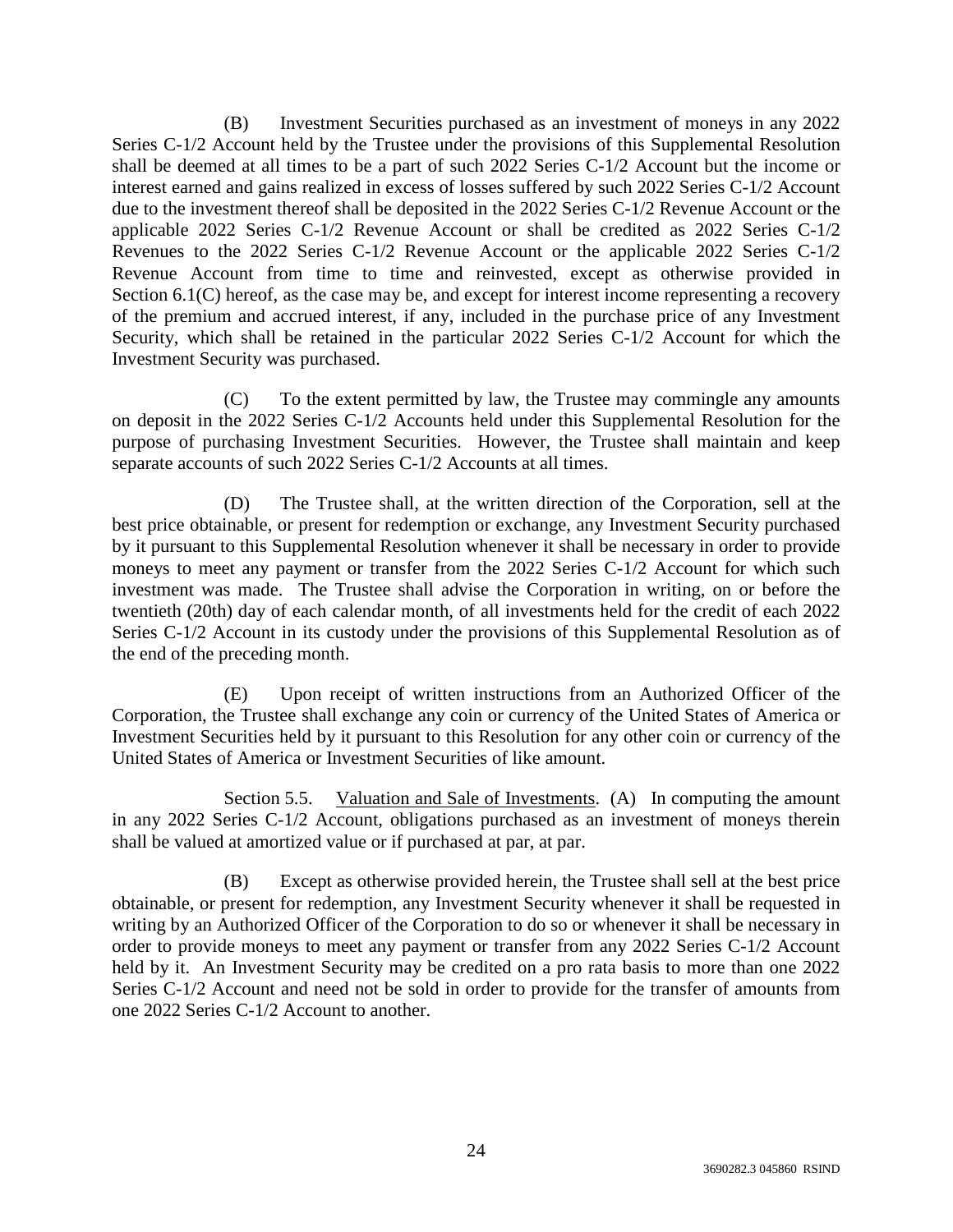(B) Investment Securities purchased as an investment of moneys in any 2022 Series C-1/2 Account held by the Trustee under the provisions of this Supplemental Resolution shall be deemed at all times to be a part of such 2022 Series C-1/2 Account but the income or interest earned and gains realized in excess of losses suffered by such 2022 Series C-1/2 Account due to the investment thereof shall be deposited in the 2022 Series C-1/2 Revenue Account or the applicable 2022 Series C-1/2 Revenue Account or shall be credited as 2022 Series C-1/2 Revenues to the 2022 Series C-1/2 Revenue Account or the applicable 2022 Series C-1/2 Revenue Account from time to time and reinvested, except as otherwise provided in Section 6.1(C) hereof, as the case may be, and except for interest income representing a recovery of the premium and accrued interest, if any, included in the purchase price of any Investment Security, which shall be retained in the particular 2022 Series C-1/2 Account for which the Investment Security was purchased.

(C) To the extent permitted by law, the Trustee may commingle any amounts on deposit in the 2022 Series C-1/2 Accounts held under this Supplemental Resolution for the purpose of purchasing Investment Securities. However, the Trustee shall maintain and keep separate accounts of such 2022 Series C-1/2 Accounts at all times.

(D) The Trustee shall, at the written direction of the Corporation, sell at the best price obtainable, or present for redemption or exchange, any Investment Security purchased by it pursuant to this Supplemental Resolution whenever it shall be necessary in order to provide moneys to meet any payment or transfer from the 2022 Series C-1/2 Account for which such investment was made. The Trustee shall advise the Corporation in writing, on or before the twentieth (20th) day of each calendar month, of all investments held for the credit of each 2022 Series C-1/2 Account in its custody under the provisions of this Supplemental Resolution as of the end of the preceding month.

(E) Upon receipt of written instructions from an Authorized Officer of the Corporation, the Trustee shall exchange any coin or currency of the United States of America or Investment Securities held by it pursuant to this Resolution for any other coin or currency of the United States of America or Investment Securities of like amount.

Section 5.5. Valuation and Sale of Investments. (A) In computing the amount in any 2022 Series C-1/2 Account, obligations purchased as an investment of moneys therein shall be valued at amortized value or if purchased at par, at par.

(B) Except as otherwise provided herein, the Trustee shall sell at the best price obtainable, or present for redemption, any Investment Security whenever it shall be requested in writing by an Authorized Officer of the Corporation to do so or whenever it shall be necessary in order to provide moneys to meet any payment or transfer from any 2022 Series C-1/2 Account held by it. An Investment Security may be credited on a pro rata basis to more than one 2022 Series C-1/2 Account and need not be sold in order to provide for the transfer of amounts from one 2022 Series C-1/2 Account to another.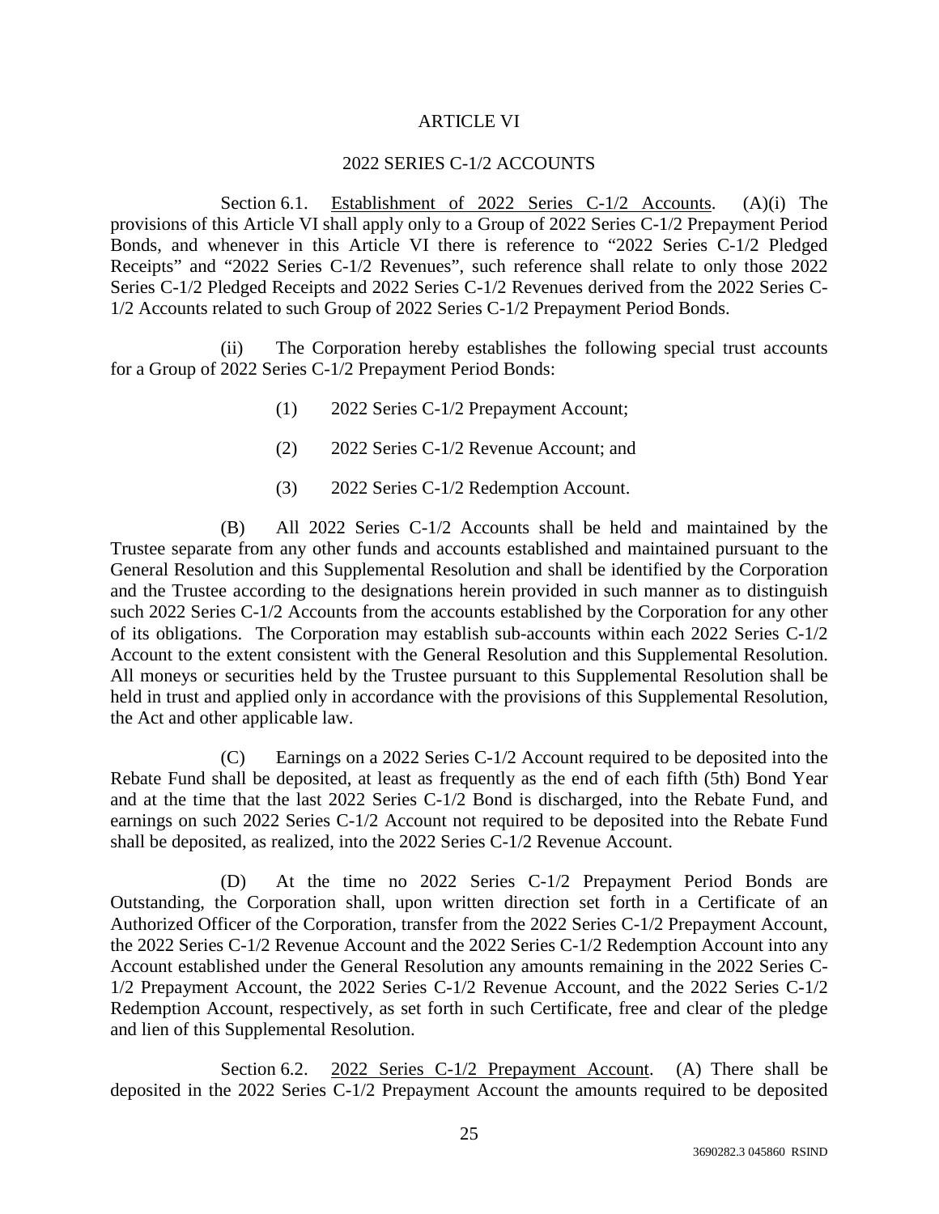## ARTICLE VI

## 2022 SERIES C-1/2 ACCOUNTS

Section 6.1. Establishment of 2022 Series C-1/2 Accounts. (A)(i) The provisions of this Article VI shall apply only to a Group of 2022 Series C-1/2 Prepayment Period Bonds, and whenever in this Article VI there is reference to "2022 Series C-1/2 Pledged Receipts" and "2022 Series C-1/2 Revenues", such reference shall relate to only those 2022 Series C-1/2 Pledged Receipts and 2022 Series C-1/2 Revenues derived from the 2022 Series C-1/2 Accounts related to such Group of 2022 Series C-1/2 Prepayment Period Bonds.

(ii) The Corporation hereby establishes the following special trust accounts for a Group of 2022 Series C-1/2 Prepayment Period Bonds:

(1) 2022 Series C-1/2 Prepayment Account;

(2) 2022 Series C-1/2 Revenue Account; and

(3) 2022 Series C-1/2 Redemption Account.

(B) All 2022 Series C-1/2 Accounts shall be held and maintained by the Trustee separate from any other funds and accounts established and maintained pursuant to the General Resolution and this Supplemental Resolution and shall be identified by the Corporation and the Trustee according to the designations herein provided in such manner as to distinguish such 2022 Series C-1/2 Accounts from the accounts established by the Corporation for any other of its obligations. The Corporation may establish sub-accounts within each 2022 Series C-1/2 Account to the extent consistent with the General Resolution and this Supplemental Resolution. All moneys or securities held by the Trustee pursuant to this Supplemental Resolution shall be held in trust and applied only in accordance with the provisions of this Supplemental Resolution, the Act and other applicable law.

(C) Earnings on a 2022 Series C-1/2 Account required to be deposited into the Rebate Fund shall be deposited, at least as frequently as the end of each fifth (5th) Bond Year and at the time that the last 2022 Series C-1/2 Bond is discharged, into the Rebate Fund, and earnings on such 2022 Series C-1/2 Account not required to be deposited into the Rebate Fund shall be deposited, as realized, into the 2022 Series C-1/2 Revenue Account.

(D) At the time no 2022 Series C-1/2 Prepayment Period Bonds are Outstanding, the Corporation shall, upon written direction set forth in a Certificate of an Authorized Officer of the Corporation, transfer from the 2022 Series C-1/2 Prepayment Account, the 2022 Series C-1/2 Revenue Account and the 2022 Series C-1/2 Redemption Account into any Account established under the General Resolution any amounts remaining in the 2022 Series C-1/2 Prepayment Account, the 2022 Series C-1/2 Revenue Account, and the 2022 Series C-1/2 Redemption Account, respectively, as set forth in such Certificate, free and clear of the pledge and lien of this Supplemental Resolution.

Section 6.2. 2022 Series C-1/2 Prepayment Account. (A) There shall be deposited in the 2022 Series C-1/2 Prepayment Account the amounts required to be deposited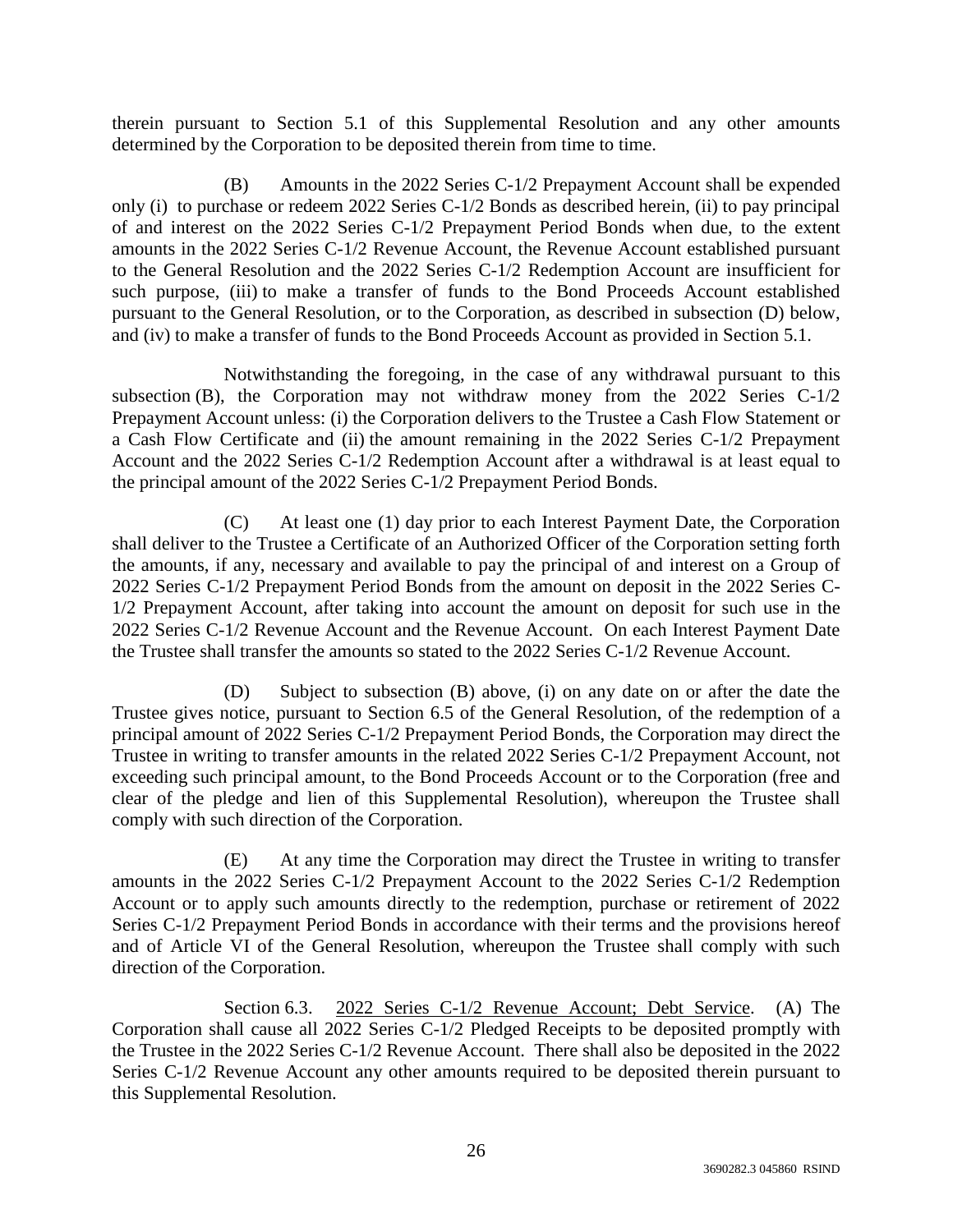therein pursuant to Section 5.1 of this Supplemental Resolution and any other amounts determined by the Corporation to be deposited therein from time to time.

(B) Amounts in the 2022 Series C-1/2 Prepayment Account shall be expended only (i) to purchase or redeem 2022 Series C-1/2 Bonds as described herein, (ii) to pay principal of and interest on the 2022 Series C-1/2 Prepayment Period Bonds when due, to the extent amounts in the 2022 Series C-1/2 Revenue Account, the Revenue Account established pursuant to the General Resolution and the 2022 Series C-1/2 Redemption Account are insufficient for such purpose, (iii) to make a transfer of funds to the Bond Proceeds Account established pursuant to the General Resolution, or to the Corporation, as described in subsection (D) below, and (iv) to make a transfer of funds to the Bond Proceeds Account as provided in Section 5.1.

Notwithstanding the foregoing, in the case of any withdrawal pursuant to this subsection (B), the Corporation may not withdraw money from the 2022 Series C-1/2 Prepayment Account unless: (i) the Corporation delivers to the Trustee a Cash Flow Statement or a Cash Flow Certificate and (ii) the amount remaining in the 2022 Series C-1/2 Prepayment Account and the 2022 Series C-1/2 Redemption Account after a withdrawal is at least equal to the principal amount of the 2022 Series C-1/2 Prepayment Period Bonds.

(C) At least one (1) day prior to each Interest Payment Date, the Corporation shall deliver to the Trustee a Certificate of an Authorized Officer of the Corporation setting forth the amounts, if any, necessary and available to pay the principal of and interest on a Group of 2022 Series C-1/2 Prepayment Period Bonds from the amount on deposit in the 2022 Series C-1/2 Prepayment Account, after taking into account the amount on deposit for such use in the 2022 Series C-1/2 Revenue Account and the Revenue Account. On each Interest Payment Date the Trustee shall transfer the amounts so stated to the 2022 Series C-1/2 Revenue Account.

(D) Subject to subsection (B) above, (i) on any date on or after the date the Trustee gives notice, pursuant to Section 6.5 of the General Resolution, of the redemption of a principal amount of 2022 Series C-1/2 Prepayment Period Bonds, the Corporation may direct the Trustee in writing to transfer amounts in the related 2022 Series C-1/2 Prepayment Account, not exceeding such principal amount, to the Bond Proceeds Account or to the Corporation (free and clear of the pledge and lien of this Supplemental Resolution), whereupon the Trustee shall comply with such direction of the Corporation.

(E) At any time the Corporation may direct the Trustee in writing to transfer amounts in the 2022 Series C-1/2 Prepayment Account to the 2022 Series C-1/2 Redemption Account or to apply such amounts directly to the redemption, purchase or retirement of 2022 Series C-1/2 Prepayment Period Bonds in accordance with their terms and the provisions hereof and of Article VI of the General Resolution, whereupon the Trustee shall comply with such direction of the Corporation.

Section 6.3. 2022 Series C-1/2 Revenue Account; Debt Service. (A) The Corporation shall cause all 2022 Series C-1/2 Pledged Receipts to be deposited promptly with the Trustee in the 2022 Series C-1/2 Revenue Account. There shall also be deposited in the 2022 Series C-1/2 Revenue Account any other amounts required to be deposited therein pursuant to this Supplemental Resolution.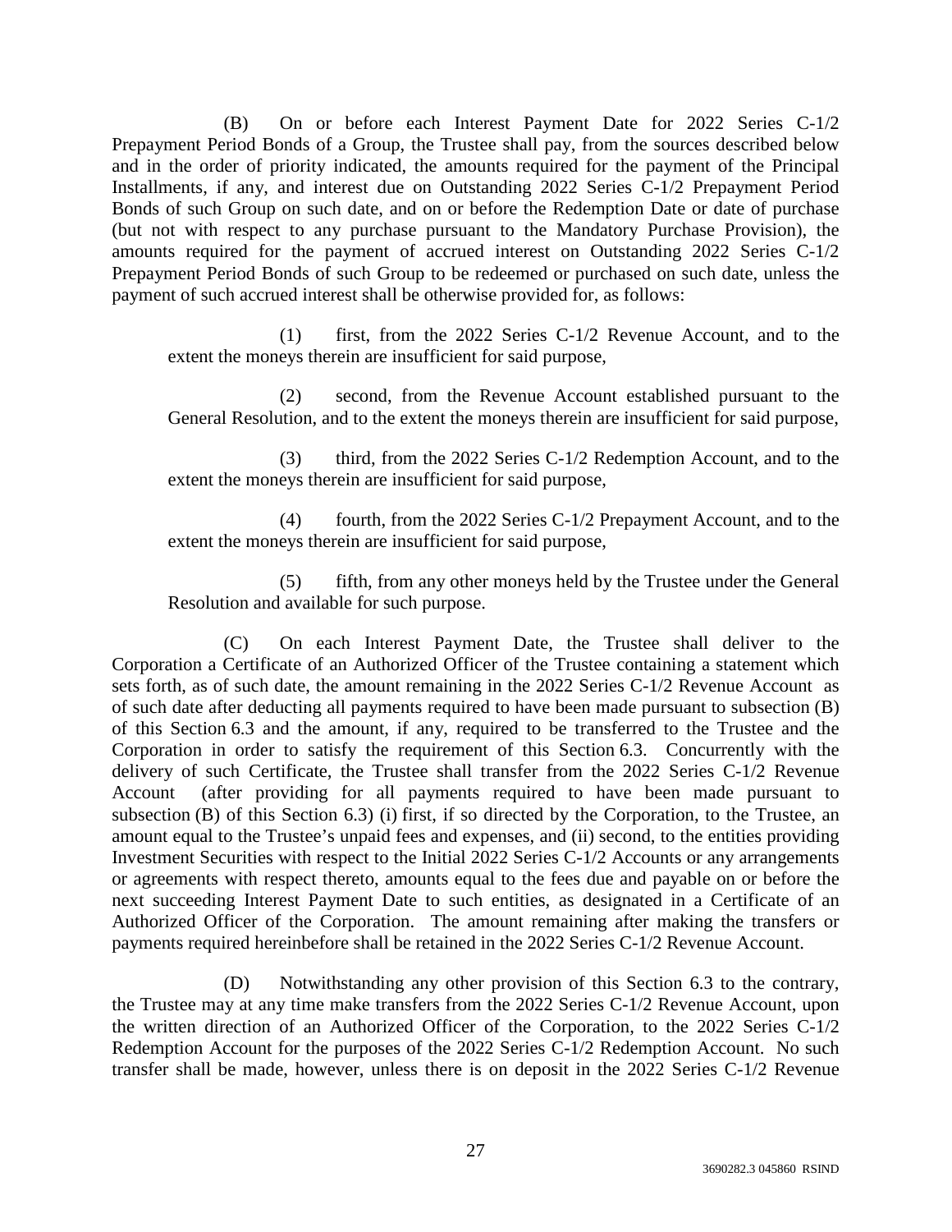(B) On or before each Interest Payment Date for 2022 Series C-1/2 Prepayment Period Bonds of a Group, the Trustee shall pay, from the sources described below and in the order of priority indicated, the amounts required for the payment of the Principal Installments, if any, and interest due on Outstanding 2022 Series C-1/2 Prepayment Period Bonds of such Group on such date, and on or before the Redemption Date or date of purchase (but not with respect to any purchase pursuant to the Mandatory Purchase Provision), the amounts required for the payment of accrued interest on Outstanding 2022 Series C-1/2 Prepayment Period Bonds of such Group to be redeemed or purchased on such date, unless the payment of such accrued interest shall be otherwise provided for, as follows:

(1) first, from the 2022 Series C-1/2 Revenue Account, and to the extent the moneys therein are insufficient for said purpose,

(2) second, from the Revenue Account established pursuant to the General Resolution, and to the extent the moneys therein are insufficient for said purpose,

(3) third, from the 2022 Series C-1/2 Redemption Account, and to the extent the moneys therein are insufficient for said purpose,

(4) fourth, from the 2022 Series C-1/2 Prepayment Account, and to the extent the moneys therein are insufficient for said purpose,

(5) fifth, from any other moneys held by the Trustee under the General Resolution and available for such purpose.

(C) On each Interest Payment Date, the Trustee shall deliver to the Corporation a Certificate of an Authorized Officer of the Trustee containing a statement which sets forth, as of such date, the amount remaining in the 2022 Series C-1/2 Revenue Account as of such date after deducting all payments required to have been made pursuant to subsection (B) of this Section 6.3 and the amount, if any, required to be transferred to the Trustee and the Corporation in order to satisfy the requirement of this Section 6.3. Concurrently with the delivery of such Certificate, the Trustee shall transfer from the 2022 Series C-1/2 Revenue Account (after providing for all payments required to have been made pursuant to subsection (B) of this Section 6.3) (i) first, if so directed by the Corporation, to the Trustee, an amount equal to the Trustee's unpaid fees and expenses, and (ii) second, to the entities providing Investment Securities with respect to the Initial 2022 Series C-1/2 Accounts or any arrangements or agreements with respect thereto, amounts equal to the fees due and payable on or before the next succeeding Interest Payment Date to such entities, as designated in a Certificate of an Authorized Officer of the Corporation. The amount remaining after making the transfers or payments required hereinbefore shall be retained in the 2022 Series C-1/2 Revenue Account.

(D) Notwithstanding any other provision of this Section 6.3 to the contrary, the Trustee may at any time make transfers from the 2022 Series C-1/2 Revenue Account, upon the written direction of an Authorized Officer of the Corporation, to the 2022 Series C-1/2 Redemption Account for the purposes of the 2022 Series C-1/2 Redemption Account. No such transfer shall be made, however, unless there is on deposit in the 2022 Series C-1/2 Revenue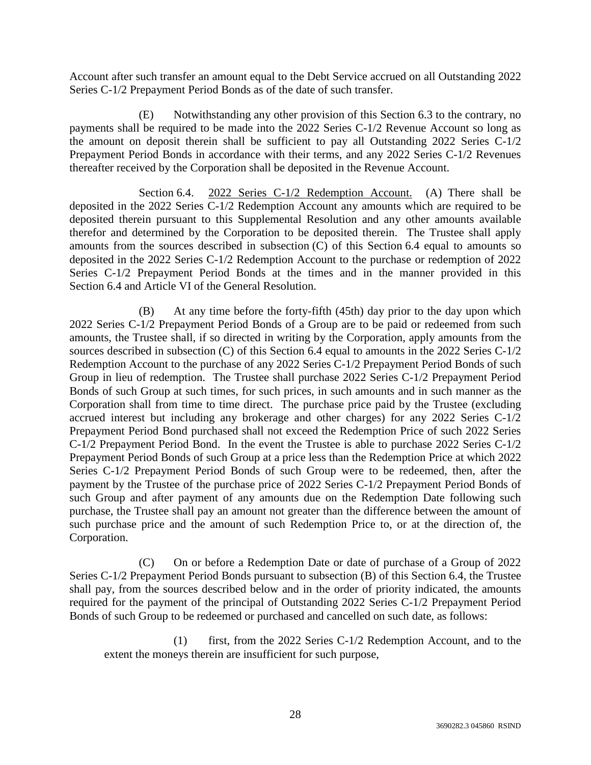Account after such transfer an amount equal to the Debt Service accrued on all Outstanding 2022 Series C-1/2 Prepayment Period Bonds as of the date of such transfer.

(E) Notwithstanding any other provision of this Section 6.3 to the contrary, no payments shall be required to be made into the 2022 Series C-1/2 Revenue Account so long as the amount on deposit therein shall be sufficient to pay all Outstanding 2022 Series C-1/2 Prepayment Period Bonds in accordance with their terms, and any 2022 Series C-1/2 Revenues thereafter received by the Corporation shall be deposited in the Revenue Account.

Section 6.4. 2022 Series C-1/2 Redemption Account. (A) There shall be deposited in the 2022 Series C-1/2 Redemption Account any amounts which are required to be deposited therein pursuant to this Supplemental Resolution and any other amounts available therefor and determined by the Corporation to be deposited therein. The Trustee shall apply amounts from the sources described in subsection (C) of this Section 6.4 equal to amounts so deposited in the 2022 Series C-1/2 Redemption Account to the purchase or redemption of 2022 Series C-1/2 Prepayment Period Bonds at the times and in the manner provided in this Section 6.4 and Article VI of the General Resolution.

(B) At any time before the forty-fifth (45th) day prior to the day upon which 2022 Series C-1/2 Prepayment Period Bonds of a Group are to be paid or redeemed from such amounts, the Trustee shall, if so directed in writing by the Corporation, apply amounts from the sources described in subsection (C) of this Section 6.4 equal to amounts in the 2022 Series C-1/2 Redemption Account to the purchase of any 2022 Series C-1/2 Prepayment Period Bonds of such Group in lieu of redemption. The Trustee shall purchase 2022 Series C-1/2 Prepayment Period Bonds of such Group at such times, for such prices, in such amounts and in such manner as the Corporation shall from time to time direct. The purchase price paid by the Trustee (excluding accrued interest but including any brokerage and other charges) for any 2022 Series C-1/2 Prepayment Period Bond purchased shall not exceed the Redemption Price of such 2022 Series C-1/2 Prepayment Period Bond. In the event the Trustee is able to purchase 2022 Series C-1/2 Prepayment Period Bonds of such Group at a price less than the Redemption Price at which 2022 Series C-1/2 Prepayment Period Bonds of such Group were to be redeemed, then, after the payment by the Trustee of the purchase price of 2022 Series C-1/2 Prepayment Period Bonds of such Group and after payment of any amounts due on the Redemption Date following such purchase, the Trustee shall pay an amount not greater than the difference between the amount of such purchase price and the amount of such Redemption Price to, or at the direction of, the Corporation.

(C) On or before a Redemption Date or date of purchase of a Group of 2022 Series C-1/2 Prepayment Period Bonds pursuant to subsection (B) of this Section 6.4, the Trustee shall pay, from the sources described below and in the order of priority indicated, the amounts required for the payment of the principal of Outstanding 2022 Series C-1/2 Prepayment Period Bonds of such Group to be redeemed or purchased and cancelled on such date, as follows:

(1) first, from the 2022 Series C-1/2 Redemption Account, and to the extent the moneys therein are insufficient for such purpose,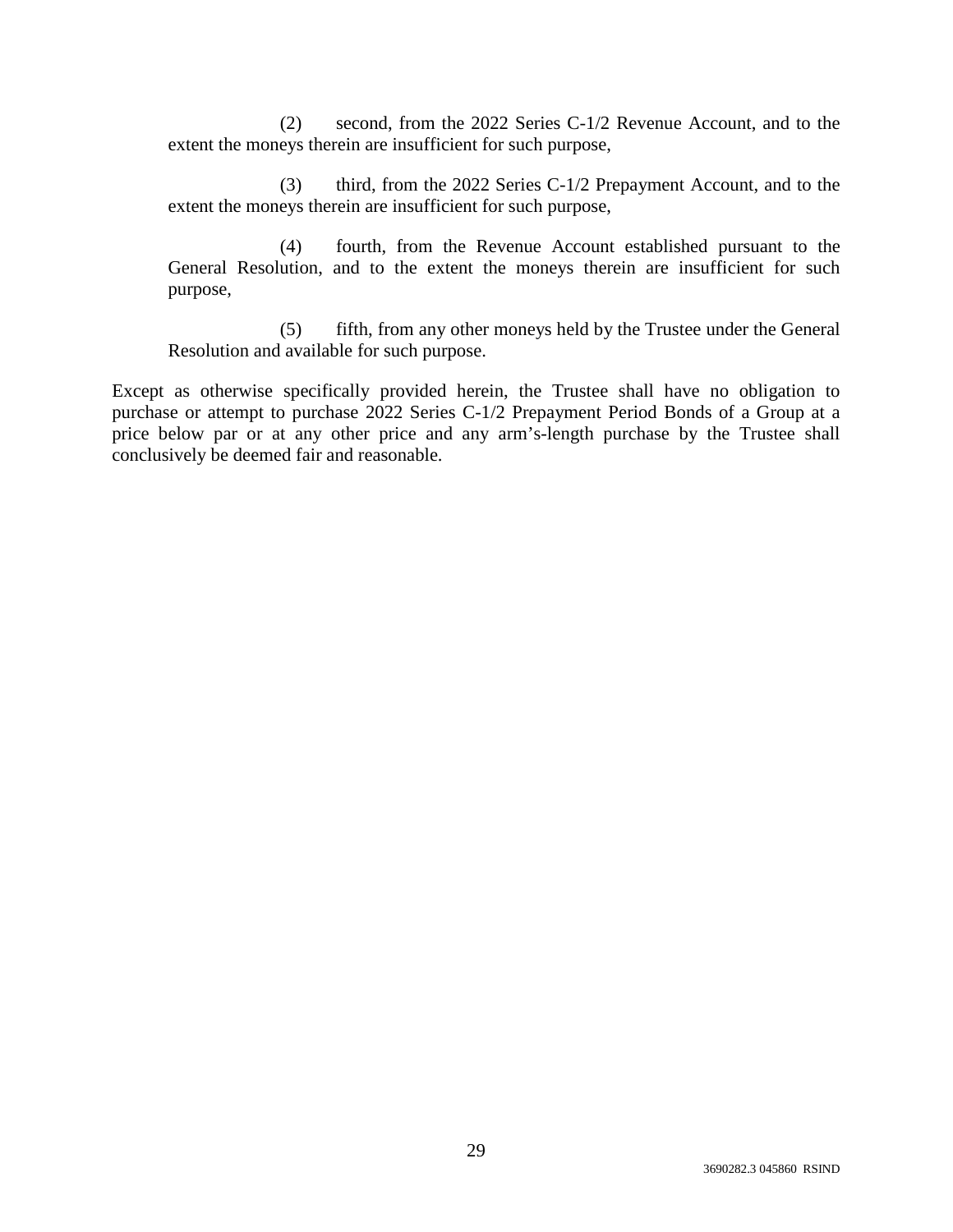(2) second, from the 2022 Series C-1/2 Revenue Account, and to the extent the moneys therein are insufficient for such purpose,

(3) third, from the 2022 Series C-1/2 Prepayment Account, and to the extent the moneys therein are insufficient for such purpose,

(4) fourth, from the Revenue Account established pursuant to the General Resolution, and to the extent the moneys therein are insufficient for such purpose,

(5) fifth, from any other moneys held by the Trustee under the General Resolution and available for such purpose.

Except as otherwise specifically provided herein, the Trustee shall have no obligation to purchase or attempt to purchase 2022 Series C-1/2 Prepayment Period Bonds of a Group at a price below par or at any other price and any arm's-length purchase by the Trustee shall conclusively be deemed fair and reasonable.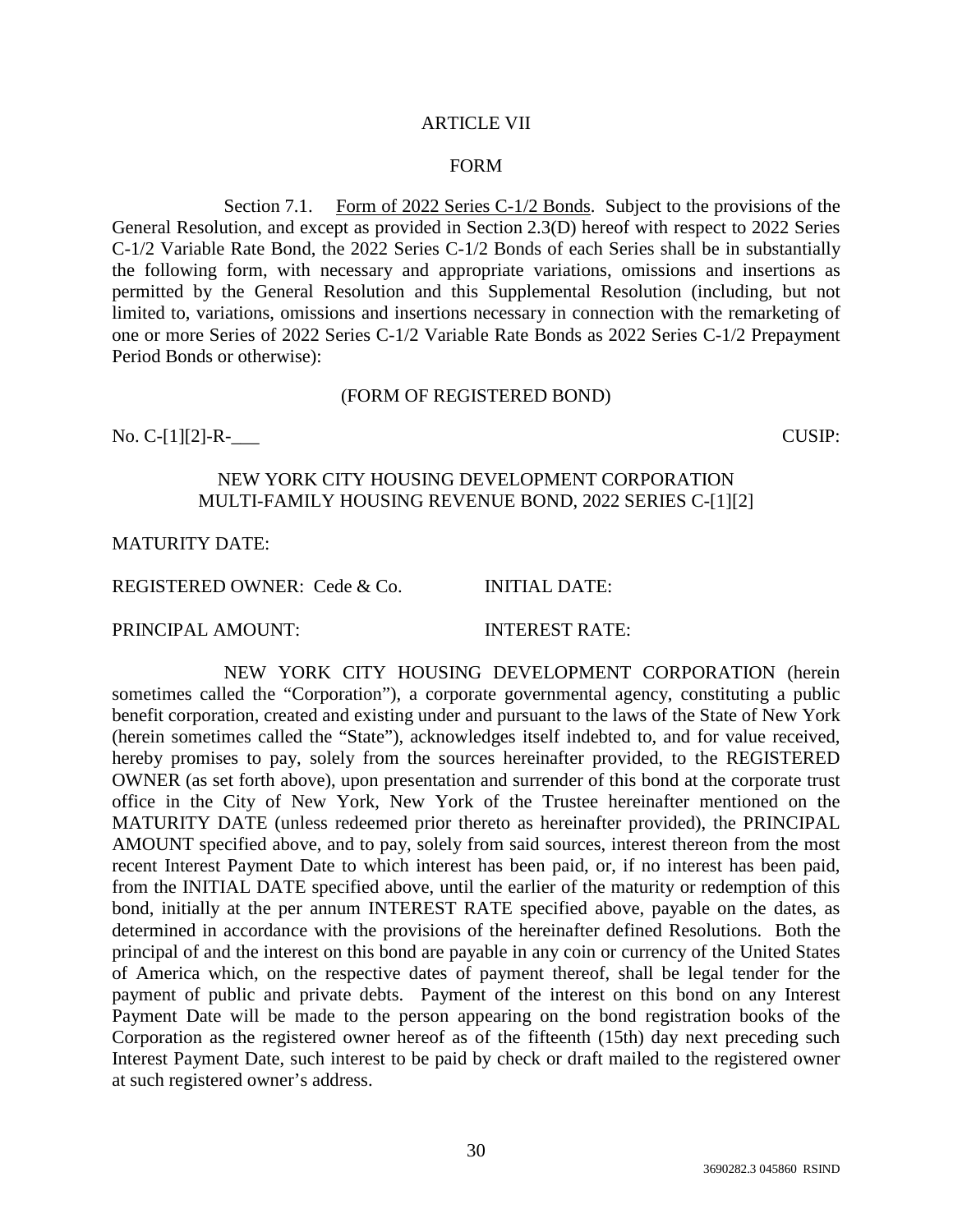# ARTICLE VII

## FORM

Section 7.1. Form of 2022 Series C-1/2 Bonds. Subject to the provisions of the General Resolution, and except as provided in Section 2.3(D) hereof with respect to 2022 Series C-1/2 Variable Rate Bond, the 2022 Series C-1/2 Bonds of each Series shall be in substantially the following form, with necessary and appropriate variations, omissions and insertions as permitted by the General Resolution and this Supplemental Resolution (including, but not limited to, variations, omissions and insertions necessary in connection with the remarketing of one or more Series of 2022 Series C-1/2 Variable Rate Bonds as 2022 Series C-1/2 Prepayment Period Bonds or otherwise):

(FORM OF REGISTERED BOND)

No. C-[1][2]-R-___ CUSIP:

NEW YORK CITY HOUSING DEVELOPMENT CORPORATION
MULTI-FAMILY HOUSING REVENUE BOND, 2022 SERIES C-[1][2]

MATURITY DATE:

REGISTERED OWNER: Cede & Co. INITIAL DATE:

PRINCIPAL AMOUNT: INTEREST RATE:

NEW YORK CITY HOUSING DEVELOPMENT CORPORATION (herein sometimes called the "Corporation"), a corporate governmental agency, constituting a public benefit corporation, created and existing under and pursuant to the laws of the State of New York (herein sometimes called the "State"), acknowledges itself indebted to, and for value received, hereby promises to pay, solely from the sources hereinafter provided, to the REGISTERED OWNER (as set forth above), upon presentation and surrender of this bond at the corporate trust office in the City of New York, New York of the Trustee hereinafter mentioned on the MATURITY DATE (unless redeemed prior thereto as hereinafter provided), the PRINCIPAL AMOUNT specified above, and to pay, solely from said sources, interest thereon from the most recent Interest Payment Date to which interest has been paid, or, if no interest has been paid, from the INITIAL DATE specified above, until the earlier of the maturity or redemption of this bond, initially at the per annum INTEREST RATE specified above, payable on the dates, as determined in accordance with the provisions of the hereinafter defined Resolutions. Both the principal of and the interest on this bond are payable in any coin or currency of the United States of America which, on the respective dates of payment thereof, shall be legal tender for the payment of public and private debts. Payment of the interest on this bond on any Interest Payment Date will be made to the person appearing on the bond registration books of the Corporation as the registered owner hereof as of the fifteenth (15th) day next preceding such Interest Payment Date, such interest to be paid by check or draft mailed to the registered owner at such registered owner's address.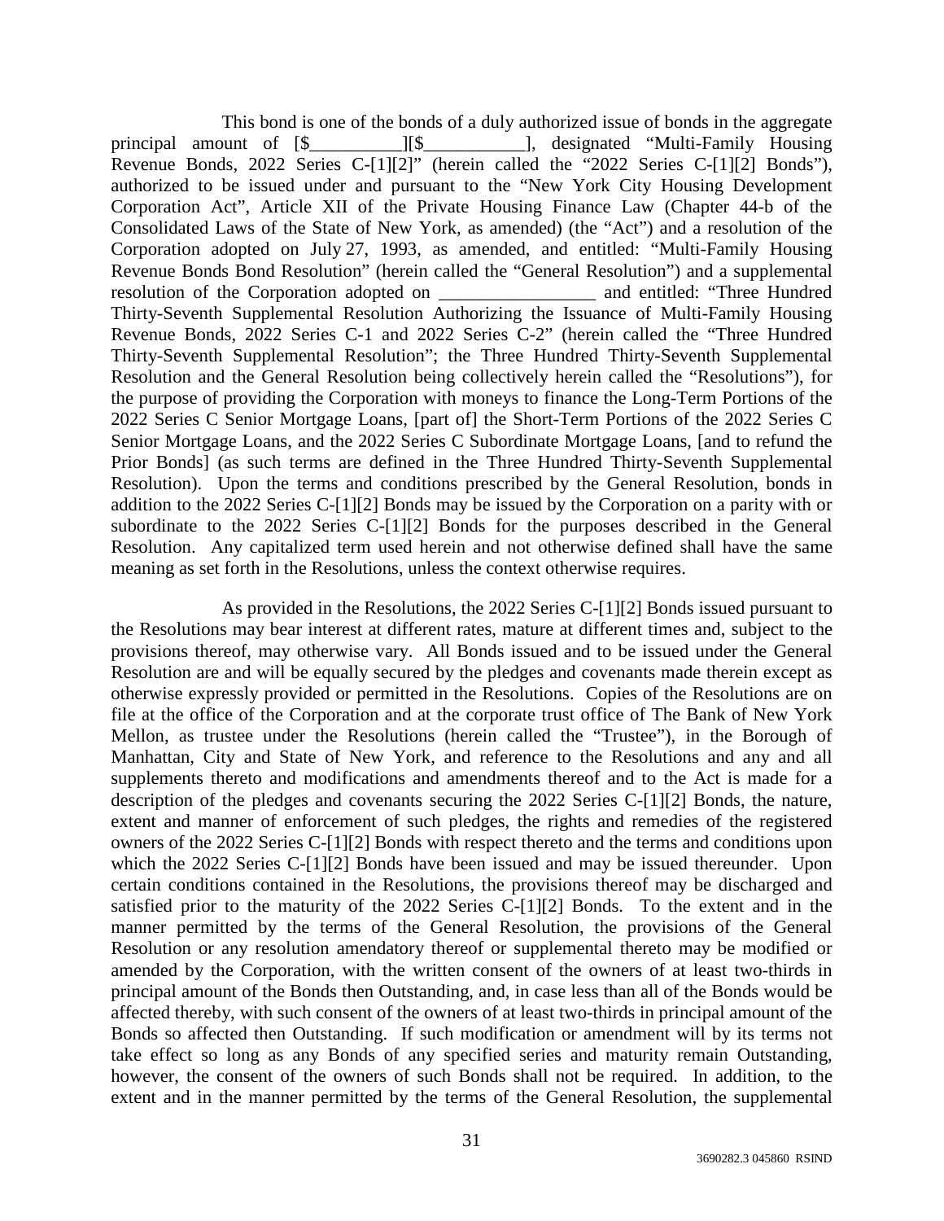This bond is one of the bonds of a duly authorized issue of bonds in the aggregate principal amount of [$__________][$___________], designated "Multi-Family Housing Revenue Bonds, 2022 Series C-[1][2]" (herein called the "2022 Series C-[1][2] Bonds"), authorized to be issued under and pursuant to the "New York City Housing Development Corporation Act", Article XII of the Private Housing Finance Law (Chapter 44-b of the Consolidated Laws of the State of New York, as amended) (the "Act") and a resolution of the Corporation adopted on July 27, 1993, as amended, and entitled: "Multi-Family Housing Revenue Bonds Bond Resolution" (herein called the "General Resolution") and a supplemental resolution of the Corporation adopted on _________________ and entitled: "Three Hundred Thirty-Seventh Supplemental Resolution Authorizing the Issuance of Multi-Family Housing Revenue Bonds, 2022 Series C-1 and 2022 Series C-2" (herein called the "Three Hundred Thirty-Seventh Supplemental Resolution"; the Three Hundred Thirty-Seventh Supplemental Resolution and the General Resolution being collectively herein called the "Resolutions"), for the purpose of providing the Corporation with moneys to finance the Long-Term Portions of the 2022 Series C Senior Mortgage Loans, [part of] the Short-Term Portions of the 2022 Series C Senior Mortgage Loans, and the 2022 Series C Subordinate Mortgage Loans, [and to refund the Prior Bonds] (as such terms are defined in the Three Hundred Thirty-Seventh Supplemental Resolution). Upon the terms and conditions prescribed by the General Resolution, bonds in addition to the 2022 Series C-[1][2] Bonds may be issued by the Corporation on a parity with or subordinate to the 2022 Series C-[1][2] Bonds for the purposes described in the General Resolution. Any capitalized term used herein and not otherwise defined shall have the same meaning as set forth in the Resolutions, unless the context otherwise requires.

As provided in the Resolutions, the 2022 Series C-[1][2] Bonds issued pursuant to the Resolutions may bear interest at different rates, mature at different times and, subject to the provisions thereof, may otherwise vary. All Bonds issued and to be issued under the General Resolution are and will be equally secured by the pledges and covenants made therein except as otherwise expressly provided or permitted in the Resolutions. Copies of the Resolutions are on file at the office of the Corporation and at the corporate trust office of The Bank of New York Mellon, as trustee under the Resolutions (herein called the "Trustee"), in the Borough of Manhattan, City and State of New York, and reference to the Resolutions and any and all supplements thereto and modifications and amendments thereof and to the Act is made for a description of the pledges and covenants securing the 2022 Series C-[1][2] Bonds, the nature, extent and manner of enforcement of such pledges, the rights and remedies of the registered owners of the 2022 Series C-[1][2] Bonds with respect thereto and the terms and conditions upon which the 2022 Series C-[1][2] Bonds have been issued and may be issued thereunder. Upon certain conditions contained in the Resolutions, the provisions thereof may be discharged and satisfied prior to the maturity of the 2022 Series C-[1][2] Bonds. To the extent and in the manner permitted by the terms of the General Resolution, the provisions of the General Resolution or any resolution amendatory thereof or supplemental thereto may be modified or amended by the Corporation, with the written consent of the owners of at least two-thirds in principal amount of the Bonds then Outstanding, and, in case less than all of the Bonds would be affected thereby, with such consent of the owners of at least two-thirds in principal amount of the Bonds so affected then Outstanding. If such modification or amendment will by its terms not take effect so long as any Bonds of any specified series and maturity remain Outstanding, however, the consent of the owners of such Bonds shall not be required. In addition, to the extent and in the manner permitted by the terms of the General Resolution, the supplemental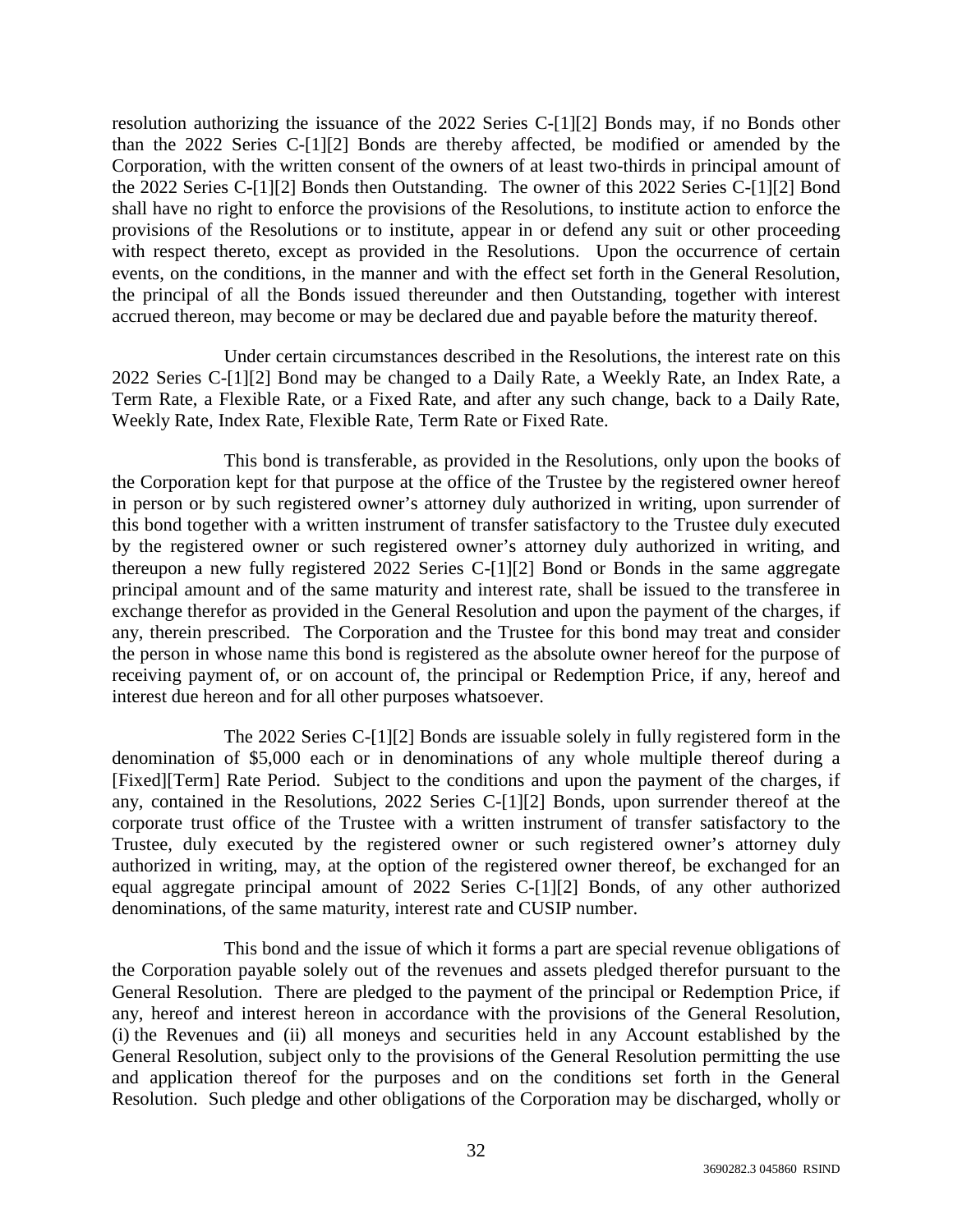resolution authorizing the issuance of the 2022 Series C-[1][2] Bonds may, if no Bonds other than the 2022 Series C-[1][2] Bonds are thereby affected, be modified or amended by the Corporation, with the written consent of the owners of at least two-thirds in principal amount of the 2022 Series C-[1][2] Bonds then Outstanding. The owner of this 2022 Series C-[1][2] Bond shall have no right to enforce the provisions of the Resolutions, to institute action to enforce the provisions of the Resolutions or to institute, appear in or defend any suit or other proceeding with respect thereto, except as provided in the Resolutions. Upon the occurrence of certain events, on the conditions, in the manner and with the effect set forth in the General Resolution, the principal of all the Bonds issued thereunder and then Outstanding, together with interest accrued thereon, may become or may be declared due and payable before the maturity thereof.

Under certain circumstances described in the Resolutions, the interest rate on this 2022 Series C-[1][2] Bond may be changed to a Daily Rate, a Weekly Rate, an Index Rate, a Term Rate, a Flexible Rate, or a Fixed Rate, and after any such change, back to a Daily Rate, Weekly Rate, Index Rate, Flexible Rate, Term Rate or Fixed Rate.

This bond is transferable, as provided in the Resolutions, only upon the books of the Corporation kept for that purpose at the office of the Trustee by the registered owner hereof in person or by such registered owner's attorney duly authorized in writing, upon surrender of this bond together with a written instrument of transfer satisfactory to the Trustee duly executed by the registered owner or such registered owner's attorney duly authorized in writing, and thereupon a new fully registered 2022 Series C-[1][2] Bond or Bonds in the same aggregate principal amount and of the same maturity and interest rate, shall be issued to the transferee in exchange therefor as provided in the General Resolution and upon the payment of the charges, if any, therein prescribed. The Corporation and the Trustee for this bond may treat and consider the person in whose name this bond is registered as the absolute owner hereof for the purpose of receiving payment of, or on account of, the principal or Redemption Price, if any, hereof and interest due hereon and for all other purposes whatsoever.

The 2022 Series C-[1][2] Bonds are issuable solely in fully registered form in the denomination of $5,000 each or in denominations of any whole multiple thereof during a [Fixed][Term] Rate Period. Subject to the conditions and upon the payment of the charges, if any, contained in the Resolutions, 2022 Series C-[1][2] Bonds, upon surrender thereof at the corporate trust office of the Trustee with a written instrument of transfer satisfactory to the Trustee, duly executed by the registered owner or such registered owner's attorney duly authorized in writing, may, at the option of the registered owner thereof, be exchanged for an equal aggregate principal amount of 2022 Series C-[1][2] Bonds, of any other authorized denominations, of the same maturity, interest rate and CUSIP number.

This bond and the issue of which it forms a part are special revenue obligations of the Corporation payable solely out of the revenues and assets pledged therefor pursuant to the General Resolution. There are pledged to the payment of the principal or Redemption Price, if any, hereof and interest hereon in accordance with the provisions of the General Resolution, (i) the Revenues and (ii) all moneys and securities held in any Account established by the General Resolution, subject only to the provisions of the General Resolution permitting the use and application thereof for the purposes and on the conditions set forth in the General Resolution. Such pledge and other obligations of the Corporation may be discharged, wholly or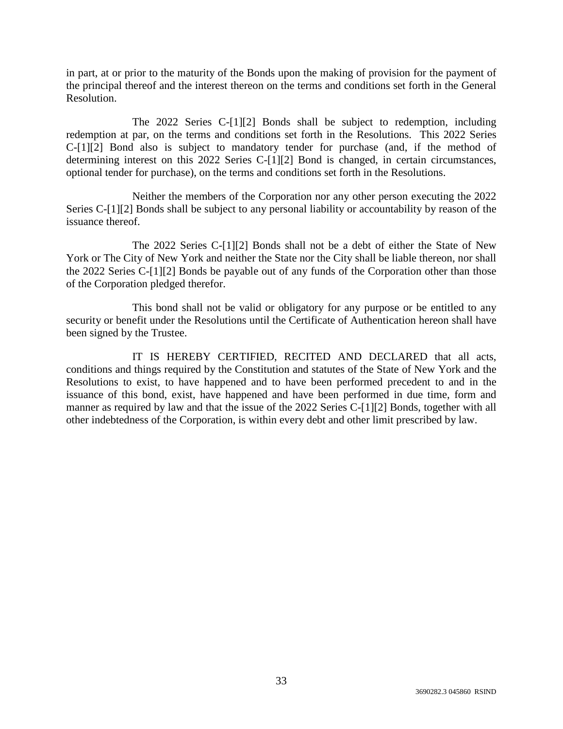in part, at or prior to the maturity of the Bonds upon the making of provision for the payment of the principal thereof and the interest thereon on the terms and conditions set forth in the General Resolution.

The 2022 Series C-[1][2] Bonds shall be subject to redemption, including redemption at par, on the terms and conditions set forth in the Resolutions. This 2022 Series C-[1][2] Bond also is subject to mandatory tender for purchase (and, if the method of determining interest on this 2022 Series C-[1][2] Bond is changed, in certain circumstances, optional tender for purchase), on the terms and conditions set forth in the Resolutions.

Neither the members of the Corporation nor any other person executing the 2022 Series C-[1][2] Bonds shall be subject to any personal liability or accountability by reason of the issuance thereof.

The 2022 Series C-[1][2] Bonds shall not be a debt of either the State of New York or The City of New York and neither the State nor the City shall be liable thereon, nor shall the 2022 Series C-[1][2] Bonds be payable out of any funds of the Corporation other than those of the Corporation pledged therefor.

This bond shall not be valid or obligatory for any purpose or be entitled to any security or benefit under the Resolutions until the Certificate of Authentication hereon shall have been signed by the Trustee.

IT IS HEREBY CERTIFIED, RECITED AND DECLARED that all acts, conditions and things required by the Constitution and statutes of the State of New York and the Resolutions to exist, to have happened and to have been performed precedent to and in the issuance of this bond, exist, have happened and have been performed in due time, form and manner as required by law and that the issue of the 2022 Series C-[1][2] Bonds, together with all other indebtedness of the Corporation, is within every debt and other limit prescribed by law.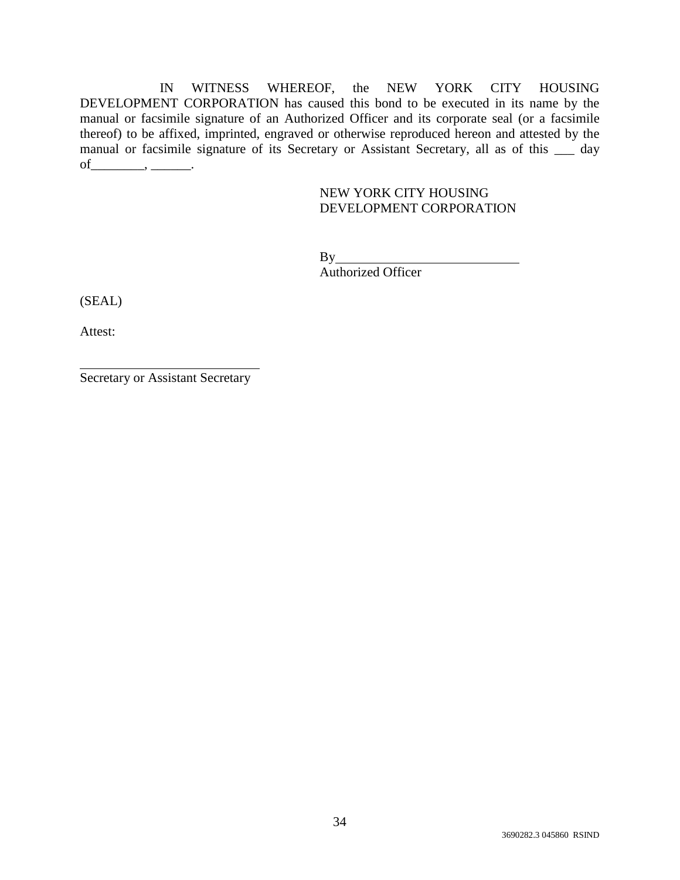IN WITNESS WHEREOF, the NEW YORK CITY HOUSING DEVELOPMENT CORPORATION has caused this bond to be executed in its name by the manual or facsimile signature of an Authorized Officer and its corporate seal (or a facsimile thereof) to be affixed, imprinted, engraved or otherwise reproduced hereon and attested by the manual or facsimile signature of its Secretary or Assistant Secretary, all as of this ___ day of________, ______.

NEW YORK CITY HOUSING
DEVELOPMENT CORPORATION

By____________________________
Authorized Officer

(SEAL)

Attest:

____________________________
Secretary or Assistant Secretary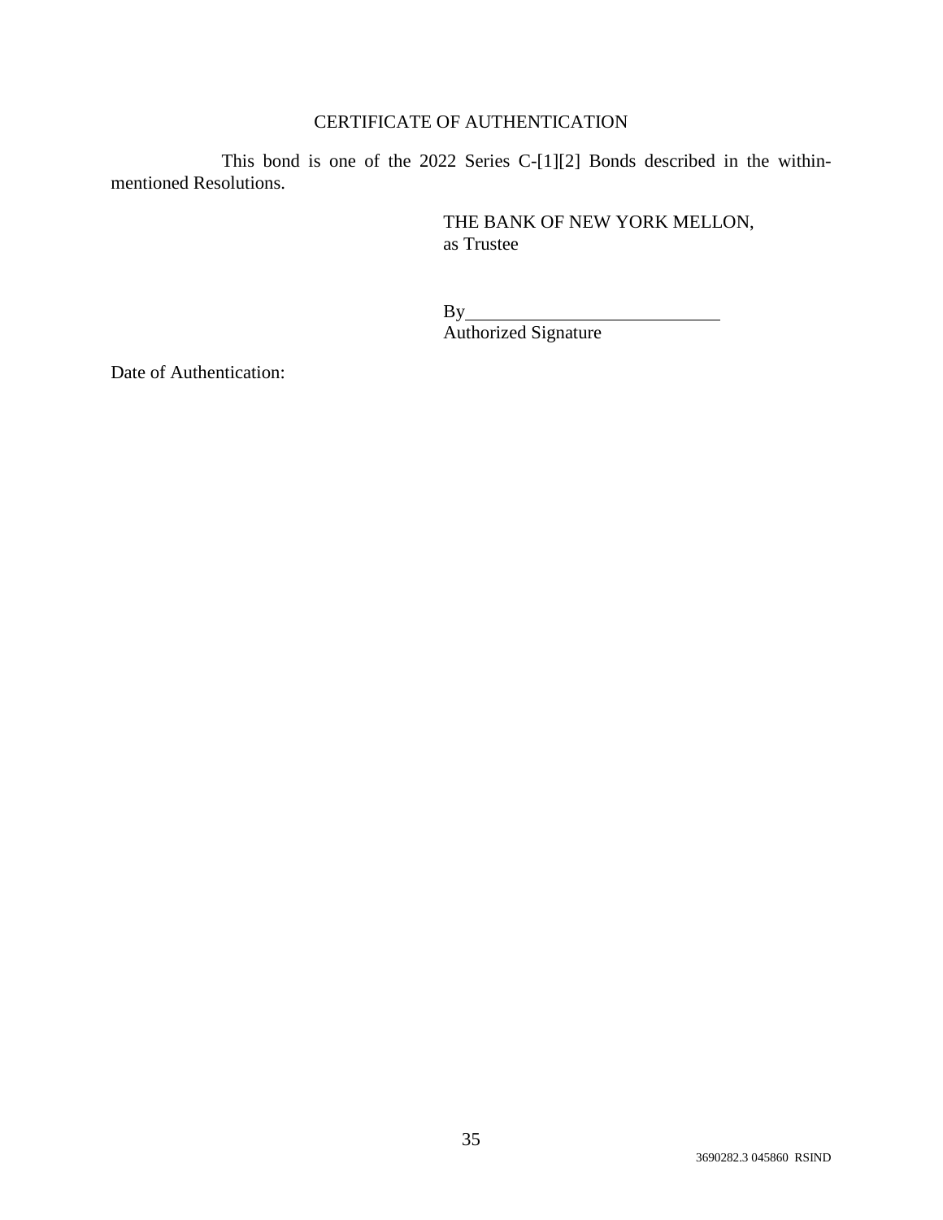CERTIFICATE OF AUTHENTICATION

This bond is one of the 2022 Series C-[1][2] Bonds described in the within-mentioned Resolutions.

THE BANK OF NEW YORK MELLON,
as Trustee

By____________________________
Authorized Signature

Date of Authentication: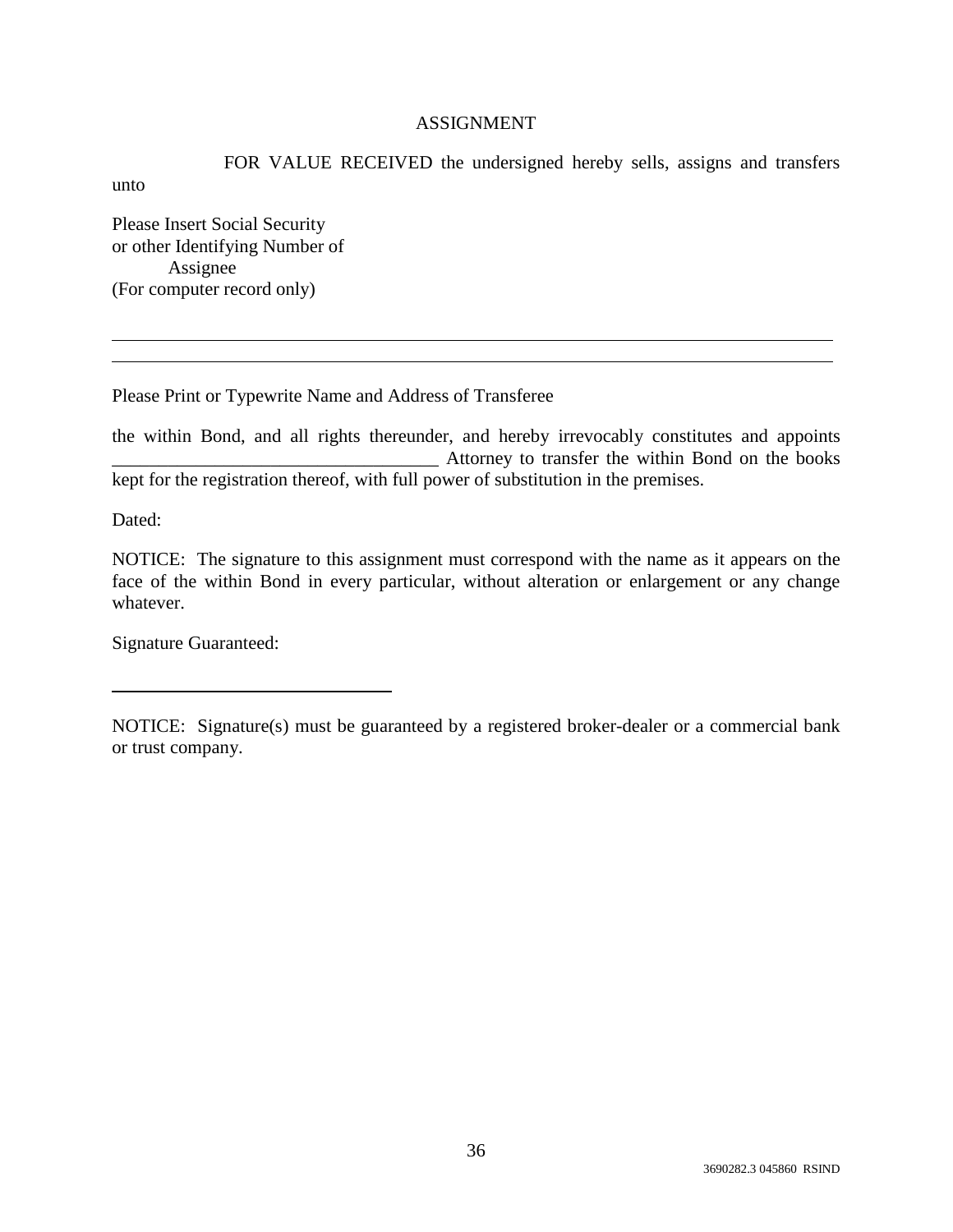# ASSIGNMENT

FOR VALUE RECEIVED the undersigned hereby sells, assigns and transfers unto

Please Insert Social Security
or other Identifying Number of
Assignee
(For computer record only)

\_\_\_\_\_\_\_\_\_\_\_\_\_\_\_\_\_\_\_\_\_\_\_\_\_\_\_\_\_\_\_\_\_\_\_\_\_\_\_\_\_\_\_\_\_\_\_\_\_\_\_\_\_\_\_\_\_\_\_\_\_\_\_\_\_\_\_\_\_\_\_\_

\_\_\_\_\_\_\_\_\_\_\_\_\_\_\_\_\_\_\_\_\_\_\_\_\_\_\_\_\_\_\_\_\_\_\_\_\_\_\_\_\_\_\_\_\_\_\_\_\_\_\_\_\_\_\_\_\_\_\_\_\_\_\_\_\_\_\_\_\_\_\_\_

Please Print or Typewrite Name and Address of Transferee

the within Bond, and all rights thereunder, and hereby irrevocably constitutes and appoints \_\_\_\_\_\_\_\_\_\_\_\_\_\_\_\_\_\_\_\_\_\_\_\_\_\_\_\_\_\_\_\_\_\_\_ Attorney to transfer the within Bond on the books kept for the registration thereof, with full power of substitution in the premises.

Dated:

NOTICE: The signature to this assignment must correspond with the name as it appears on the face of the within Bond in every particular, without alteration or enlargement or any change whatever.

Signature Guaranteed:

\_\_\_\_\_\_\_\_\_\_\_\_\_\_\_\_\_\_\_\_\_\_\_\_\_\_\_\_\_\_

NOTICE: Signature(s) must be guaranteed by a registered broker-dealer or a commercial bank or trust company.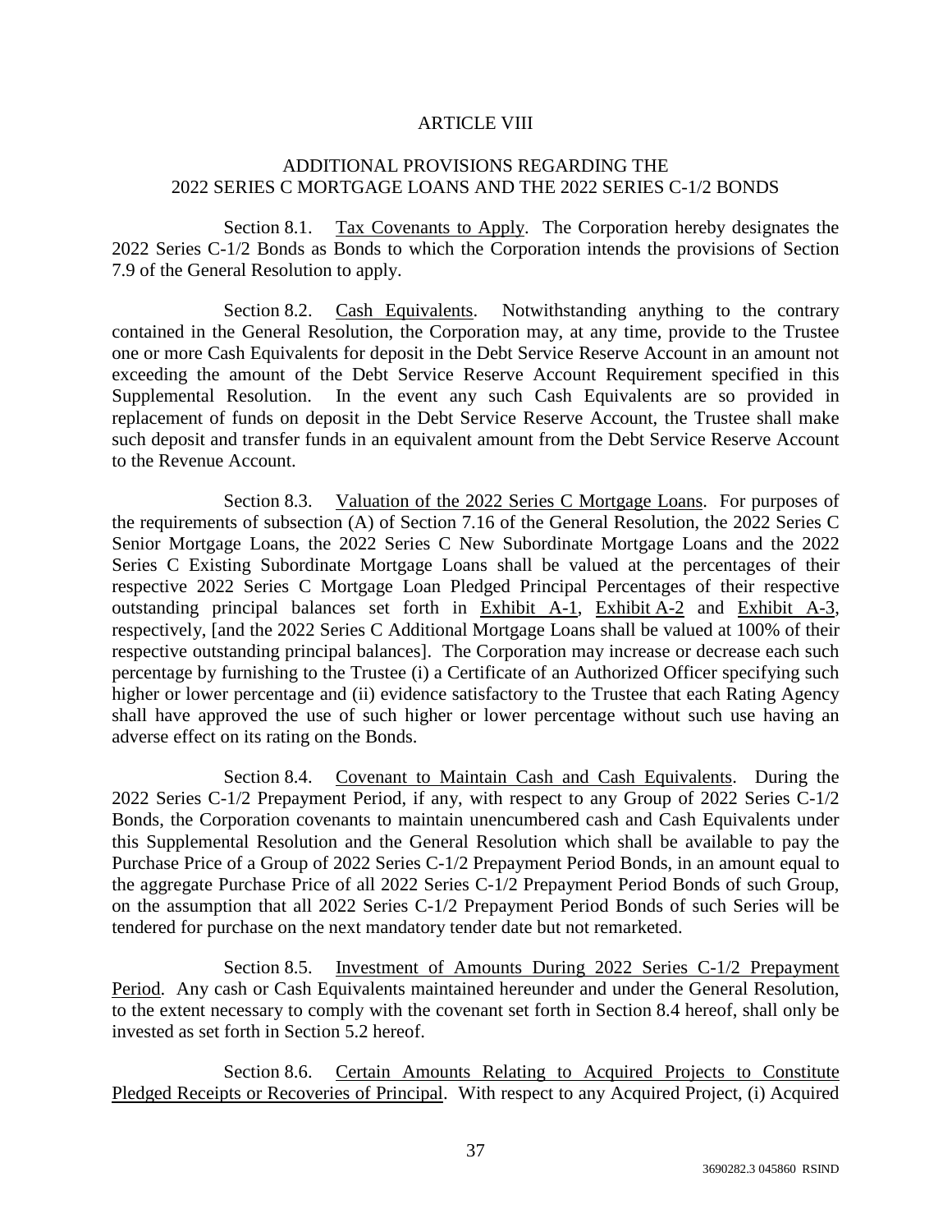# ARTICLE VIII

## ADDITIONAL PROVISIONS REGARDING THE 2022 SERIES C MORTGAGE LOANS AND THE 2022 SERIES C-1/2 BONDS

Section 8.1. Tax Covenants to Apply. The Corporation hereby designates the 2022 Series C-1/2 Bonds as Bonds to which the Corporation intends the provisions of Section 7.9 of the General Resolution to apply.

Section 8.2. Cash Equivalents. Notwithstanding anything to the contrary contained in the General Resolution, the Corporation may, at any time, provide to the Trustee one or more Cash Equivalents for deposit in the Debt Service Reserve Account in an amount not exceeding the amount of the Debt Service Reserve Account Requirement specified in this Supplemental Resolution. In the event any such Cash Equivalents are so provided in replacement of funds on deposit in the Debt Service Reserve Account, the Trustee shall make such deposit and transfer funds in an equivalent amount from the Debt Service Reserve Account to the Revenue Account.

Section 8.3. Valuation of the 2022 Series C Mortgage Loans. For purposes of the requirements of subsection (A) of Section 7.16 of the General Resolution, the 2022 Series C Senior Mortgage Loans, the 2022 Series C New Subordinate Mortgage Loans and the 2022 Series C Existing Subordinate Mortgage Loans shall be valued at the percentages of their respective 2022 Series C Mortgage Loan Pledged Principal Percentages of their respective outstanding principal balances set forth in Exhibit A-1, Exhibit A-2 and Exhibit A-3, respectively, [and the 2022 Series C Additional Mortgage Loans shall be valued at 100% of their respective outstanding principal balances]. The Corporation may increase or decrease each such percentage by furnishing to the Trustee (i) a Certificate of an Authorized Officer specifying such higher or lower percentage and (ii) evidence satisfactory to the Trustee that each Rating Agency shall have approved the use of such higher or lower percentage without such use having an adverse effect on its rating on the Bonds.

Section 8.4. Covenant to Maintain Cash and Cash Equivalents. During the 2022 Series C-1/2 Prepayment Period, if any, with respect to any Group of 2022 Series C-1/2 Bonds, the Corporation covenants to maintain unencumbered cash and Cash Equivalents under this Supplemental Resolution and the General Resolution which shall be available to pay the Purchase Price of a Group of 2022 Series C-1/2 Prepayment Period Bonds, in an amount equal to the aggregate Purchase Price of all 2022 Series C-1/2 Prepayment Period Bonds of such Group, on the assumption that all 2022 Series C-1/2 Prepayment Period Bonds of such Series will be tendered for purchase on the next mandatory tender date but not remarketed.

Section 8.5. Investment of Amounts During 2022 Series C-1/2 Prepayment Period. Any cash or Cash Equivalents maintained hereunder and under the General Resolution, to the extent necessary to comply with the covenant set forth in Section 8.4 hereof, shall only be invested as set forth in Section 5.2 hereof.

Section 8.6. Certain Amounts Relating to Acquired Projects to Constitute Pledged Receipts or Recoveries of Principal. With respect to any Acquired Project, (i) Acquired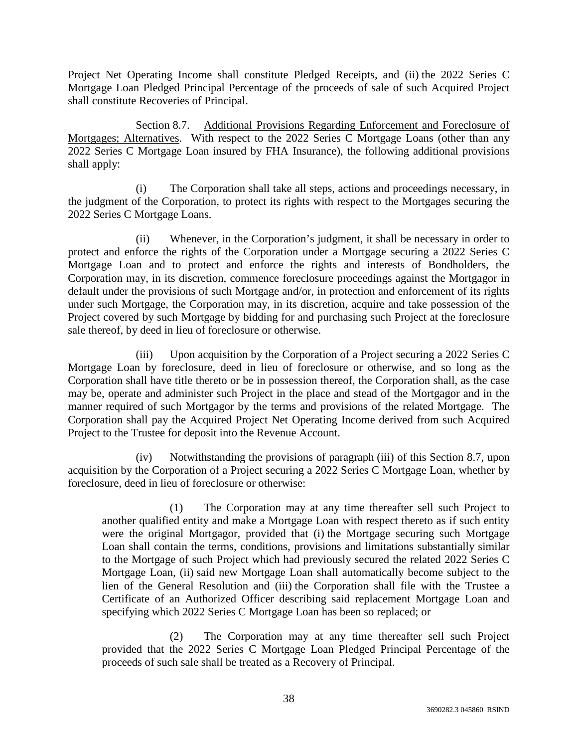Project Net Operating Income shall constitute Pledged Receipts, and (ii) the 2022 Series C Mortgage Loan Pledged Principal Percentage of the proceeds of sale of such Acquired Project shall constitute Recoveries of Principal.

Section 8.7. Additional Provisions Regarding Enforcement and Foreclosure of Mortgages; Alternatives. With respect to the 2022 Series C Mortgage Loans (other than any 2022 Series C Mortgage Loan insured by FHA Insurance), the following additional provisions shall apply:

(i) The Corporation shall take all steps, actions and proceedings necessary, in the judgment of the Corporation, to protect its rights with respect to the Mortgages securing the 2022 Series C Mortgage Loans.

(ii) Whenever, in the Corporation's judgment, it shall be necessary in order to protect and enforce the rights of the Corporation under a Mortgage securing a 2022 Series C Mortgage Loan and to protect and enforce the rights and interests of Bondholders, the Corporation may, in its discretion, commence foreclosure proceedings against the Mortgagor in default under the provisions of such Mortgage and/or, in protection and enforcement of its rights under such Mortgage, the Corporation may, in its discretion, acquire and take possession of the Project covered by such Mortgage by bidding for and purchasing such Project at the foreclosure sale thereof, by deed in lieu of foreclosure or otherwise.

(iii) Upon acquisition by the Corporation of a Project securing a 2022 Series C Mortgage Loan by foreclosure, deed in lieu of foreclosure or otherwise, and so long as the Corporation shall have title thereto or be in possession thereof, the Corporation shall, as the case may be, operate and administer such Project in the place and stead of the Mortgagor and in the manner required of such Mortgagor by the terms and provisions of the related Mortgage. The Corporation shall pay the Acquired Project Net Operating Income derived from such Acquired Project to the Trustee for deposit into the Revenue Account.

(iv) Notwithstanding the provisions of paragraph (iii) of this Section 8.7, upon acquisition by the Corporation of a Project securing a 2022 Series C Mortgage Loan, whether by foreclosure, deed in lieu of foreclosure or otherwise:

> (1) The Corporation may at any time thereafter sell such Project to another qualified entity and make a Mortgage Loan with respect thereto as if such entity were the original Mortgagor, provided that (i) the Mortgage securing such Mortgage Loan shall contain the terms, conditions, provisions and limitations substantially similar to the Mortgage of such Project which had previously secured the related 2022 Series C Mortgage Loan, (ii) said new Mortgage Loan shall automatically become subject to the lien of the General Resolution and (iii) the Corporation shall file with the Trustee a Certificate of an Authorized Officer describing said replacement Mortgage Loan and specifying which 2022 Series C Mortgage Loan has been so replaced; or
>
> (2) The Corporation may at any time thereafter sell such Project provided that the 2022 Series C Mortgage Loan Pledged Principal Percentage of the proceeds of such sale shall be treated as a Recovery of Principal.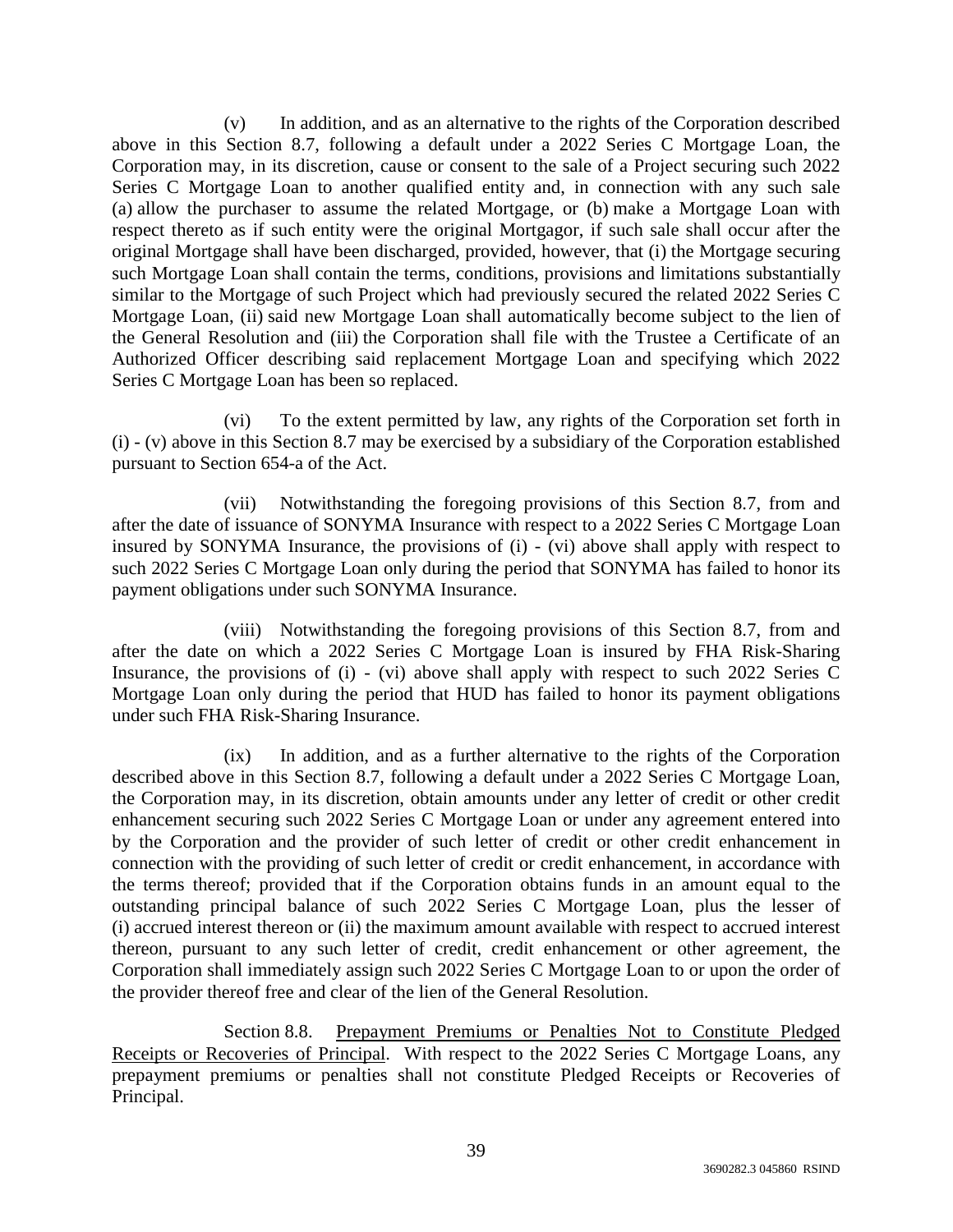(v) In addition, and as an alternative to the rights of the Corporation described above in this Section 8.7, following a default under a 2022 Series C Mortgage Loan, the Corporation may, in its discretion, cause or consent to the sale of a Project securing such 2022 Series C Mortgage Loan to another qualified entity and, in connection with any such sale (a) allow the purchaser to assume the related Mortgage, or (b) make a Mortgage Loan with respect thereto as if such entity were the original Mortgagor, if such sale shall occur after the original Mortgage shall have been discharged, provided, however, that (i) the Mortgage securing such Mortgage Loan shall contain the terms, conditions, provisions and limitations substantially similar to the Mortgage of such Project which had previously secured the related 2022 Series C Mortgage Loan, (ii) said new Mortgage Loan shall automatically become subject to the lien of the General Resolution and (iii) the Corporation shall file with the Trustee a Certificate of an Authorized Officer describing said replacement Mortgage Loan and specifying which 2022 Series C Mortgage Loan has been so replaced.

(vi) To the extent permitted by law, any rights of the Corporation set forth in (i) - (v) above in this Section 8.7 may be exercised by a subsidiary of the Corporation established pursuant to Section 654-a of the Act.

(vii) Notwithstanding the foregoing provisions of this Section 8.7, from and after the date of issuance of SONYMA Insurance with respect to a 2022 Series C Mortgage Loan insured by SONYMA Insurance, the provisions of (i) - (vi) above shall apply with respect to such 2022 Series C Mortgage Loan only during the period that SONYMA has failed to honor its payment obligations under such SONYMA Insurance.

(viii) Notwithstanding the foregoing provisions of this Section 8.7, from and after the date on which a 2022 Series C Mortgage Loan is insured by FHA Risk-Sharing Insurance, the provisions of (i) - (vi) above shall apply with respect to such 2022 Series C Mortgage Loan only during the period that HUD has failed to honor its payment obligations under such FHA Risk-Sharing Insurance.

(ix) In addition, and as a further alternative to the rights of the Corporation described above in this Section 8.7, following a default under a 2022 Series C Mortgage Loan, the Corporation may, in its discretion, obtain amounts under any letter of credit or other credit enhancement securing such 2022 Series C Mortgage Loan or under any agreement entered into by the Corporation and the provider of such letter of credit or other credit enhancement in connection with the providing of such letter of credit or credit enhancement, in accordance with the terms thereof; provided that if the Corporation obtains funds in an amount equal to the outstanding principal balance of such 2022 Series C Mortgage Loan, plus the lesser of (i) accrued interest thereon or (ii) the maximum amount available with respect to accrued interest thereon, pursuant to any such letter of credit, credit enhancement or other agreement, the Corporation shall immediately assign such 2022 Series C Mortgage Loan to or upon the order of the provider thereof free and clear of the lien of the General Resolution.

Section 8.8. Prepayment Premiums or Penalties Not to Constitute Pledged Receipts or Recoveries of Principal. With respect to the 2022 Series C Mortgage Loans, any prepayment premiums or penalties shall not constitute Pledged Receipts or Recoveries of Principal.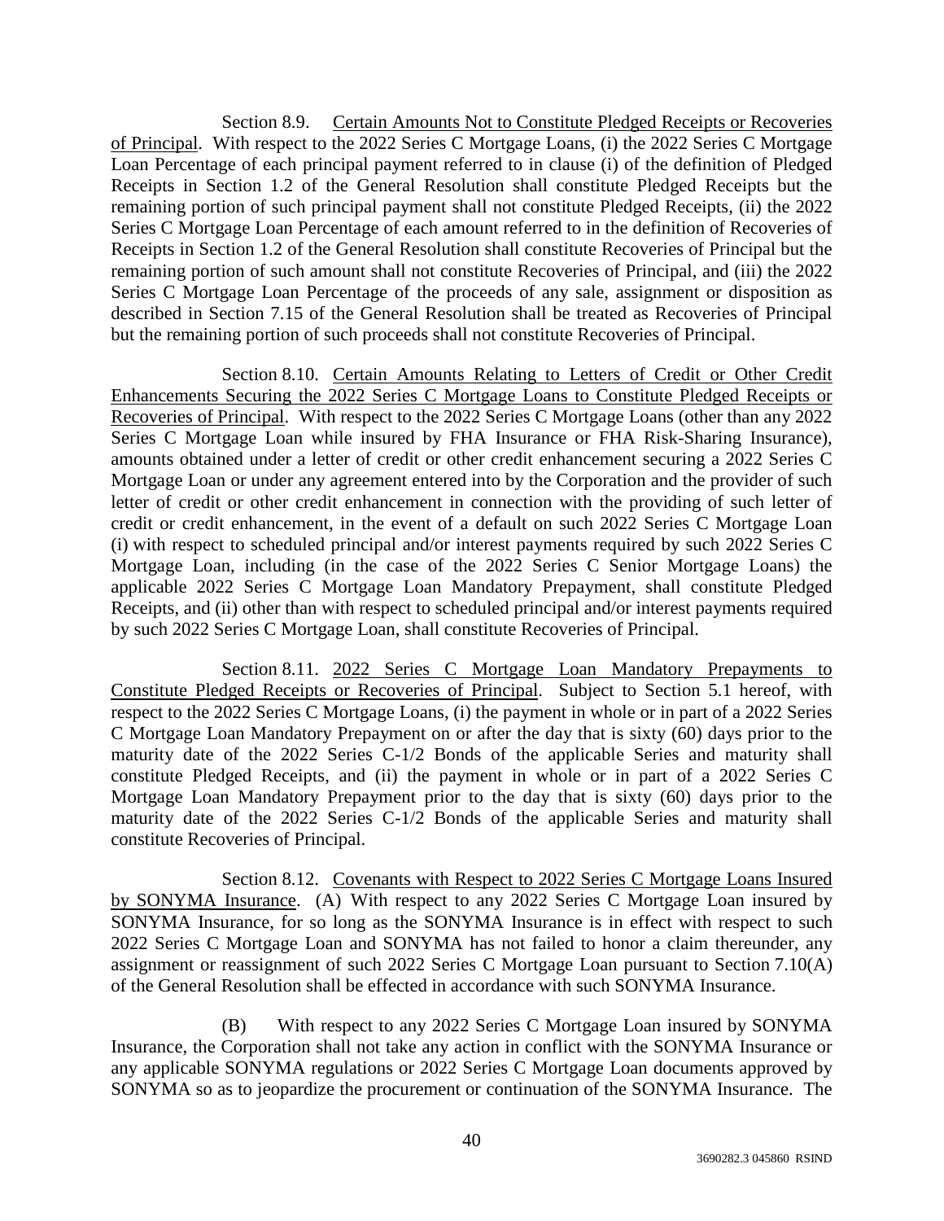Section 8.9. Certain Amounts Not to Constitute Pledged Receipts or Recoveries of Principal. With respect to the 2022 Series C Mortgage Loans, (i) the 2022 Series C Mortgage Loan Percentage of each principal payment referred to in clause (i) of the definition of Pledged Receipts in Section 1.2 of the General Resolution shall constitute Pledged Receipts but the remaining portion of such principal payment shall not constitute Pledged Receipts, (ii) the 2022 Series C Mortgage Loan Percentage of each amount referred to in the definition of Recoveries of Receipts in Section 1.2 of the General Resolution shall constitute Recoveries of Principal but the remaining portion of such amount shall not constitute Recoveries of Principal, and (iii) the 2022 Series C Mortgage Loan Percentage of the proceeds of any sale, assignment or disposition as described in Section 7.15 of the General Resolution shall be treated as Recoveries of Principal but the remaining portion of such proceeds shall not constitute Recoveries of Principal.

Section 8.10. Certain Amounts Relating to Letters of Credit or Other Credit Enhancements Securing the 2022 Series C Mortgage Loans to Constitute Pledged Receipts or Recoveries of Principal. With respect to the 2022 Series C Mortgage Loans (other than any 2022 Series C Mortgage Loan while insured by FHA Insurance or FHA Risk-Sharing Insurance), amounts obtained under a letter of credit or other credit enhancement securing a 2022 Series C Mortgage Loan or under any agreement entered into by the Corporation and the provider of such letter of credit or other credit enhancement in connection with the providing of such letter of credit or credit enhancement, in the event of a default on such 2022 Series C Mortgage Loan (i) with respect to scheduled principal and/or interest payments required by such 2022 Series C Mortgage Loan, including (in the case of the 2022 Series C Senior Mortgage Loans) the applicable 2022 Series C Mortgage Loan Mandatory Prepayment, shall constitute Pledged Receipts, and (ii) other than with respect to scheduled principal and/or interest payments required by such 2022 Series C Mortgage Loan, shall constitute Recoveries of Principal.

Section 8.11. 2022 Series C Mortgage Loan Mandatory Prepayments to Constitute Pledged Receipts or Recoveries of Principal. Subject to Section 5.1 hereof, with respect to the 2022 Series C Mortgage Loans, (i) the payment in whole or in part of a 2022 Series C Mortgage Loan Mandatory Prepayment on or after the day that is sixty (60) days prior to the maturity date of the 2022 Series C-1/2 Bonds of the applicable Series and maturity shall constitute Pledged Receipts, and (ii) the payment in whole or in part of a 2022 Series C Mortgage Loan Mandatory Prepayment prior to the day that is sixty (60) days prior to the maturity date of the 2022 Series C-1/2 Bonds of the applicable Series and maturity shall constitute Recoveries of Principal.

Section 8.12. Covenants with Respect to 2022 Series C Mortgage Loans Insured by SONYMA Insurance. (A) With respect to any 2022 Series C Mortgage Loan insured by SONYMA Insurance, for so long as the SONYMA Insurance is in effect with respect to such 2022 Series C Mortgage Loan and SONYMA has not failed to honor a claim thereunder, any assignment or reassignment of such 2022 Series C Mortgage Loan pursuant to Section 7.10(A) of the General Resolution shall be effected in accordance with such SONYMA Insurance.

(B) With respect to any 2022 Series C Mortgage Loan insured by SONYMA Insurance, the Corporation shall not take any action in conflict with the SONYMA Insurance or any applicable SONYMA regulations or 2022 Series C Mortgage Loan documents approved by SONYMA so as to jeopardize the procurement or continuation of the SONYMA Insurance. The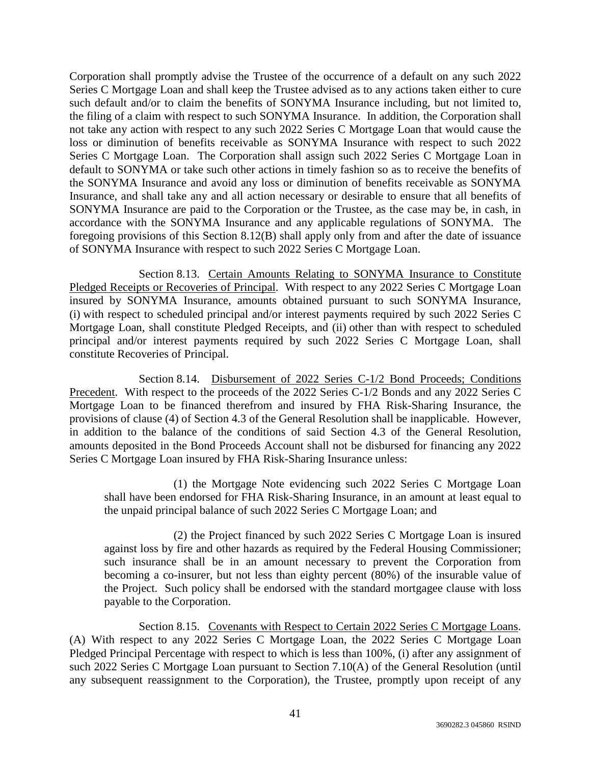Corporation shall promptly advise the Trustee of the occurrence of a default on any such 2022 Series C Mortgage Loan and shall keep the Trustee advised as to any actions taken either to cure such default and/or to claim the benefits of SONYMA Insurance including, but not limited to, the filing of a claim with respect to such SONYMA Insurance. In addition, the Corporation shall not take any action with respect to any such 2022 Series C Mortgage Loan that would cause the loss or diminution of benefits receivable as SONYMA Insurance with respect to such 2022 Series C Mortgage Loan. The Corporation shall assign such 2022 Series C Mortgage Loan in default to SONYMA or take such other actions in timely fashion so as to receive the benefits of the SONYMA Insurance and avoid any loss or diminution of benefits receivable as SONYMA Insurance, and shall take any and all action necessary or desirable to ensure that all benefits of SONYMA Insurance are paid to the Corporation or the Trustee, as the case may be, in cash, in accordance with the SONYMA Insurance and any applicable regulations of SONYMA. The foregoing provisions of this Section 8.12(B) shall apply only from and after the date of issuance of SONYMA Insurance with respect to such 2022 Series C Mortgage Loan.

Section 8.13. Certain Amounts Relating to SONYMA Insurance to Constitute Pledged Receipts or Recoveries of Principal. With respect to any 2022 Series C Mortgage Loan insured by SONYMA Insurance, amounts obtained pursuant to such SONYMA Insurance, (i) with respect to scheduled principal and/or interest payments required by such 2022 Series C Mortgage Loan, shall constitute Pledged Receipts, and (ii) other than with respect to scheduled principal and/or interest payments required by such 2022 Series C Mortgage Loan, shall constitute Recoveries of Principal.

Section 8.14. Disbursement of 2022 Series C-1/2 Bond Proceeds; Conditions Precedent. With respect to the proceeds of the 2022 Series C-1/2 Bonds and any 2022 Series C Mortgage Loan to be financed therefrom and insured by FHA Risk-Sharing Insurance, the provisions of clause (4) of Section 4.3 of the General Resolution shall be inapplicable. However, in addition to the balance of the conditions of said Section 4.3 of the General Resolution, amounts deposited in the Bond Proceeds Account shall not be disbursed for financing any 2022 Series C Mortgage Loan insured by FHA Risk-Sharing Insurance unless:

(1) the Mortgage Note evidencing such 2022 Series C Mortgage Loan shall have been endorsed for FHA Risk-Sharing Insurance, in an amount at least equal to the unpaid principal balance of such 2022 Series C Mortgage Loan; and

(2) the Project financed by such 2022 Series C Mortgage Loan is insured against loss by fire and other hazards as required by the Federal Housing Commissioner; such insurance shall be in an amount necessary to prevent the Corporation from becoming a co-insurer, but not less than eighty percent (80%) of the insurable value of the Project. Such policy shall be endorsed with the standard mortgagee clause with loss payable to the Corporation.

Section 8.15. Covenants with Respect to Certain 2022 Series C Mortgage Loans. (A) With respect to any 2022 Series C Mortgage Loan, the 2022 Series C Mortgage Loan Pledged Principal Percentage with respect to which is less than 100%, (i) after any assignment of such 2022 Series C Mortgage Loan pursuant to Section 7.10(A) of the General Resolution (until any subsequent reassignment to the Corporation), the Trustee, promptly upon receipt of any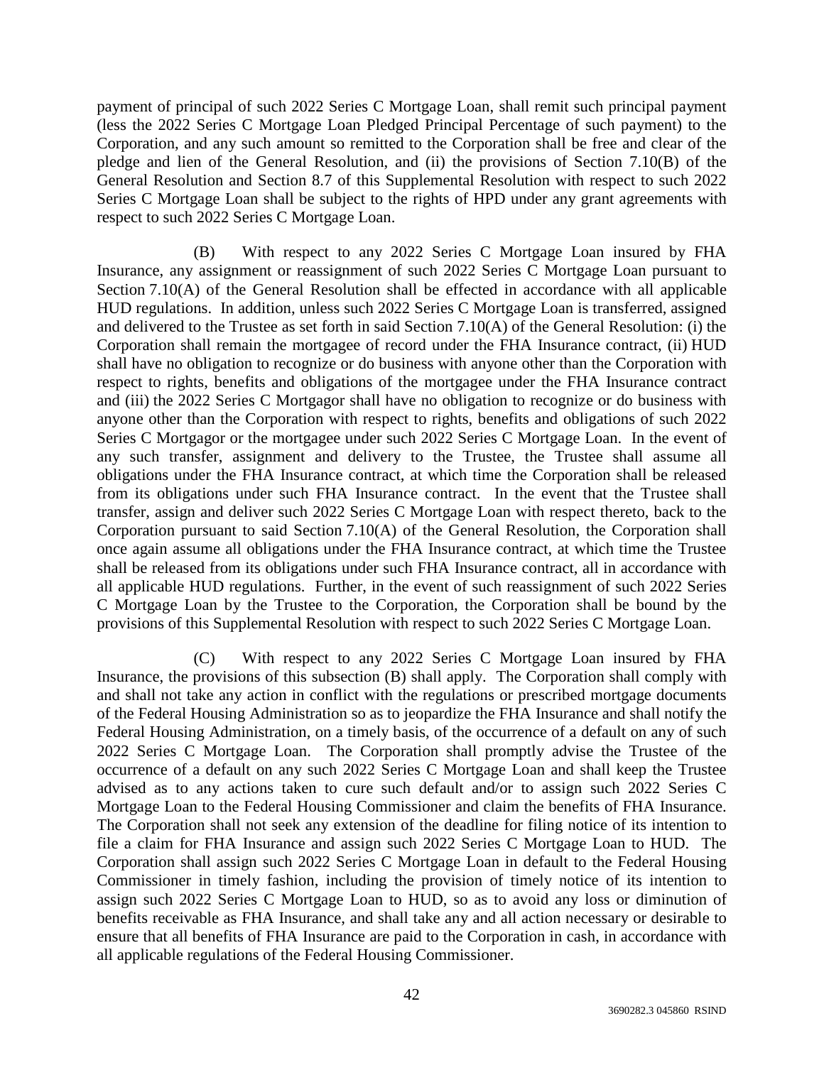payment of principal of such 2022 Series C Mortgage Loan, shall remit such principal payment (less the 2022 Series C Mortgage Loan Pledged Principal Percentage of such payment) to the Corporation, and any such amount so remitted to the Corporation shall be free and clear of the pledge and lien of the General Resolution, and (ii) the provisions of Section 7.10(B) of the General Resolution and Section 8.7 of this Supplemental Resolution with respect to such 2022 Series C Mortgage Loan shall be subject to the rights of HPD under any grant agreements with respect to such 2022 Series C Mortgage Loan.

(B) With respect to any 2022 Series C Mortgage Loan insured by FHA Insurance, any assignment or reassignment of such 2022 Series C Mortgage Loan pursuant to Section 7.10(A) of the General Resolution shall be effected in accordance with all applicable HUD regulations. In addition, unless such 2022 Series C Mortgage Loan is transferred, assigned and delivered to the Trustee as set forth in said Section 7.10(A) of the General Resolution: (i) the Corporation shall remain the mortgagee of record under the FHA Insurance contract, (ii) HUD shall have no obligation to recognize or do business with anyone other than the Corporation with respect to rights, benefits and obligations of the mortgagee under the FHA Insurance contract and (iii) the 2022 Series C Mortgagor shall have no obligation to recognize or do business with anyone other than the Corporation with respect to rights, benefits and obligations of such 2022 Series C Mortgagor or the mortgagee under such 2022 Series C Mortgage Loan. In the event of any such transfer, assignment and delivery to the Trustee, the Trustee shall assume all obligations under the FHA Insurance contract, at which time the Corporation shall be released from its obligations under such FHA Insurance contract. In the event that the Trustee shall transfer, assign and deliver such 2022 Series C Mortgage Loan with respect thereto, back to the Corporation pursuant to said Section 7.10(A) of the General Resolution, the Corporation shall once again assume all obligations under the FHA Insurance contract, at which time the Trustee shall be released from its obligations under such FHA Insurance contract, all in accordance with all applicable HUD regulations. Further, in the event of such reassignment of such 2022 Series C Mortgage Loan by the Trustee to the Corporation, the Corporation shall be bound by the provisions of this Supplemental Resolution with respect to such 2022 Series C Mortgage Loan.

(C) With respect to any 2022 Series C Mortgage Loan insured by FHA Insurance, the provisions of this subsection (B) shall apply. The Corporation shall comply with and shall not take any action in conflict with the regulations or prescribed mortgage documents of the Federal Housing Administration so as to jeopardize the FHA Insurance and shall notify the Federal Housing Administration, on a timely basis, of the occurrence of a default on any of such 2022 Series C Mortgage Loan. The Corporation shall promptly advise the Trustee of the occurrence of a default on any such 2022 Series C Mortgage Loan and shall keep the Trustee advised as to any actions taken to cure such default and/or to assign such 2022 Series C Mortgage Loan to the Federal Housing Commissioner and claim the benefits of FHA Insurance. The Corporation shall not seek any extension of the deadline for filing notice of its intention to file a claim for FHA Insurance and assign such 2022 Series C Mortgage Loan to HUD. The Corporation shall assign such 2022 Series C Mortgage Loan in default to the Federal Housing Commissioner in timely fashion, including the provision of timely notice of its intention to assign such 2022 Series C Mortgage Loan to HUD, so as to avoid any loss or diminution of benefits receivable as FHA Insurance, and shall take any and all action necessary or desirable to ensure that all benefits of FHA Insurance are paid to the Corporation in cash, in accordance with all applicable regulations of the Federal Housing Commissioner.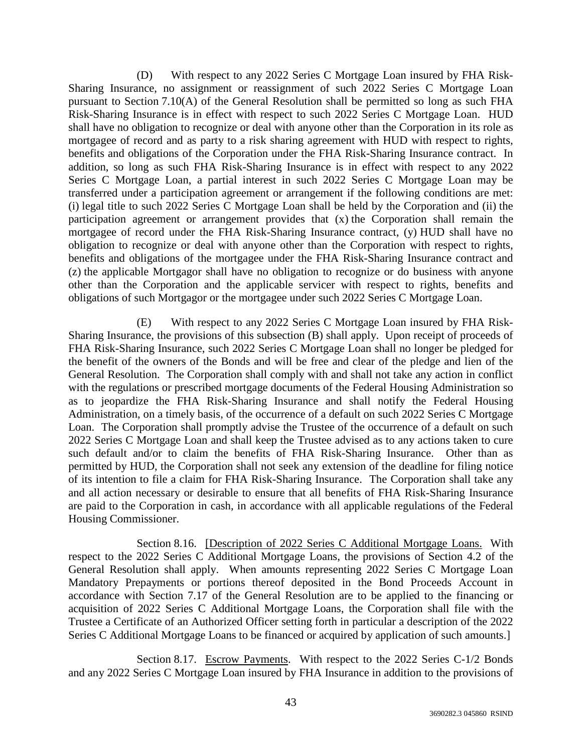(D) With respect to any 2022 Series C Mortgage Loan insured by FHA Risk-Sharing Insurance, no assignment or reassignment of such 2022 Series C Mortgage Loan pursuant to Section 7.10(A) of the General Resolution shall be permitted so long as such FHA Risk-Sharing Insurance is in effect with respect to such 2022 Series C Mortgage Loan. HUD shall have no obligation to recognize or deal with anyone other than the Corporation in its role as mortgagee of record and as party to a risk sharing agreement with HUD with respect to rights, benefits and obligations of the Corporation under the FHA Risk-Sharing Insurance contract. In addition, so long as such FHA Risk-Sharing Insurance is in effect with respect to any 2022 Series C Mortgage Loan, a partial interest in such 2022 Series C Mortgage Loan may be transferred under a participation agreement or arrangement if the following conditions are met: (i) legal title to such 2022 Series C Mortgage Loan shall be held by the Corporation and (ii) the participation agreement or arrangement provides that (x) the Corporation shall remain the mortgagee of record under the FHA Risk-Sharing Insurance contract, (y) HUD shall have no obligation to recognize or deal with anyone other than the Corporation with respect to rights, benefits and obligations of the mortgagee under the FHA Risk-Sharing Insurance contract and (z) the applicable Mortgagor shall have no obligation to recognize or do business with anyone other than the Corporation and the applicable servicer with respect to rights, benefits and obligations of such Mortgagor or the mortgagee under such 2022 Series C Mortgage Loan.

(E) With respect to any 2022 Series C Mortgage Loan insured by FHA Risk-Sharing Insurance, the provisions of this subsection (B) shall apply. Upon receipt of proceeds of FHA Risk-Sharing Insurance, such 2022 Series C Mortgage Loan shall no longer be pledged for the benefit of the owners of the Bonds and will be free and clear of the pledge and lien of the General Resolution. The Corporation shall comply with and shall not take any action in conflict with the regulations or prescribed mortgage documents of the Federal Housing Administration so as to jeopardize the FHA Risk-Sharing Insurance and shall notify the Federal Housing Administration, on a timely basis, of the occurrence of a default on such 2022 Series C Mortgage Loan. The Corporation shall promptly advise the Trustee of the occurrence of a default on such 2022 Series C Mortgage Loan and shall keep the Trustee advised as to any actions taken to cure such default and/or to claim the benefits of FHA Risk-Sharing Insurance. Other than as permitted by HUD, the Corporation shall not seek any extension of the deadline for filing notice of its intention to file a claim for FHA Risk-Sharing Insurance. The Corporation shall take any and all action necessary or desirable to ensure that all benefits of FHA Risk-Sharing Insurance are paid to the Corporation in cash, in accordance with all applicable regulations of the Federal Housing Commissioner.

Section 8.16. [Description of 2022 Series C Additional Mortgage Loans. With respect to the 2022 Series C Additional Mortgage Loans, the provisions of Section 4.2 of the General Resolution shall apply. When amounts representing 2022 Series C Mortgage Loan Mandatory Prepayments or portions thereof deposited in the Bond Proceeds Account in accordance with Section 7.17 of the General Resolution are to be applied to the financing or acquisition of 2022 Series C Additional Mortgage Loans, the Corporation shall file with the Trustee a Certificate of an Authorized Officer setting forth in particular a description of the 2022 Series C Additional Mortgage Loans to be financed or acquired by application of such amounts.]

Section 8.17. Escrow Payments. With respect to the 2022 Series C-1/2 Bonds and any 2022 Series C Mortgage Loan insured by FHA Insurance in addition to the provisions of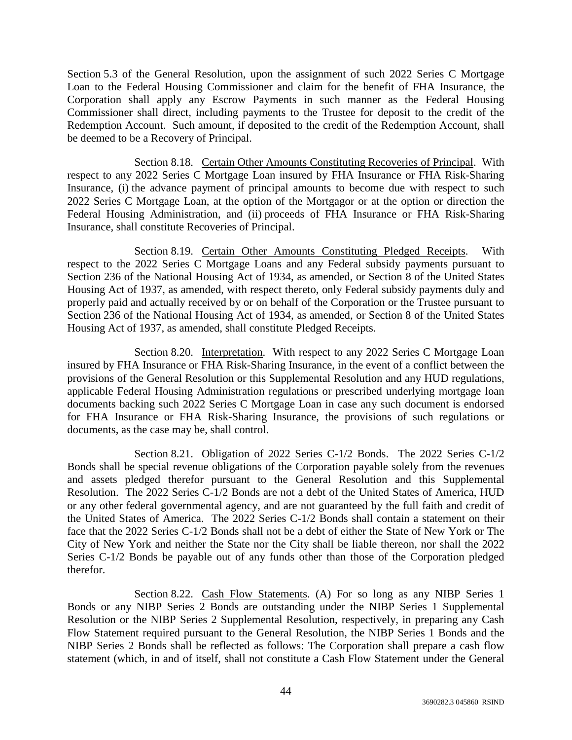Section 5.3 of the General Resolution, upon the assignment of such 2022 Series C Mortgage Loan to the Federal Housing Commissioner and claim for the benefit of FHA Insurance, the Corporation shall apply any Escrow Payments in such manner as the Federal Housing Commissioner shall direct, including payments to the Trustee for deposit to the credit of the Redemption Account. Such amount, if deposited to the credit of the Redemption Account, shall be deemed to be a Recovery of Principal.

Section 8.18. Certain Other Amounts Constituting Recoveries of Principal. With respect to any 2022 Series C Mortgage Loan insured by FHA Insurance or FHA Risk-Sharing Insurance, (i) the advance payment of principal amounts to become due with respect to such 2022 Series C Mortgage Loan, at the option of the Mortgagor or at the option or direction the Federal Housing Administration, and (ii) proceeds of FHA Insurance or FHA Risk-Sharing Insurance, shall constitute Recoveries of Principal.

Section 8.19. Certain Other Amounts Constituting Pledged Receipts. With respect to the 2022 Series C Mortgage Loans and any Federal subsidy payments pursuant to Section 236 of the National Housing Act of 1934, as amended, or Section 8 of the United States Housing Act of 1937, as amended, with respect thereto, only Federal subsidy payments duly and properly paid and actually received by or on behalf of the Corporation or the Trustee pursuant to Section 236 of the National Housing Act of 1934, as amended, or Section 8 of the United States Housing Act of 1937, as amended, shall constitute Pledged Receipts.

Section 8.20. Interpretation. With respect to any 2022 Series C Mortgage Loan insured by FHA Insurance or FHA Risk-Sharing Insurance, in the event of a conflict between the provisions of the General Resolution or this Supplemental Resolution and any HUD regulations, applicable Federal Housing Administration regulations or prescribed underlying mortgage loan documents backing such 2022 Series C Mortgage Loan in case any such document is endorsed for FHA Insurance or FHA Risk-Sharing Insurance, the provisions of such regulations or documents, as the case may be, shall control.

Section 8.21. Obligation of 2022 Series C-1/2 Bonds. The 2022 Series C-1/2 Bonds shall be special revenue obligations of the Corporation payable solely from the revenues and assets pledged therefor pursuant to the General Resolution and this Supplemental Resolution. The 2022 Series C-1/2 Bonds are not a debt of the United States of America, HUD or any other federal governmental agency, and are not guaranteed by the full faith and credit of the United States of America. The 2022 Series C-1/2 Bonds shall contain a statement on their face that the 2022 Series C-1/2 Bonds shall not be a debt of either the State of New York or The City of New York and neither the State nor the City shall be liable thereon, nor shall the 2022 Series C-1/2 Bonds be payable out of any funds other than those of the Corporation pledged therefor.

Section 8.22. Cash Flow Statements. (A) For so long as any NIBP Series 1 Bonds or any NIBP Series 2 Bonds are outstanding under the NIBP Series 1 Supplemental Resolution or the NIBP Series 2 Supplemental Resolution, respectively, in preparing any Cash Flow Statement required pursuant to the General Resolution, the NIBP Series 1 Bonds and the NIBP Series 2 Bonds shall be reflected as follows: The Corporation shall prepare a cash flow statement (which, in and of itself, shall not constitute a Cash Flow Statement under the General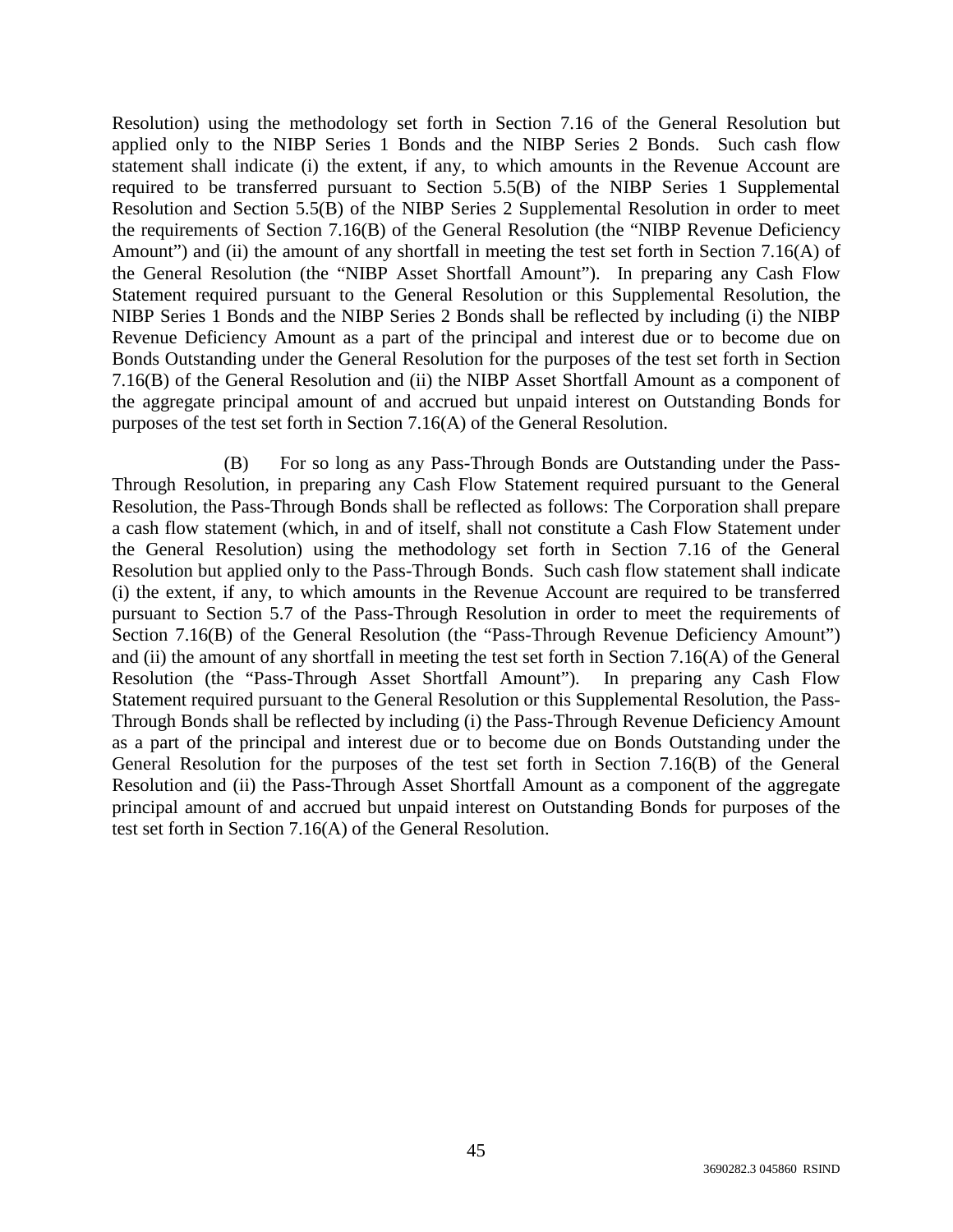Resolution) using the methodology set forth in Section 7.16 of the General Resolution but applied only to the NIBP Series 1 Bonds and the NIBP Series 2 Bonds. Such cash flow statement shall indicate (i) the extent, if any, to which amounts in the Revenue Account are required to be transferred pursuant to Section 5.5(B) of the NIBP Series 1 Supplemental Resolution and Section 5.5(B) of the NIBP Series 2 Supplemental Resolution in order to meet the requirements of Section 7.16(B) of the General Resolution (the "NIBP Revenue Deficiency Amount") and (ii) the amount of any shortfall in meeting the test set forth in Section 7.16(A) of the General Resolution (the "NIBP Asset Shortfall Amount"). In preparing any Cash Flow Statement required pursuant to the General Resolution or this Supplemental Resolution, the NIBP Series 1 Bonds and the NIBP Series 2 Bonds shall be reflected by including (i) the NIBP Revenue Deficiency Amount as a part of the principal and interest due or to become due on Bonds Outstanding under the General Resolution for the purposes of the test set forth in Section 7.16(B) of the General Resolution and (ii) the NIBP Asset Shortfall Amount as a component of the aggregate principal amount of and accrued but unpaid interest on Outstanding Bonds for purposes of the test set forth in Section 7.16(A) of the General Resolution.

(B) For so long as any Pass-Through Bonds are Outstanding under the Pass-Through Resolution, in preparing any Cash Flow Statement required pursuant to the General Resolution, the Pass-Through Bonds shall be reflected as follows: The Corporation shall prepare a cash flow statement (which, in and of itself, shall not constitute a Cash Flow Statement under the General Resolution) using the methodology set forth in Section 7.16 of the General Resolution but applied only to the Pass-Through Bonds. Such cash flow statement shall indicate (i) the extent, if any, to which amounts in the Revenue Account are required to be transferred pursuant to Section 5.7 of the Pass-Through Resolution in order to meet the requirements of Section 7.16(B) of the General Resolution (the "Pass-Through Revenue Deficiency Amount") and (ii) the amount of any shortfall in meeting the test set forth in Section 7.16(A) of the General Resolution (the "Pass-Through Asset Shortfall Amount"). In preparing any Cash Flow Statement required pursuant to the General Resolution or this Supplemental Resolution, the Pass-Through Bonds shall be reflected by including (i) the Pass-Through Revenue Deficiency Amount as a part of the principal and interest due or to become due on Bonds Outstanding under the General Resolution for the purposes of the test set forth in Section 7.16(B) of the General Resolution and (ii) the Pass-Through Asset Shortfall Amount as a component of the aggregate principal amount of and accrued but unpaid interest on Outstanding Bonds for purposes of the test set forth in Section 7.16(A) of the General Resolution.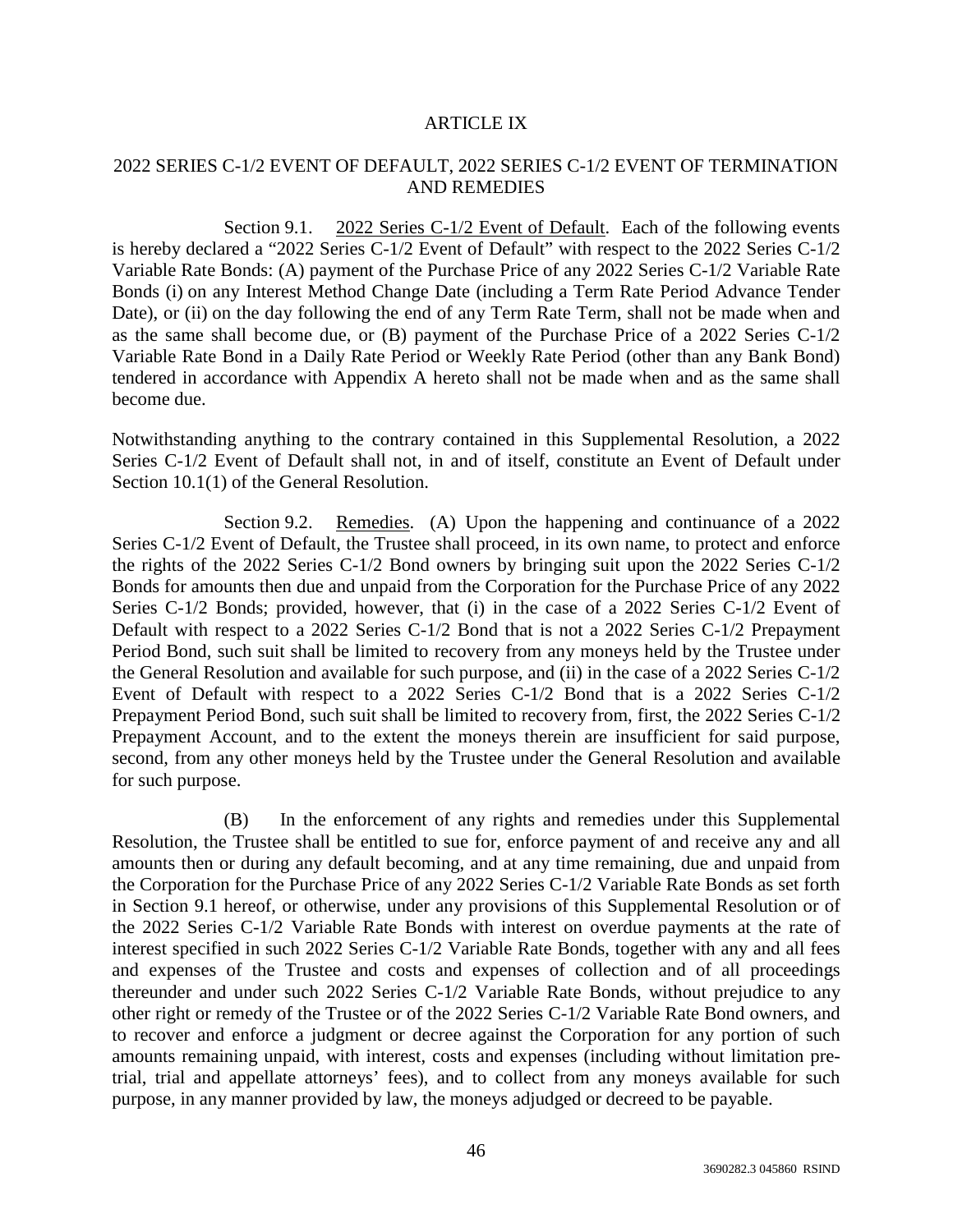# ARTICLE IX

## 2022 SERIES C-1/2 EVENT OF DEFAULT, 2022 SERIES C-1/2 EVENT OF TERMINATION AND REMEDIES

Section 9.1. 2022 Series C-1/2 Event of Default. Each of the following events is hereby declared a "2022 Series C-1/2 Event of Default" with respect to the 2022 Series C-1/2 Variable Rate Bonds: (A) payment of the Purchase Price of any 2022 Series C-1/2 Variable Rate Bonds (i) on any Interest Method Change Date (including a Term Rate Period Advance Tender Date), or (ii) on the day following the end of any Term Rate Term, shall not be made when and as the same shall become due, or (B) payment of the Purchase Price of a 2022 Series C-1/2 Variable Rate Bond in a Daily Rate Period or Weekly Rate Period (other than any Bank Bond) tendered in accordance with Appendix A hereto shall not be made when and as the same shall become due.

Notwithstanding anything to the contrary contained in this Supplemental Resolution, a 2022 Series C-1/2 Event of Default shall not, in and of itself, constitute an Event of Default under Section 10.1(1) of the General Resolution.

Section 9.2. Remedies. (A) Upon the happening and continuance of a 2022 Series C-1/2 Event of Default, the Trustee shall proceed, in its own name, to protect and enforce the rights of the 2022 Series C-1/2 Bond owners by bringing suit upon the 2022 Series C-1/2 Bonds for amounts then due and unpaid from the Corporation for the Purchase Price of any 2022 Series C-1/2 Bonds; provided, however, that (i) in the case of a 2022 Series C-1/2 Event of Default with respect to a 2022 Series C-1/2 Bond that is not a 2022 Series C-1/2 Prepayment Period Bond, such suit shall be limited to recovery from any moneys held by the Trustee under the General Resolution and available for such purpose, and (ii) in the case of a 2022 Series C-1/2 Event of Default with respect to a 2022 Series C-1/2 Bond that is a 2022 Series C-1/2 Prepayment Period Bond, such suit shall be limited to recovery from, first, the 2022 Series C-1/2 Prepayment Account, and to the extent the moneys therein are insufficient for said purpose, second, from any other moneys held by the Trustee under the General Resolution and available for such purpose.

(B) In the enforcement of any rights and remedies under this Supplemental Resolution, the Trustee shall be entitled to sue for, enforce payment of and receive any and all amounts then or during any default becoming, and at any time remaining, due and unpaid from the Corporation for the Purchase Price of any 2022 Series C-1/2 Variable Rate Bonds as set forth in Section 9.1 hereof, or otherwise, under any provisions of this Supplemental Resolution or of the 2022 Series C-1/2 Variable Rate Bonds with interest on overdue payments at the rate of interest specified in such 2022 Series C-1/2 Variable Rate Bonds, together with any and all fees and expenses of the Trustee and costs and expenses of collection and of all proceedings thereunder and under such 2022 Series C-1/2 Variable Rate Bonds, without prejudice to any other right or remedy of the Trustee or of the 2022 Series C-1/2 Variable Rate Bond owners, and to recover and enforce a judgment or decree against the Corporation for any portion of such amounts remaining unpaid, with interest, costs and expenses (including without limitation pre-trial, trial and appellate attorneys' fees), and to collect from any moneys available for such purpose, in any manner provided by law, the moneys adjudged or decreed to be payable.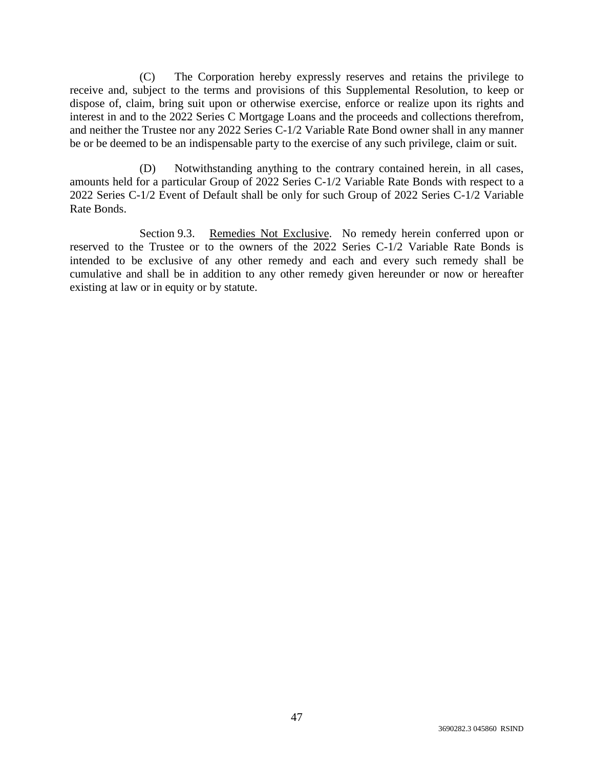(C) The Corporation hereby expressly reserves and retains the privilege to receive and, subject to the terms and provisions of this Supplemental Resolution, to keep or dispose of, claim, bring suit upon or otherwise exercise, enforce or realize upon its rights and interest in and to the 2022 Series C Mortgage Loans and the proceeds and collections therefrom, and neither the Trustee nor any 2022 Series C-1/2 Variable Rate Bond owner shall in any manner be or be deemed to be an indispensable party to the exercise of any such privilege, claim or suit.

(D) Notwithstanding anything to the contrary contained herein, in all cases, amounts held for a particular Group of 2022 Series C-1/2 Variable Rate Bonds with respect to a 2022 Series C-1/2 Event of Default shall be only for such Group of 2022 Series C-1/2 Variable Rate Bonds.

Section 9.3. Remedies Not Exclusive. No remedy herein conferred upon or reserved to the Trustee or to the owners of the 2022 Series C-1/2 Variable Rate Bonds is intended to be exclusive of any other remedy and each and every such remedy shall be cumulative and shall be in addition to any other remedy given hereunder or now or hereafter existing at law or in equity or by statute.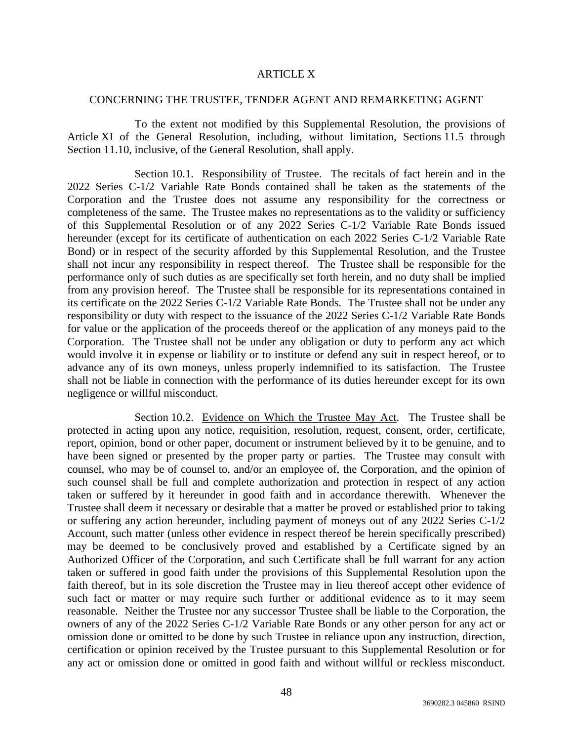# ARTICLE X

## CONCERNING THE TRUSTEE, TENDER AGENT AND REMARKETING AGENT

To the extent not modified by this Supplemental Resolution, the provisions of Article XI of the General Resolution, including, without limitation, Sections 11.5 through Section 11.10, inclusive, of the General Resolution, shall apply.

Section 10.1. Responsibility of Trustee. The recitals of fact herein and in the 2022 Series C-1/2 Variable Rate Bonds contained shall be taken as the statements of the Corporation and the Trustee does not assume any responsibility for the correctness or completeness of the same. The Trustee makes no representations as to the validity or sufficiency of this Supplemental Resolution or of any 2022 Series C-1/2 Variable Rate Bonds issued hereunder (except for its certificate of authentication on each 2022 Series C-1/2 Variable Rate Bond) or in respect of the security afforded by this Supplemental Resolution, and the Trustee shall not incur any responsibility in respect thereof. The Trustee shall be responsible for the performance only of such duties as are specifically set forth herein, and no duty shall be implied from any provision hereof. The Trustee shall be responsible for its representations contained in its certificate on the 2022 Series C-1/2 Variable Rate Bonds. The Trustee shall not be under any responsibility or duty with respect to the issuance of the 2022 Series C-1/2 Variable Rate Bonds for value or the application of the proceeds thereof or the application of any moneys paid to the Corporation. The Trustee shall not be under any obligation or duty to perform any act which would involve it in expense or liability or to institute or defend any suit in respect hereof, or to advance any of its own moneys, unless properly indemnified to its satisfaction. The Trustee shall not be liable in connection with the performance of its duties hereunder except for its own negligence or willful misconduct.

Section 10.2. Evidence on Which the Trustee May Act. The Trustee shall be protected in acting upon any notice, requisition, resolution, request, consent, order, certificate, report, opinion, bond or other paper, document or instrument believed by it to be genuine, and to have been signed or presented by the proper party or parties. The Trustee may consult with counsel, who may be of counsel to, and/or an employee of, the Corporation, and the opinion of such counsel shall be full and complete authorization and protection in respect of any action taken or suffered by it hereunder in good faith and in accordance therewith. Whenever the Trustee shall deem it necessary or desirable that a matter be proved or established prior to taking or suffering any action hereunder, including payment of moneys out of any 2022 Series C-1/2 Account, such matter (unless other evidence in respect thereof be herein specifically prescribed) may be deemed to be conclusively proved and established by a Certificate signed by an Authorized Officer of the Corporation, and such Certificate shall be full warrant for any action taken or suffered in good faith under the provisions of this Supplemental Resolution upon the faith thereof, but in its sole discretion the Trustee may in lieu thereof accept other evidence of such fact or matter or may require such further or additional evidence as to it may seem reasonable. Neither the Trustee nor any successor Trustee shall be liable to the Corporation, the owners of any of the 2022 Series C-1/2 Variable Rate Bonds or any other person for any act or omission done or omitted to be done by such Trustee in reliance upon any instruction, direction, certification or opinion received by the Trustee pursuant to this Supplemental Resolution or for any act or omission done or omitted in good faith and without willful or reckless misconduct.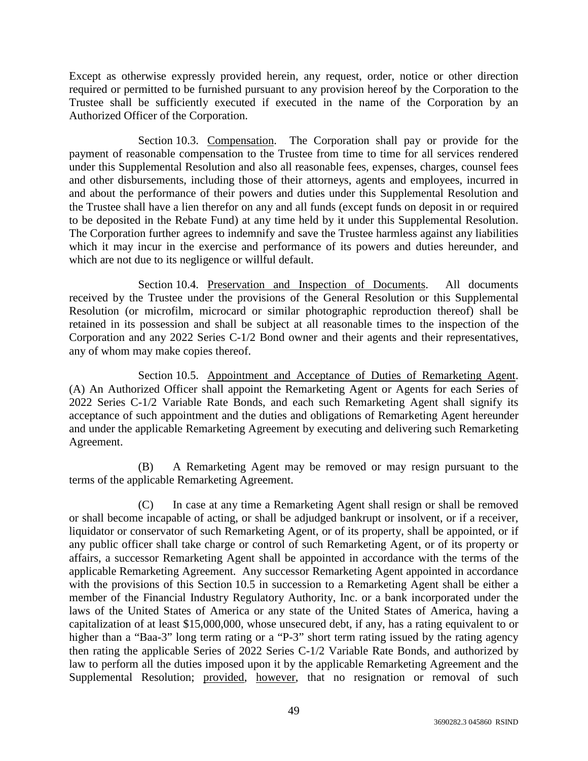Except as otherwise expressly provided herein, any request, order, notice or other direction required or permitted to be furnished pursuant to any provision hereof by the Corporation to the Trustee shall be sufficiently executed if executed in the name of the Corporation by an Authorized Officer of the Corporation.

Section 10.3. Compensation. The Corporation shall pay or provide for the payment of reasonable compensation to the Trustee from time to time for all services rendered under this Supplemental Resolution and also all reasonable fees, expenses, charges, counsel fees and other disbursements, including those of their attorneys, agents and employees, incurred in and about the performance of their powers and duties under this Supplemental Resolution and the Trustee shall have a lien therefor on any and all funds (except funds on deposit in or required to be deposited in the Rebate Fund) at any time held by it under this Supplemental Resolution. The Corporation further agrees to indemnify and save the Trustee harmless against any liabilities which it may incur in the exercise and performance of its powers and duties hereunder, and which are not due to its negligence or willful default.

Section 10.4. Preservation and Inspection of Documents. All documents received by the Trustee under the provisions of the General Resolution or this Supplemental Resolution (or microfilm, microcard or similar photographic reproduction thereof) shall be retained in its possession and shall be subject at all reasonable times to the inspection of the Corporation and any 2022 Series C-1/2 Bond owner and their agents and their representatives, any of whom may make copies thereof.

Section 10.5. Appointment and Acceptance of Duties of Remarketing Agent. (A) An Authorized Officer shall appoint the Remarketing Agent or Agents for each Series of 2022 Series C-1/2 Variable Rate Bonds, and each such Remarketing Agent shall signify its acceptance of such appointment and the duties and obligations of Remarketing Agent hereunder and under the applicable Remarketing Agreement by executing and delivering such Remarketing Agreement.

(B) A Remarketing Agent may be removed or may resign pursuant to the terms of the applicable Remarketing Agreement.

(C) In case at any time a Remarketing Agent shall resign or shall be removed or shall become incapable of acting, or shall be adjudged bankrupt or insolvent, or if a receiver, liquidator or conservator of such Remarketing Agent, or of its property, shall be appointed, or if any public officer shall take charge or control of such Remarketing Agent, or of its property or affairs, a successor Remarketing Agent shall be appointed in accordance with the terms of the applicable Remarketing Agreement. Any successor Remarketing Agent appointed in accordance with the provisions of this Section 10.5 in succession to a Remarketing Agent shall be either a member of the Financial Industry Regulatory Authority, Inc. or a bank incorporated under the laws of the United States of America or any state of the United States of America, having a capitalization of at least $15,000,000, whose unsecured debt, if any, has a rating equivalent to or higher than a "Baa-3" long term rating or a "P-3" short term rating issued by the rating agency then rating the applicable Series of 2022 Series C-1/2 Variable Rate Bonds, and authorized by law to perform all the duties imposed upon it by the applicable Remarketing Agreement and the Supplemental Resolution; provided, however, that no resignation or removal of such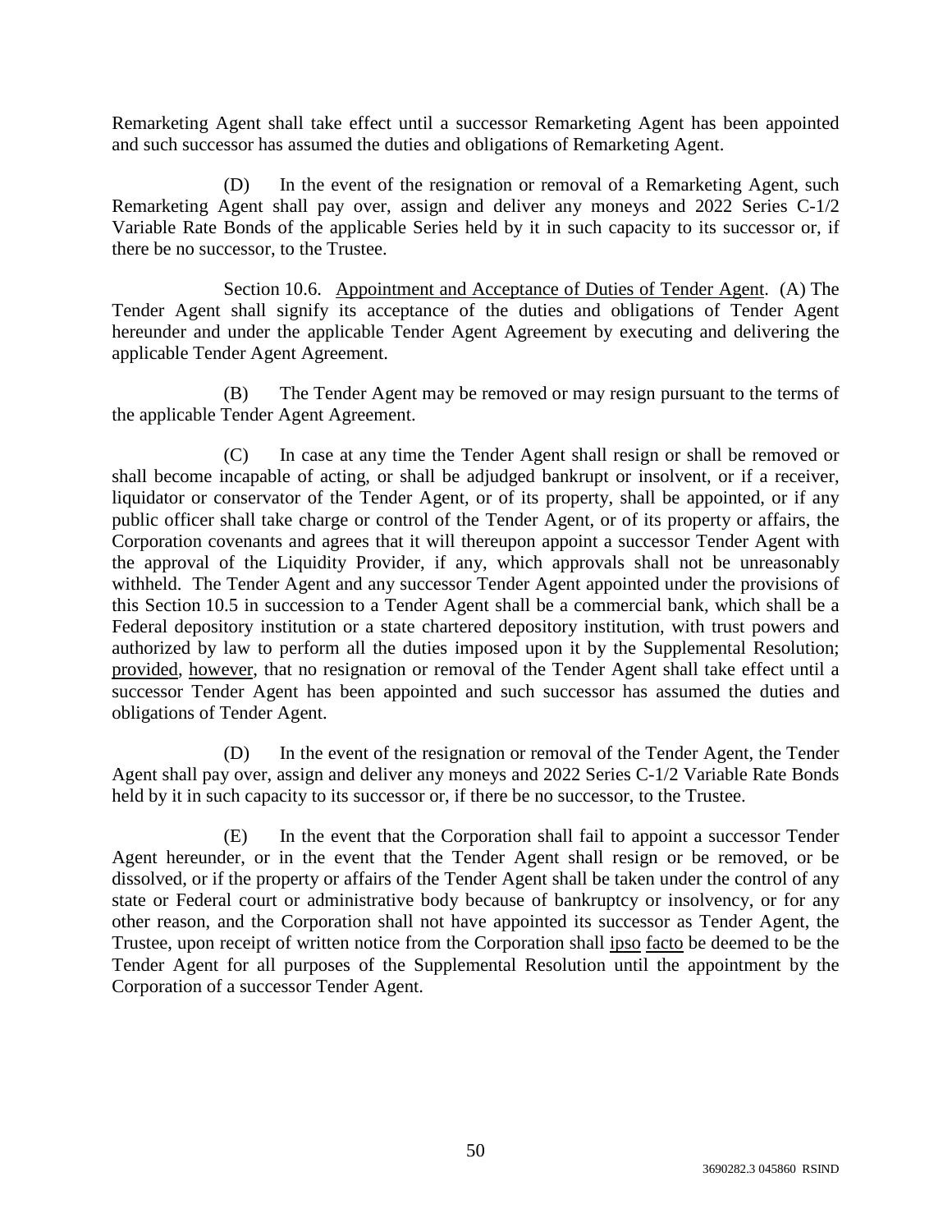Remarketing Agent shall take effect until a successor Remarketing Agent has been appointed and such successor has assumed the duties and obligations of Remarketing Agent.

(D) In the event of the resignation or removal of a Remarketing Agent, such Remarketing Agent shall pay over, assign and deliver any moneys and 2022 Series C-1/2 Variable Rate Bonds of the applicable Series held by it in such capacity to its successor or, if there be no successor, to the Trustee.

Section 10.6. Appointment and Acceptance of Duties of Tender Agent. (A) The Tender Agent shall signify its acceptance of the duties and obligations of Tender Agent hereunder and under the applicable Tender Agent Agreement by executing and delivering the applicable Tender Agent Agreement.

(B) The Tender Agent may be removed or may resign pursuant to the terms of the applicable Tender Agent Agreement.

(C) In case at any time the Tender Agent shall resign or shall be removed or shall become incapable of acting, or shall be adjudged bankrupt or insolvent, or if a receiver, liquidator or conservator of the Tender Agent, or of its property, shall be appointed, or if any public officer shall take charge or control of the Tender Agent, or of its property or affairs, the Corporation covenants and agrees that it will thereupon appoint a successor Tender Agent with the approval of the Liquidity Provider, if any, which approvals shall not be unreasonably withheld. The Tender Agent and any successor Tender Agent appointed under the provisions of this Section 10.5 in succession to a Tender Agent shall be a commercial bank, which shall be a Federal depository institution or a state chartered depository institution, with trust powers and authorized by law to perform all the duties imposed upon it by the Supplemental Resolution; provided, however, that no resignation or removal of the Tender Agent shall take effect until a successor Tender Agent has been appointed and such successor has assumed the duties and obligations of Tender Agent.

(D) In the event of the resignation or removal of the Tender Agent, the Tender Agent shall pay over, assign and deliver any moneys and 2022 Series C-1/2 Variable Rate Bonds held by it in such capacity to its successor or, if there be no successor, to the Trustee.

(E) In the event that the Corporation shall fail to appoint a successor Tender Agent hereunder, or in the event that the Tender Agent shall resign or be removed, or be dissolved, or if the property or affairs of the Tender Agent shall be taken under the control of any state or Federal court or administrative body because of bankruptcy or insolvency, or for any other reason, and the Corporation shall not have appointed its successor as Tender Agent, the Trustee, upon receipt of written notice from the Corporation shall ipso facto be deemed to be the Tender Agent for all purposes of the Supplemental Resolution until the appointment by the Corporation of a successor Tender Agent.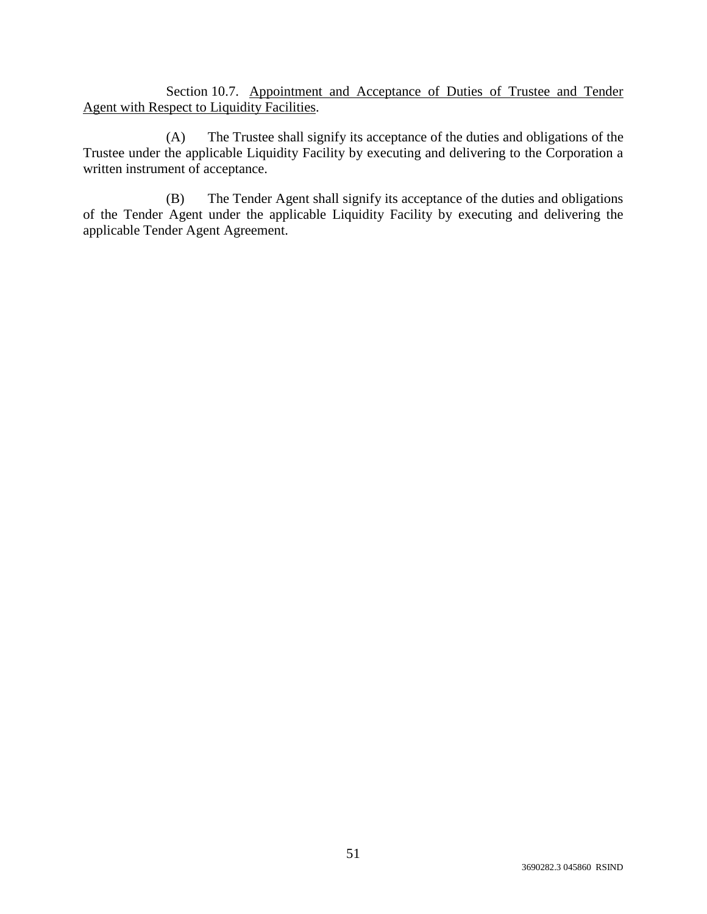Section 10.7. Appointment and Acceptance of Duties of Trustee and Tender Agent with Respect to Liquidity Facilities.

(A) The Trustee shall signify its acceptance of the duties and obligations of the Trustee under the applicable Liquidity Facility by executing and delivering to the Corporation a written instrument of acceptance.

(B) The Tender Agent shall signify its acceptance of the duties and obligations of the Tender Agent under the applicable Liquidity Facility by executing and delivering the applicable Tender Agent Agreement.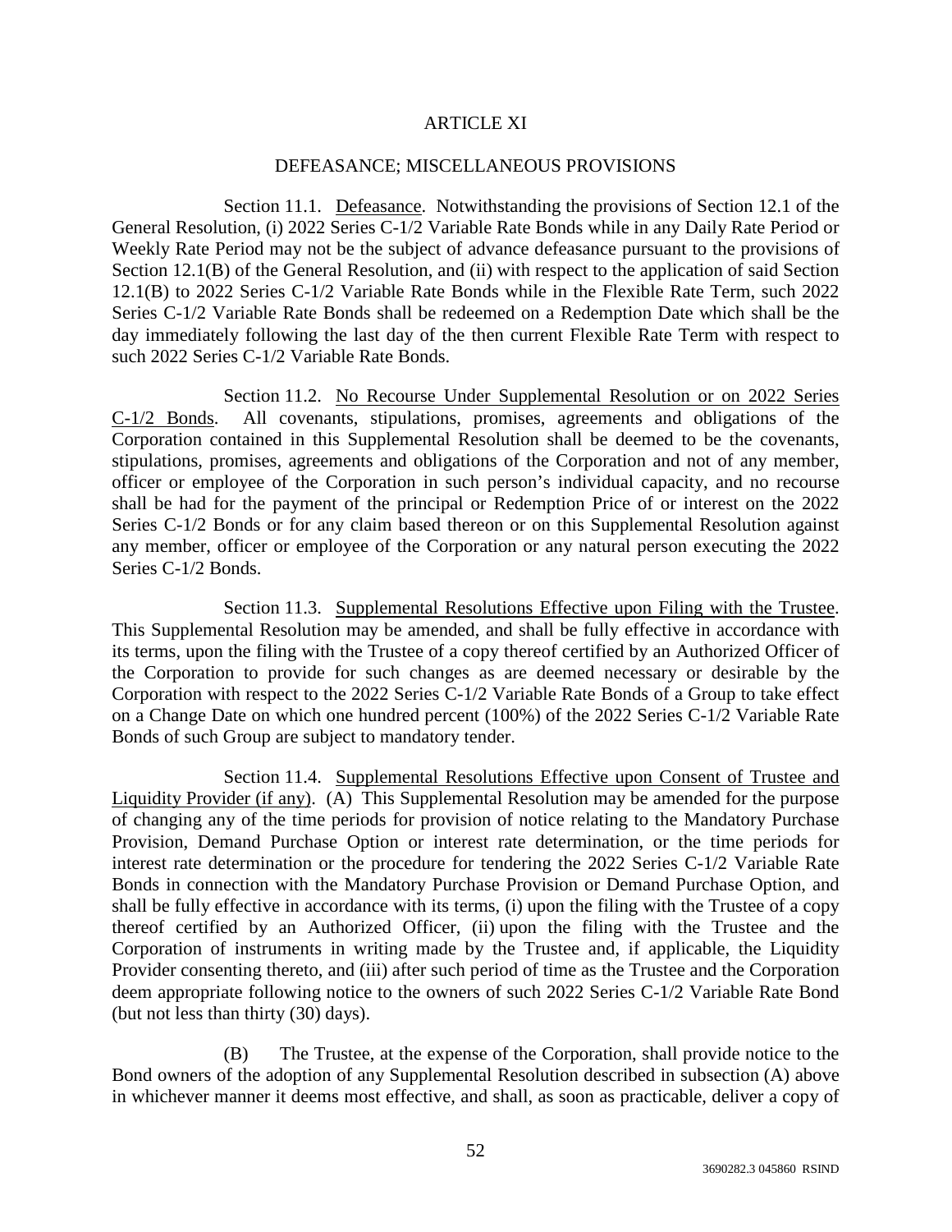# ARTICLE XI

## DEFEASANCE; MISCELLANEOUS PROVISIONS

Section 11.1. Defeasance. Notwithstanding the provisions of Section 12.1 of the General Resolution, (i) 2022 Series C-1/2 Variable Rate Bonds while in any Daily Rate Period or Weekly Rate Period may not be the subject of advance defeasance pursuant to the provisions of Section 12.1(B) of the General Resolution, and (ii) with respect to the application of said Section 12.1(B) to 2022 Series C-1/2 Variable Rate Bonds while in the Flexible Rate Term, such 2022 Series C-1/2 Variable Rate Bonds shall be redeemed on a Redemption Date which shall be the day immediately following the last day of the then current Flexible Rate Term with respect to such 2022 Series C-1/2 Variable Rate Bonds.

Section 11.2. No Recourse Under Supplemental Resolution or on 2022 Series C-1/2 Bonds. All covenants, stipulations, promises, agreements and obligations of the Corporation contained in this Supplemental Resolution shall be deemed to be the covenants, stipulations, promises, agreements and obligations of the Corporation and not of any member, officer or employee of the Corporation in such person's individual capacity, and no recourse shall be had for the payment of the principal or Redemption Price of or interest on the 2022 Series C-1/2 Bonds or for any claim based thereon or on this Supplemental Resolution against any member, officer or employee of the Corporation or any natural person executing the 2022 Series C-1/2 Bonds.

Section 11.3. Supplemental Resolutions Effective upon Filing with the Trustee. This Supplemental Resolution may be amended, and shall be fully effective in accordance with its terms, upon the filing with the Trustee of a copy thereof certified by an Authorized Officer of the Corporation to provide for such changes as are deemed necessary or desirable by the Corporation with respect to the 2022 Series C-1/2 Variable Rate Bonds of a Group to take effect on a Change Date on which one hundred percent (100%) of the 2022 Series C-1/2 Variable Rate Bonds of such Group are subject to mandatory tender.

Section 11.4. Supplemental Resolutions Effective upon Consent of Trustee and Liquidity Provider (if any). (A) This Supplemental Resolution may be amended for the purpose of changing any of the time periods for provision of notice relating to the Mandatory Purchase Provision, Demand Purchase Option or interest rate determination, or the time periods for interest rate determination or the procedure for tendering the 2022 Series C-1/2 Variable Rate Bonds in connection with the Mandatory Purchase Provision or Demand Purchase Option, and shall be fully effective in accordance with its terms, (i) upon the filing with the Trustee of a copy thereof certified by an Authorized Officer, (ii) upon the filing with the Trustee and the Corporation of instruments in writing made by the Trustee and, if applicable, the Liquidity Provider consenting thereto, and (iii) after such period of time as the Trustee and the Corporation deem appropriate following notice to the owners of such 2022 Series C-1/2 Variable Rate Bond (but not less than thirty (30) days).

(B) The Trustee, at the expense of the Corporation, shall provide notice to the Bond owners of the adoption of any Supplemental Resolution described in subsection (A) above in whichever manner it deems most effective, and shall, as soon as practicable, deliver a copy of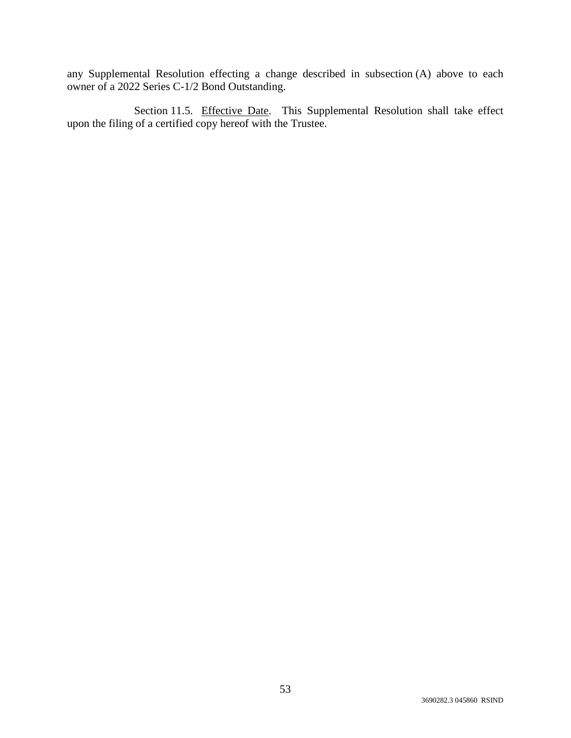any Supplemental Resolution effecting a change described in subsection (A) above to each owner of a 2022 Series C-1/2 Bond Outstanding.

Section 11.5. Effective Date. This Supplemental Resolution shall take effect upon the filing of a certified copy hereof with the Trustee.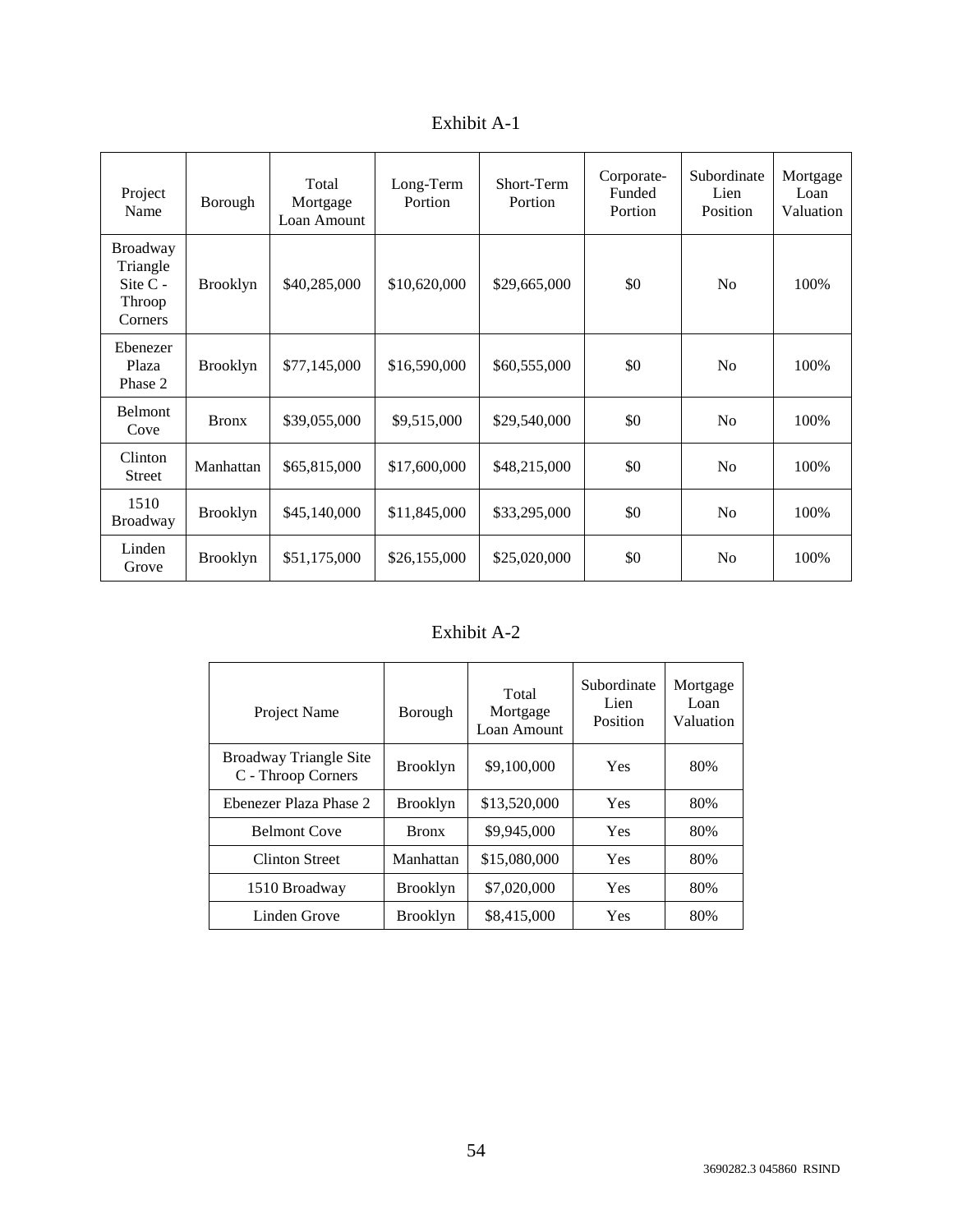## Exhibit A-1

| Project Name | Borough | Total Mortgage Loan Amount | Long-Term Portion | Short-Term Portion | Corporate-Funded Portion | Subordinate Lien Position | Mortgage Loan Valuation |
|---|---|---|---|---|---|---|---|
| Broadway Triangle Site C - Throop Corners | Brooklyn | $40,285,000 | $10,620,000 | $29,665,000 | $0 | No | 100% |
| Ebenezer Plaza Phase 2 | Brooklyn | $77,145,000 | $16,590,000 | $60,555,000 | $0 | No | 100% |
| Belmont Cove | Bronx | $39,055,000 | $9,515,000 | $29,540,000 | $0 | No | 100% |
| Clinton Street | Manhattan | $65,815,000 | $17,600,000 | $48,215,000 | $0 | No | 100% |
| 1510 Broadway | Brooklyn | $45,140,000 | $11,845,000 | $33,295,000 | $0 | No | 100% |
| Linden Grove | Brooklyn | $51,175,000 | $26,155,000 | $25,020,000 | $0 | No | 100% |

## Exhibit A-2

| Project Name | Borough | Total Mortgage Loan Amount | Subordinate Lien Position | Mortgage Loan Valuation |
|---|---|---|---|---|
| Broadway Triangle Site C - Throop Corners | Brooklyn | $9,100,000 | Yes | 80% |
| Ebenezer Plaza Phase 2 | Brooklyn | $13,520,000 | Yes | 80% |
| Belmont Cove | Bronx | $9,945,000 | Yes | 80% |
| Clinton Street | Manhattan | $15,080,000 | Yes | 80% |
| 1510 Broadway | Brooklyn | $7,020,000 | Yes | 80% |
| Linden Grove | Brooklyn | $8,415,000 | Yes | 80% |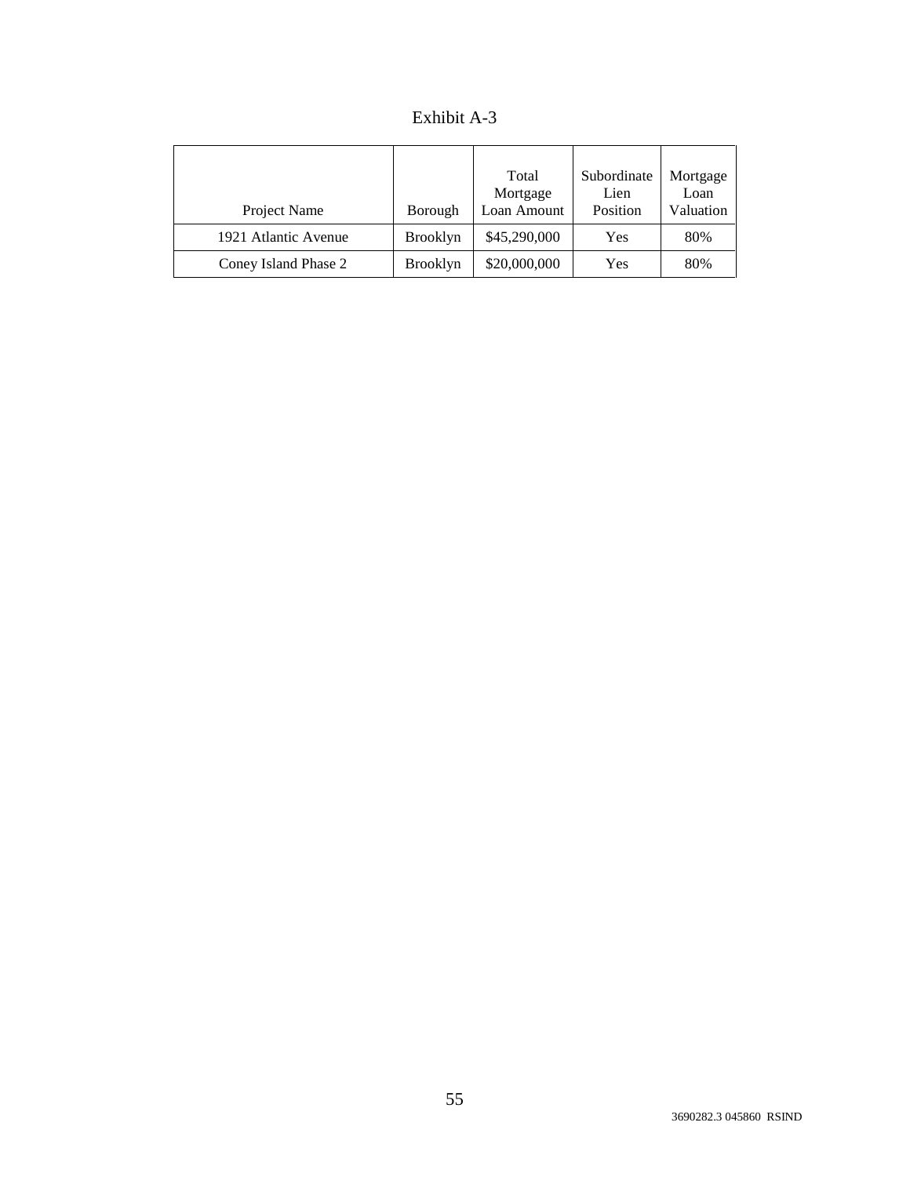# Exhibit A-3

| Project Name | Borough | Total Mortgage Loan Amount | Subordinate Lien Position | Mortgage Loan Valuation |
|---|---|---|---|---|
| 1921 Atlantic Avenue | Brooklyn | $45,290,000 | Yes | 80% |
| Coney Island Phase 2 | Brooklyn | $20,000,000 | Yes | 80% |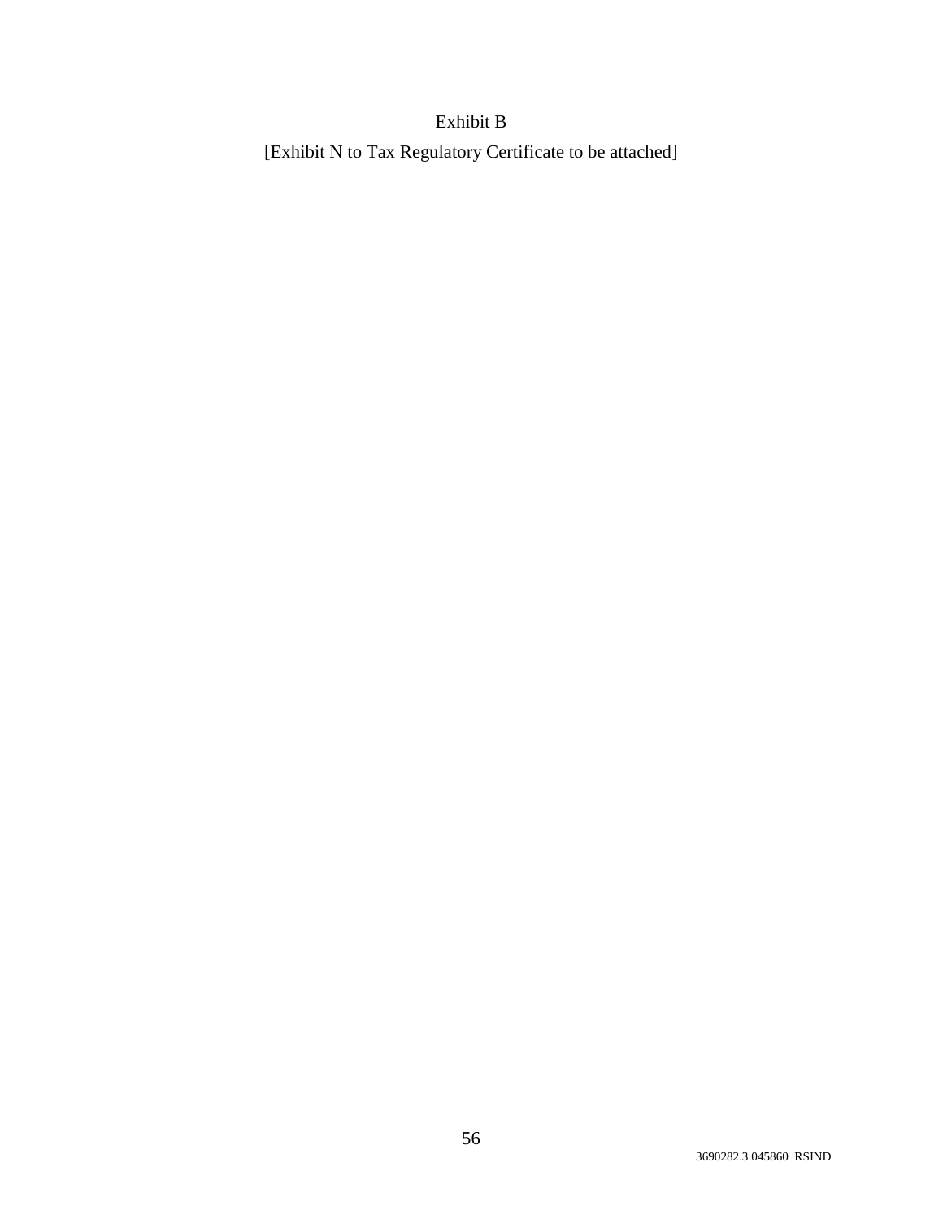# Exhibit B

[Exhibit N to Tax Regulatory Certificate to be attached]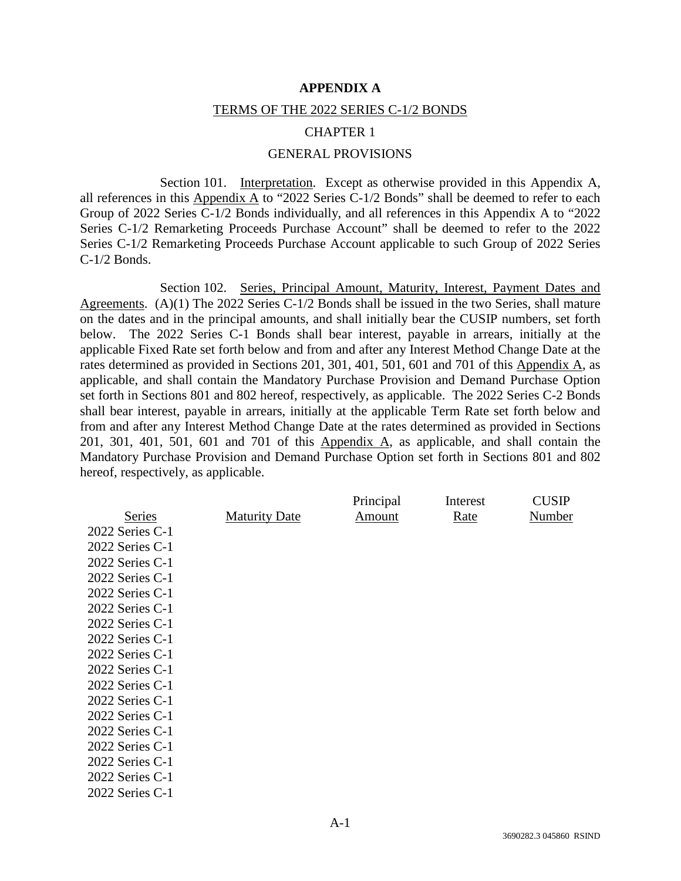**APPENDIX A**

TERMS OF THE 2022 SERIES C-1/2 BONDS

CHAPTER 1

GENERAL PROVISIONS

Section 101. Interpretation. Except as otherwise provided in this Appendix A, all references in this Appendix A to "2022 Series C-1/2 Bonds" shall be deemed to refer to each Group of 2022 Series C-1/2 Bonds individually, and all references in this Appendix A to "2022 Series C-1/2 Remarketing Proceeds Purchase Account" shall be deemed to refer to the 2022 Series C-1/2 Remarketing Proceeds Purchase Account applicable to such Group of 2022 Series C-1/2 Bonds.

Section 102. Series, Principal Amount, Maturity, Interest, Payment Dates and Agreements. (A)(1) The 2022 Series C-1/2 Bonds shall be issued in the two Series, shall mature on the dates and in the principal amounts, and shall initially bear the CUSIP numbers, set forth below. The 2022 Series C-1 Bonds shall bear interest, payable in arrears, initially at the applicable Fixed Rate set forth below and from and after any Interest Method Change Date at the rates determined as provided in Sections 201, 301, 401, 501, 601 and 701 of this Appendix A, as applicable, and shall contain the Mandatory Purchase Provision and Demand Purchase Option set forth in Sections 801 and 802 hereof, respectively, as applicable. The 2022 Series C-2 Bonds shall bear interest, payable in arrears, initially at the applicable Term Rate set forth below and from and after any Interest Method Change Date at the rates determined as provided in Sections 201, 301, 401, 501, 601 and 701 of this Appendix A, as applicable, and shall contain the Mandatory Purchase Provision and Demand Purchase Option set forth in Sections 801 and 802 hereof, respectively, as applicable.

| Series | Maturity Date | Principal Amount | Interest Rate | CUSIP Number |
|---|---|---|---|---|
| 2022 Series C-1 | | | | |
| 2022 Series C-1 | | | | |
| 2022 Series C-1 | | | | |
| 2022 Series C-1 | | | | |
| 2022 Series C-1 | | | | |
| 2022 Series C-1 | | | | |
| 2022 Series C-1 | | | | |
| 2022 Series C-1 | | | | |
| 2022 Series C-1 | | | | |
| 2022 Series C-1 | | | | |
| 2022 Series C-1 | | | | |
| 2022 Series C-1 | | | | |
| 2022 Series C-1 | | | | |
| 2022 Series C-1 | | | | |
| 2022 Series C-1 | | | | |
| 2022 Series C-1 | | | | |
| 2022 Series C-1 | | | | |
| 2022 Series C-1 | | | | |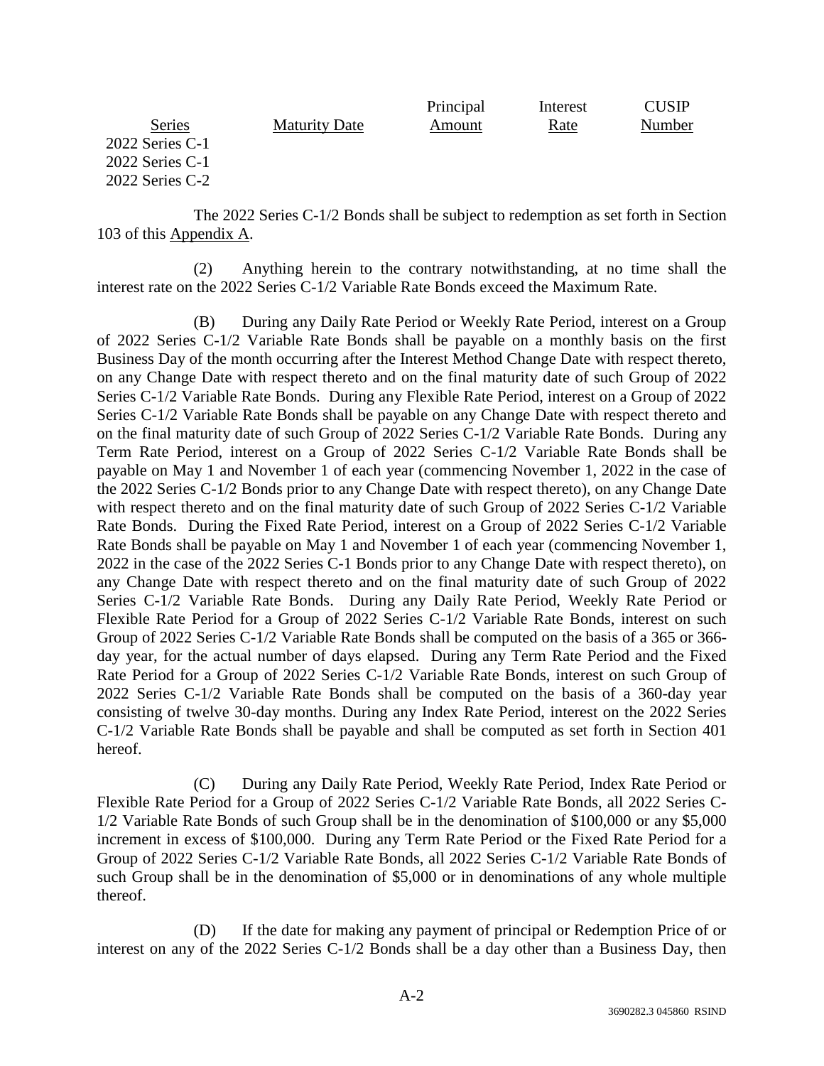| Series | Maturity Date | Principal Amount | Interest Rate | CUSIP Number |
|---|---|---|---|---|
| 2022 Series C-1 | | | | |
| 2022 Series C-1 | | | | |
| 2022 Series C-2 | | | | |

The 2022 Series C-1/2 Bonds shall be subject to redemption as set forth in Section 103 of this Appendix A.

(2) Anything herein to the contrary notwithstanding, at no time shall the interest rate on the 2022 Series C-1/2 Variable Rate Bonds exceed the Maximum Rate.

(B) During any Daily Rate Period or Weekly Rate Period, interest on a Group of 2022 Series C-1/2 Variable Rate Bonds shall be payable on a monthly basis on the first Business Day of the month occurring after the Interest Method Change Date with respect thereto, on any Change Date with respect thereto and on the final maturity date of such Group of 2022 Series C-1/2 Variable Rate Bonds. During any Flexible Rate Period, interest on a Group of 2022 Series C-1/2 Variable Rate Bonds shall be payable on any Change Date with respect thereto and on the final maturity date of such Group of 2022 Series C-1/2 Variable Rate Bonds. During any Term Rate Period, interest on a Group of 2022 Series C-1/2 Variable Rate Bonds shall be payable on May 1 and November 1 of each year (commencing November 1, 2022 in the case of the 2022 Series C-1/2 Bonds prior to any Change Date with respect thereto), on any Change Date with respect thereto and on the final maturity date of such Group of 2022 Series C-1/2 Variable Rate Bonds. During the Fixed Rate Period, interest on a Group of 2022 Series C-1/2 Variable Rate Bonds shall be payable on May 1 and November 1 of each year (commencing November 1, 2022 in the case of the 2022 Series C-1 Bonds prior to any Change Date with respect thereto), on any Change Date with respect thereto and on the final maturity date of such Group of 2022 Series C-1/2 Variable Rate Bonds. During any Daily Rate Period, Weekly Rate Period or Flexible Rate Period for a Group of 2022 Series C-1/2 Variable Rate Bonds, interest on such Group of 2022 Series C-1/2 Variable Rate Bonds shall be computed on the basis of a 365 or 366-day year, for the actual number of days elapsed. During any Term Rate Period and the Fixed Rate Period for a Group of 2022 Series C-1/2 Variable Rate Bonds, interest on such Group of 2022 Series C-1/2 Variable Rate Bonds shall be computed on the basis of a 360-day year consisting of twelve 30-day months. During any Index Rate Period, interest on the 2022 Series C-1/2 Variable Rate Bonds shall be payable and shall be computed as set forth in Section 401 hereof.

(C) During any Daily Rate Period, Weekly Rate Period, Index Rate Period or Flexible Rate Period for a Group of 2022 Series C-1/2 Variable Rate Bonds, all 2022 Series C-1/2 Variable Rate Bonds of such Group shall be in the denomination of $100,000 or any $5,000 increment in excess of $100,000. During any Term Rate Period or the Fixed Rate Period for a Group of 2022 Series C-1/2 Variable Rate Bonds, all 2022 Series C-1/2 Variable Rate Bonds of such Group shall be in the denomination of $5,000 or in denominations of any whole multiple thereof.

(D) If the date for making any payment of principal or Redemption Price of or interest on any of the 2022 Series C-1/2 Bonds shall be a day other than a Business Day, then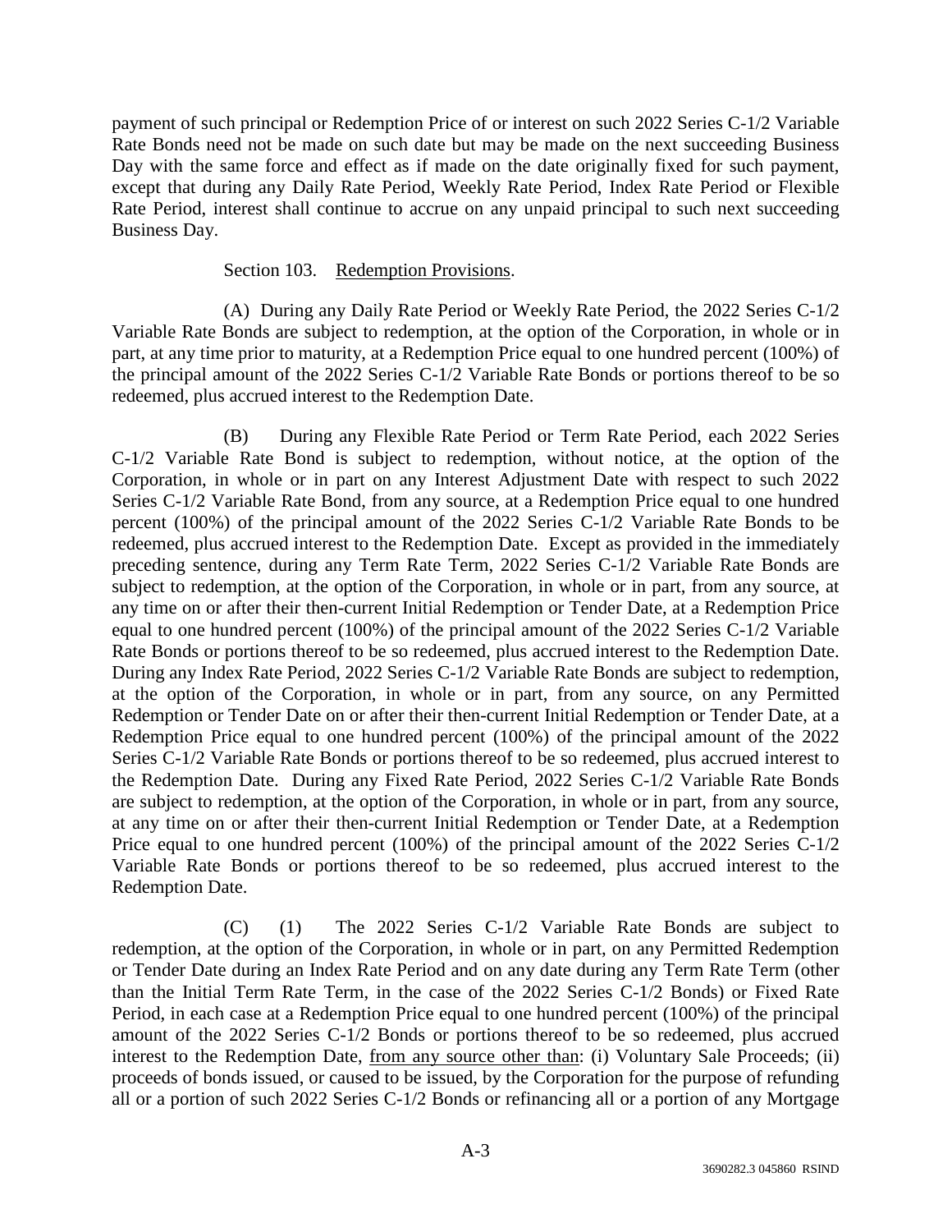payment of such principal or Redemption Price of or interest on such 2022 Series C-1/2 Variable Rate Bonds need not be made on such date but may be made on the next succeeding Business Day with the same force and effect as if made on the date originally fixed for such payment, except that during any Daily Rate Period, Weekly Rate Period, Index Rate Period or Flexible Rate Period, interest shall continue to accrue on any unpaid principal to such next succeeding Business Day.

Section 103. Redemption Provisions.

(A) During any Daily Rate Period or Weekly Rate Period, the 2022 Series C-1/2 Variable Rate Bonds are subject to redemption, at the option of the Corporation, in whole or in part, at any time prior to maturity, at a Redemption Price equal to one hundred percent (100%) of the principal amount of the 2022 Series C-1/2 Variable Rate Bonds or portions thereof to be so redeemed, plus accrued interest to the Redemption Date.

(B) During any Flexible Rate Period or Term Rate Period, each 2022 Series C-1/2 Variable Rate Bond is subject to redemption, without notice, at the option of the Corporation, in whole or in part on any Interest Adjustment Date with respect to such 2022 Series C-1/2 Variable Rate Bond, from any source, at a Redemption Price equal to one hundred percent (100%) of the principal amount of the 2022 Series C-1/2 Variable Rate Bonds to be redeemed, plus accrued interest to the Redemption Date. Except as provided in the immediately preceding sentence, during any Term Rate Term, 2022 Series C-1/2 Variable Rate Bonds are subject to redemption, at the option of the Corporation, in whole or in part, from any source, at any time on or after their then-current Initial Redemption or Tender Date, at a Redemption Price equal to one hundred percent (100%) of the principal amount of the 2022 Series C-1/2 Variable Rate Bonds or portions thereof to be so redeemed, plus accrued interest to the Redemption Date. During any Index Rate Period, 2022 Series C-1/2 Variable Rate Bonds are subject to redemption, at the option of the Corporation, in whole or in part, from any source, on any Permitted Redemption or Tender Date on or after their then-current Initial Redemption or Tender Date, at a Redemption Price equal to one hundred percent (100%) of the principal amount of the 2022 Series C-1/2 Variable Rate Bonds or portions thereof to be so redeemed, plus accrued interest to the Redemption Date. During any Fixed Rate Period, 2022 Series C-1/2 Variable Rate Bonds are subject to redemption, at the option of the Corporation, in whole or in part, from any source, at any time on or after their then-current Initial Redemption or Tender Date, at a Redemption Price equal to one hundred percent (100%) of the principal amount of the 2022 Series C-1/2 Variable Rate Bonds or portions thereof to be so redeemed, plus accrued interest to the Redemption Date.

(C) (1) The 2022 Series C-1/2 Variable Rate Bonds are subject to redemption, at the option of the Corporation, in whole or in part, on any Permitted Redemption or Tender Date during an Index Rate Period and on any date during any Term Rate Term (other than the Initial Term Rate Term, in the case of the 2022 Series C-1/2 Bonds) or Fixed Rate Period, in each case at a Redemption Price equal to one hundred percent (100%) of the principal amount of the 2022 Series C-1/2 Bonds or portions thereof to be so redeemed, plus accrued interest to the Redemption Date, from any source other than: (i) Voluntary Sale Proceeds; (ii) proceeds of bonds issued, or caused to be issued, by the Corporation for the purpose of refunding all or a portion of such 2022 Series C-1/2 Bonds or refinancing all or a portion of any Mortgage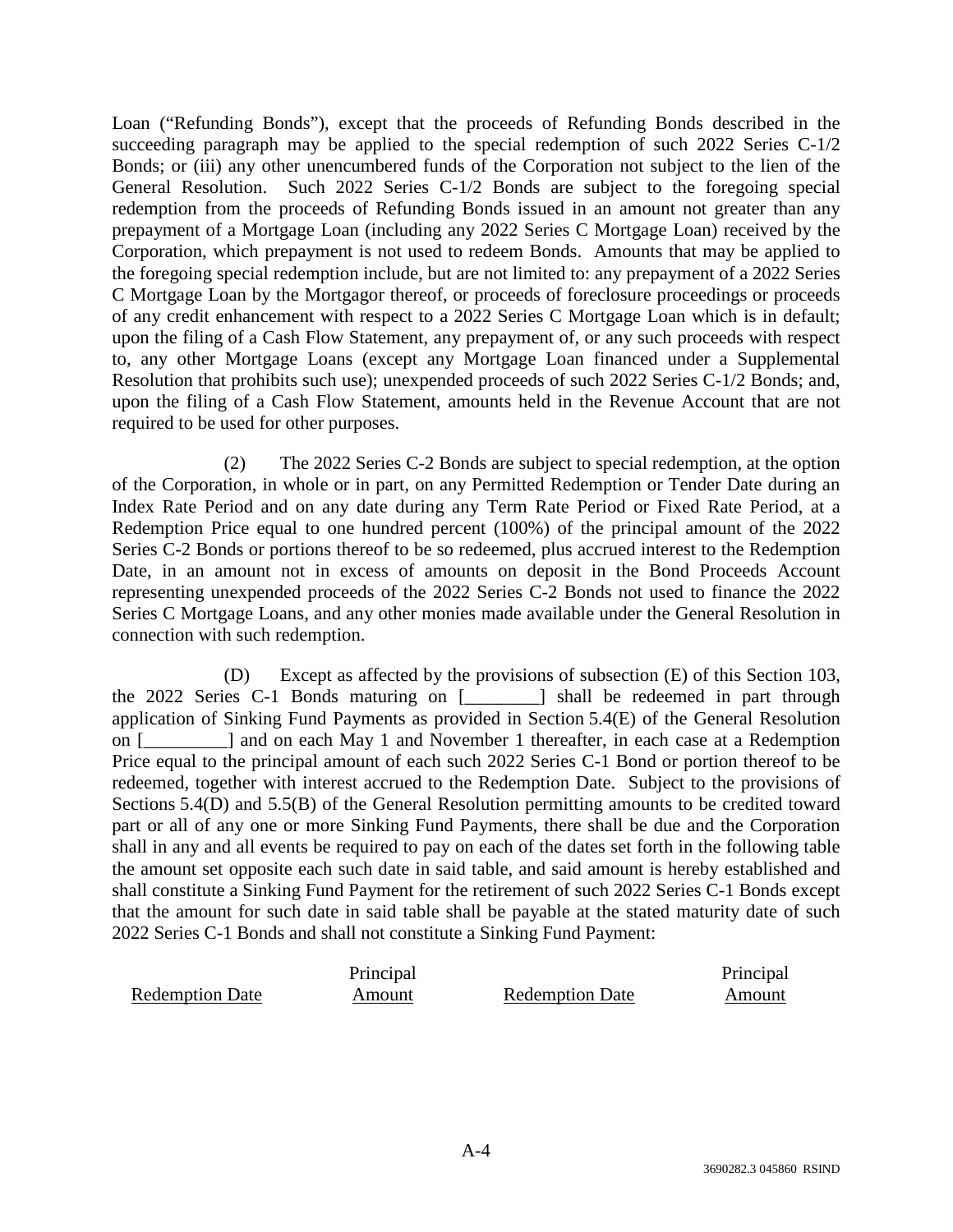Loan ("Refunding Bonds"), except that the proceeds of Refunding Bonds described in the succeeding paragraph may be applied to the special redemption of such 2022 Series C-1/2 Bonds; or (iii) any other unencumbered funds of the Corporation not subject to the lien of the General Resolution. Such 2022 Series C-1/2 Bonds are subject to the foregoing special redemption from the proceeds of Refunding Bonds issued in an amount not greater than any prepayment of a Mortgage Loan (including any 2022 Series C Mortgage Loan) received by the Corporation, which prepayment is not used to redeem Bonds. Amounts that may be applied to the foregoing special redemption include, but are not limited to: any prepayment of a 2022 Series C Mortgage Loan by the Mortgagor thereof, or proceeds of foreclosure proceedings or proceeds of any credit enhancement with respect to a 2022 Series C Mortgage Loan which is in default; upon the filing of a Cash Flow Statement, any prepayment of, or any such proceeds with respect to, any other Mortgage Loans (except any Mortgage Loan financed under a Supplemental Resolution that prohibits such use); unexpended proceeds of such 2022 Series C-1/2 Bonds; and, upon the filing of a Cash Flow Statement, amounts held in the Revenue Account that are not required to be used for other purposes.

(2) The 2022 Series C-2 Bonds are subject to special redemption, at the option of the Corporation, in whole or in part, on any Permitted Redemption or Tender Date during an Index Rate Period and on any date during any Term Rate Period or Fixed Rate Period, at a Redemption Price equal to one hundred percent (100%) of the principal amount of the 2022 Series C-2 Bonds or portions thereof to be so redeemed, plus accrued interest to the Redemption Date, in an amount not in excess of amounts on deposit in the Bond Proceeds Account representing unexpended proceeds of the 2022 Series C-2 Bonds not used to finance the 2022 Series C Mortgage Loans, and any other monies made available under the General Resolution in connection with such redemption.

(D) Except as affected by the provisions of subsection (E) of this Section 103, the 2022 Series C-1 Bonds maturing on [________] shall be redeemed in part through application of Sinking Fund Payments as provided in Section 5.4(E) of the General Resolution on [_________] and on each May 1 and November 1 thereafter, in each case at a Redemption Price equal to the principal amount of each such 2022 Series C-1 Bond or portion thereof to be redeemed, together with interest accrued to the Redemption Date. Subject to the provisions of Sections 5.4(D) and 5.5(B) of the General Resolution permitting amounts to be credited toward part or all of any one or more Sinking Fund Payments, there shall be due and the Corporation shall in any and all events be required to pay on each of the dates set forth in the following table the amount set opposite each such date in said table, and said amount is hereby established and shall constitute a Sinking Fund Payment for the retirement of such 2022 Series C-1 Bonds except that the amount for such date in said table shall be payable at the stated maturity date of such 2022 Series C-1 Bonds and shall not constitute a Sinking Fund Payment:

| Redemption Date | Principal Amount | Redemption Date | Principal Amount |
|---|---|---|---|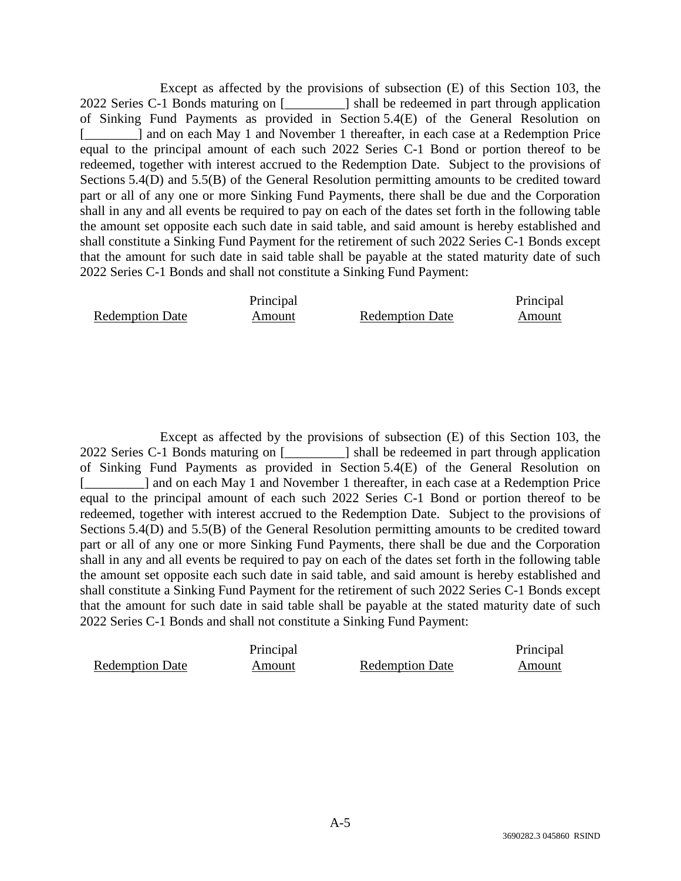Except as affected by the provisions of subsection (E) of this Section 103, the 2022 Series C-1 Bonds maturing on [_________] shall be redeemed in part through application of Sinking Fund Payments as provided in Section 5.4(E) of the General Resolution on [________] and on each May 1 and November 1 thereafter, in each case at a Redemption Price equal to the principal amount of each such 2022 Series C-1 Bond or portion thereof to be redeemed, together with interest accrued to the Redemption Date. Subject to the provisions of Sections 5.4(D) and 5.5(B) of the General Resolution permitting amounts to be credited toward part or all of any one or more Sinking Fund Payments, there shall be due and the Corporation shall in any and all events be required to pay on each of the dates set forth in the following table the amount set opposite each such date in said table, and said amount is hereby established and shall constitute a Sinking Fund Payment for the retirement of such 2022 Series C-1 Bonds except that the amount for such date in said table shall be payable at the stated maturity date of such 2022 Series C-1 Bonds and shall not constitute a Sinking Fund Payment:

| Redemption Date | Principal Amount | Redemption Date | Principal Amount |
|---|---|---|---|

Except as affected by the provisions of subsection (E) of this Section 103, the 2022 Series C-1 Bonds maturing on [_________] shall be redeemed in part through application of Sinking Fund Payments as provided in Section 5.4(E) of the General Resolution on [_________] and on each May 1 and November 1 thereafter, in each case at a Redemption Price equal to the principal amount of each such 2022 Series C-1 Bond or portion thereof to be redeemed, together with interest accrued to the Redemption Date. Subject to the provisions of Sections 5.4(D) and 5.5(B) of the General Resolution permitting amounts to be credited toward part or all of any one or more Sinking Fund Payments, there shall be due and the Corporation shall in any and all events be required to pay on each of the dates set forth in the following table the amount set opposite each such date in said table, and said amount is hereby established and shall constitute a Sinking Fund Payment for the retirement of such 2022 Series C-1 Bonds except that the amount for such date in said table shall be payable at the stated maturity date of such 2022 Series C-1 Bonds and shall not constitute a Sinking Fund Payment:

| Redemption Date | Principal Amount | Redemption Date | Principal Amount |
|---|---|---|---|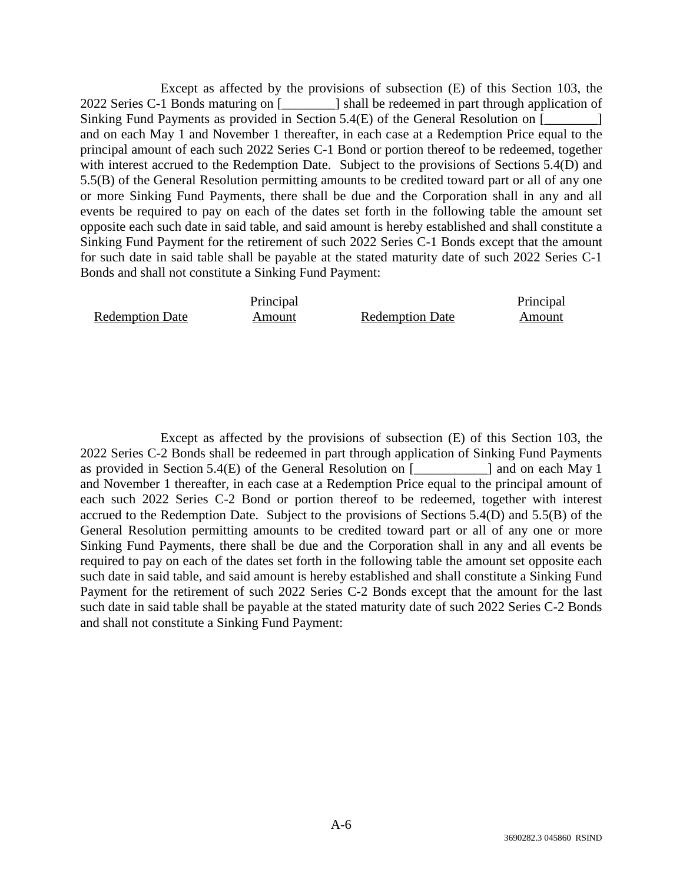Except as affected by the provisions of subsection (E) of this Section 103, the 2022 Series C-1 Bonds maturing on [________] shall be redeemed in part through application of Sinking Fund Payments as provided in Section 5.4(E) of the General Resolution on [________] and on each May 1 and November 1 thereafter, in each case at a Redemption Price equal to the principal amount of each such 2022 Series C-1 Bond or portion thereof to be redeemed, together with interest accrued to the Redemption Date. Subject to the provisions of Sections 5.4(D) and 5.5(B) of the General Resolution permitting amounts to be credited toward part or all of any one or more Sinking Fund Payments, there shall be due and the Corporation shall in any and all events be required to pay on each of the dates set forth in the following table the amount set opposite each such date in said table, and said amount is hereby established and shall constitute a Sinking Fund Payment for the retirement of such 2022 Series C-1 Bonds except that the amount for such date in said table shall be payable at the stated maturity date of such 2022 Series C-1 Bonds and shall not constitute a Sinking Fund Payment:

| Redemption Date | Principal Amount | Redemption Date | Principal Amount |
|---|---|---|---|

Except as affected by the provisions of subsection (E) of this Section 103, the 2022 Series C-2 Bonds shall be redeemed in part through application of Sinking Fund Payments as provided in Section 5.4(E) of the General Resolution on [___________] and on each May 1 and November 1 thereafter, in each case at a Redemption Price equal to the principal amount of each such 2022 Series C-2 Bond or portion thereof to be redeemed, together with interest accrued to the Redemption Date. Subject to the provisions of Sections 5.4(D) and 5.5(B) of the General Resolution permitting amounts to be credited toward part or all of any one or more Sinking Fund Payments, there shall be due and the Corporation shall in any and all events be required to pay on each of the dates set forth in the following table the amount set opposite each such date in said table, and said amount is hereby established and shall constitute a Sinking Fund Payment for the retirement of such 2022 Series C-2 Bonds except that the amount for the last such date in said table shall be payable at the stated maturity date of such 2022 Series C-2 Bonds and shall not constitute a Sinking Fund Payment: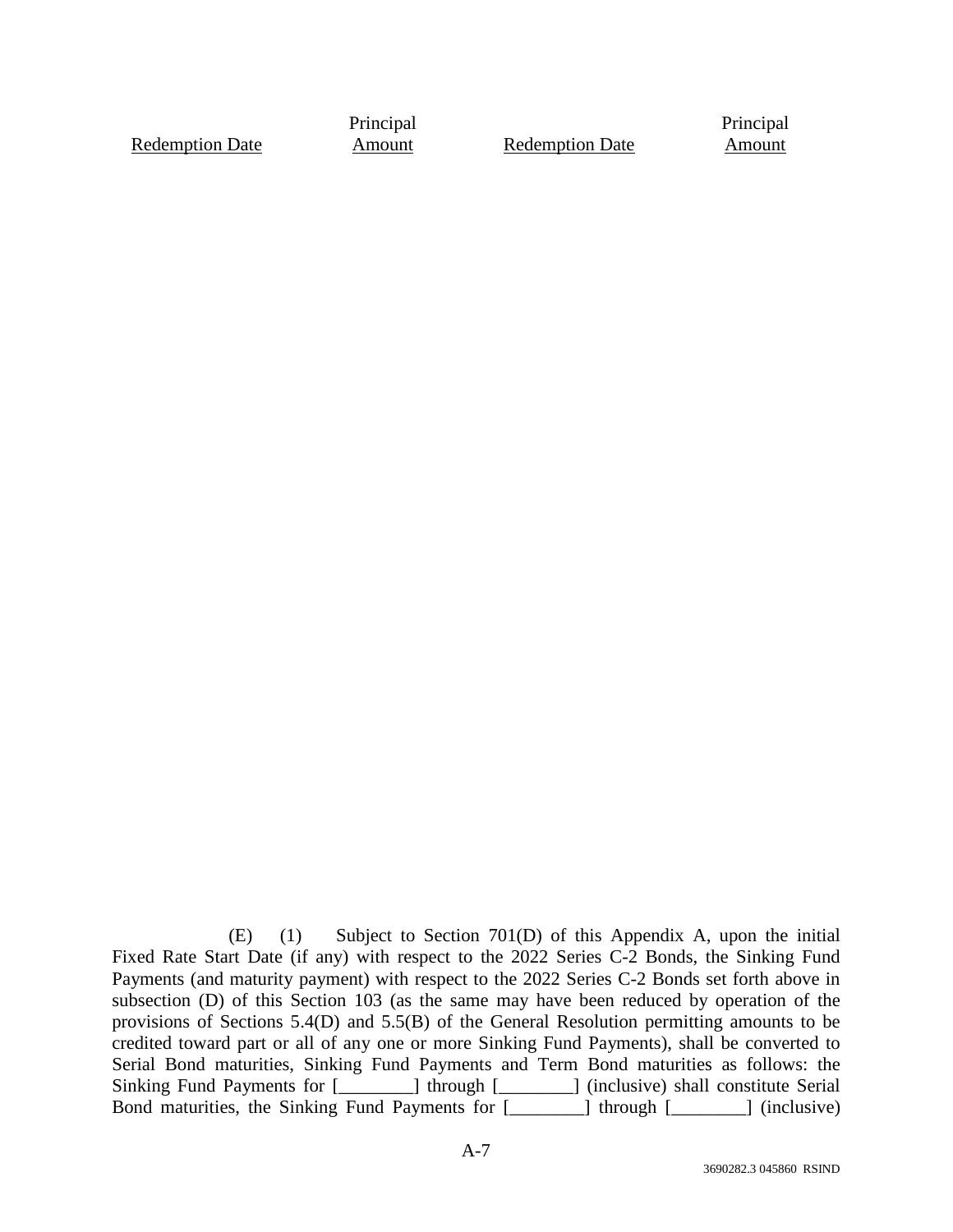| Redemption Date | Principal Amount | Redemption Date | Principal Amount |
|---|---|---|---|

(E) (1) Subject to Section 701(D) of this Appendix A, upon the initial Fixed Rate Start Date (if any) with respect to the 2022 Series C-2 Bonds, the Sinking Fund Payments (and maturity payment) with respect to the 2022 Series C-2 Bonds set forth above in subsection (D) of this Section 103 (as the same may have been reduced by operation of the provisions of Sections 5.4(D) and 5.5(B) of the General Resolution permitting amounts to be credited toward part or all of any one or more Sinking Fund Payments), shall be converted to Serial Bond maturities, Sinking Fund Payments and Term Bond maturities as follows: the Sinking Fund Payments for [________] through [________] (inclusive) shall constitute Serial Bond maturities, the Sinking Fund Payments for [________] through [________] (inclusive)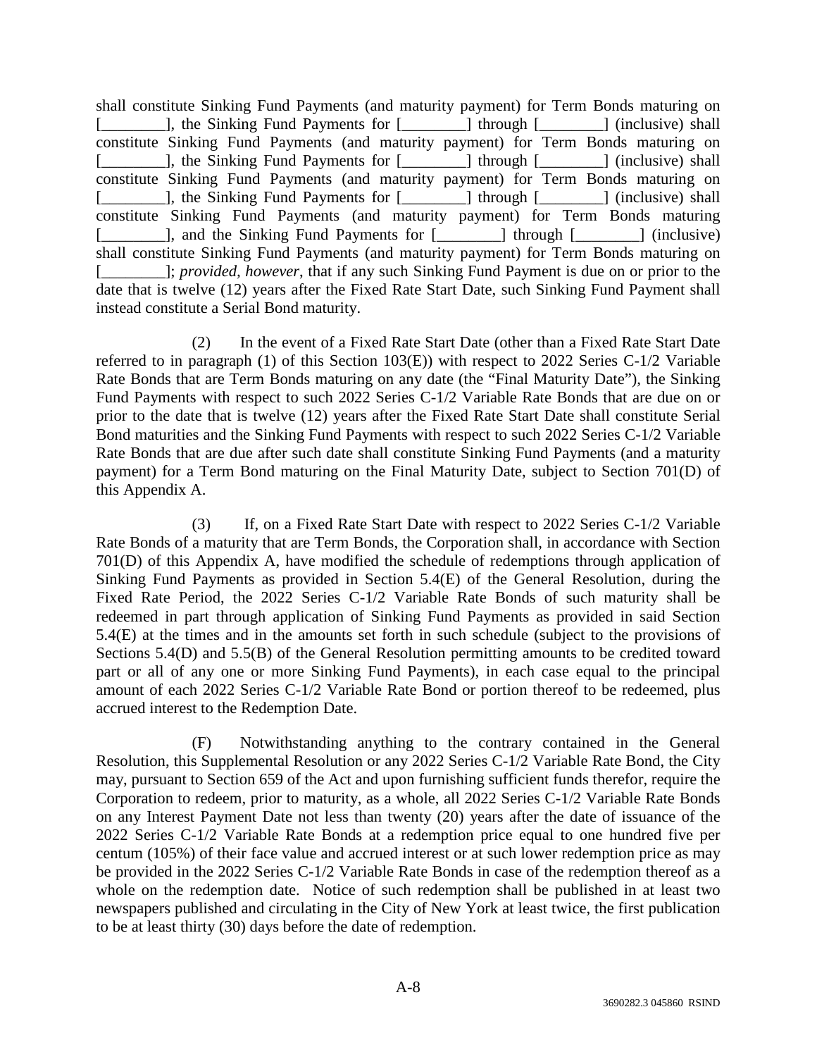shall constitute Sinking Fund Payments (and maturity payment) for Term Bonds maturing on [________], the Sinking Fund Payments for [________] through [________] (inclusive) shall constitute Sinking Fund Payments (and maturity payment) for Term Bonds maturing on [________], the Sinking Fund Payments for [________] through [________] (inclusive) shall constitute Sinking Fund Payments (and maturity payment) for Term Bonds maturing on [________], the Sinking Fund Payments for [________] through [________] (inclusive) shall constitute Sinking Fund Payments (and maturity payment) for Term Bonds maturing [________], and the Sinking Fund Payments for [________] through [________] (inclusive) shall constitute Sinking Fund Payments (and maturity payment) for Term Bonds maturing on [________]; *provided, however*, that if any such Sinking Fund Payment is due on or prior to the date that is twelve (12) years after the Fixed Rate Start Date, such Sinking Fund Payment shall instead constitute a Serial Bond maturity.

(2) In the event of a Fixed Rate Start Date (other than a Fixed Rate Start Date referred to in paragraph (1) of this Section 103(E)) with respect to 2022 Series C-1/2 Variable Rate Bonds that are Term Bonds maturing on any date (the "Final Maturity Date"), the Sinking Fund Payments with respect to such 2022 Series C-1/2 Variable Rate Bonds that are due on or prior to the date that is twelve (12) years after the Fixed Rate Start Date shall constitute Serial Bond maturities and the Sinking Fund Payments with respect to such 2022 Series C-1/2 Variable Rate Bonds that are due after such date shall constitute Sinking Fund Payments (and a maturity payment) for a Term Bond maturing on the Final Maturity Date, subject to Section 701(D) of this Appendix A.

(3) If, on a Fixed Rate Start Date with respect to 2022 Series C-1/2 Variable Rate Bonds of a maturity that are Term Bonds, the Corporation shall, in accordance with Section 701(D) of this Appendix A, have modified the schedule of redemptions through application of Sinking Fund Payments as provided in Section 5.4(E) of the General Resolution, during the Fixed Rate Period, the 2022 Series C-1/2 Variable Rate Bonds of such maturity shall be redeemed in part through application of Sinking Fund Payments as provided in said Section 5.4(E) at the times and in the amounts set forth in such schedule (subject to the provisions of Sections 5.4(D) and 5.5(B) of the General Resolution permitting amounts to be credited toward part or all of any one or more Sinking Fund Payments), in each case equal to the principal amount of each 2022 Series C-1/2 Variable Rate Bond or portion thereof to be redeemed, plus accrued interest to the Redemption Date.

(F) Notwithstanding anything to the contrary contained in the General Resolution, this Supplemental Resolution or any 2022 Series C-1/2 Variable Rate Bond, the City may, pursuant to Section 659 of the Act and upon furnishing sufficient funds therefor, require the Corporation to redeem, prior to maturity, as a whole, all 2022 Series C-1/2 Variable Rate Bonds on any Interest Payment Date not less than twenty (20) years after the date of issuance of the 2022 Series C-1/2 Variable Rate Bonds at a redemption price equal to one hundred five per centum (105%) of their face value and accrued interest or at such lower redemption price as may be provided in the 2022 Series C-1/2 Variable Rate Bonds in case of the redemption thereof as a whole on the redemption date. Notice of such redemption shall be published in at least two newspapers published and circulating in the City of New York at least twice, the first publication to be at least thirty (30) days before the date of redemption.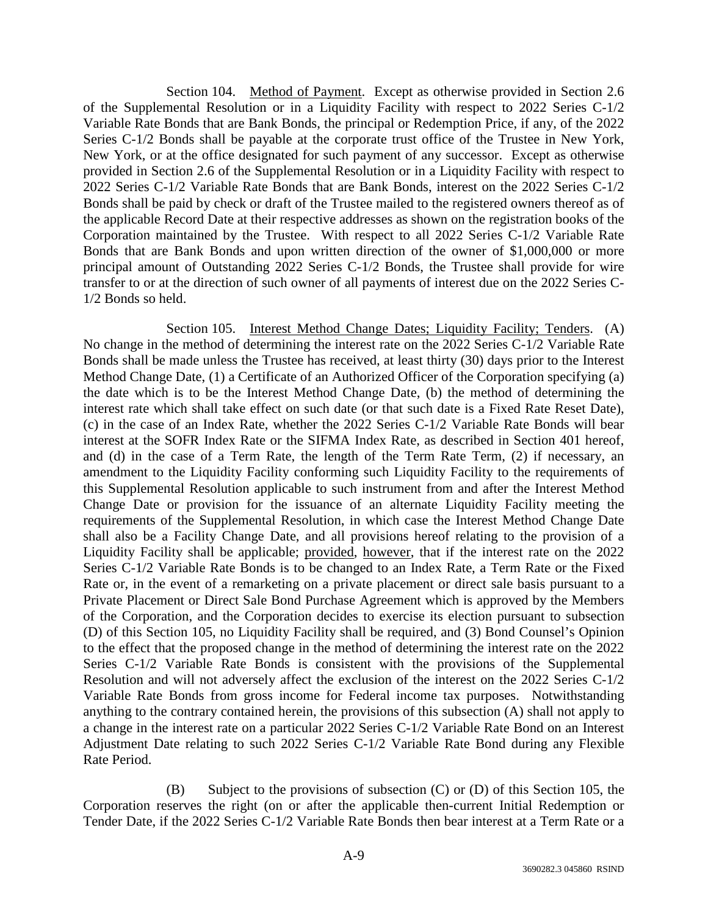Section 104. Method of Payment. Except as otherwise provided in Section 2.6 of the Supplemental Resolution or in a Liquidity Facility with respect to 2022 Series C-1/2 Variable Rate Bonds that are Bank Bonds, the principal or Redemption Price, if any, of the 2022 Series C-1/2 Bonds shall be payable at the corporate trust office of the Trustee in New York, New York, or at the office designated for such payment of any successor. Except as otherwise provided in Section 2.6 of the Supplemental Resolution or in a Liquidity Facility with respect to 2022 Series C-1/2 Variable Rate Bonds that are Bank Bonds, interest on the 2022 Series C-1/2 Bonds shall be paid by check or draft of the Trustee mailed to the registered owners thereof as of the applicable Record Date at their respective addresses as shown on the registration books of the Corporation maintained by the Trustee. With respect to all 2022 Series C-1/2 Variable Rate Bonds that are Bank Bonds and upon written direction of the owner of $1,000,000 or more principal amount of Outstanding 2022 Series C-1/2 Bonds, the Trustee shall provide for wire transfer to or at the direction of such owner of all payments of interest due on the 2022 Series C-1/2 Bonds so held.

Section 105. Interest Method Change Dates; Liquidity Facility; Tenders. (A) No change in the method of determining the interest rate on the 2022 Series C-1/2 Variable Rate Bonds shall be made unless the Trustee has received, at least thirty (30) days prior to the Interest Method Change Date, (1) a Certificate of an Authorized Officer of the Corporation specifying (a) the date which is to be the Interest Method Change Date, (b) the method of determining the interest rate which shall take effect on such date (or that such date is a Fixed Rate Reset Date), (c) in the case of an Index Rate, whether the 2022 Series C-1/2 Variable Rate Bonds will bear interest at the SOFR Index Rate or the SIFMA Index Rate, as described in Section 401 hereof, and (d) in the case of a Term Rate, the length of the Term Rate Term, (2) if necessary, an amendment to the Liquidity Facility conforming such Liquidity Facility to the requirements of this Supplemental Resolution applicable to such instrument from and after the Interest Method Change Date or provision for the issuance of an alternate Liquidity Facility meeting the requirements of the Supplemental Resolution, in which case the Interest Method Change Date shall also be a Facility Change Date, and all provisions hereof relating to the provision of a Liquidity Facility shall be applicable; provided, however, that if the interest rate on the 2022 Series C-1/2 Variable Rate Bonds is to be changed to an Index Rate, a Term Rate or the Fixed Rate or, in the event of a remarketing on a private placement or direct sale basis pursuant to a Private Placement or Direct Sale Bond Purchase Agreement which is approved by the Members of the Corporation, and the Corporation decides to exercise its election pursuant to subsection (D) of this Section 105, no Liquidity Facility shall be required, and (3) Bond Counsel's Opinion to the effect that the proposed change in the method of determining the interest rate on the 2022 Series C-1/2 Variable Rate Bonds is consistent with the provisions of the Supplemental Resolution and will not adversely affect the exclusion of the interest on the 2022 Series C-1/2 Variable Rate Bonds from gross income for Federal income tax purposes. Notwithstanding anything to the contrary contained herein, the provisions of this subsection (A) shall not apply to a change in the interest rate on a particular 2022 Series C-1/2 Variable Rate Bond on an Interest Adjustment Date relating to such 2022 Series C-1/2 Variable Rate Bond during any Flexible Rate Period.

(B) Subject to the provisions of subsection (C) or (D) of this Section 105, the Corporation reserves the right (on or after the applicable then-current Initial Redemption or Tender Date, if the 2022 Series C-1/2 Variable Rate Bonds then bear interest at a Term Rate or a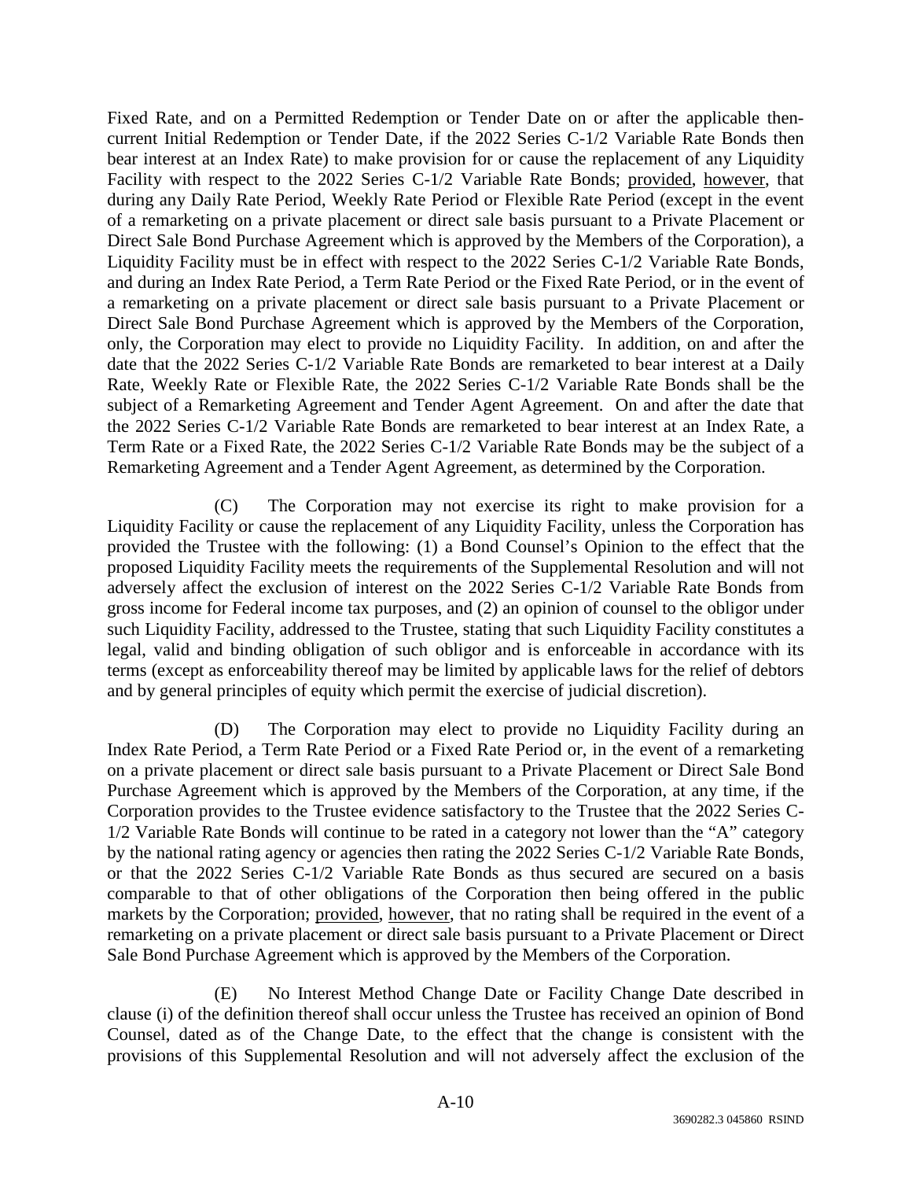Fixed Rate, and on a Permitted Redemption or Tender Date on or after the applicable then-current Initial Redemption or Tender Date, if the 2022 Series C-1/2 Variable Rate Bonds then bear interest at an Index Rate) to make provision for or cause the replacement of any Liquidity Facility with respect to the 2022 Series C-1/2 Variable Rate Bonds; provided, however, that during any Daily Rate Period, Weekly Rate Period or Flexible Rate Period (except in the event of a remarketing on a private placement or direct sale basis pursuant to a Private Placement or Direct Sale Bond Purchase Agreement which is approved by the Members of the Corporation), a Liquidity Facility must be in effect with respect to the 2022 Series C-1/2 Variable Rate Bonds, and during an Index Rate Period, a Term Rate Period or the Fixed Rate Period, or in the event of a remarketing on a private placement or direct sale basis pursuant to a Private Placement or Direct Sale Bond Purchase Agreement which is approved by the Members of the Corporation, only, the Corporation may elect to provide no Liquidity Facility. In addition, on and after the date that the 2022 Series C-1/2 Variable Rate Bonds are remarketed to bear interest at a Daily Rate, Weekly Rate or Flexible Rate, the 2022 Series C-1/2 Variable Rate Bonds shall be the subject of a Remarketing Agreement and Tender Agent Agreement. On and after the date that the 2022 Series C-1/2 Variable Rate Bonds are remarketed to bear interest at an Index Rate, a Term Rate or a Fixed Rate, the 2022 Series C-1/2 Variable Rate Bonds may be the subject of a Remarketing Agreement and a Tender Agent Agreement, as determined by the Corporation.

(C) The Corporation may not exercise its right to make provision for a Liquidity Facility or cause the replacement of any Liquidity Facility, unless the Corporation has provided the Trustee with the following: (1) a Bond Counsel's Opinion to the effect that the proposed Liquidity Facility meets the requirements of the Supplemental Resolution and will not adversely affect the exclusion of interest on the 2022 Series C-1/2 Variable Rate Bonds from gross income for Federal income tax purposes, and (2) an opinion of counsel to the obligor under such Liquidity Facility, addressed to the Trustee, stating that such Liquidity Facility constitutes a legal, valid and binding obligation of such obligor and is enforceable in accordance with its terms (except as enforceability thereof may be limited by applicable laws for the relief of debtors and by general principles of equity which permit the exercise of judicial discretion).

(D) The Corporation may elect to provide no Liquidity Facility during an Index Rate Period, a Term Rate Period or a Fixed Rate Period or, in the event of a remarketing on a private placement or direct sale basis pursuant to a Private Placement or Direct Sale Bond Purchase Agreement which is approved by the Members of the Corporation, at any time, if the Corporation provides to the Trustee evidence satisfactory to the Trustee that the 2022 Series C-1/2 Variable Rate Bonds will continue to be rated in a category not lower than the "A" category by the national rating agency or agencies then rating the 2022 Series C-1/2 Variable Rate Bonds, or that the 2022 Series C-1/2 Variable Rate Bonds as thus secured are secured on a basis comparable to that of other obligations of the Corporation then being offered in the public markets by the Corporation; provided, however, that no rating shall be required in the event of a remarketing on a private placement or direct sale basis pursuant to a Private Placement or Direct Sale Bond Purchase Agreement which is approved by the Members of the Corporation.

(E) No Interest Method Change Date or Facility Change Date described in clause (i) of the definition thereof shall occur unless the Trustee has received an opinion of Bond Counsel, dated as of the Change Date, to the effect that the change is consistent with the provisions of this Supplemental Resolution and will not adversely affect the exclusion of the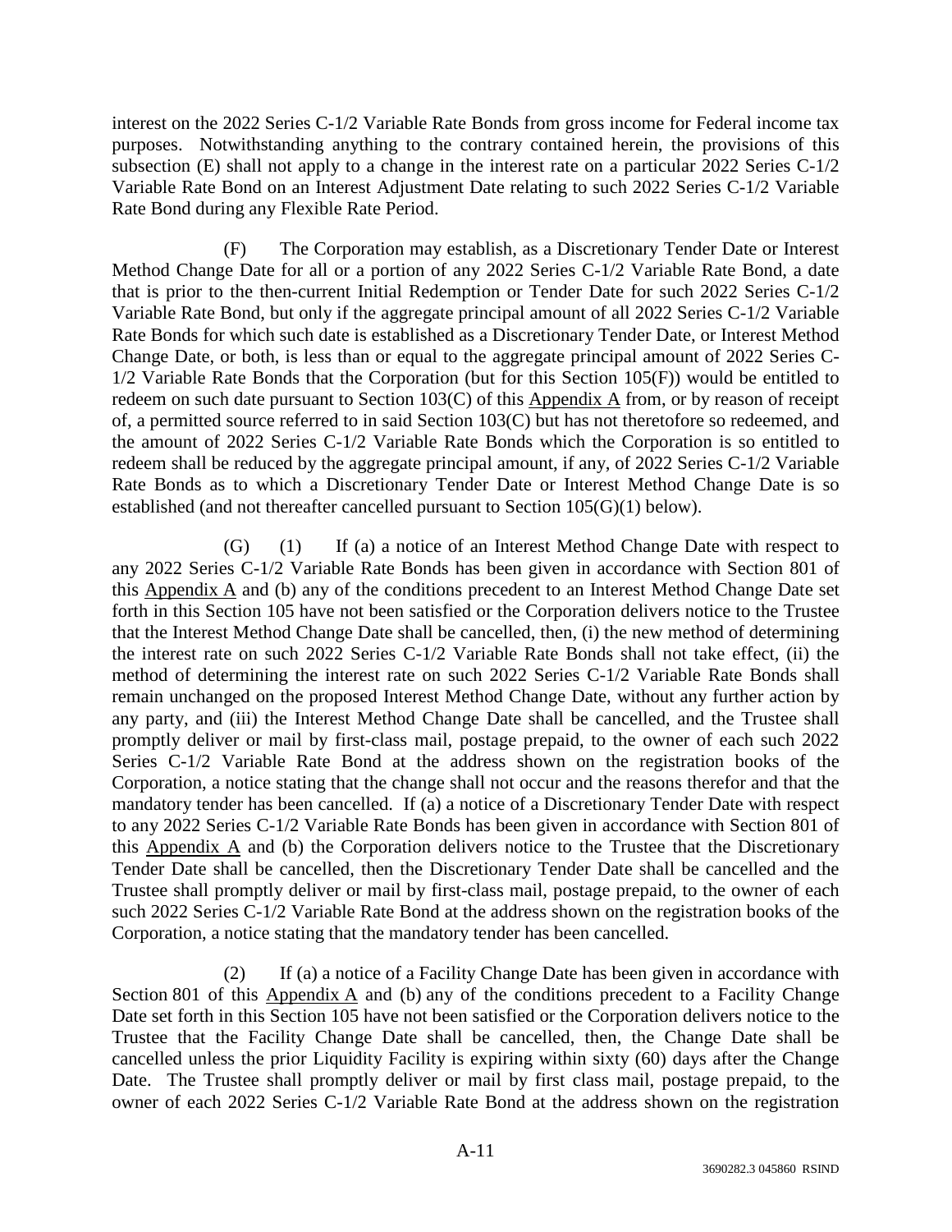interest on the 2022 Series C-1/2 Variable Rate Bonds from gross income for Federal income tax purposes. Notwithstanding anything to the contrary contained herein, the provisions of this subsection (E) shall not apply to a change in the interest rate on a particular 2022 Series C-1/2 Variable Rate Bond on an Interest Adjustment Date relating to such 2022 Series C-1/2 Variable Rate Bond during any Flexible Rate Period.

(F) The Corporation may establish, as a Discretionary Tender Date or Interest Method Change Date for all or a portion of any 2022 Series C-1/2 Variable Rate Bond, a date that is prior to the then-current Initial Redemption or Tender Date for such 2022 Series C-1/2 Variable Rate Bond, but only if the aggregate principal amount of all 2022 Series C-1/2 Variable Rate Bonds for which such date is established as a Discretionary Tender Date, or Interest Method Change Date, or both, is less than or equal to the aggregate principal amount of 2022 Series C-1/2 Variable Rate Bonds that the Corporation (but for this Section 105(F)) would be entitled to redeem on such date pursuant to Section 103(C) of this Appendix A from, or by reason of receipt of, a permitted source referred to in said Section 103(C) but has not theretofore so redeemed, and the amount of 2022 Series C-1/2 Variable Rate Bonds which the Corporation is so entitled to redeem shall be reduced by the aggregate principal amount, if any, of 2022 Series C-1/2 Variable Rate Bonds as to which a Discretionary Tender Date or Interest Method Change Date is so established (and not thereafter cancelled pursuant to Section 105(G)(1) below).

(G) (1) If (a) a notice of an Interest Method Change Date with respect to any 2022 Series C-1/2 Variable Rate Bonds has been given in accordance with Section 801 of this Appendix A and (b) any of the conditions precedent to an Interest Method Change Date set forth in this Section 105 have not been satisfied or the Corporation delivers notice to the Trustee that the Interest Method Change Date shall be cancelled, then, (i) the new method of determining the interest rate on such 2022 Series C-1/2 Variable Rate Bonds shall not take effect, (ii) the method of determining the interest rate on such 2022 Series C-1/2 Variable Rate Bonds shall remain unchanged on the proposed Interest Method Change Date, without any further action by any party, and (iii) the Interest Method Change Date shall be cancelled, and the Trustee shall promptly deliver or mail by first-class mail, postage prepaid, to the owner of each such 2022 Series C-1/2 Variable Rate Bond at the address shown on the registration books of the Corporation, a notice stating that the change shall not occur and the reasons therefor and that the mandatory tender has been cancelled. If (a) a notice of a Discretionary Tender Date with respect to any 2022 Series C-1/2 Variable Rate Bonds has been given in accordance with Section 801 of this Appendix A and (b) the Corporation delivers notice to the Trustee that the Discretionary Tender Date shall be cancelled, then the Discretionary Tender Date shall be cancelled and the Trustee shall promptly deliver or mail by first-class mail, postage prepaid, to the owner of each such 2022 Series C-1/2 Variable Rate Bond at the address shown on the registration books of the Corporation, a notice stating that the mandatory tender has been cancelled.

(2) If (a) a notice of a Facility Change Date has been given in accordance with Section 801 of this Appendix A and (b) any of the conditions precedent to a Facility Change Date set forth in this Section 105 have not been satisfied or the Corporation delivers notice to the Trustee that the Facility Change Date shall be cancelled, then, the Change Date shall be cancelled unless the prior Liquidity Facility is expiring within sixty (60) days after the Change Date. The Trustee shall promptly deliver or mail by first class mail, postage prepaid, to the owner of each 2022 Series C-1/2 Variable Rate Bond at the address shown on the registration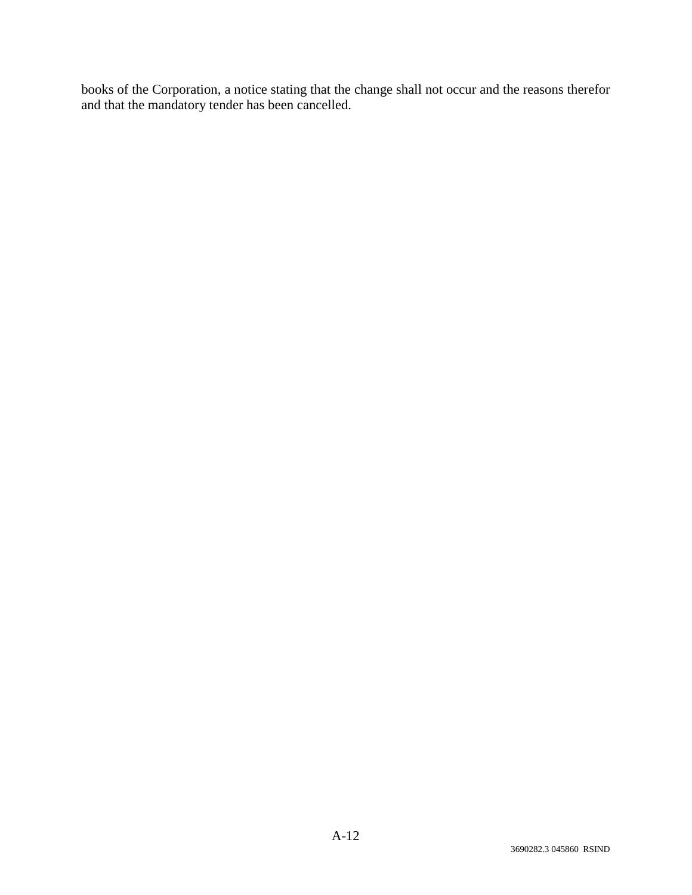books of the Corporation, a notice stating that the change shall not occur and the reasons therefor and that the mandatory tender has been cancelled.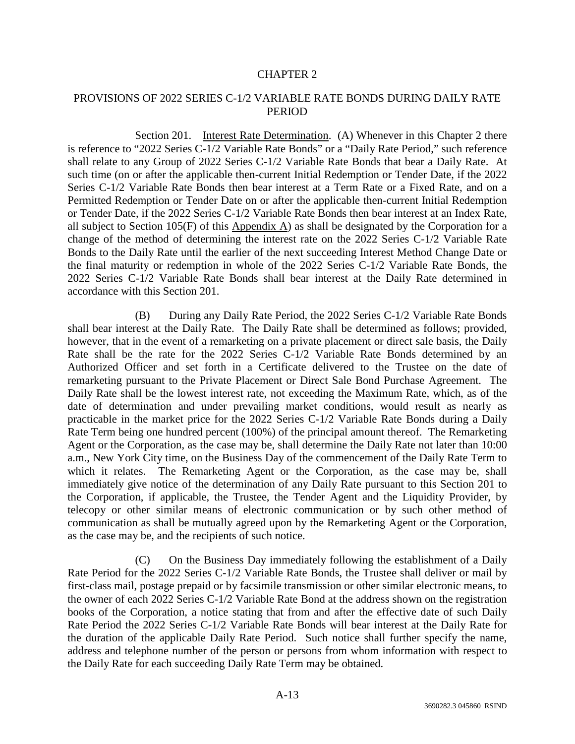# CHAPTER 2

## PROVISIONS OF 2022 SERIES C-1/2 VARIABLE RATE BONDS DURING DAILY RATE PERIOD

Section 201. Interest Rate Determination. (A) Whenever in this Chapter 2 there is reference to "2022 Series C-1/2 Variable Rate Bonds" or a "Daily Rate Period," such reference shall relate to any Group of 2022 Series C-1/2 Variable Rate Bonds that bear a Daily Rate. At such time (on or after the applicable then-current Initial Redemption or Tender Date, if the 2022 Series C-1/2 Variable Rate Bonds then bear interest at a Term Rate or a Fixed Rate, and on a Permitted Redemption or Tender Date on or after the applicable then-current Initial Redemption or Tender Date, if the 2022 Series C-1/2 Variable Rate Bonds then bear interest at an Index Rate, all subject to Section 105(F) of this Appendix A) as shall be designated by the Corporation for a change of the method of determining the interest rate on the 2022 Series C-1/2 Variable Rate Bonds to the Daily Rate until the earlier of the next succeeding Interest Method Change Date or the final maturity or redemption in whole of the 2022 Series C-1/2 Variable Rate Bonds, the 2022 Series C-1/2 Variable Rate Bonds shall bear interest at the Daily Rate determined in accordance with this Section 201.

(B) During any Daily Rate Period, the 2022 Series C-1/2 Variable Rate Bonds shall bear interest at the Daily Rate. The Daily Rate shall be determined as follows; provided, however, that in the event of a remarketing on a private placement or direct sale basis, the Daily Rate shall be the rate for the 2022 Series C-1/2 Variable Rate Bonds determined by an Authorized Officer and set forth in a Certificate delivered to the Trustee on the date of remarketing pursuant to the Private Placement or Direct Sale Bond Purchase Agreement. The Daily Rate shall be the lowest interest rate, not exceeding the Maximum Rate, which, as of the date of determination and under prevailing market conditions, would result as nearly as practicable in the market price for the 2022 Series C-1/2 Variable Rate Bonds during a Daily Rate Term being one hundred percent (100%) of the principal amount thereof. The Remarketing Agent or the Corporation, as the case may be, shall determine the Daily Rate not later than 10:00 a.m., New York City time, on the Business Day of the commencement of the Daily Rate Term to which it relates. The Remarketing Agent or the Corporation, as the case may be, shall immediately give notice of the determination of any Daily Rate pursuant to this Section 201 to the Corporation, if applicable, the Trustee, the Tender Agent and the Liquidity Provider, by telecopy or other similar means of electronic communication or by such other method of communication as shall be mutually agreed upon by the Remarketing Agent or the Corporation, as the case may be, and the recipients of such notice.

(C) On the Business Day immediately following the establishment of a Daily Rate Period for the 2022 Series C-1/2 Variable Rate Bonds, the Trustee shall deliver or mail by first-class mail, postage prepaid or by facsimile transmission or other similar electronic means, to the owner of each 2022 Series C-1/2 Variable Rate Bond at the address shown on the registration books of the Corporation, a notice stating that from and after the effective date of such Daily Rate Period the 2022 Series C-1/2 Variable Rate Bonds will bear interest at the Daily Rate for the duration of the applicable Daily Rate Period. Such notice shall further specify the name, address and telephone number of the person or persons from whom information with respect to the Daily Rate for each succeeding Daily Rate Term may be obtained.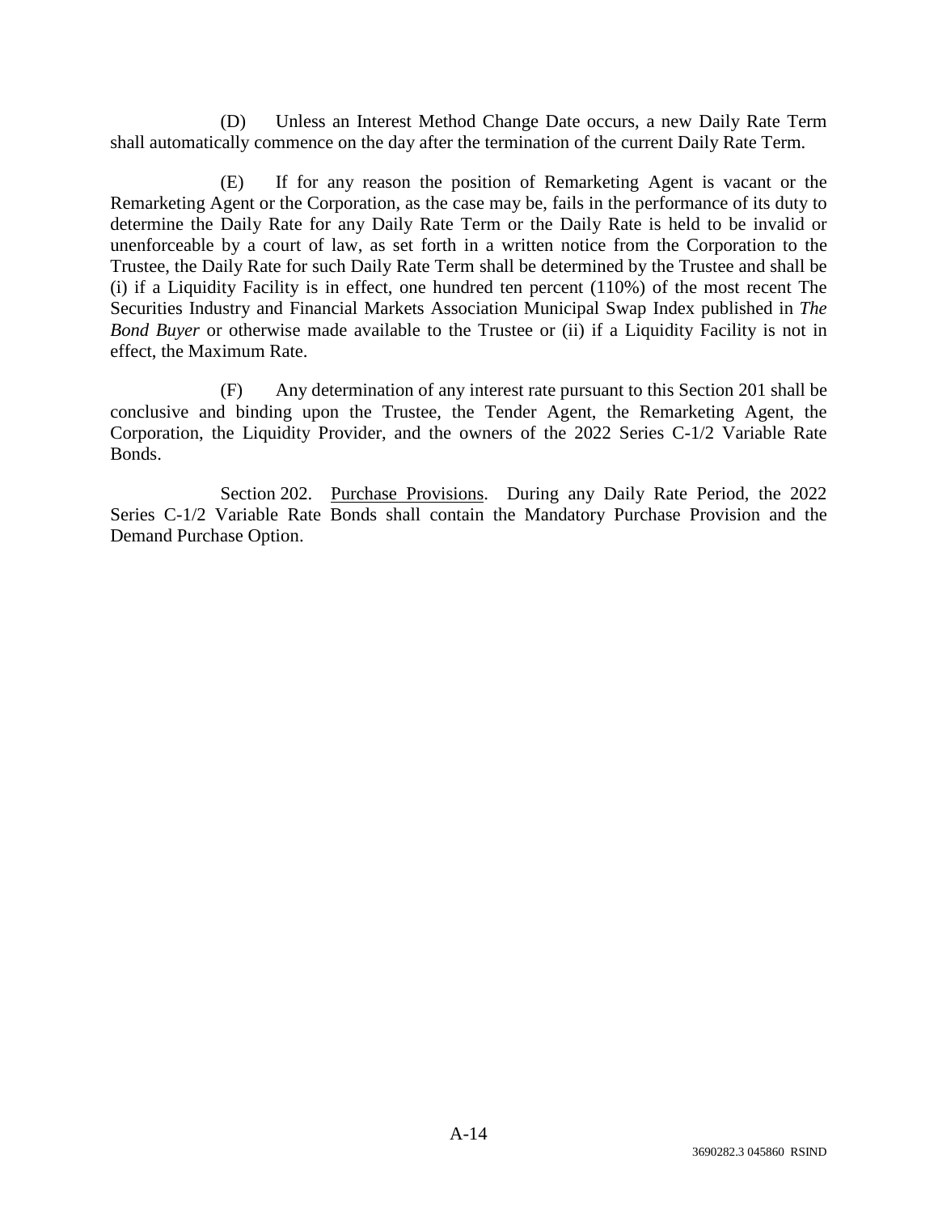(D) Unless an Interest Method Change Date occurs, a new Daily Rate Term shall automatically commence on the day after the termination of the current Daily Rate Term.

(E) If for any reason the position of Remarketing Agent is vacant or the Remarketing Agent or the Corporation, as the case may be, fails in the performance of its duty to determine the Daily Rate for any Daily Rate Term or the Daily Rate is held to be invalid or unenforceable by a court of law, as set forth in a written notice from the Corporation to the Trustee, the Daily Rate for such Daily Rate Term shall be determined by the Trustee and shall be (i) if a Liquidity Facility is in effect, one hundred ten percent (110%) of the most recent The Securities Industry and Financial Markets Association Municipal Swap Index published in *The Bond Buyer* or otherwise made available to the Trustee or (ii) if a Liquidity Facility is not in effect, the Maximum Rate.

(F) Any determination of any interest rate pursuant to this Section 201 shall be conclusive and binding upon the Trustee, the Tender Agent, the Remarketing Agent, the Corporation, the Liquidity Provider, and the owners of the 2022 Series C-1/2 Variable Rate Bonds.

Section 202. Purchase Provisions. During any Daily Rate Period, the 2022 Series C-1/2 Variable Rate Bonds shall contain the Mandatory Purchase Provision and the Demand Purchase Option.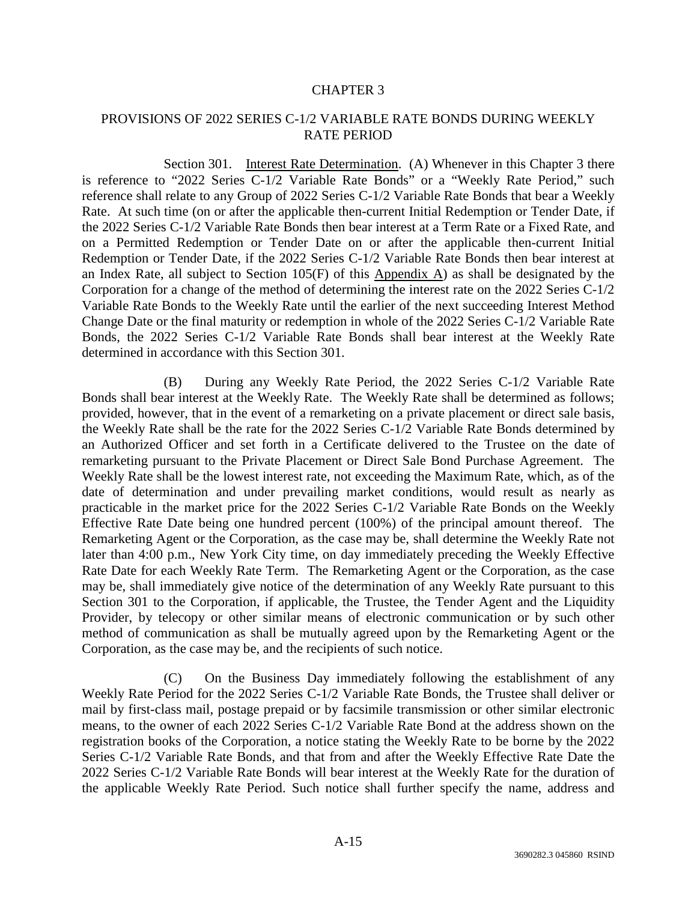# CHAPTER 3

## PROVISIONS OF 2022 SERIES C-1/2 VARIABLE RATE BONDS DURING WEEKLY RATE PERIOD

Section 301. Interest Rate Determination. (A) Whenever in this Chapter 3 there is reference to "2022 Series C-1/2 Variable Rate Bonds" or a "Weekly Rate Period," such reference shall relate to any Group of 2022 Series C-1/2 Variable Rate Bonds that bear a Weekly Rate. At such time (on or after the applicable then-current Initial Redemption or Tender Date, if the 2022 Series C-1/2 Variable Rate Bonds then bear interest at a Term Rate or a Fixed Rate, and on a Permitted Redemption or Tender Date on or after the applicable then-current Initial Redemption or Tender Date, if the 2022 Series C-1/2 Variable Rate Bonds then bear interest at an Index Rate, all subject to Section 105(F) of this Appendix A) as shall be designated by the Corporation for a change of the method of determining the interest rate on the 2022 Series C-1/2 Variable Rate Bonds to the Weekly Rate until the earlier of the next succeeding Interest Method Change Date or the final maturity or redemption in whole of the 2022 Series C-1/2 Variable Rate Bonds, the 2022 Series C-1/2 Variable Rate Bonds shall bear interest at the Weekly Rate determined in accordance with this Section 301.

(B) During any Weekly Rate Period, the 2022 Series C-1/2 Variable Rate Bonds shall bear interest at the Weekly Rate. The Weekly Rate shall be determined as follows; provided, however, that in the event of a remarketing on a private placement or direct sale basis, the Weekly Rate shall be the rate for the 2022 Series C-1/2 Variable Rate Bonds determined by an Authorized Officer and set forth in a Certificate delivered to the Trustee on the date of remarketing pursuant to the Private Placement or Direct Sale Bond Purchase Agreement. The Weekly Rate shall be the lowest interest rate, not exceeding the Maximum Rate, which, as of the date of determination and under prevailing market conditions, would result as nearly as practicable in the market price for the 2022 Series C-1/2 Variable Rate Bonds on the Weekly Effective Rate Date being one hundred percent (100%) of the principal amount thereof. The Remarketing Agent or the Corporation, as the case may be, shall determine the Weekly Rate not later than 4:00 p.m., New York City time, on day immediately preceding the Weekly Effective Rate Date for each Weekly Rate Term. The Remarketing Agent or the Corporation, as the case may be, shall immediately give notice of the determination of any Weekly Rate pursuant to this Section 301 to the Corporation, if applicable, the Trustee, the Tender Agent and the Liquidity Provider, by telecopy or other similar means of electronic communication or by such other method of communication as shall be mutually agreed upon by the Remarketing Agent or the Corporation, as the case may be, and the recipients of such notice.

(C) On the Business Day immediately following the establishment of any Weekly Rate Period for the 2022 Series C-1/2 Variable Rate Bonds, the Trustee shall deliver or mail by first-class mail, postage prepaid or by facsimile transmission or other similar electronic means, to the owner of each 2022 Series C-1/2 Variable Rate Bond at the address shown on the registration books of the Corporation, a notice stating the Weekly Rate to be borne by the 2022 Series C-1/2 Variable Rate Bonds, and that from and after the Weekly Effective Rate Date the 2022 Series C-1/2 Variable Rate Bonds will bear interest at the Weekly Rate for the duration of the applicable Weekly Rate Period. Such notice shall further specify the name, address and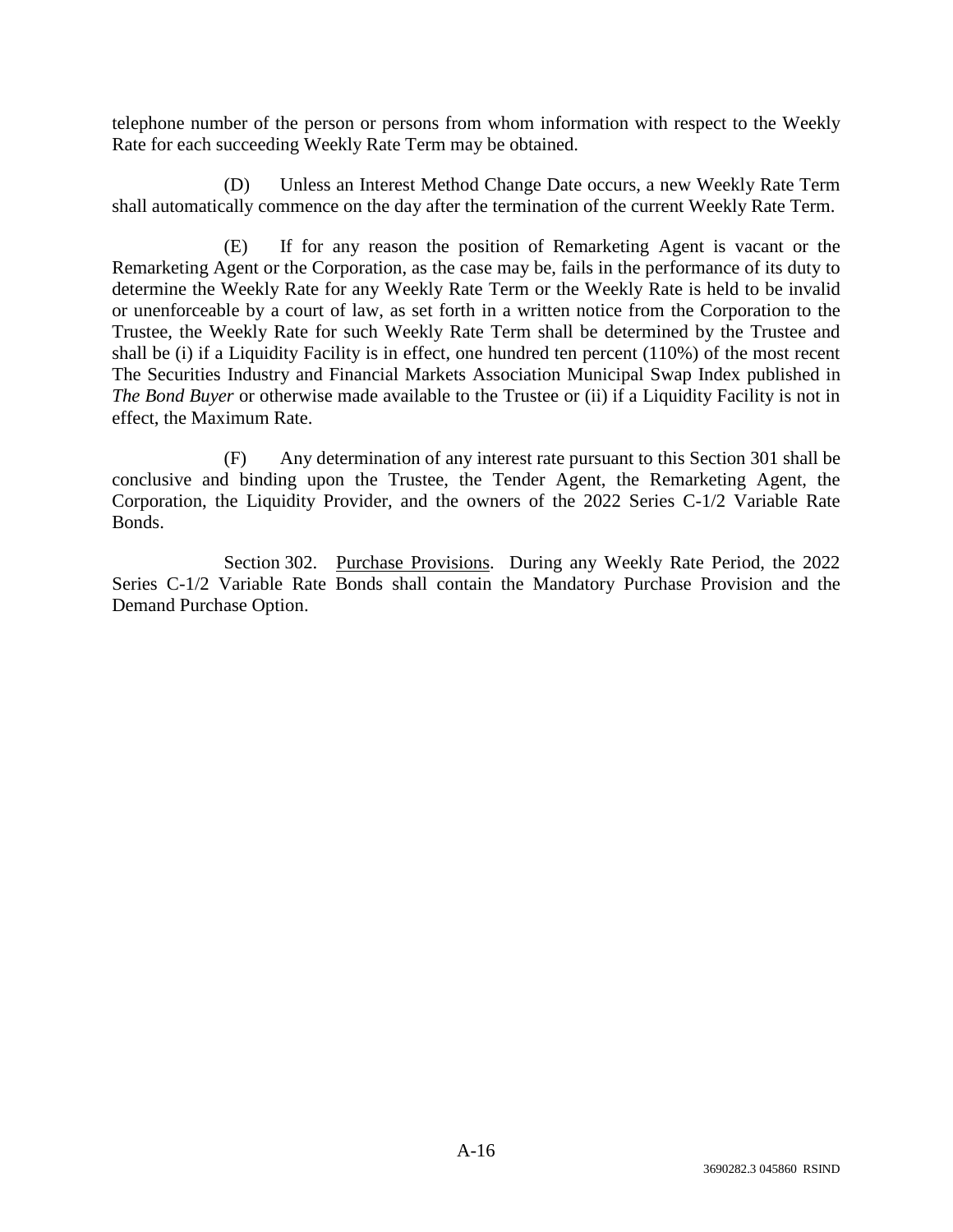telephone number of the person or persons from whom information with respect to the Weekly Rate for each succeeding Weekly Rate Term may be obtained.

(D) Unless an Interest Method Change Date occurs, a new Weekly Rate Term shall automatically commence on the day after the termination of the current Weekly Rate Term.

(E) If for any reason the position of Remarketing Agent is vacant or the Remarketing Agent or the Corporation, as the case may be, fails in the performance of its duty to determine the Weekly Rate for any Weekly Rate Term or the Weekly Rate is held to be invalid or unenforceable by a court of law, as set forth in a written notice from the Corporation to the Trustee, the Weekly Rate for such Weekly Rate Term shall be determined by the Trustee and shall be (i) if a Liquidity Facility is in effect, one hundred ten percent (110%) of the most recent The Securities Industry and Financial Markets Association Municipal Swap Index published in *The Bond Buyer* or otherwise made available to the Trustee or (ii) if a Liquidity Facility is not in effect, the Maximum Rate.

(F) Any determination of any interest rate pursuant to this Section 301 shall be conclusive and binding upon the Trustee, the Tender Agent, the Remarketing Agent, the Corporation, the Liquidity Provider, and the owners of the 2022 Series C-1/2 Variable Rate Bonds.

Section 302. Purchase Provisions. During any Weekly Rate Period, the 2022 Series C-1/2 Variable Rate Bonds shall contain the Mandatory Purchase Provision and the Demand Purchase Option.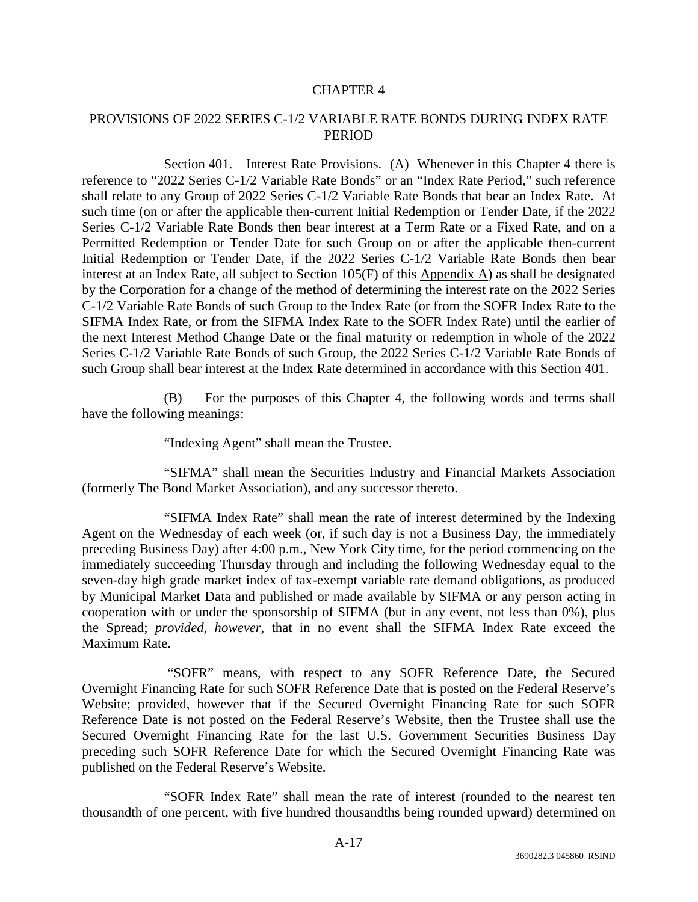# CHAPTER 4

## PROVISIONS OF 2022 SERIES C-1/2 VARIABLE RATE BONDS DURING INDEX RATE PERIOD

Section 401. Interest Rate Provisions. (A) Whenever in this Chapter 4 there is reference to "2022 Series C-1/2 Variable Rate Bonds" or an "Index Rate Period," such reference shall relate to any Group of 2022 Series C-1/2 Variable Rate Bonds that bear an Index Rate. At such time (on or after the applicable then-current Initial Redemption or Tender Date, if the 2022 Series C-1/2 Variable Rate Bonds then bear interest at a Term Rate or a Fixed Rate, and on a Permitted Redemption or Tender Date for such Group on or after the applicable then-current Initial Redemption or Tender Date, if the 2022 Series C-1/2 Variable Rate Bonds then bear interest at an Index Rate, all subject to Section 105(F) of this Appendix A) as shall be designated by the Corporation for a change of the method of determining the interest rate on the 2022 Series C-1/2 Variable Rate Bonds of such Group to the Index Rate (or from the SOFR Index Rate to the SIFMA Index Rate, or from the SIFMA Index Rate to the SOFR Index Rate) until the earlier of the next Interest Method Change Date or the final maturity or redemption in whole of the 2022 Series C-1/2 Variable Rate Bonds of such Group, the 2022 Series C-1/2 Variable Rate Bonds of such Group shall bear interest at the Index Rate determined in accordance with this Section 401.

(B) For the purposes of this Chapter 4, the following words and terms shall have the following meanings:

"Indexing Agent" shall mean the Trustee.

"SIFMA" shall mean the Securities Industry and Financial Markets Association (formerly The Bond Market Association), and any successor thereto.

"SIFMA Index Rate" shall mean the rate of interest determined by the Indexing Agent on the Wednesday of each week (or, if such day is not a Business Day, the immediately preceding Business Day) after 4:00 p.m., New York City time, for the period commencing on the immediately succeeding Thursday through and including the following Wednesday equal to the seven-day high grade market index of tax-exempt variable rate demand obligations, as produced by Municipal Market Data and published or made available by SIFMA or any person acting in cooperation with or under the sponsorship of SIFMA (but in any event, not less than 0%), plus the Spread; *provided, however*, that in no event shall the SIFMA Index Rate exceed the Maximum Rate.

"SOFR" means, with respect to any SOFR Reference Date, the Secured Overnight Financing Rate for such SOFR Reference Date that is posted on the Federal Reserve's Website; provided, however that if the Secured Overnight Financing Rate for such SOFR Reference Date is not posted on the Federal Reserve's Website, then the Trustee shall use the Secured Overnight Financing Rate for the last U.S. Government Securities Business Day preceding such SOFR Reference Date for which the Secured Overnight Financing Rate was published on the Federal Reserve's Website.

"SOFR Index Rate" shall mean the rate of interest (rounded to the nearest ten thousandth of one percent, with five hundred thousandths being rounded upward) determined on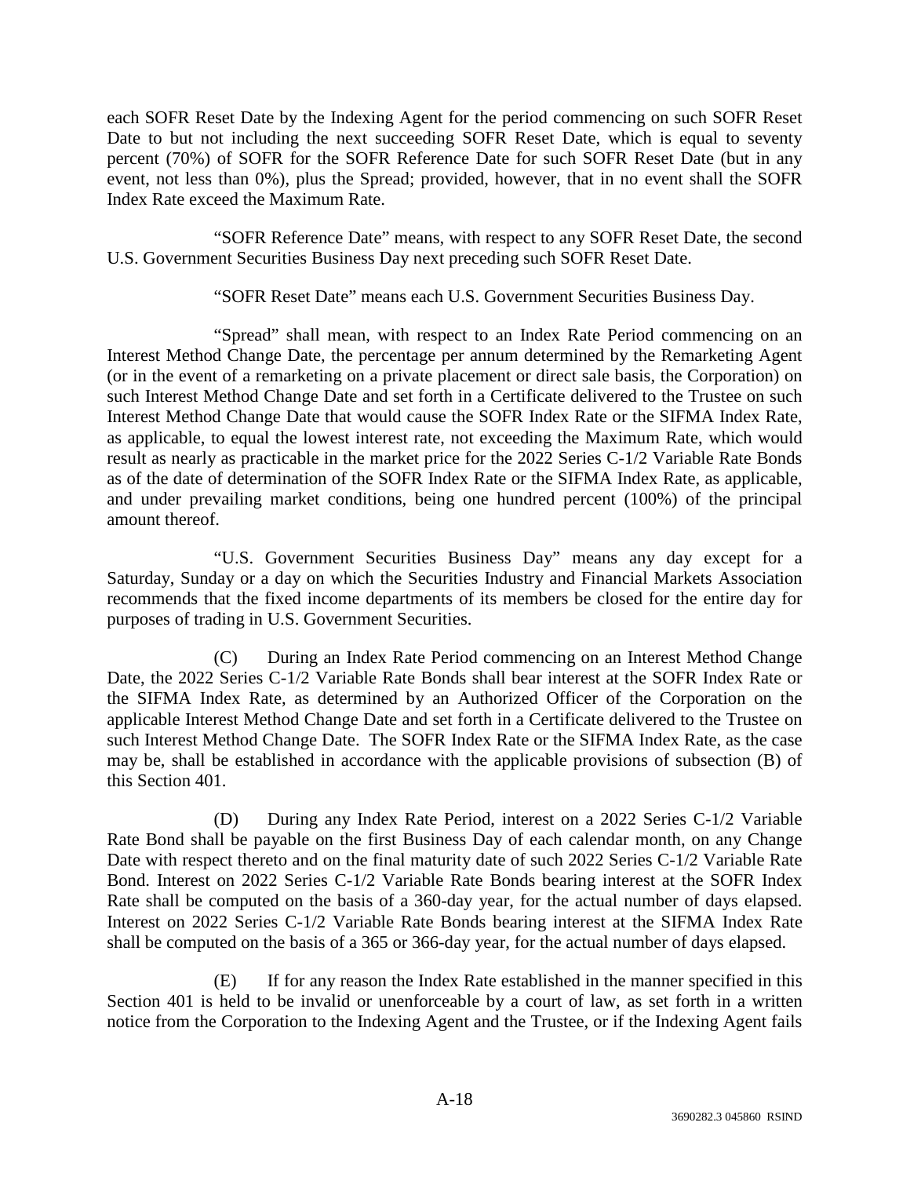each SOFR Reset Date by the Indexing Agent for the period commencing on such SOFR Reset Date to but not including the next succeeding SOFR Reset Date, which is equal to seventy percent (70%) of SOFR for the SOFR Reference Date for such SOFR Reset Date (but in any event, not less than 0%), plus the Spread; provided, however, that in no event shall the SOFR Index Rate exceed the Maximum Rate.

"SOFR Reference Date" means, with respect to any SOFR Reset Date, the second U.S. Government Securities Business Day next preceding such SOFR Reset Date.

"SOFR Reset Date" means each U.S. Government Securities Business Day.

"Spread" shall mean, with respect to an Index Rate Period commencing on an Interest Method Change Date, the percentage per annum determined by the Remarketing Agent (or in the event of a remarketing on a private placement or direct sale basis, the Corporation) on such Interest Method Change Date and set forth in a Certificate delivered to the Trustee on such Interest Method Change Date that would cause the SOFR Index Rate or the SIFMA Index Rate, as applicable, to equal the lowest interest rate, not exceeding the Maximum Rate, which would result as nearly as practicable in the market price for the 2022 Series C-1/2 Variable Rate Bonds as of the date of determination of the SOFR Index Rate or the SIFMA Index Rate, as applicable, and under prevailing market conditions, being one hundred percent (100%) of the principal amount thereof.

"U.S. Government Securities Business Day" means any day except for a Saturday, Sunday or a day on which the Securities Industry and Financial Markets Association recommends that the fixed income departments of its members be closed for the entire day for purposes of trading in U.S. Government Securities.

(C) During an Index Rate Period commencing on an Interest Method Change Date, the 2022 Series C-1/2 Variable Rate Bonds shall bear interest at the SOFR Index Rate or the SIFMA Index Rate, as determined by an Authorized Officer of the Corporation on the applicable Interest Method Change Date and set forth in a Certificate delivered to the Trustee on such Interest Method Change Date. The SOFR Index Rate or the SIFMA Index Rate, as the case may be, shall be established in accordance with the applicable provisions of subsection (B) of this Section 401.

(D) During any Index Rate Period, interest on a 2022 Series C-1/2 Variable Rate Bond shall be payable on the first Business Day of each calendar month, on any Change Date with respect thereto and on the final maturity date of such 2022 Series C-1/2 Variable Rate Bond. Interest on 2022 Series C-1/2 Variable Rate Bonds bearing interest at the SOFR Index Rate shall be computed on the basis of a 360-day year, for the actual number of days elapsed. Interest on 2022 Series C-1/2 Variable Rate Bonds bearing interest at the SIFMA Index Rate shall be computed on the basis of a 365 or 366-day year, for the actual number of days elapsed.

(E) If for any reason the Index Rate established in the manner specified in this Section 401 is held to be invalid or unenforceable by a court of law, as set forth in a written notice from the Corporation to the Indexing Agent and the Trustee, or if the Indexing Agent fails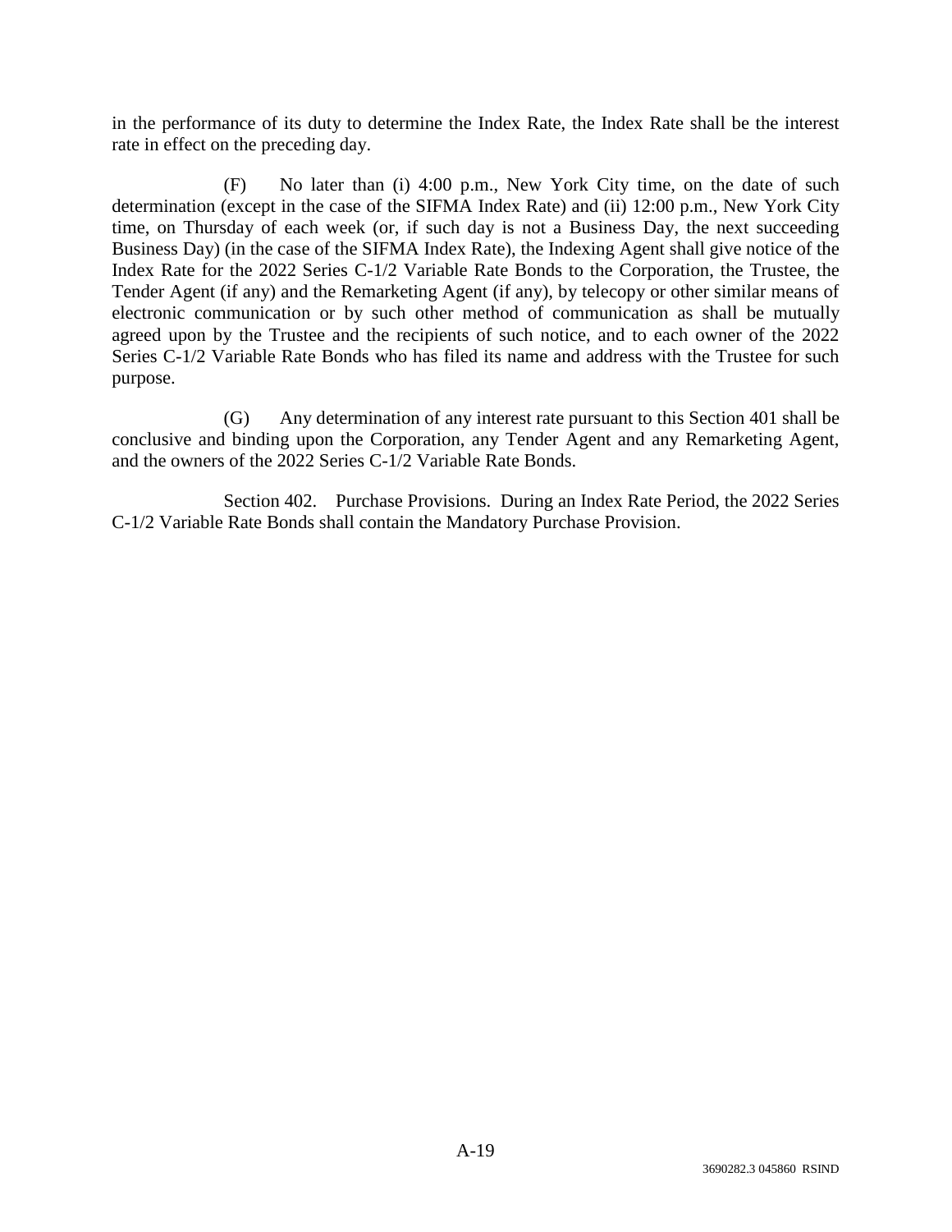in the performance of its duty to determine the Index Rate, the Index Rate shall be the interest rate in effect on the preceding day.

(F) No later than (i) 4:00 p.m., New York City time, on the date of such determination (except in the case of the SIFMA Index Rate) and (ii) 12:00 p.m., New York City time, on Thursday of each week (or, if such day is not a Business Day, the next succeeding Business Day) (in the case of the SIFMA Index Rate), the Indexing Agent shall give notice of the Index Rate for the 2022 Series C-1/2 Variable Rate Bonds to the Corporation, the Trustee, the Tender Agent (if any) and the Remarketing Agent (if any), by telecopy or other similar means of electronic communication or by such other method of communication as shall be mutually agreed upon by the Trustee and the recipients of such notice, and to each owner of the 2022 Series C-1/2 Variable Rate Bonds who has filed its name and address with the Trustee for such purpose.

(G) Any determination of any interest rate pursuant to this Section 401 shall be conclusive and binding upon the Corporation, any Tender Agent and any Remarketing Agent, and the owners of the 2022 Series C-1/2 Variable Rate Bonds.

Section 402. Purchase Provisions. During an Index Rate Period, the 2022 Series C-1/2 Variable Rate Bonds shall contain the Mandatory Purchase Provision.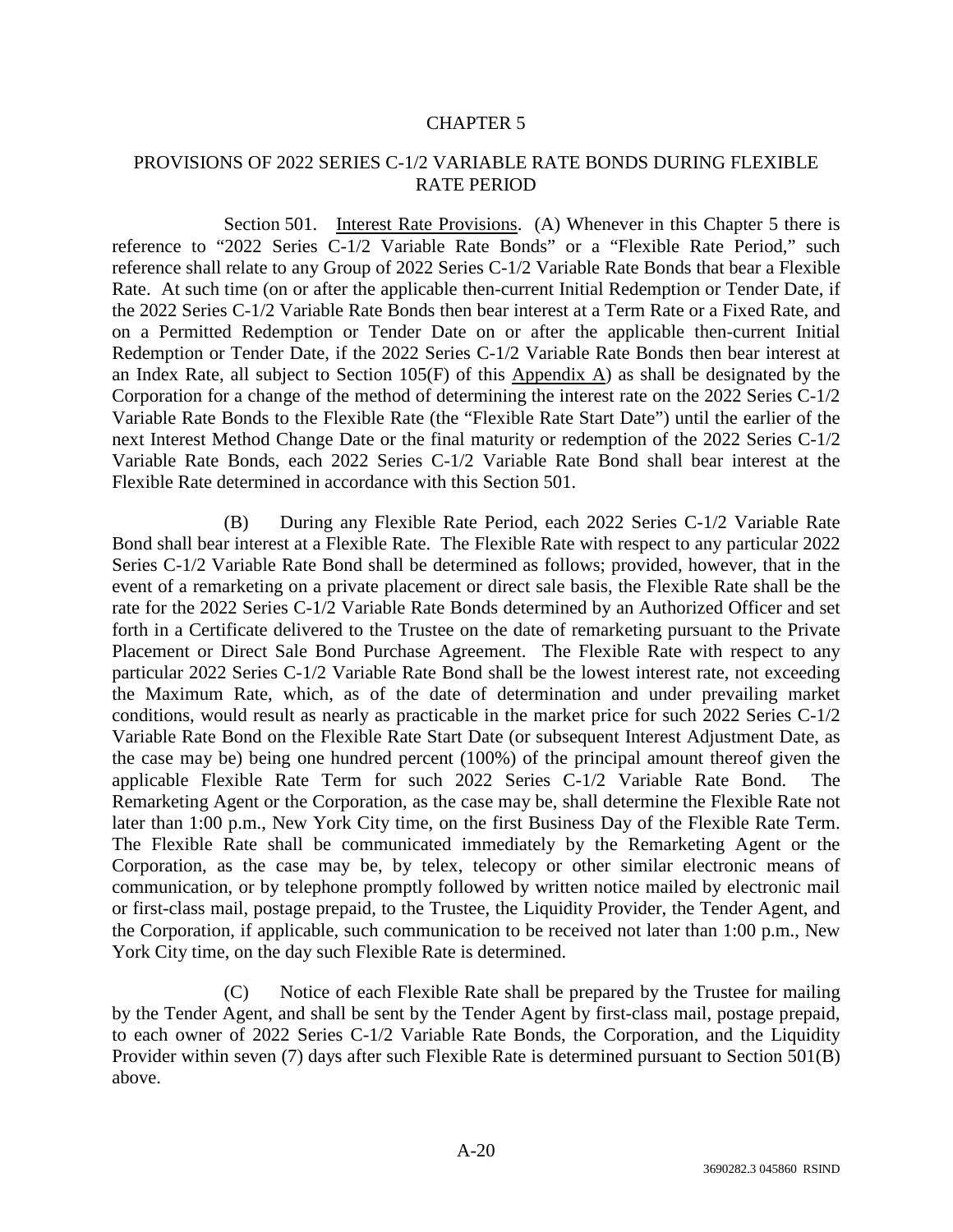# CHAPTER 5

## PROVISIONS OF 2022 SERIES C-1/2 VARIABLE RATE BONDS DURING FLEXIBLE RATE PERIOD

Section 501. Interest Rate Provisions. (A) Whenever in this Chapter 5 there is reference to "2022 Series C-1/2 Variable Rate Bonds" or a "Flexible Rate Period," such reference shall relate to any Group of 2022 Series C-1/2 Variable Rate Bonds that bear a Flexible Rate. At such time (on or after the applicable then-current Initial Redemption or Tender Date, if the 2022 Series C-1/2 Variable Rate Bonds then bear interest at a Term Rate or a Fixed Rate, and on a Permitted Redemption or Tender Date on or after the applicable then-current Initial Redemption or Tender Date, if the 2022 Series C-1/2 Variable Rate Bonds then bear interest at an Index Rate, all subject to Section 105(F) of this Appendix A) as shall be designated by the Corporation for a change of the method of determining the interest rate on the 2022 Series C-1/2 Variable Rate Bonds to the Flexible Rate (the "Flexible Rate Start Date") until the earlier of the next Interest Method Change Date or the final maturity or redemption of the 2022 Series C-1/2 Variable Rate Bonds, each 2022 Series C-1/2 Variable Rate Bond shall bear interest at the Flexible Rate determined in accordance with this Section 501.

(B) During any Flexible Rate Period, each 2022 Series C-1/2 Variable Rate Bond shall bear interest at a Flexible Rate. The Flexible Rate with respect to any particular 2022 Series C-1/2 Variable Rate Bond shall be determined as follows; provided, however, that in the event of a remarketing on a private placement or direct sale basis, the Flexible Rate shall be the rate for the 2022 Series C-1/2 Variable Rate Bonds determined by an Authorized Officer and set forth in a Certificate delivered to the Trustee on the date of remarketing pursuant to the Private Placement or Direct Sale Bond Purchase Agreement. The Flexible Rate with respect to any particular 2022 Series C-1/2 Variable Rate Bond shall be the lowest interest rate, not exceeding the Maximum Rate, which, as of the date of determination and under prevailing market conditions, would result as nearly as practicable in the market price for such 2022 Series C-1/2 Variable Rate Bond on the Flexible Rate Start Date (or subsequent Interest Adjustment Date, as the case may be) being one hundred percent (100%) of the principal amount thereof given the applicable Flexible Rate Term for such 2022 Series C-1/2 Variable Rate Bond. The Remarketing Agent or the Corporation, as the case may be, shall determine the Flexible Rate not later than 1:00 p.m., New York City time, on the first Business Day of the Flexible Rate Term. The Flexible Rate shall be communicated immediately by the Remarketing Agent or the Corporation, as the case may be, by telex, telecopy or other similar electronic means of communication, or by telephone promptly followed by written notice mailed by electronic mail or first-class mail, postage prepaid, to the Trustee, the Liquidity Provider, the Tender Agent, and the Corporation, if applicable, such communication to be received not later than 1:00 p.m., New York City time, on the day such Flexible Rate is determined.

(C) Notice of each Flexible Rate shall be prepared by the Trustee for mailing by the Tender Agent, and shall be sent by the Tender Agent by first-class mail, postage prepaid, to each owner of 2022 Series C-1/2 Variable Rate Bonds, the Corporation, and the Liquidity Provider within seven (7) days after such Flexible Rate is determined pursuant to Section 501(B) above.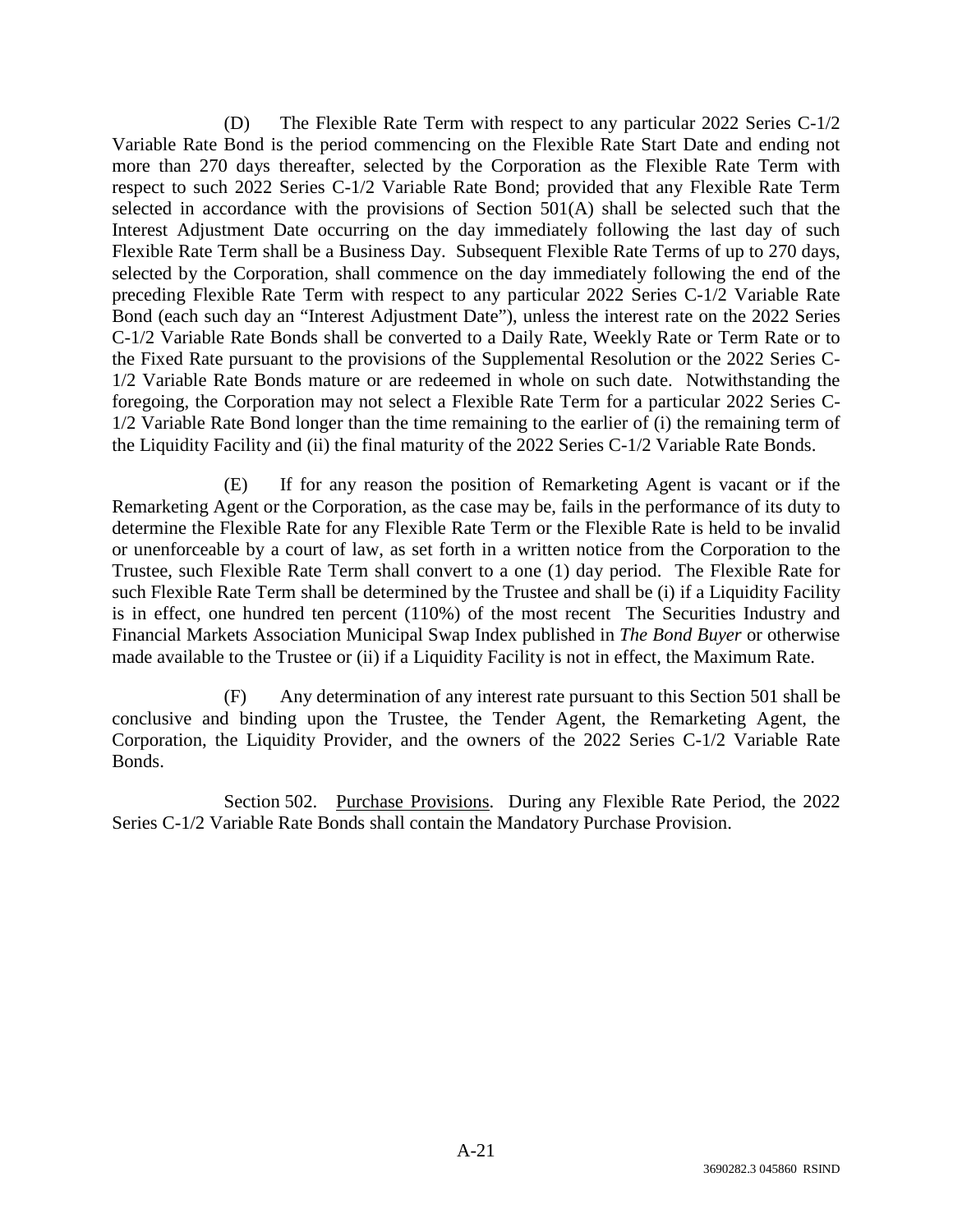(D) The Flexible Rate Term with respect to any particular 2022 Series C-1/2 Variable Rate Bond is the period commencing on the Flexible Rate Start Date and ending not more than 270 days thereafter, selected by the Corporation as the Flexible Rate Term with respect to such 2022 Series C-1/2 Variable Rate Bond; provided that any Flexible Rate Term selected in accordance with the provisions of Section 501(A) shall be selected such that the Interest Adjustment Date occurring on the day immediately following the last day of such Flexible Rate Term shall be a Business Day. Subsequent Flexible Rate Terms of up to 270 days, selected by the Corporation, shall commence on the day immediately following the end of the preceding Flexible Rate Term with respect to any particular 2022 Series C-1/2 Variable Rate Bond (each such day an "Interest Adjustment Date"), unless the interest rate on the 2022 Series C-1/2 Variable Rate Bonds shall be converted to a Daily Rate, Weekly Rate or Term Rate or to the Fixed Rate pursuant to the provisions of the Supplemental Resolution or the 2022 Series C-1/2 Variable Rate Bonds mature or are redeemed in whole on such date. Notwithstanding the foregoing, the Corporation may not select a Flexible Rate Term for a particular 2022 Series C-1/2 Variable Rate Bond longer than the time remaining to the earlier of (i) the remaining term of the Liquidity Facility and (ii) the final maturity of the 2022 Series C-1/2 Variable Rate Bonds.

(E) If for any reason the position of Remarketing Agent is vacant or if the Remarketing Agent or the Corporation, as the case may be, fails in the performance of its duty to determine the Flexible Rate for any Flexible Rate Term or the Flexible Rate is held to be invalid or unenforceable by a court of law, as set forth in a written notice from the Corporation to the Trustee, such Flexible Rate Term shall convert to a one (1) day period. The Flexible Rate for such Flexible Rate Term shall be determined by the Trustee and shall be (i) if a Liquidity Facility is in effect, one hundred ten percent (110%) of the most recent The Securities Industry and Financial Markets Association Municipal Swap Index published in *The Bond Buyer* or otherwise made available to the Trustee or (ii) if a Liquidity Facility is not in effect, the Maximum Rate.

(F) Any determination of any interest rate pursuant to this Section 501 shall be conclusive and binding upon the Trustee, the Tender Agent, the Remarketing Agent, the Corporation, the Liquidity Provider, and the owners of the 2022 Series C-1/2 Variable Rate Bonds.

Section 502. Purchase Provisions. During any Flexible Rate Period, the 2022 Series C-1/2 Variable Rate Bonds shall contain the Mandatory Purchase Provision.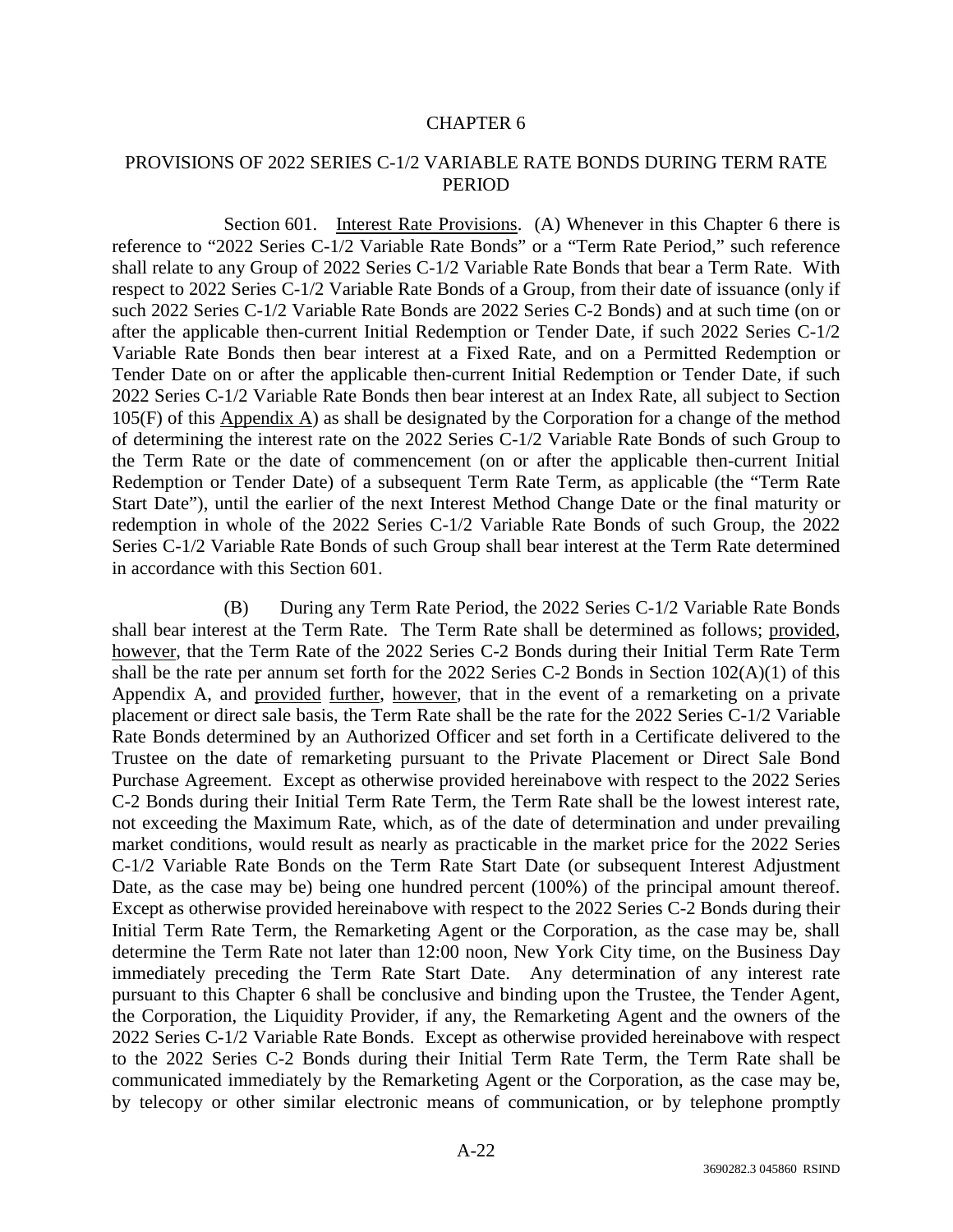# CHAPTER 6

## PROVISIONS OF 2022 SERIES C-1/2 VARIABLE RATE BONDS DURING TERM RATE PERIOD

Section 601. Interest Rate Provisions. (A) Whenever in this Chapter 6 there is reference to "2022 Series C-1/2 Variable Rate Bonds" or a "Term Rate Period," such reference shall relate to any Group of 2022 Series C-1/2 Variable Rate Bonds that bear a Term Rate. With respect to 2022 Series C-1/2 Variable Rate Bonds of a Group, from their date of issuance (only if such 2022 Series C-1/2 Variable Rate Bonds are 2022 Series C-2 Bonds) and at such time (on or after the applicable then-current Initial Redemption or Tender Date, if such 2022 Series C-1/2 Variable Rate Bonds then bear interest at a Fixed Rate, and on a Permitted Redemption or Tender Date on or after the applicable then-current Initial Redemption or Tender Date, if such 2022 Series C-1/2 Variable Rate Bonds then bear interest at an Index Rate, all subject to Section 105(F) of this Appendix A) as shall be designated by the Corporation for a change of the method of determining the interest rate on the 2022 Series C-1/2 Variable Rate Bonds of such Group to the Term Rate or the date of commencement (on or after the applicable then-current Initial Redemption or Tender Date) of a subsequent Term Rate Term, as applicable (the "Term Rate Start Date"), until the earlier of the next Interest Method Change Date or the final maturity or redemption in whole of the 2022 Series C-1/2 Variable Rate Bonds of such Group, the 2022 Series C-1/2 Variable Rate Bonds of such Group shall bear interest at the Term Rate determined in accordance with this Section 601.

(B) During any Term Rate Period, the 2022 Series C-1/2 Variable Rate Bonds shall bear interest at the Term Rate. The Term Rate shall be determined as follows; provided, however, that the Term Rate of the 2022 Series C-2 Bonds during their Initial Term Rate Term shall be the rate per annum set forth for the 2022 Series C-2 Bonds in Section 102(A)(1) of this Appendix A, and provided further, however, that in the event of a remarketing on a private placement or direct sale basis, the Term Rate shall be the rate for the 2022 Series C-1/2 Variable Rate Bonds determined by an Authorized Officer and set forth in a Certificate delivered to the Trustee on the date of remarketing pursuant to the Private Placement or Direct Sale Bond Purchase Agreement. Except as otherwise provided hereinabove with respect to the 2022 Series C-2 Bonds during their Initial Term Rate Term, the Term Rate shall be the lowest interest rate, not exceeding the Maximum Rate, which, as of the date of determination and under prevailing market conditions, would result as nearly as practicable in the market price for the 2022 Series C-1/2 Variable Rate Bonds on the Term Rate Start Date (or subsequent Interest Adjustment Date, as the case may be) being one hundred percent (100%) of the principal amount thereof. Except as otherwise provided hereinabove with respect to the 2022 Series C-2 Bonds during their Initial Term Rate Term, the Remarketing Agent or the Corporation, as the case may be, shall determine the Term Rate not later than 12:00 noon, New York City time, on the Business Day immediately preceding the Term Rate Start Date. Any determination of any interest rate pursuant to this Chapter 6 shall be conclusive and binding upon the Trustee, the Tender Agent, the Corporation, the Liquidity Provider, if any, the Remarketing Agent and the owners of the 2022 Series C-1/2 Variable Rate Bonds. Except as otherwise provided hereinabove with respect to the 2022 Series C-2 Bonds during their Initial Term Rate Term, the Term Rate shall be communicated immediately by the Remarketing Agent or the Corporation, as the case may be, by telecopy or other similar electronic means of communication, or by telephone promptly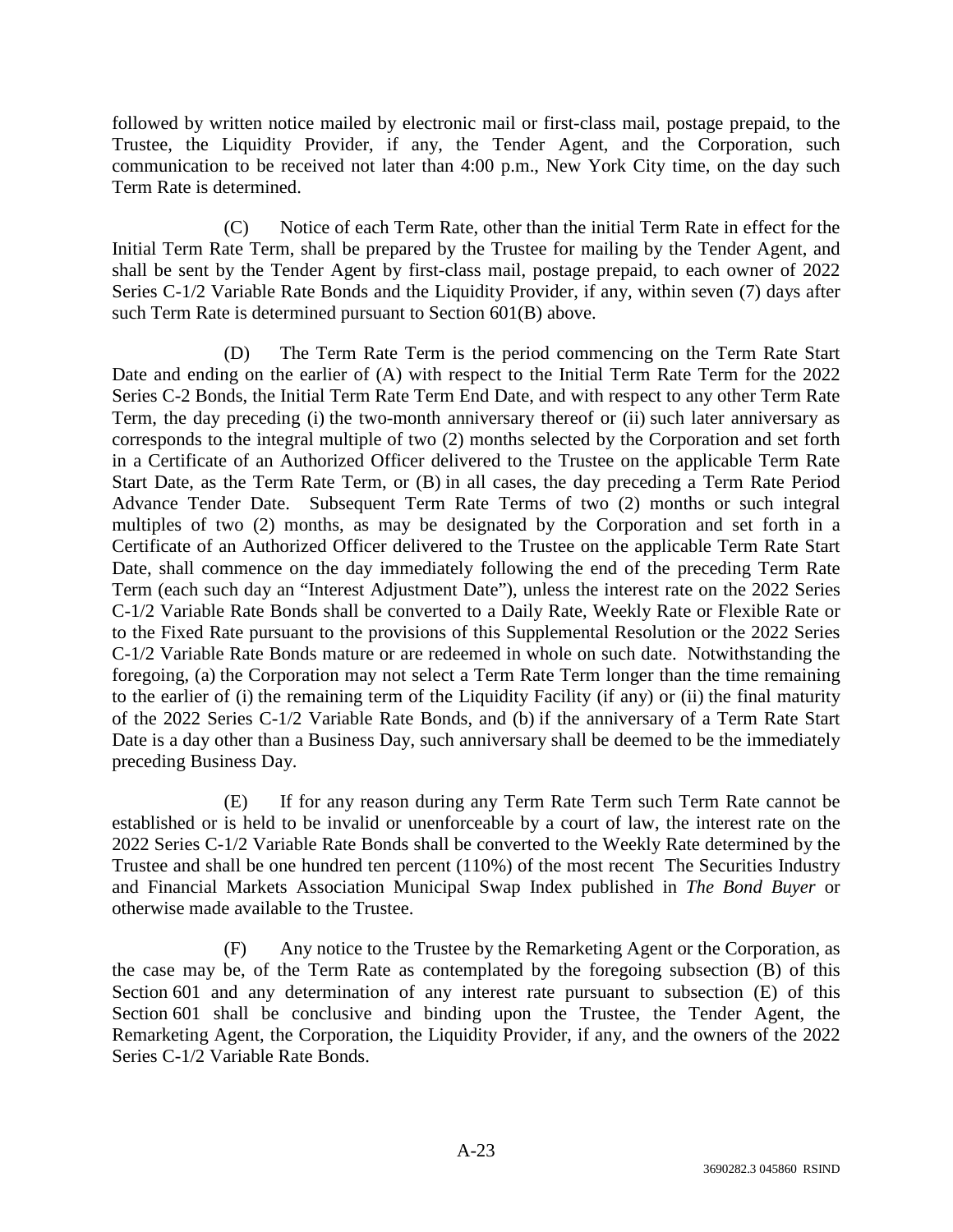followed by written notice mailed by electronic mail or first-class mail, postage prepaid, to the Trustee, the Liquidity Provider, if any, the Tender Agent, and the Corporation, such communication to be received not later than 4:00 p.m., New York City time, on the day such Term Rate is determined.

(C) Notice of each Term Rate, other than the initial Term Rate in effect for the Initial Term Rate Term, shall be prepared by the Trustee for mailing by the Tender Agent, and shall be sent by the Tender Agent by first-class mail, postage prepaid, to each owner of 2022 Series C-1/2 Variable Rate Bonds and the Liquidity Provider, if any, within seven (7) days after such Term Rate is determined pursuant to Section 601(B) above.

(D) The Term Rate Term is the period commencing on the Term Rate Start Date and ending on the earlier of (A) with respect to the Initial Term Rate Term for the 2022 Series C-2 Bonds, the Initial Term Rate Term End Date, and with respect to any other Term Rate Term, the day preceding (i) the two-month anniversary thereof or (ii) such later anniversary as corresponds to the integral multiple of two (2) months selected by the Corporation and set forth in a Certificate of an Authorized Officer delivered to the Trustee on the applicable Term Rate Start Date, as the Term Rate Term, or (B) in all cases, the day preceding a Term Rate Period Advance Tender Date. Subsequent Term Rate Terms of two (2) months or such integral multiples of two (2) months, as may be designated by the Corporation and set forth in a Certificate of an Authorized Officer delivered to the Trustee on the applicable Term Rate Start Date, shall commence on the day immediately following the end of the preceding Term Rate Term (each such day an "Interest Adjustment Date"), unless the interest rate on the 2022 Series C-1/2 Variable Rate Bonds shall be converted to a Daily Rate, Weekly Rate or Flexible Rate or to the Fixed Rate pursuant to the provisions of this Supplemental Resolution or the 2022 Series C-1/2 Variable Rate Bonds mature or are redeemed in whole on such date. Notwithstanding the foregoing, (a) the Corporation may not select a Term Rate Term longer than the time remaining to the earlier of (i) the remaining term of the Liquidity Facility (if any) or (ii) the final maturity of the 2022 Series C-1/2 Variable Rate Bonds, and (b) if the anniversary of a Term Rate Start Date is a day other than a Business Day, such anniversary shall be deemed to be the immediately preceding Business Day.

(E) If for any reason during any Term Rate Term such Term Rate cannot be established or is held to be invalid or unenforceable by a court of law, the interest rate on the 2022 Series C-1/2 Variable Rate Bonds shall be converted to the Weekly Rate determined by the Trustee and shall be one hundred ten percent (110%) of the most recent The Securities Industry and Financial Markets Association Municipal Swap Index published in *The Bond Buyer* or otherwise made available to the Trustee.

(F) Any notice to the Trustee by the Remarketing Agent or the Corporation, as the case may be, of the Term Rate as contemplated by the foregoing subsection (B) of this Section 601 and any determination of any interest rate pursuant to subsection (E) of this Section 601 shall be conclusive and binding upon the Trustee, the Tender Agent, the Remarketing Agent, the Corporation, the Liquidity Provider, if any, and the owners of the 2022 Series C-1/2 Variable Rate Bonds.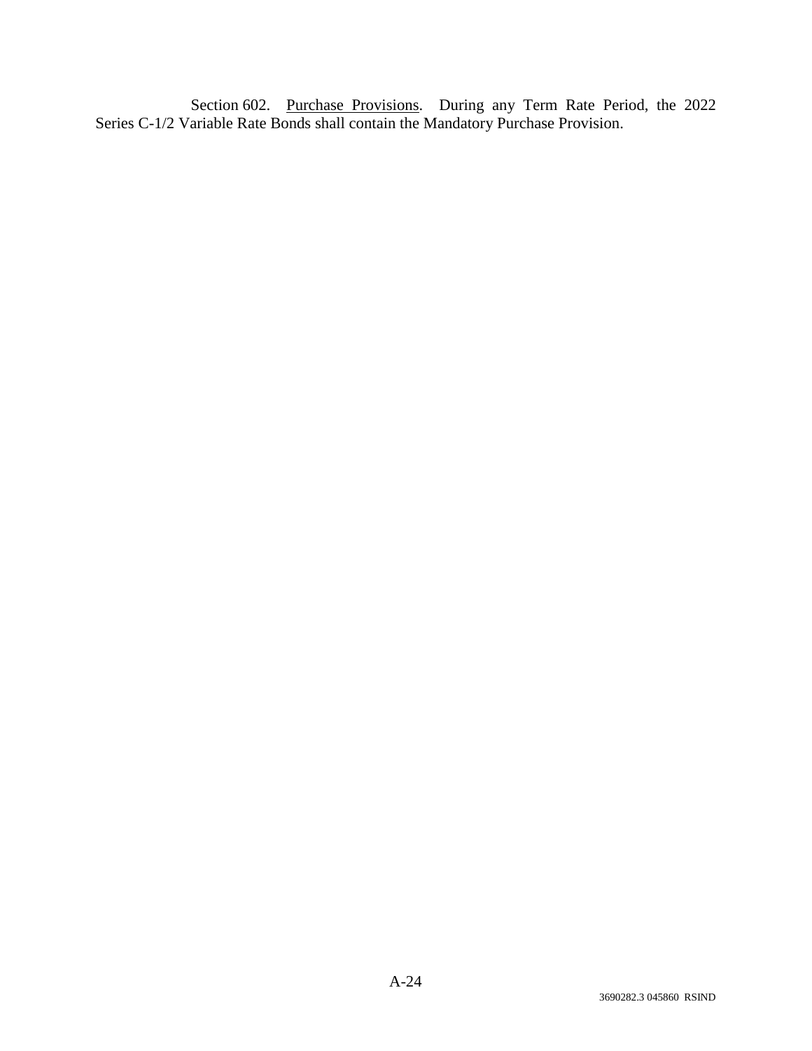Section 602. Purchase Provisions. During any Term Rate Period, the 2022 Series C-1/2 Variable Rate Bonds shall contain the Mandatory Purchase Provision.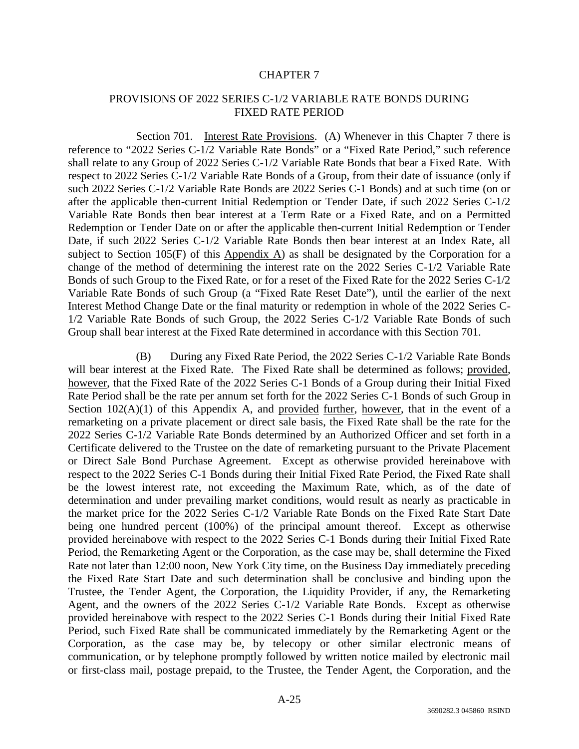## CHAPTER 7

## PROVISIONS OF 2022 SERIES C-1/2 VARIABLE RATE BONDS DURING FIXED RATE PERIOD

Section 701. Interest Rate Provisions. (A) Whenever in this Chapter 7 there is reference to "2022 Series C-1/2 Variable Rate Bonds" or a "Fixed Rate Period," such reference shall relate to any Group of 2022 Series C-1/2 Variable Rate Bonds that bear a Fixed Rate. With respect to 2022 Series C-1/2 Variable Rate Bonds of a Group, from their date of issuance (only if such 2022 Series C-1/2 Variable Rate Bonds are 2022 Series C-1 Bonds) and at such time (on or after the applicable then-current Initial Redemption or Tender Date, if such 2022 Series C-1/2 Variable Rate Bonds then bear interest at a Term Rate or a Fixed Rate, and on a Permitted Redemption or Tender Date on or after the applicable then-current Initial Redemption or Tender Date, if such 2022 Series C-1/2 Variable Rate Bonds then bear interest at an Index Rate, all subject to Section 105(F) of this Appendix A) as shall be designated by the Corporation for a change of the method of determining the interest rate on the 2022 Series C-1/2 Variable Rate Bonds of such Group to the Fixed Rate, or for a reset of the Fixed Rate for the 2022 Series C-1/2 Variable Rate Bonds of such Group (a "Fixed Rate Reset Date"), until the earlier of the next Interest Method Change Date or the final maturity or redemption in whole of the 2022 Series C-1/2 Variable Rate Bonds of such Group, the 2022 Series C-1/2 Variable Rate Bonds of such Group shall bear interest at the Fixed Rate determined in accordance with this Section 701.

(B) During any Fixed Rate Period, the 2022 Series C-1/2 Variable Rate Bonds will bear interest at the Fixed Rate. The Fixed Rate shall be determined as follows; provided, however, that the Fixed Rate of the 2022 Series C-1 Bonds of a Group during their Initial Fixed Rate Period shall be the rate per annum set forth for the 2022 Series C-1 Bonds of such Group in Section 102(A)(1) of this Appendix A, and provided further, however, that in the event of a remarketing on a private placement or direct sale basis, the Fixed Rate shall be the rate for the 2022 Series C-1/2 Variable Rate Bonds determined by an Authorized Officer and set forth in a Certificate delivered to the Trustee on the date of remarketing pursuant to the Private Placement or Direct Sale Bond Purchase Agreement. Except as otherwise provided hereinabove with respect to the 2022 Series C-1 Bonds during their Initial Fixed Rate Period, the Fixed Rate shall be the lowest interest rate, not exceeding the Maximum Rate, which, as of the date of determination and under prevailing market conditions, would result as nearly as practicable in the market price for the 2022 Series C-1/2 Variable Rate Bonds on the Fixed Rate Start Date being one hundred percent (100%) of the principal amount thereof. Except as otherwise provided hereinabove with respect to the 2022 Series C-1 Bonds during their Initial Fixed Rate Period, the Remarketing Agent or the Corporation, as the case may be, shall determine the Fixed Rate not later than 12:00 noon, New York City time, on the Business Day immediately preceding the Fixed Rate Start Date and such determination shall be conclusive and binding upon the Trustee, the Tender Agent, the Corporation, the Liquidity Provider, if any, the Remarketing Agent, and the owners of the 2022 Series C-1/2 Variable Rate Bonds. Except as otherwise provided hereinabove with respect to the 2022 Series C-1 Bonds during their Initial Fixed Rate Period, such Fixed Rate shall be communicated immediately by the Remarketing Agent or the Corporation, as the case may be, by telecopy or other similar electronic means of communication, or by telephone promptly followed by written notice mailed by electronic mail or first-class mail, postage prepaid, to the Trustee, the Tender Agent, the Corporation, and the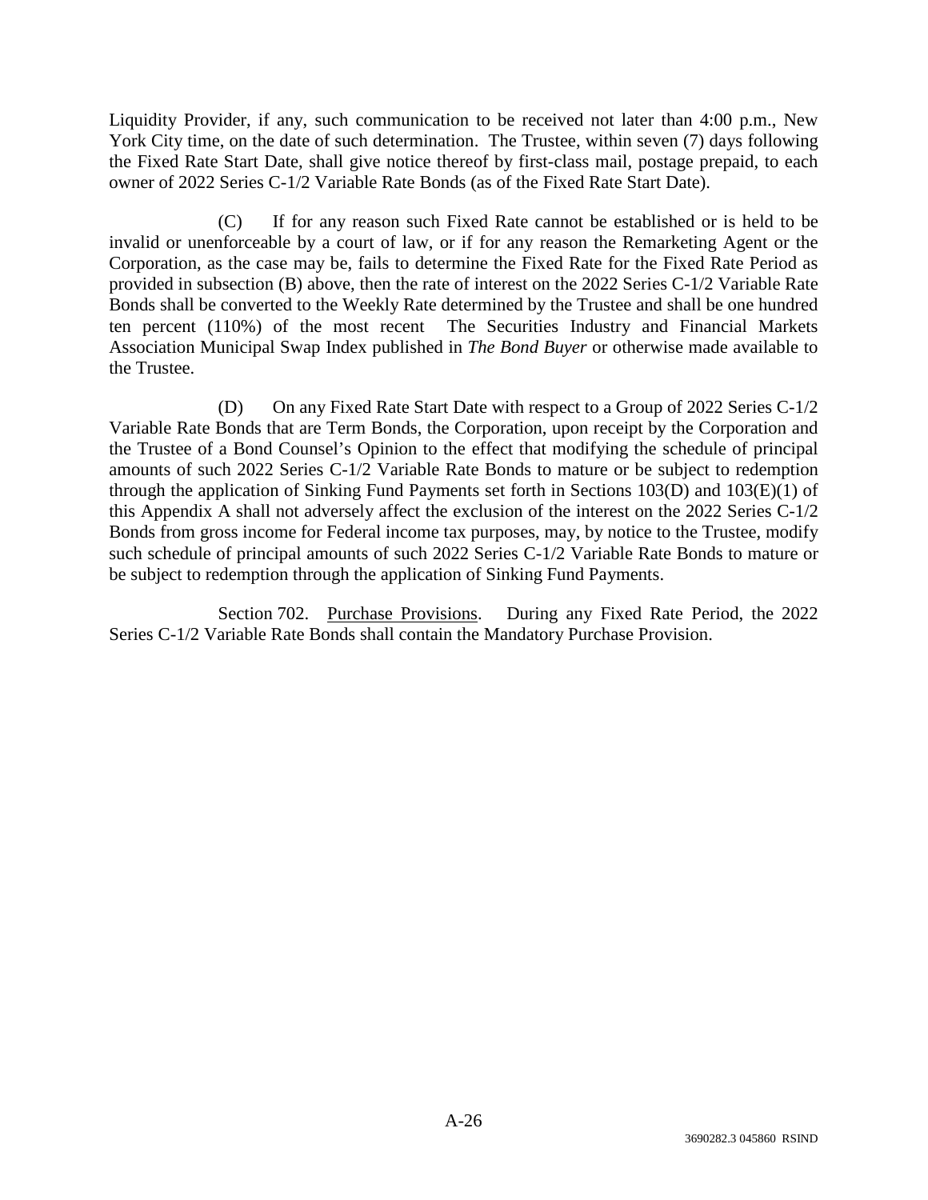Liquidity Provider, if any, such communication to be received not later than 4:00 p.m., New York City time, on the date of such determination. The Trustee, within seven (7) days following the Fixed Rate Start Date, shall give notice thereof by first-class mail, postage prepaid, to each owner of 2022 Series C-1/2 Variable Rate Bonds (as of the Fixed Rate Start Date).

(C) If for any reason such Fixed Rate cannot be established or is held to be invalid or unenforceable by a court of law, or if for any reason the Remarketing Agent or the Corporation, as the case may be, fails to determine the Fixed Rate for the Fixed Rate Period as provided in subsection (B) above, then the rate of interest on the 2022 Series C-1/2 Variable Rate Bonds shall be converted to the Weekly Rate determined by the Trustee and shall be one hundred ten percent (110%) of the most recent The Securities Industry and Financial Markets Association Municipal Swap Index published in *The Bond Buyer* or otherwise made available to the Trustee.

(D) On any Fixed Rate Start Date with respect to a Group of 2022 Series C-1/2 Variable Rate Bonds that are Term Bonds, the Corporation, upon receipt by the Corporation and the Trustee of a Bond Counsel's Opinion to the effect that modifying the schedule of principal amounts of such 2022 Series C-1/2 Variable Rate Bonds to mature or be subject to redemption through the application of Sinking Fund Payments set forth in Sections 103(D) and 103(E)(1) of this Appendix A shall not adversely affect the exclusion of the interest on the 2022 Series C-1/2 Bonds from gross income for Federal income tax purposes, may, by notice to the Trustee, modify such schedule of principal amounts of such 2022 Series C-1/2 Variable Rate Bonds to mature or be subject to redemption through the application of Sinking Fund Payments.

Section 702. Purchase Provisions. During any Fixed Rate Period, the 2022 Series C-1/2 Variable Rate Bonds shall contain the Mandatory Purchase Provision.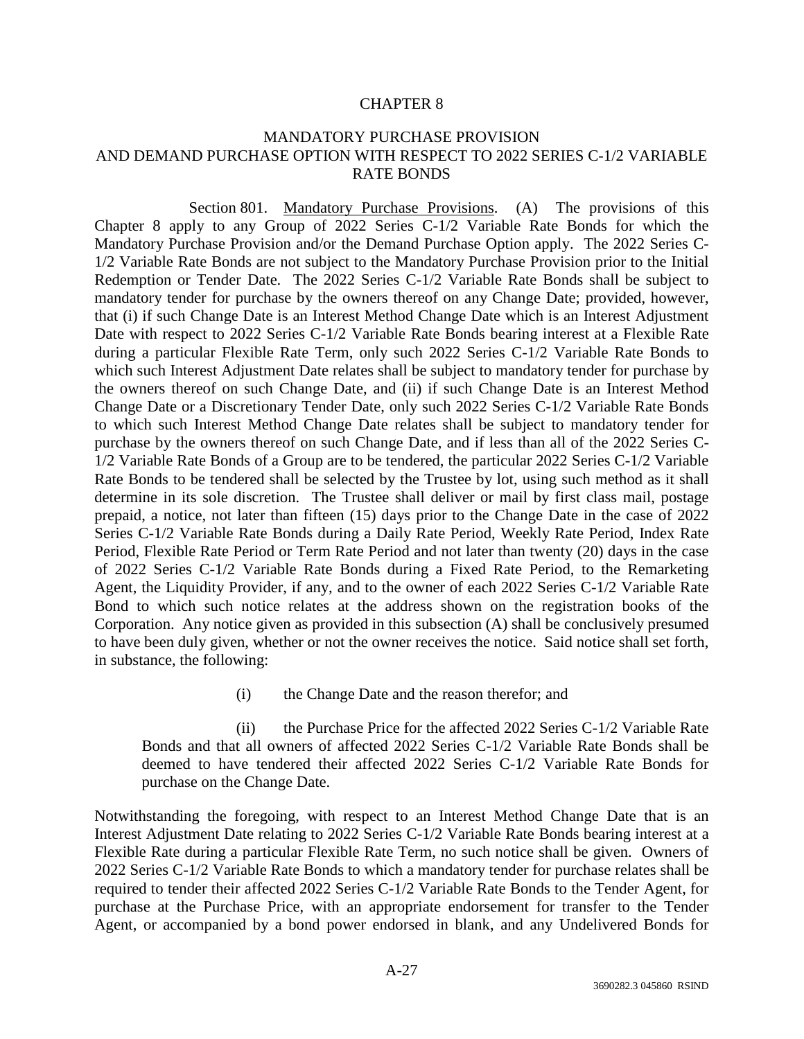# CHAPTER 8

## MANDATORY PURCHASE PROVISION AND DEMAND PURCHASE OPTION WITH RESPECT TO 2022 SERIES C-1/2 VARIABLE RATE BONDS

Section 801. Mandatory Purchase Provisions. (A) The provisions of this Chapter 8 apply to any Group of 2022 Series C-1/2 Variable Rate Bonds for which the Mandatory Purchase Provision and/or the Demand Purchase Option apply. The 2022 Series C-1/2 Variable Rate Bonds are not subject to the Mandatory Purchase Provision prior to the Initial Redemption or Tender Date. The 2022 Series C-1/2 Variable Rate Bonds shall be subject to mandatory tender for purchase by the owners thereof on any Change Date; provided, however, that (i) if such Change Date is an Interest Method Change Date which is an Interest Adjustment Date with respect to 2022 Series C-1/2 Variable Rate Bonds bearing interest at a Flexible Rate during a particular Flexible Rate Term, only such 2022 Series C-1/2 Variable Rate Bonds to which such Interest Adjustment Date relates shall be subject to mandatory tender for purchase by the owners thereof on such Change Date, and (ii) if such Change Date is an Interest Method Change Date or a Discretionary Tender Date, only such 2022 Series C-1/2 Variable Rate Bonds to which such Interest Method Change Date relates shall be subject to mandatory tender for purchase by the owners thereof on such Change Date, and if less than all of the 2022 Series C-1/2 Variable Rate Bonds of a Group are to be tendered, the particular 2022 Series C-1/2 Variable Rate Bonds to be tendered shall be selected by the Trustee by lot, using such method as it shall determine in its sole discretion. The Trustee shall deliver or mail by first class mail, postage prepaid, a notice, not later than fifteen (15) days prior to the Change Date in the case of 2022 Series C-1/2 Variable Rate Bonds during a Daily Rate Period, Weekly Rate Period, Index Rate Period, Flexible Rate Period or Term Rate Period and not later than twenty (20) days in the case of 2022 Series C-1/2 Variable Rate Bonds during a Fixed Rate Period, to the Remarketing Agent, the Liquidity Provider, if any, and to the owner of each 2022 Series C-1/2 Variable Rate Bond to which such notice relates at the address shown on the registration books of the Corporation. Any notice given as provided in this subsection (A) shall be conclusively presumed to have been duly given, whether or not the owner receives the notice. Said notice shall set forth, in substance, the following:

(i) the Change Date and the reason therefor; and

(ii) the Purchase Price for the affected 2022 Series C-1/2 Variable Rate Bonds and that all owners of affected 2022 Series C-1/2 Variable Rate Bonds shall be deemed to have tendered their affected 2022 Series C-1/2 Variable Rate Bonds for purchase on the Change Date.

Notwithstanding the foregoing, with respect to an Interest Method Change Date that is an Interest Adjustment Date relating to 2022 Series C-1/2 Variable Rate Bonds bearing interest at a Flexible Rate during a particular Flexible Rate Term, no such notice shall be given. Owners of 2022 Series C-1/2 Variable Rate Bonds to which a mandatory tender for purchase relates shall be required to tender their affected 2022 Series C-1/2 Variable Rate Bonds to the Tender Agent, for purchase at the Purchase Price, with an appropriate endorsement for transfer to the Tender Agent, or accompanied by a bond power endorsed in blank, and any Undelivered Bonds for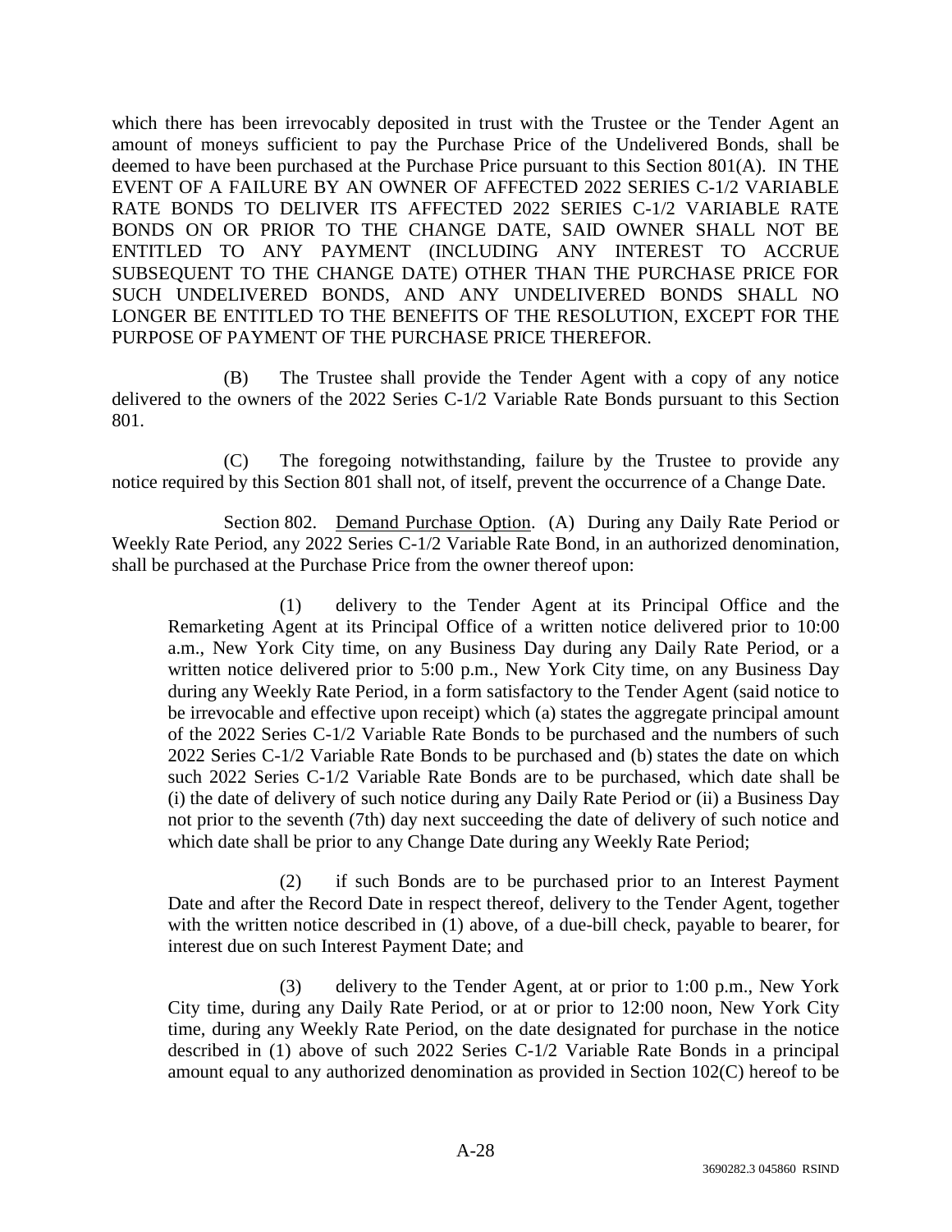which there has been irrevocably deposited in trust with the Trustee or the Tender Agent an amount of moneys sufficient to pay the Purchase Price of the Undelivered Bonds, shall be deemed to have been purchased at the Purchase Price pursuant to this Section 801(A). IN THE EVENT OF A FAILURE BY AN OWNER OF AFFECTED 2022 SERIES C-1/2 VARIABLE RATE BONDS TO DELIVER ITS AFFECTED 2022 SERIES C-1/2 VARIABLE RATE BONDS ON OR PRIOR TO THE CHANGE DATE, SAID OWNER SHALL NOT BE ENTITLED TO ANY PAYMENT (INCLUDING ANY INTEREST TO ACCRUE SUBSEQUENT TO THE CHANGE DATE) OTHER THAN THE PURCHASE PRICE FOR SUCH UNDELIVERED BONDS, AND ANY UNDELIVERED BONDS SHALL NO LONGER BE ENTITLED TO THE BENEFITS OF THE RESOLUTION, EXCEPT FOR THE PURPOSE OF PAYMENT OF THE PURCHASE PRICE THEREFOR.

(B) The Trustee shall provide the Tender Agent with a copy of any notice delivered to the owners of the 2022 Series C-1/2 Variable Rate Bonds pursuant to this Section 801.

(C) The foregoing notwithstanding, failure by the Trustee to provide any notice required by this Section 801 shall not, of itself, prevent the occurrence of a Change Date.

Section 802. Demand Purchase Option. (A) During any Daily Rate Period or Weekly Rate Period, any 2022 Series C-1/2 Variable Rate Bond, in an authorized denomination, shall be purchased at the Purchase Price from the owner thereof upon:

(1) delivery to the Tender Agent at its Principal Office and the Remarketing Agent at its Principal Office of a written notice delivered prior to 10:00 a.m., New York City time, on any Business Day during any Daily Rate Period, or a written notice delivered prior to 5:00 p.m., New York City time, on any Business Day during any Weekly Rate Period, in a form satisfactory to the Tender Agent (said notice to be irrevocable and effective upon receipt) which (a) states the aggregate principal amount of the 2022 Series C-1/2 Variable Rate Bonds to be purchased and the numbers of such 2022 Series C-1/2 Variable Rate Bonds to be purchased and (b) states the date on which such 2022 Series C-1/2 Variable Rate Bonds are to be purchased, which date shall be (i) the date of delivery of such notice during any Daily Rate Period or (ii) a Business Day not prior to the seventh (7th) day next succeeding the date of delivery of such notice and which date shall be prior to any Change Date during any Weekly Rate Period;

(2) if such Bonds are to be purchased prior to an Interest Payment Date and after the Record Date in respect thereof, delivery to the Tender Agent, together with the written notice described in (1) above, of a due-bill check, payable to bearer, for interest due on such Interest Payment Date; and

(3) delivery to the Tender Agent, at or prior to 1:00 p.m., New York City time, during any Daily Rate Period, or at or prior to 12:00 noon, New York City time, during any Weekly Rate Period, on the date designated for purchase in the notice described in (1) above of such 2022 Series C-1/2 Variable Rate Bonds in a principal amount equal to any authorized denomination as provided in Section 102(C) hereof to be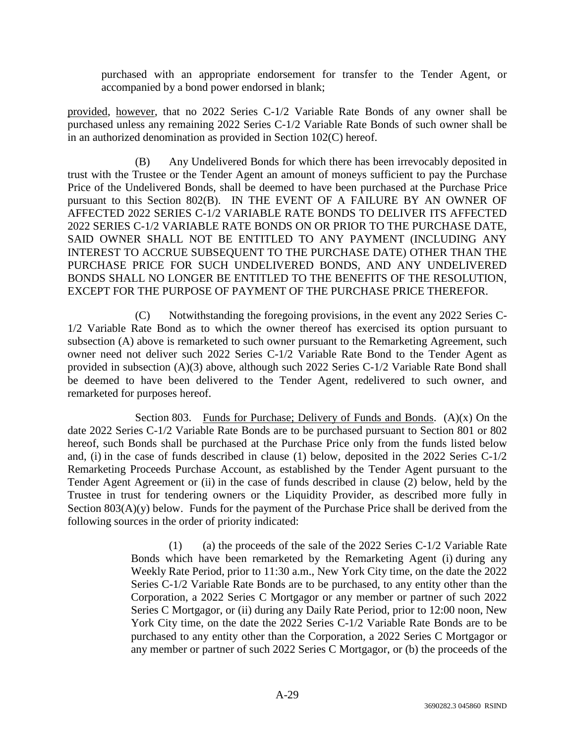purchased with an appropriate endorsement for transfer to the Tender Agent, or accompanied by a bond power endorsed in blank;

provided, however, that no 2022 Series C-1/2 Variable Rate Bonds of any owner shall be purchased unless any remaining 2022 Series C-1/2 Variable Rate Bonds of such owner shall be in an authorized denomination as provided in Section 102(C) hereof.

(B) Any Undelivered Bonds for which there has been irrevocably deposited in trust with the Trustee or the Tender Agent an amount of moneys sufficient to pay the Purchase Price of the Undelivered Bonds, shall be deemed to have been purchased at the Purchase Price pursuant to this Section 802(B). IN THE EVENT OF A FAILURE BY AN OWNER OF AFFECTED 2022 SERIES C-1/2 VARIABLE RATE BONDS TO DELIVER ITS AFFECTED 2022 SERIES C-1/2 VARIABLE RATE BONDS ON OR PRIOR TO THE PURCHASE DATE, SAID OWNER SHALL NOT BE ENTITLED TO ANY PAYMENT (INCLUDING ANY INTEREST TO ACCRUE SUBSEQUENT TO THE PURCHASE DATE) OTHER THAN THE PURCHASE PRICE FOR SUCH UNDELIVERED BONDS, AND ANY UNDELIVERED BONDS SHALL NO LONGER BE ENTITLED TO THE BENEFITS OF THE RESOLUTION, EXCEPT FOR THE PURPOSE OF PAYMENT OF THE PURCHASE PRICE THEREFOR.

(C) Notwithstanding the foregoing provisions, in the event any 2022 Series C-1/2 Variable Rate Bond as to which the owner thereof has exercised its option pursuant to subsection (A) above is remarketed to such owner pursuant to the Remarketing Agreement, such owner need not deliver such 2022 Series C-1/2 Variable Rate Bond to the Tender Agent as provided in subsection (A)(3) above, although such 2022 Series C-1/2 Variable Rate Bond shall be deemed to have been delivered to the Tender Agent, redelivered to such owner, and remarketed for purposes hereof.

Section 803. Funds for Purchase; Delivery of Funds and Bonds. (A)(x) On the date 2022 Series C-1/2 Variable Rate Bonds are to be purchased pursuant to Section 801 or 802 hereof, such Bonds shall be purchased at the Purchase Price only from the funds listed below and, (i) in the case of funds described in clause (1) below, deposited in the 2022 Series C-1/2 Remarketing Proceeds Purchase Account, as established by the Tender Agent pursuant to the Tender Agent Agreement or (ii) in the case of funds described in clause (2) below, held by the Trustee in trust for tendering owners or the Liquidity Provider, as described more fully in Section 803(A)(y) below. Funds for the payment of the Purchase Price shall be derived from the following sources in the order of priority indicated:

(1) (a) the proceeds of the sale of the 2022 Series C-1/2 Variable Rate Bonds which have been remarketed by the Remarketing Agent (i) during any Weekly Rate Period, prior to 11:30 a.m., New York City time, on the date the 2022 Series C-1/2 Variable Rate Bonds are to be purchased, to any entity other than the Corporation, a 2022 Series C Mortgagor or any member or partner of such 2022 Series C Mortgagor, or (ii) during any Daily Rate Period, prior to 12:00 noon, New York City time, on the date the 2022 Series C-1/2 Variable Rate Bonds are to be purchased to any entity other than the Corporation, a 2022 Series C Mortgagor or any member or partner of such 2022 Series C Mortgagor, or (b) the proceeds of the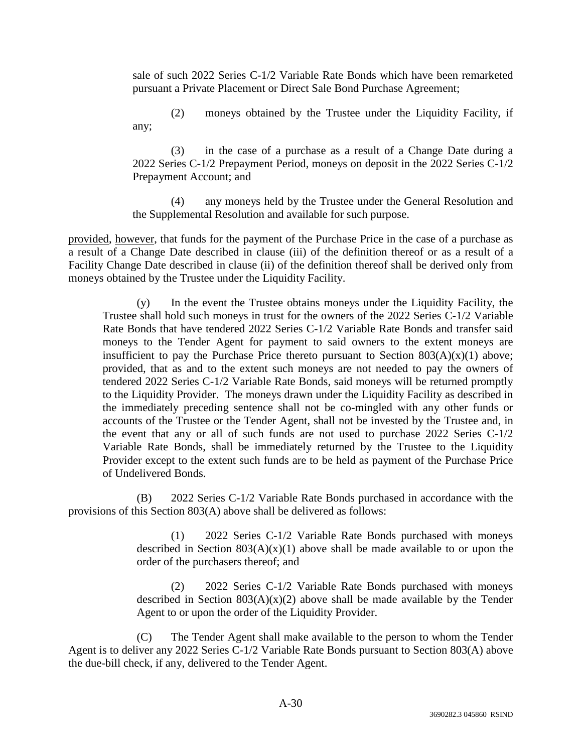sale of such 2022 Series C-1/2 Variable Rate Bonds which have been remarketed pursuant a Private Placement or Direct Sale Bond Purchase Agreement;

(2) moneys obtained by the Trustee under the Liquidity Facility, if any;

(3) in the case of a purchase as a result of a Change Date during a 2022 Series C-1/2 Prepayment Period, moneys on deposit in the 2022 Series C-1/2 Prepayment Account; and

(4) any moneys held by the Trustee under the General Resolution and the Supplemental Resolution and available for such purpose.

provided, however, that funds for the payment of the Purchase Price in the case of a purchase as a result of a Change Date described in clause (iii) of the definition thereof or as a result of a Facility Change Date described in clause (ii) of the definition thereof shall be derived only from moneys obtained by the Trustee under the Liquidity Facility.

(y) In the event the Trustee obtains moneys under the Liquidity Facility, the Trustee shall hold such moneys in trust for the owners of the 2022 Series C-1/2 Variable Rate Bonds that have tendered 2022 Series C-1/2 Variable Rate Bonds and transfer said moneys to the Tender Agent for payment to said owners to the extent moneys are insufficient to pay the Purchase Price thereto pursuant to Section 803(A)(x)(1) above; provided, that as and to the extent such moneys are not needed to pay the owners of tendered 2022 Series C-1/2 Variable Rate Bonds, said moneys will be returned promptly to the Liquidity Provider. The moneys drawn under the Liquidity Facility as described in the immediately preceding sentence shall not be co-mingled with any other funds or accounts of the Trustee or the Tender Agent, shall not be invested by the Trustee and, in the event that any or all of such funds are not used to purchase 2022 Series C-1/2 Variable Rate Bonds, shall be immediately returned by the Trustee to the Liquidity Provider except to the extent such funds are to be held as payment of the Purchase Price of Undelivered Bonds.

(B) 2022 Series C-1/2 Variable Rate Bonds purchased in accordance with the provisions of this Section 803(A) above shall be delivered as follows:

(1) 2022 Series C-1/2 Variable Rate Bonds purchased with moneys described in Section 803(A)(x)(1) above shall be made available to or upon the order of the purchasers thereof; and

(2) 2022 Series C-1/2 Variable Rate Bonds purchased with moneys described in Section 803(A)(x)(2) above shall be made available by the Tender Agent to or upon the order of the Liquidity Provider.

(C) The Tender Agent shall make available to the person to whom the Tender Agent is to deliver any 2022 Series C-1/2 Variable Rate Bonds pursuant to Section 803(A) above the due-bill check, if any, delivered to the Tender Agent.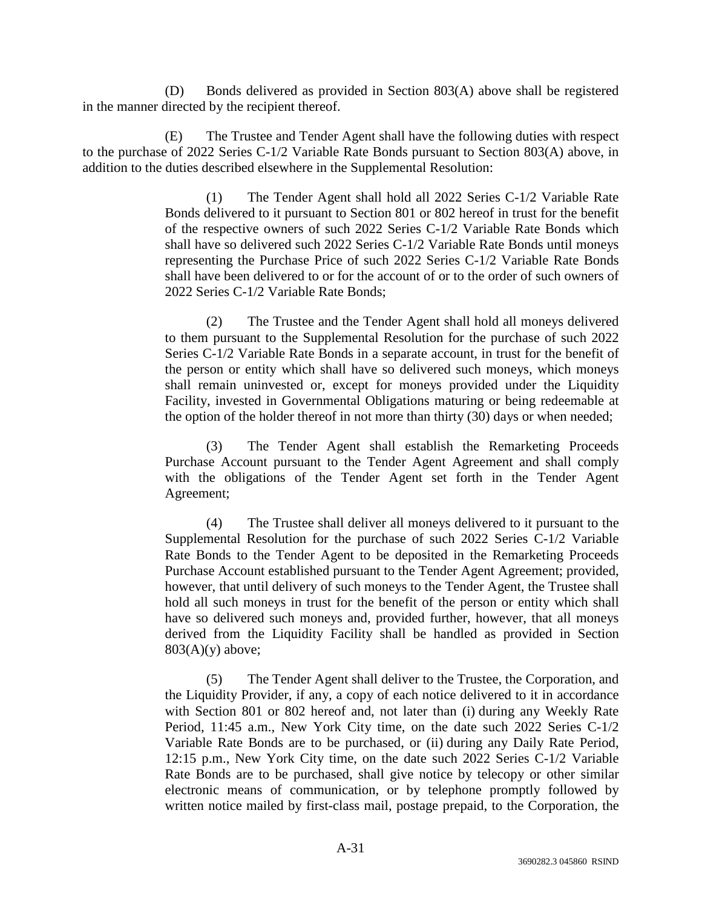(D) Bonds delivered as provided in Section 803(A) above shall be registered in the manner directed by the recipient thereof.

(E) The Trustee and Tender Agent shall have the following duties with respect to the purchase of 2022 Series C-1/2 Variable Rate Bonds pursuant to Section 803(A) above, in addition to the duties described elsewhere in the Supplemental Resolution:

> (1) The Tender Agent shall hold all 2022 Series C-1/2 Variable Rate Bonds delivered to it pursuant to Section 801 or 802 hereof in trust for the benefit of the respective owners of such 2022 Series C-1/2 Variable Rate Bonds which shall have so delivered such 2022 Series C-1/2 Variable Rate Bonds until moneys representing the Purchase Price of such 2022 Series C-1/2 Variable Rate Bonds shall have been delivered to or for the account of or to the order of such owners of 2022 Series C-1/2 Variable Rate Bonds;
>
> (2) The Trustee and the Tender Agent shall hold all moneys delivered to them pursuant to the Supplemental Resolution for the purchase of such 2022 Series C-1/2 Variable Rate Bonds in a separate account, in trust for the benefit of the person or entity which shall have so delivered such moneys, which moneys shall remain uninvested or, except for moneys provided under the Liquidity Facility, invested in Governmental Obligations maturing or being redeemable at the option of the holder thereof in not more than thirty (30) days or when needed;
>
> (3) The Tender Agent shall establish the Remarketing Proceeds Purchase Account pursuant to the Tender Agent Agreement and shall comply with the obligations of the Tender Agent set forth in the Tender Agent Agreement;
>
> (4) The Trustee shall deliver all moneys delivered to it pursuant to the Supplemental Resolution for the purchase of such 2022 Series C-1/2 Variable Rate Bonds to the Tender Agent to be deposited in the Remarketing Proceeds Purchase Account established pursuant to the Tender Agent Agreement; provided, however, that until delivery of such moneys to the Tender Agent, the Trustee shall hold all such moneys in trust for the benefit of the person or entity which shall have so delivered such moneys and, provided further, however, that all moneys derived from the Liquidity Facility shall be handled as provided in Section 803(A)(y) above;
>
> (5) The Tender Agent shall deliver to the Trustee, the Corporation, and the Liquidity Provider, if any, a copy of each notice delivered to it in accordance with Section 801 or 802 hereof and, not later than (i) during any Weekly Rate Period, 11:45 a.m., New York City time, on the date such 2022 Series C-1/2 Variable Rate Bonds are to be purchased, or (ii) during any Daily Rate Period, 12:15 p.m., New York City time, on the date such 2022 Series C-1/2 Variable Rate Bonds are to be purchased, shall give notice by telecopy or other similar electronic means of communication, or by telephone promptly followed by written notice mailed by first-class mail, postage prepaid, to the Corporation, the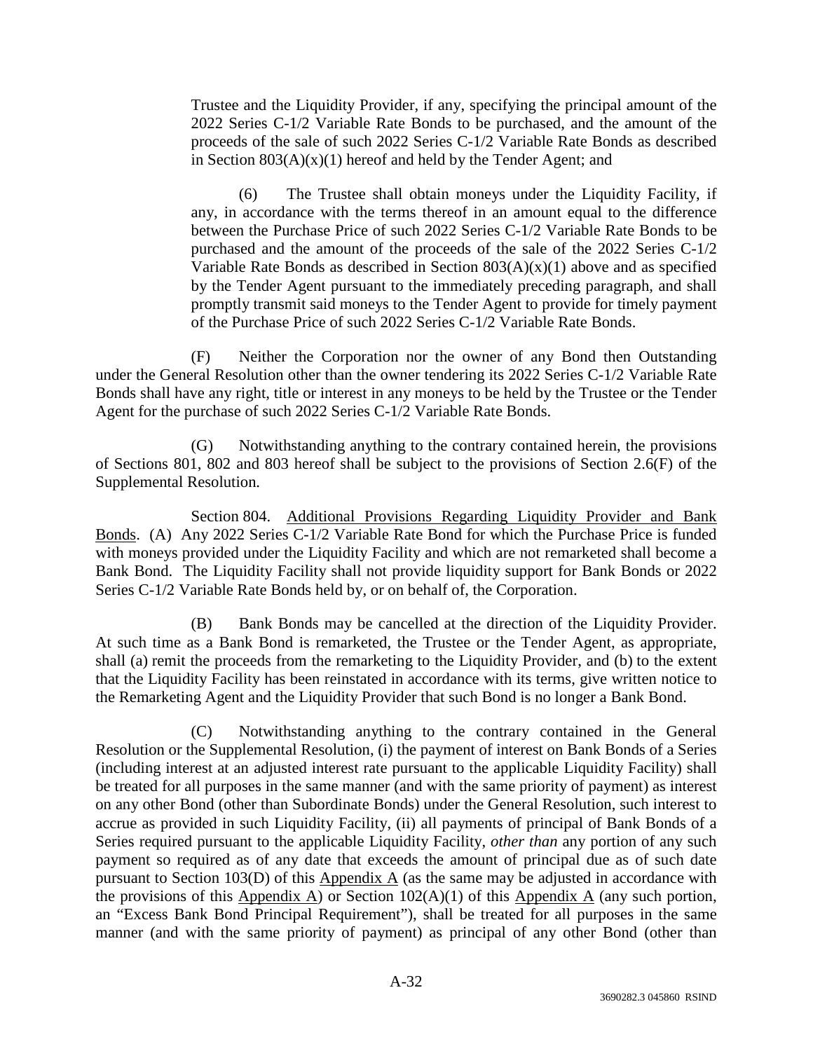Trustee and the Liquidity Provider, if any, specifying the principal amount of the 2022 Series C-1/2 Variable Rate Bonds to be purchased, and the amount of the proceeds of the sale of such 2022 Series C-1/2 Variable Rate Bonds as described in Section 803(A)(x)(1) hereof and held by the Tender Agent; and

(6) The Trustee shall obtain moneys under the Liquidity Facility, if any, in accordance with the terms thereof in an amount equal to the difference between the Purchase Price of such 2022 Series C-1/2 Variable Rate Bonds to be purchased and the amount of the proceeds of the sale of the 2022 Series C-1/2 Variable Rate Bonds as described in Section 803(A)(x)(1) above and as specified by the Tender Agent pursuant to the immediately preceding paragraph, and shall promptly transmit said moneys to the Tender Agent to provide for timely payment of the Purchase Price of such 2022 Series C-1/2 Variable Rate Bonds.

(F) Neither the Corporation nor the owner of any Bond then Outstanding under the General Resolution other than the owner tendering its 2022 Series C-1/2 Variable Rate Bonds shall have any right, title or interest in any moneys to be held by the Trustee or the Tender Agent for the purchase of such 2022 Series C-1/2 Variable Rate Bonds.

(G) Notwithstanding anything to the contrary contained herein, the provisions of Sections 801, 802 and 803 hereof shall be subject to the provisions of Section 2.6(F) of the Supplemental Resolution.

Section 804. Additional Provisions Regarding Liquidity Provider and Bank Bonds. (A) Any 2022 Series C-1/2 Variable Rate Bond for which the Purchase Price is funded with moneys provided under the Liquidity Facility and which are not remarketed shall become a Bank Bond. The Liquidity Facility shall not provide liquidity support for Bank Bonds or 2022 Series C-1/2 Variable Rate Bonds held by, or on behalf of, the Corporation.

(B) Bank Bonds may be cancelled at the direction of the Liquidity Provider. At such time as a Bank Bond is remarketed, the Trustee or the Tender Agent, as appropriate, shall (a) remit the proceeds from the remarketing to the Liquidity Provider, and (b) to the extent that the Liquidity Facility has been reinstated in accordance with its terms, give written notice to the Remarketing Agent and the Liquidity Provider that such Bond is no longer a Bank Bond.

(C) Notwithstanding anything to the contrary contained in the General Resolution or the Supplemental Resolution, (i) the payment of interest on Bank Bonds of a Series (including interest at an adjusted interest rate pursuant to the applicable Liquidity Facility) shall be treated for all purposes in the same manner (and with the same priority of payment) as interest on any other Bond (other than Subordinate Bonds) under the General Resolution, such interest to accrue as provided in such Liquidity Facility, (ii) all payments of principal of Bank Bonds of a Series required pursuant to the applicable Liquidity Facility, *other than* any portion of any such payment so required as of any date that exceeds the amount of principal due as of such date pursuant to Section 103(D) of this Appendix A (as the same may be adjusted in accordance with the provisions of this Appendix A) or Section 102(A)(1) of this Appendix A (any such portion, an "Excess Bank Bond Principal Requirement"), shall be treated for all purposes in the same manner (and with the same priority of payment) as principal of any other Bond (other than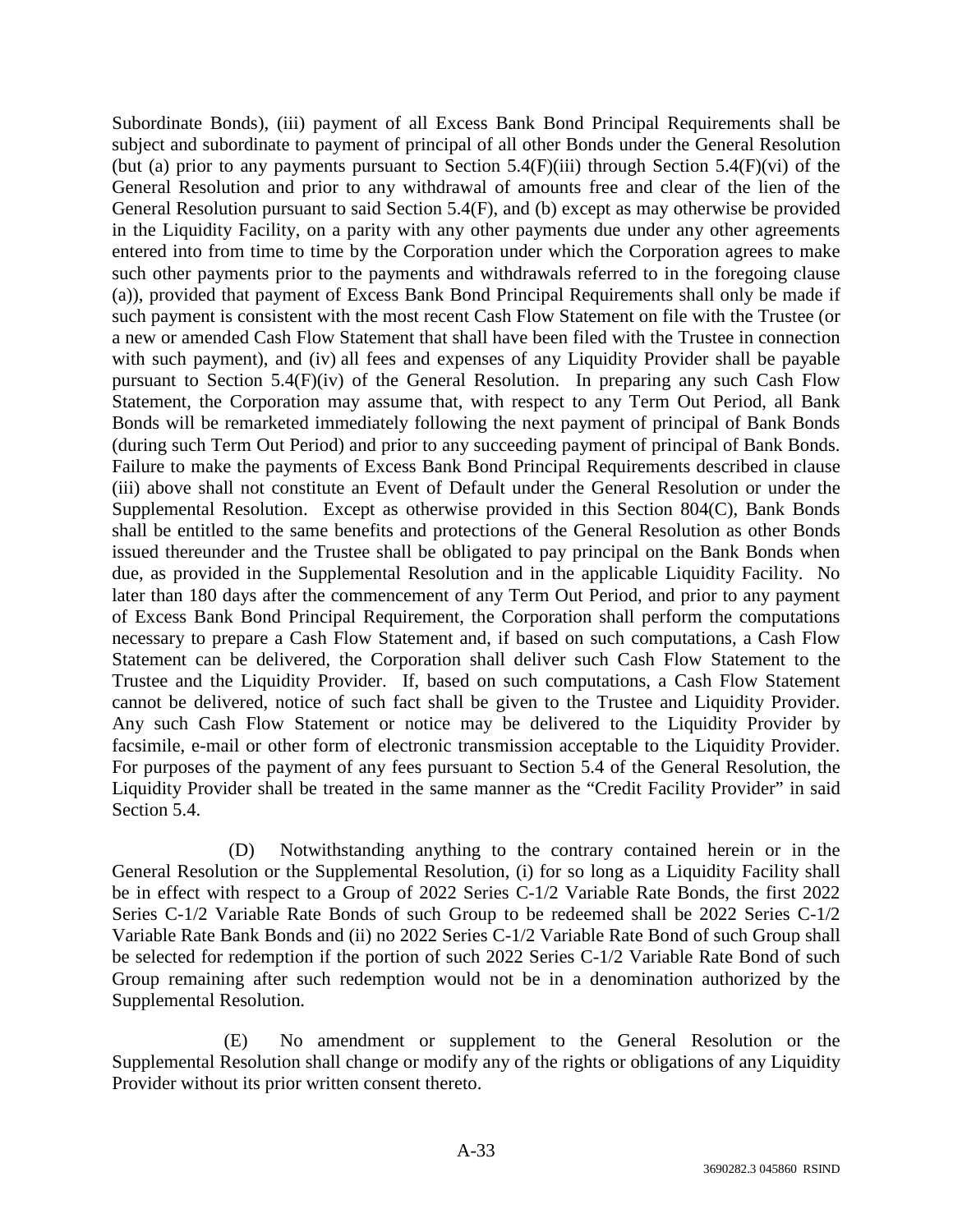Subordinate Bonds), (iii) payment of all Excess Bank Bond Principal Requirements shall be subject and subordinate to payment of principal of all other Bonds under the General Resolution (but (a) prior to any payments pursuant to Section 5.4(F)(iii) through Section 5.4(F)(vi) of the General Resolution and prior to any withdrawal of amounts free and clear of the lien of the General Resolution pursuant to said Section 5.4(F), and (b) except as may otherwise be provided in the Liquidity Facility, on a parity with any other payments due under any other agreements entered into from time to time by the Corporation under which the Corporation agrees to make such other payments prior to the payments and withdrawals referred to in the foregoing clause (a)), provided that payment of Excess Bank Bond Principal Requirements shall only be made if such payment is consistent with the most recent Cash Flow Statement on file with the Trustee (or a new or amended Cash Flow Statement that shall have been filed with the Trustee in connection with such payment), and (iv) all fees and expenses of any Liquidity Provider shall be payable pursuant to Section 5.4(F)(iv) of the General Resolution. In preparing any such Cash Flow Statement, the Corporation may assume that, with respect to any Term Out Period, all Bank Bonds will be remarketed immediately following the next payment of principal of Bank Bonds (during such Term Out Period) and prior to any succeeding payment of principal of Bank Bonds. Failure to make the payments of Excess Bank Bond Principal Requirements described in clause (iii) above shall not constitute an Event of Default under the General Resolution or under the Supplemental Resolution. Except as otherwise provided in this Section 804(C), Bank Bonds shall be entitled to the same benefits and protections of the General Resolution as other Bonds issued thereunder and the Trustee shall be obligated to pay principal on the Bank Bonds when due, as provided in the Supplemental Resolution and in the applicable Liquidity Facility. No later than 180 days after the commencement of any Term Out Period, and prior to any payment of Excess Bank Bond Principal Requirement, the Corporation shall perform the computations necessary to prepare a Cash Flow Statement and, if based on such computations, a Cash Flow Statement can be delivered, the Corporation shall deliver such Cash Flow Statement to the Trustee and the Liquidity Provider. If, based on such computations, a Cash Flow Statement cannot be delivered, notice of such fact shall be given to the Trustee and Liquidity Provider. Any such Cash Flow Statement or notice may be delivered to the Liquidity Provider by facsimile, e-mail or other form of electronic transmission acceptable to the Liquidity Provider. For purposes of the payment of any fees pursuant to Section 5.4 of the General Resolution, the Liquidity Provider shall be treated in the same manner as the "Credit Facility Provider" in said Section 5.4.

(D) Notwithstanding anything to the contrary contained herein or in the General Resolution or the Supplemental Resolution, (i) for so long as a Liquidity Facility shall be in effect with respect to a Group of 2022 Series C-1/2 Variable Rate Bonds, the first 2022 Series C-1/2 Variable Rate Bonds of such Group to be redeemed shall be 2022 Series C-1/2 Variable Rate Bank Bonds and (ii) no 2022 Series C-1/2 Variable Rate Bond of such Group shall be selected for redemption if the portion of such 2022 Series C-1/2 Variable Rate Bond of such Group remaining after such redemption would not be in a denomination authorized by the Supplemental Resolution.

(E) No amendment or supplement to the General Resolution or the Supplemental Resolution shall change or modify any of the rights or obligations of any Liquidity Provider without its prior written consent thereto.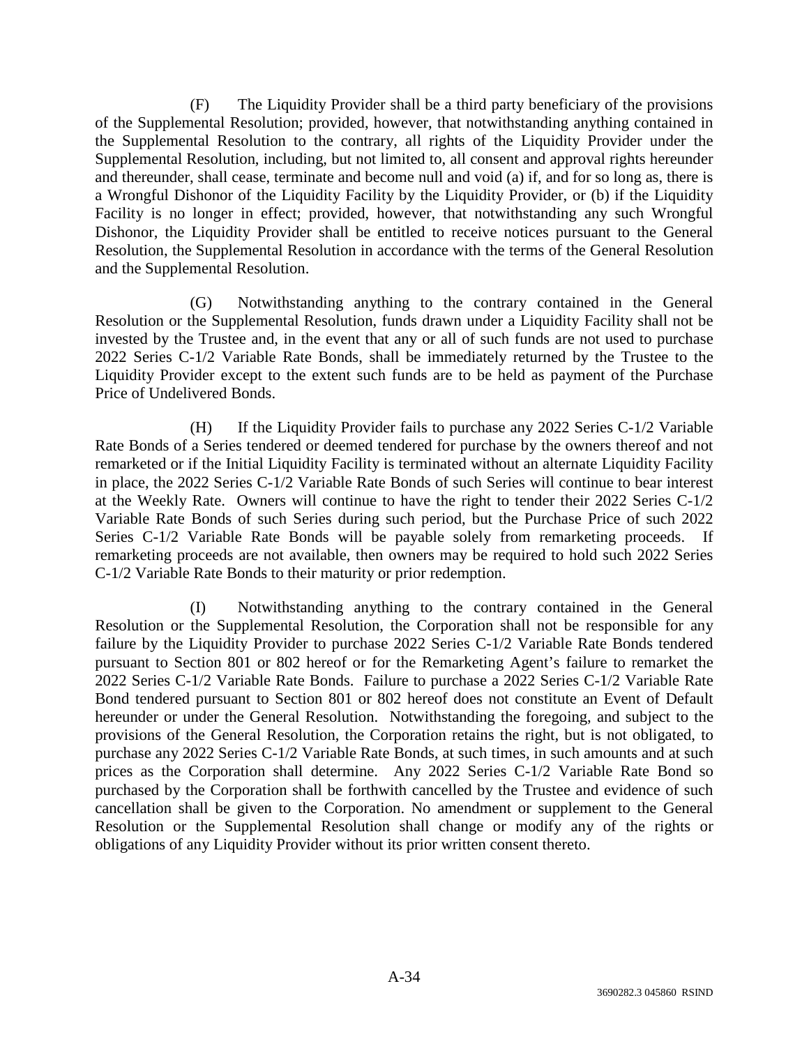(F) The Liquidity Provider shall be a third party beneficiary of the provisions of the Supplemental Resolution; provided, however, that notwithstanding anything contained in the Supplemental Resolution to the contrary, all rights of the Liquidity Provider under the Supplemental Resolution, including, but not limited to, all consent and approval rights hereunder and thereunder, shall cease, terminate and become null and void (a) if, and for so long as, there is a Wrongful Dishonor of the Liquidity Facility by the Liquidity Provider, or (b) if the Liquidity Facility is no longer in effect; provided, however, that notwithstanding any such Wrongful Dishonor, the Liquidity Provider shall be entitled to receive notices pursuant to the General Resolution, the Supplemental Resolution in accordance with the terms of the General Resolution and the Supplemental Resolution.

(G) Notwithstanding anything to the contrary contained in the General Resolution or the Supplemental Resolution, funds drawn under a Liquidity Facility shall not be invested by the Trustee and, in the event that any or all of such funds are not used to purchase 2022 Series C-1/2 Variable Rate Bonds, shall be immediately returned by the Trustee to the Liquidity Provider except to the extent such funds are to be held as payment of the Purchase Price of Undelivered Bonds.

(H) If the Liquidity Provider fails to purchase any 2022 Series C-1/2 Variable Rate Bonds of a Series tendered or deemed tendered for purchase by the owners thereof and not remarketed or if the Initial Liquidity Facility is terminated without an alternate Liquidity Facility in place, the 2022 Series C-1/2 Variable Rate Bonds of such Series will continue to bear interest at the Weekly Rate. Owners will continue to have the right to tender their 2022 Series C-1/2 Variable Rate Bonds of such Series during such period, but the Purchase Price of such 2022 Series C-1/2 Variable Rate Bonds will be payable solely from remarketing proceeds. If remarketing proceeds are not available, then owners may be required to hold such 2022 Series C-1/2 Variable Rate Bonds to their maturity or prior redemption.

(I) Notwithstanding anything to the contrary contained in the General Resolution or the Supplemental Resolution, the Corporation shall not be responsible for any failure by the Liquidity Provider to purchase 2022 Series C-1/2 Variable Rate Bonds tendered pursuant to Section 801 or 802 hereof or for the Remarketing Agent's failure to remarket the 2022 Series C-1/2 Variable Rate Bonds. Failure to purchase a 2022 Series C-1/2 Variable Rate Bond tendered pursuant to Section 801 or 802 hereof does not constitute an Event of Default hereunder or under the General Resolution. Notwithstanding the foregoing, and subject to the provisions of the General Resolution, the Corporation retains the right, but is not obligated, to purchase any 2022 Series C-1/2 Variable Rate Bonds, at such times, in such amounts and at such prices as the Corporation shall determine. Any 2022 Series C-1/2 Variable Rate Bond so purchased by the Corporation shall be forthwith cancelled by the Trustee and evidence of such cancellation shall be given to the Corporation. No amendment or supplement to the General Resolution or the Supplemental Resolution shall change or modify any of the rights or obligations of any Liquidity Provider without its prior written consent thereto.